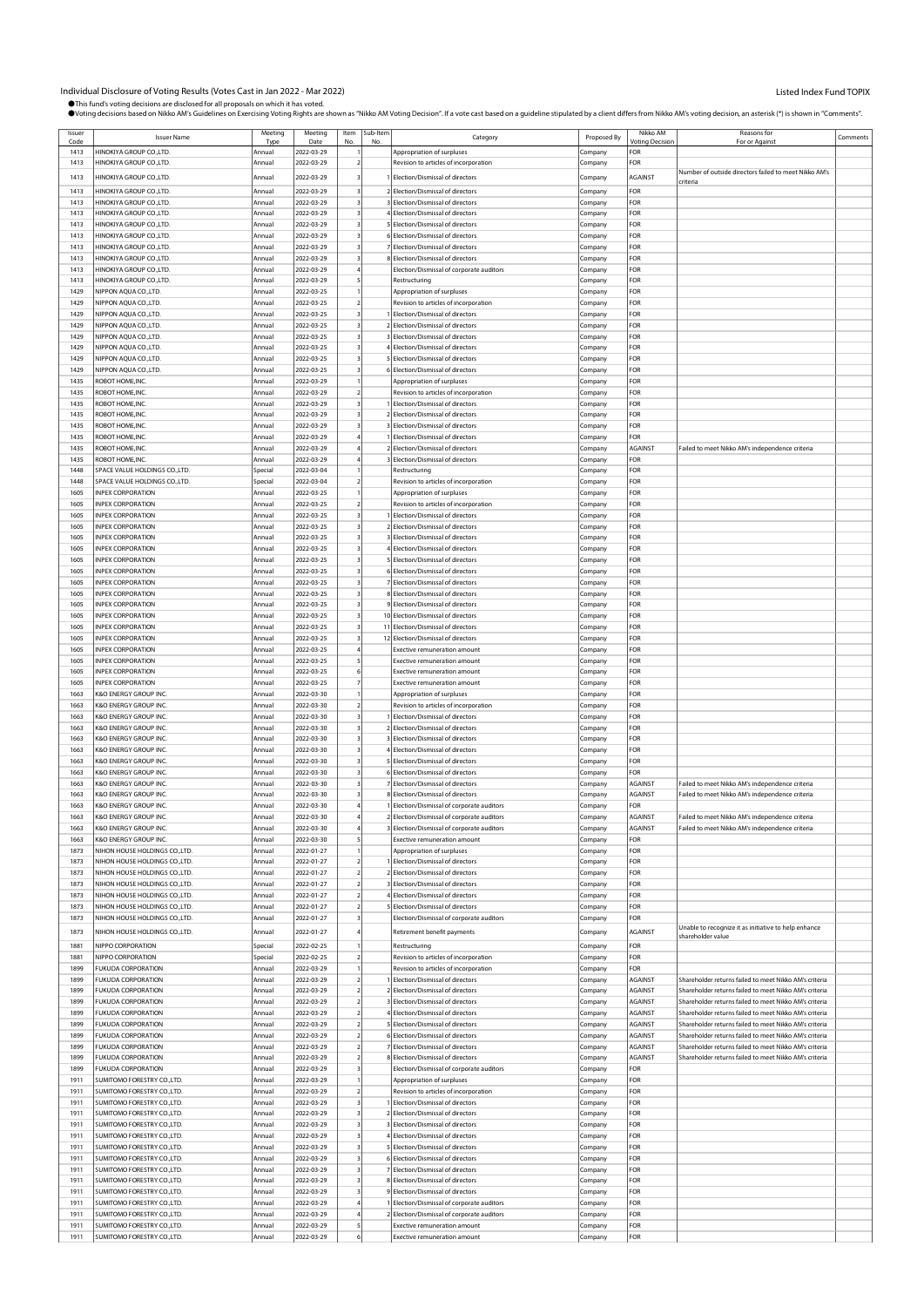# Individual Disclosure of Voting Results (Votes Cast in Jan 2022 - Mar 2022)

Listed Index Fund TOPIX

●This fund's voting decisions are disclosed for all proposals on which it has voted.
●Voting decisions based on Nikko AM's Guidelines on Exercising Voting Rights are shown as "Nikko AM Voting Decision". If a vote cast based on a guideline stipulated by a client differs from Nikko AM's voting decision, an asterisk (*) is shown in "Comments".

| Issuer Code | Issuer Name | Meeting Type | Meeting Date | Item No. | Sub-Item No. | Category | Proposed By | Nikko AM Voting Decision | Reasons for For or Against | Comments |
|---|---|---|---|---|---|---|---|---|---|---|
| 1413 | HINOKIYA GROUP CO.,LTD. | Annual | 2022-03-29 | 1 | | Appropriation of surpluses | Company | FOR | | |
| 1413 | HINOKIYA GROUP CO.,LTD. | Annual | 2022-03-29 | 2 | | Revision to articles of incorporation | Company | FOR | | |
| 1413 | HINOKIYA GROUP CO.,LTD. | Annual | 2022-03-29 | 3 | 1 | Election/Dismissal of directors | Company | AGAINST | Number of outside directors failed to meet Nikko AM's criteria | |
| 1413 | HINOKIYA GROUP CO.,LTD. | Annual | 2022-03-29 | 3 | 2 | Election/Dismissal of directors | Company | FOR | | |
| 1413 | HINOKIYA GROUP CO.,LTD. | Annual | 2022-03-29 | 3 | 3 | Election/Dismissal of directors | Company | FOR | | |
| 1413 | HINOKIYA GROUP CO.,LTD. | Annual | 2022-03-29 | 3 | 4 | Election/Dismissal of directors | Company | FOR | | |
| 1413 | HINOKIYA GROUP CO.,LTD. | Annual | 2022-03-29 | 3 | 5 | Election/Dismissal of directors | Company | FOR | | |
| 1413 | HINOKIYA GROUP CO.,LTD. | Annual | 2022-03-29 | 3 | 6 | Election/Dismissal of directors | Company | FOR | | |
| 1413 | HINOKIYA GROUP CO.,LTD. | Annual | 2022-03-29 | 3 | 7 | Election/Dismissal of directors | Company | FOR | | |
| 1413 | HINOKIYA GROUP CO.,LTD. | Annual | 2022-03-29 | 3 | 8 | Election/Dismissal of directors | Company | FOR | | |
| 1413 | HINOKIYA GROUP CO.,LTD. | Annual | 2022-03-29 | 4 | | Election/Dismissal of corporate auditors | Company | FOR | | |
| 1413 | HINOKIYA GROUP CO.,LTD. | Annual | 2022-03-29 | 5 | | Restructuring | Company | FOR | | |
| 1429 | NIPPON AQUA CO.,LTD. | Annual | 2022-03-25 | 1 | | Appropriation of surpluses | Company | FOR | | |
| 1429 | NIPPON AQUA CO.,LTD. | Annual | 2022-03-25 | 2 | | Revision to articles of incorporation | Company | FOR | | |
| 1429 | NIPPON AQUA CO.,LTD. | Annual | 2022-03-25 | 3 | 1 | Election/Dismissal of directors | Company | FOR | | |
| 1429 | NIPPON AQUA CO.,LTD. | Annual | 2022-03-25 | 3 | 2 | Election/Dismissal of directors | Company | FOR | | |
| 1429 | NIPPON AQUA CO.,LTD. | Annual | 2022-03-25 | 3 | 3 | Election/Dismissal of directors | Company | FOR | | |
| 1429 | NIPPON AQUA CO.,LTD. | Annual | 2022-03-25 | 3 | 4 | Election/Dismissal of directors | Company | FOR | | |
| 1429 | NIPPON AQUA CO.,LTD. | Annual | 2022-03-25 | 3 | 5 | Election/Dismissal of directors | Company | FOR | | |
| 1429 | NIPPON AQUA CO.,LTD. | Annual | 2022-03-25 | 3 | 6 | Election/Dismissal of directors | Company | FOR | | |
| 1435 | ROBOT HOME,INC. | Annual | 2022-03-29 | 1 | | Appropriation of surpluses | Company | FOR | | |
| 1435 | ROBOT HOME,INC. | Annual | 2022-03-29 | 2 | | Revision to articles of incorporation | Company | FOR | | |
| 1435 | ROBOT HOME,INC. | Annual | 2022-03-29 | 3 | 1 | Election/Dismissal of directors | Company | FOR | | |
| 1435 | ROBOT HOME,INC. | Annual | 2022-03-29 | 3 | 2 | Election/Dismissal of directors | Company | FOR | | |
| 1435 | ROBOT HOME,INC. | Annual | 2022-03-29 | 3 | 3 | Election/Dismissal of directors | Company | FOR | | |
| 1435 | ROBOT HOME,INC. | Annual | 2022-03-29 | 4 | 1 | Election/Dismissal of directors | Company | FOR | | |
| 1435 | ROBOT HOME,INC. | Annual | 2022-03-29 | 4 | 2 | Election/Dismissal of directors | Company | AGAINST | Failed to meet Nikko AM's independence criteria | |
| 1435 | ROBOT HOME,INC. | Annual | 2022-03-29 | 4 | 3 | Election/Dismissal of directors | Company | FOR | | |
| 1448 | SPACE VALUE HOLDINGS CO.,LTD. | Special | 2022-03-04 | 1 | | Restructuring | Company | FOR | | |
| 1448 | SPACE VALUE HOLDINGS CO.,LTD. | Special | 2022-03-04 | 2 | | Revision to articles of incorporation | Company | FOR | | |
| 1605 | INPEX CORPORATION | Annual | 2022-03-25 | 1 | | Appropriation of surpluses | Company | FOR | | |
| 1605 | INPEX CORPORATION | Annual | 2022-03-25 | 2 | | Revision to articles of incorporation | Company | FOR | | |
| 1605 | INPEX CORPORATION | Annual | 2022-03-25 | 3 | 1 | Election/Dismissal of directors | Company | FOR | | |
| 1605 | INPEX CORPORATION | Annual | 2022-03-25 | 3 | 2 | Election/Dismissal of directors | Company | FOR | | |
| 1605 | INPEX CORPORATION | Annual | 2022-03-25 | 3 | 3 | Election/Dismissal of directors | Company | FOR | | |
| 1605 | INPEX CORPORATION | Annual | 2022-03-25 | 3 | 4 | Election/Dismissal of directors | Company | FOR | | |
| 1605 | INPEX CORPORATION | Annual | 2022-03-25 | 3 | 5 | Election/Dismissal of directors | Company | FOR | | |
| 1605 | INPEX CORPORATION | Annual | 2022-03-25 | 3 | 6 | Election/Dismissal of directors | Company | FOR | | |
| 1605 | INPEX CORPORATION | Annual | 2022-03-25 | 3 | 7 | Election/Dismissal of directors | Company | FOR | | |
| 1605 | INPEX CORPORATION | Annual | 2022-03-25 | 3 | 8 | Election/Dismissal of directors | Company | FOR | | |
| 1605 | INPEX CORPORATION | Annual | 2022-03-25 | 3 | 9 | Election/Dismissal of directors | Company | FOR | | |
| 1605 | INPEX CORPORATION | Annual | 2022-03-25 | 3 | 10 | Election/Dismissal of directors | Company | FOR | | |
| 1605 | INPEX CORPORATION | Annual | 2022-03-25 | 3 | 11 | Election/Dismissal of directors | Company | FOR | | |
| 1605 | INPEX CORPORATION | Annual | 2022-03-25 | 3 | 12 | Election/Dismissal of directors | Company | FOR | | |
| 1605 | INPEX CORPORATION | Annual | 2022-03-25 | 4 | | Exective remuneration amount | Company | FOR | | |
| 1605 | INPEX CORPORATION | Annual | 2022-03-25 | 5 | | Exective remuneration amount | Company | FOR | | |
| 1605 | INPEX CORPORATION | Annual | 2022-03-25 | 6 | | Exective remuneration amount | Company | FOR | | |
| 1605 | INPEX CORPORATION | Annual | 2022-03-25 | 7 | | Exective remuneration amount | Company | FOR | | |
| 1663 | K&O ENERGY GROUP INC. | Annual | 2022-03-30 | 1 | | Appropriation of surpluses | Company | FOR | | |
| 1663 | K&O ENERGY GROUP INC. | Annual | 2022-03-30 | 2 | | Revision to articles of incorporation | Company | FOR | | |
| 1663 | K&O ENERGY GROUP INC. | Annual | 2022-03-30 | 3 | 1 | Election/Dismissal of directors | Company | FOR | | |
| 1663 | K&O ENERGY GROUP INC. | Annual | 2022-03-30 | 3 | 2 | Election/Dismissal of directors | Company | FOR | | |
| 1663 | K&O ENERGY GROUP INC. | Annual | 2022-03-30 | 3 | 3 | Election/Dismissal of directors | Company | FOR | | |
| 1663 | K&O ENERGY GROUP INC. | Annual | 2022-03-30 | 3 | 4 | Election/Dismissal of directors | Company | FOR | | |
| 1663 | K&O ENERGY GROUP INC. | Annual | 2022-03-30 | 3 | 5 | Election/Dismissal of directors | Company | FOR | | |
| 1663 | K&O ENERGY GROUP INC. | Annual | 2022-03-30 | 3 | 6 | Election/Dismissal of directors | Company | FOR | | |
| 1663 | K&O ENERGY GROUP INC. | Annual | 2022-03-30 | 3 | 7 | Election/Dismissal of directors | Company | AGAINST | Failed to meet Nikko AM's independence criteria | |
| 1663 | K&O ENERGY GROUP INC. | Annual | 2022-03-30 | 3 | 8 | Election/Dismissal of directors | Company | AGAINST | Failed to meet Nikko AM's independence criteria | |
| 1663 | K&O ENERGY GROUP INC. | Annual | 2022-03-30 | 4 | 1 | Election/Dismissal of corporate auditors | Company | FOR | | |
| 1663 | K&O ENERGY GROUP INC. | Annual | 2022-03-30 | 4 | 2 | Election/Dismissal of corporate auditors | Company | AGAINST | Failed to meet Nikko AM's independence criteria | |
| 1663 | K&O ENERGY GROUP INC. | Annual | 2022-03-30 | 4 | 3 | Election/Dismissal of corporate auditors | Company | AGAINST | Failed to meet Nikko AM's independence criteria | |
| 1663 | K&O ENERGY GROUP INC. | Annual | 2022-03-30 | 5 | | Exective remuneration amount | Company | FOR | | |
| 1873 | NIHON HOUSE HOLDINGS CO.,LTD. | Annual | 2022-01-27 | 1 | | Appropriation of surpluses | Company | FOR | | |
| 1873 | NIHON HOUSE HOLDINGS CO.,LTD. | Annual | 2022-01-27 | 2 | 1 | Election/Dismissal of directors | Company | FOR | | |
| 1873 | NIHON HOUSE HOLDINGS CO.,LTD. | Annual | 2022-01-27 | 2 | 2 | Election/Dismissal of directors | Company | FOR | | |
| 1873 | NIHON HOUSE HOLDINGS CO.,LTD. | Annual | 2022-01-27 | 2 | 3 | Election/Dismissal of directors | Company | FOR | | |
| 1873 | NIHON HOUSE HOLDINGS CO.,LTD. | Annual | 2022-01-27 | 2 | 4 | Election/Dismissal of directors | Company | FOR | | |
| 1873 | NIHON HOUSE HOLDINGS CO.,LTD. | Annual | 2022-01-27 | 2 | 5 | Election/Dismissal of directors | Company | FOR | | |
| 1873 | NIHON HOUSE HOLDINGS CO.,LTD. | Annual | 2022-01-27 | 3 | | Election/Dismissal of corporate auditors | Company | FOR | | |
| 1873 | NIHON HOUSE HOLDINGS CO.,LTD. | Annual | 2022-01-27 | 4 | | Retirement benefit payments | Company | AGAINST | Unable to recognize it as initiative to help enhance shareholder value | |
| 1881 | NIPPO CORPORATION | Special | 2022-02-25 | 1 | | Restructuring | Company | FOR | | |
| 1881 | NIPPO CORPORATION | Special | 2022-02-25 | 2 | | Revision to articles of incorporation | Company | FOR | | |
| 1899 | FUKUDA CORPORATION | Annual | 2022-03-29 | 1 | | Revision to articles of incorporation | Company | FOR | | |
| 1899 | FUKUDA CORPORATION | Annual | 2022-03-29 | 2 | 1 | Election/Dismissal of directors | Company | AGAINST | Shareholder returns failed to meet Nikko AM's criteria | |
| 1899 | FUKUDA CORPORATION | Annual | 2022-03-29 | 2 | 2 | Election/Dismissal of directors | Company | AGAINST | Shareholder returns failed to meet Nikko AM's criteria | |
| 1899 | FUKUDA CORPORATION | Annual | 2022-03-29 | 2 | 3 | Election/Dismissal of directors | Company | AGAINST | Shareholder returns failed to meet Nikko AM's criteria | |
| 1899 | FUKUDA CORPORATION | Annual | 2022-03-29 | 2 | 4 | Election/Dismissal of directors | Company | AGAINST | Shareholder returns failed to meet Nikko AM's criteria | |
| 1899 | FUKUDA CORPORATION | Annual | 2022-03-29 | 2 | 5 | Election/Dismissal of directors | Company | AGAINST | Shareholder returns failed to meet Nikko AM's criteria | |
| 1899 | FUKUDA CORPORATION | Annual | 2022-03-29 | 2 | 6 | Election/Dismissal of directors | Company | AGAINST | Shareholder returns failed to meet Nikko AM's criteria | |
| 1899 | FUKUDA CORPORATION | Annual | 2022-03-29 | 2 | 7 | Election/Dismissal of directors | Company | AGAINST | Shareholder returns failed to meet Nikko AM's criteria | |
| 1899 | FUKUDA CORPORATION | Annual | 2022-03-29 | 2 | 8 | Election/Dismissal of directors | Company | AGAINST | Shareholder returns failed to meet Nikko AM's criteria | |
| 1899 | FUKUDA CORPORATION | Annual | 2022-03-29 | 3 | | Election/Dismissal of corporate auditors | Company | FOR | | |
| 1911 | SUMITOMO FORESTRY CO.,LTD. | Annual | 2022-03-29 | 1 | | Appropriation of surpluses | Company | FOR | | |
| 1911 | SUMITOMO FORESTRY CO.,LTD. | Annual | 2022-03-29 | 2 | | Revision to articles of incorporation | Company | FOR | | |
| 1911 | SUMITOMO FORESTRY CO.,LTD. | Annual | 2022-03-29 | 3 | 1 | Election/Dismissal of directors | Company | FOR | | |
| 1911 | SUMITOMO FORESTRY CO.,LTD. | Annual | 2022-03-29 | 3 | 2 | Election/Dismissal of directors | Company | FOR | | |
| 1911 | SUMITOMO FORESTRY CO.,LTD. | Annual | 2022-03-29 | 3 | 3 | Election/Dismissal of directors | Company | FOR | | |
| 1911 | SUMITOMO FORESTRY CO.,LTD. | Annual | 2022-03-29 | 3 | 4 | Election/Dismissal of directors | Company | FOR | | |
| 1911 | SUMITOMO FORESTRY CO.,LTD. | Annual | 2022-03-29 | 3 | 5 | Election/Dismissal of directors | Company | FOR | | |
| 1911 | SUMITOMO FORESTRY CO.,LTD. | Annual | 2022-03-29 | 3 | 6 | Election/Dismissal of directors | Company | FOR | | |
| 1911 | SUMITOMO FORESTRY CO.,LTD. | Annual | 2022-03-29 | 3 | 7 | Election/Dismissal of directors | Company | FOR | | |
| 1911 | SUMITOMO FORESTRY CO.,LTD. | Annual | 2022-03-29 | 3 | 8 | Election/Dismissal of directors | Company | FOR | | |
| 1911 | SUMITOMO FORESTRY CO.,LTD. | Annual | 2022-03-29 | 3 | 9 | Election/Dismissal of directors | Company | FOR | | |
| 1911 | SUMITOMO FORESTRY CO.,LTD. | Annual | 2022-03-29 | 4 | 1 | Election/Dismissal of corporate auditors | Company | FOR | | |
| 1911 | SUMITOMO FORESTRY CO.,LTD. | Annual | 2022-03-29 | 4 | 2 | Election/Dismissal of corporate auditors | Company | FOR | | |
| 1911 | SUMITOMO FORESTRY CO.,LTD. | Annual | 2022-03-29 | 5 | | Exective remuneration amount | Company | FOR | | |
| 1911 | SUMITOMO FORESTRY CO.,LTD. | Annual | 2022-03-29 | 6 | | Exective remuneration amount | Company | FOR | | |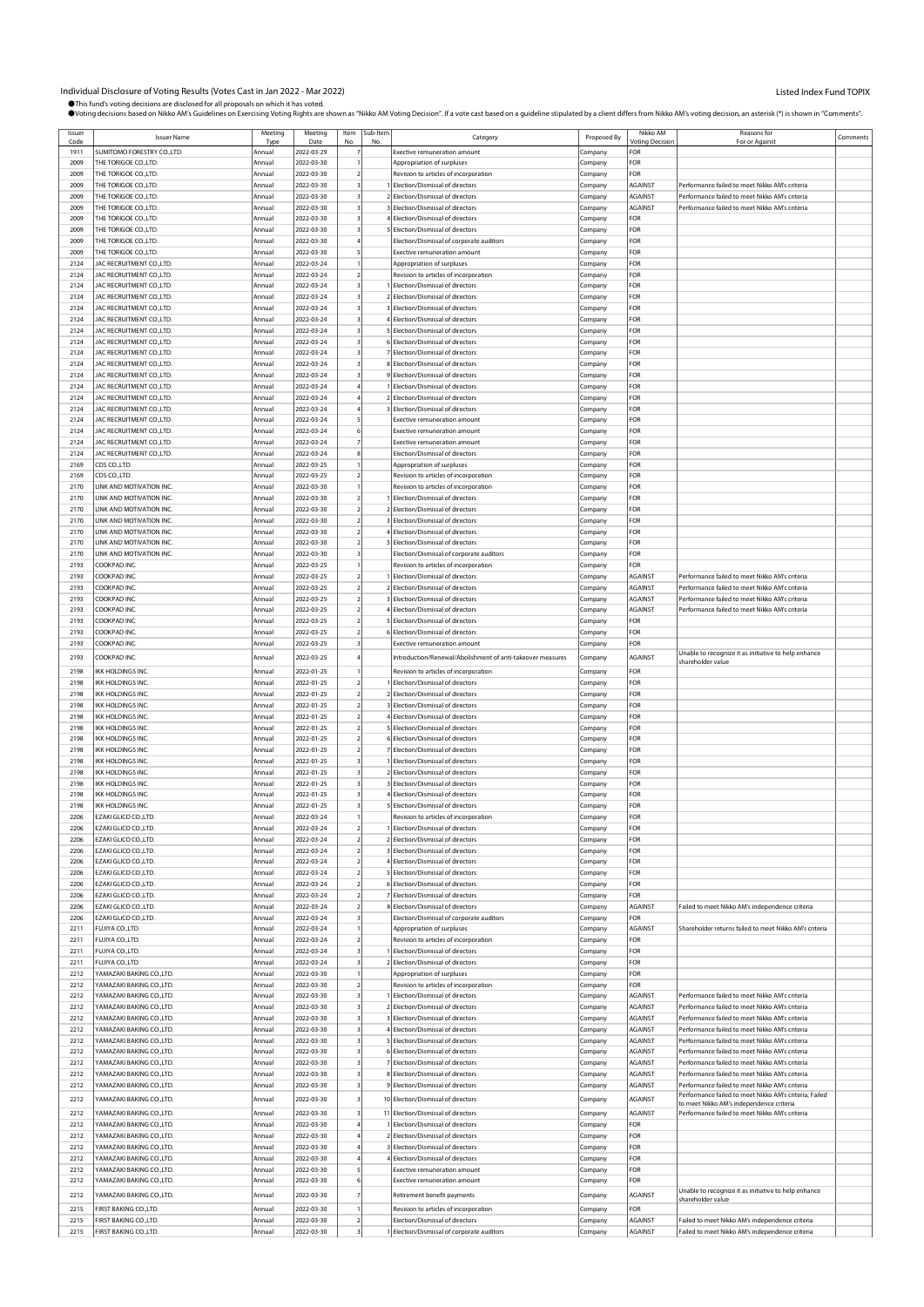Individual Disclosure of Voting Results (Votes Cast in Jan 2022 - Mar 2022)

Listed Index Fund TOPIX

●This fund's voting decisions are disclosed for all proposals on which it has voted.
●Voting decisions based on Nikko AM's Guidelines on Exercising Voting Rights are shown as "Nikko AM Voting Decision". If a vote cast based on a guideline stipulated by a client differs from Nikko AM's voting decision, an asterisk (*) is shown in "Comments".

| Issuer Code | Issuer Name | Meeting Type | Meeting Date | Item No. | Sub-Item No. | Category | Proposed By | Nikko AM Voting Decision | Reasons for For or Against | Comments |
|---|---|---|---|---|---|---|---|---|---|---|
| 1911 | SUMITOMO FORESTRY CO.,LTD. | Annual | 2022-03-29 | 7 | | Exective remuneration amount | Company | FOR | | |
| 2009 | THE TORIGOE CO.,LTD. | Annual | 2022-03-30 | 1 | | Appropriation of surpluses | Company | FOR | | |
| 2009 | THE TORIGOE CO.,LTD. | Annual | 2022-03-30 | 2 | | Revision to articles of incorporation | Company | FOR | | |
| 2009 | THE TORIGOE CO.,LTD. | Annual | 2022-03-30 | 3 | 1 | Election/Dismissal of directors | Company | AGAINST | Performance failed to meet Nikko AM's criteria | |
| 2009 | THE TORIGOE CO.,LTD. | Annual | 2022-03-30 | 3 | 2 | Election/Dismissal of directors | Company | AGAINST | Performance failed to meet Nikko AM's criteria | |
| 2009 | THE TORIGOE CO.,LTD. | Annual | 2022-03-30 | 3 | 3 | Election/Dismissal of directors | Company | AGAINST | Performance failed to meet Nikko AM's criteria | |
| 2009 | THE TORIGOE CO.,LTD. | Annual | 2022-03-30 | 3 | 4 | Election/Dismissal of directors | Company | FOR | | |
| 2009 | THE TORIGOE CO.,LTD. | Annual | 2022-03-30 | 3 | 5 | Election/Dismissal of directors | Company | FOR | | |
| 2009 | THE TORIGOE CO.,LTD. | Annual | 2022-03-30 | 4 | | Election/Dismissal of corporate auditors | Company | FOR | | |
| 2009 | THE TORIGOE CO.,LTD. | Annual | 2022-03-30 | 5 | | Exective remuneration amount | Company | FOR | | |
| 2124 | JAC RECRUITMENT CO.,LTD. | Annual | 2022-03-24 | 1 | | Appropriation of surpluses | Company | FOR | | |
| 2124 | JAC RECRUITMENT CO.,LTD. | Annual | 2022-03-24 | 2 | | Revision to articles of incorporation | Company | FOR | | |
| 2124 | JAC RECRUITMENT CO.,LTD. | Annual | 2022-03-24 | 3 | 1 | Election/Dismissal of directors | Company | FOR | | |
| 2124 | JAC RECRUITMENT CO.,LTD. | Annual | 2022-03-24 | 3 | 2 | Election/Dismissal of directors | Company | FOR | | |
| 2124 | JAC RECRUITMENT CO.,LTD. | Annual | 2022-03-24 | 3 | 3 | Election/Dismissal of directors | Company | FOR | | |
| 2124 | JAC RECRUITMENT CO.,LTD. | Annual | 2022-03-24 | 3 | 4 | Election/Dismissal of directors | Company | FOR | | |
| 2124 | JAC RECRUITMENT CO.,LTD. | Annual | 2022-03-24 | 3 | 5 | Election/Dismissal of directors | Company | FOR | | |
| 2124 | JAC RECRUITMENT CO.,LTD. | Annual | 2022-03-24 | 3 | 6 | Election/Dismissal of directors | Company | FOR | | |
| 2124 | JAC RECRUITMENT CO.,LTD. | Annual | 2022-03-24 | 3 | 7 | Election/Dismissal of directors | Company | FOR | | |
| 2124 | JAC RECRUITMENT CO.,LTD. | Annual | 2022-03-24 | 3 | 8 | Election/Dismissal of directors | Company | FOR | | |
| 2124 | JAC RECRUITMENT CO.,LTD. | Annual | 2022-03-24 | 3 | 9 | Election/Dismissal of directors | Company | FOR | | |
| 2124 | JAC RECRUITMENT CO.,LTD. | Annual | 2022-03-24 | 4 | 1 | Election/Dismissal of directors | Company | FOR | | |
| 2124 | JAC RECRUITMENT CO.,LTD. | Annual | 2022-03-24 | 4 | 2 | Election/Dismissal of directors | Company | FOR | | |
| 2124 | JAC RECRUITMENT CO.,LTD. | Annual | 2022-03-24 | 4 | 3 | Election/Dismissal of directors | Company | FOR | | |
| 2124 | JAC RECRUITMENT CO.,LTD. | Annual | 2022-03-24 | 5 | | Exective remuneration amount | Company | FOR | | |
| 2124 | JAC RECRUITMENT CO.,LTD. | Annual | 2022-03-24 | 6 | | Exective remuneration amount | Company | FOR | | |
| 2124 | JAC RECRUITMENT CO.,LTD. | Annual | 2022-03-24 | 7 | | Exective remuneration amount | Company | FOR | | |
| 2124 | JAC RECRUITMENT CO.,LTD. | Annual | 2022-03-24 | 8 | | Election/Dismissal of directors | Company | FOR | | |
| 2169 | CDS CO.,LTD. | Annual | 2022-03-25 | 1 | | Appropriation of surpluses | Company | FOR | | |
| 2169 | CDS CO.,LTD. | Annual | 2022-03-25 | 2 | | Revision to articles of incorporation | Company | FOR | | |
| 2170 | LINK AND MOTIVATION INC. | Annual | 2022-03-30 | 1 | | Revision to articles of incorporation | Company | FOR | | |
| 2170 | LINK AND MOTIVATION INC. | Annual | 2022-03-30 | 2 | 1 | Election/Dismissal of directors | Company | FOR | | |
| 2170 | LINK AND MOTIVATION INC. | Annual | 2022-03-30 | 2 | 2 | Election/Dismissal of directors | Company | FOR | | |
| 2170 | LINK AND MOTIVATION INC. | Annual | 2022-03-30 | 2 | 3 | Election/Dismissal of directors | Company | FOR | | |
| 2170 | LINK AND MOTIVATION INC. | Annual | 2022-03-30 | 2 | 4 | Election/Dismissal of directors | Company | FOR | | |
| 2170 | LINK AND MOTIVATION INC. | Annual | 2022-03-30 | 2 | 5 | Election/Dismissal of directors | Company | FOR | | |
| 2170 | LINK AND MOTIVATION INC. | Annual | 2022-03-30 | 3 | | Election/Dismissal of corporate auditors | Company | FOR | | |
| 2193 | COOKPAD INC. | Annual | 2022-03-25 | 1 | | Revision to articles of incorporation | Company | FOR | | |
| 2193 | COOKPAD INC. | Annual | 2022-03-25 | 2 | 1 | Election/Dismissal of directors | Company | AGAINST | Performance failed to meet Nikko AM's criteria | |
| 2193 | COOKPAD INC. | Annual | 2022-03-25 | 2 | 2 | Election/Dismissal of directors | Company | AGAINST | Performance failed to meet Nikko AM's criteria | |
| 2193 | COOKPAD INC. | Annual | 2022-03-25 | 2 | 3 | Election/Dismissal of directors | Company | AGAINST | Performance failed to meet Nikko AM's criteria | |
| 2193 | COOKPAD INC. | Annual | 2022-03-25 | 2 | 4 | Election/Dismissal of directors | Company | AGAINST | Performance failed to meet Nikko AM's criteria | |
| 2193 | COOKPAD INC. | Annual | 2022-03-25 | 2 | 5 | Election/Dismissal of directors | Company | FOR | | |
| 2193 | COOKPAD INC. | Annual | 2022-03-25 | 2 | 6 | Election/Dismissal of directors | Company | FOR | | |
| 2193 | COOKPAD INC. | Annual | 2022-03-25 | 3 | | Exective remuneration amount | Company | FOR | | |
| 2193 | COOKPAD INC. | Annual | 2022-03-25 | 4 | | Introduction/Renewal/Abolishment of anti-takeover measures | Company | AGAINST | Unable to recognize it as initiative to help enhance shareholder value | |
| 2198 | IKK HOLDINGS INC. | Annual | 2022-01-25 | 1 | | Revision to articles of incorporation | Company | FOR | | |
| 2198 | IKK HOLDINGS INC. | Annual | 2022-01-25 | 2 | 1 | Election/Dismissal of directors | Company | FOR | | |
| 2198 | IKK HOLDINGS INC. | Annual | 2022-01-25 | 2 | 2 | Election/Dismissal of directors | Company | FOR | | |
| 2198 | IKK HOLDINGS INC. | Annual | 2022-01-25 | 2 | 3 | Election/Dismissal of directors | Company | FOR | | |
| 2198 | IKK HOLDINGS INC. | Annual | 2022-01-25 | 2 | 4 | Election/Dismissal of directors | Company | FOR | | |
| 2198 | IKK HOLDINGS INC. | Annual | 2022-01-25 | 2 | 5 | Election/Dismissal of directors | Company | FOR | | |
| 2198 | IKK HOLDINGS INC. | Annual | 2022-01-25 | 2 | 6 | Election/Dismissal of directors | Company | FOR | | |
| 2198 | IKK HOLDINGS INC. | Annual | 2022-01-25 | 2 | 7 | Election/Dismissal of directors | Company | FOR | | |
| 2198 | IKK HOLDINGS INC. | Annual | 2022-01-25 | 3 | 1 | Election/Dismissal of directors | Company | FOR | | |
| 2198 | IKK HOLDINGS INC. | Annual | 2022-01-25 | 3 | 2 | Election/Dismissal of directors | Company | FOR | | |
| 2198 | IKK HOLDINGS INC. | Annual | 2022-01-25 | 3 | 3 | Election/Dismissal of directors | Company | FOR | | |
| 2198 | IKK HOLDINGS INC. | Annual | 2022-01-25 | 3 | 4 | Election/Dismissal of directors | Company | FOR | | |
| 2198 | IKK HOLDINGS INC. | Annual | 2022-01-25 | 3 | 5 | Election/Dismissal of directors | Company | FOR | | |
| 2206 | EZAKI GLICO CO.,LTD. | Annual | 2022-03-24 | 1 | | Revision to articles of incorporation | Company | FOR | | |
| 2206 | EZAKI GLICO CO.,LTD. | Annual | 2022-03-24 | 2 | 1 | Election/Dismissal of directors | Company | FOR | | |
| 2206 | EZAKI GLICO CO.,LTD. | Annual | 2022-03-24 | 2 | 2 | Election/Dismissal of directors | Company | FOR | | |
| 2206 | EZAKI GLICO CO.,LTD. | Annual | 2022-03-24 | 2 | 3 | Election/Dismissal of directors | Company | FOR | | |
| 2206 | EZAKI GLICO CO.,LTD. | Annual | 2022-03-24 | 2 | 4 | Election/Dismissal of directors | Company | FOR | | |
| 2206 | EZAKI GLICO CO.,LTD. | Annual | 2022-03-24 | 2 | 5 | Election/Dismissal of directors | Company | FOR | | |
| 2206 | EZAKI GLICO CO.,LTD. | Annual | 2022-03-24 | 2 | 6 | Election/Dismissal of directors | Company | FOR | | |
| 2206 | EZAKI GLICO CO.,LTD. | Annual | 2022-03-24 | 2 | 7 | Election/Dismissal of directors | Company | FOR | | |
| 2206 | EZAKI GLICO CO.,LTD. | Annual | 2022-03-24 | 2 | 8 | Election/Dismissal of directors | Company | AGAINST | Failed to meet Nikko AM's independence criteria | |
| 2206 | EZAKI GLICO CO.,LTD. | Annual | 2022-03-24 | 3 | | Election/Dismissal of corporate auditors | Company | FOR | | |
| 2211 | FUJIYA CO.,LTD. | Annual | 2022-03-24 | 1 | | Appropriation of surpluses | Company | AGAINST | Shareholder returns failed to meet Nikko AM's criteria | |
| 2211 | FUJIYA CO.,LTD. | Annual | 2022-03-24 | 2 | | Revision to articles of incorporation | Company | FOR | | |
| 2211 | FUJIYA CO.,LTD. | Annual | 2022-03-24 | 3 | 1 | Election/Dismissal of directors | Company | FOR | | |
| 2211 | FUJIYA CO.,LTD. | Annual | 2022-03-24 | 3 | 2 | Election/Dismissal of directors | Company | FOR | | |
| 2212 | YAMAZAKI BAKING CO.,LTD. | Annual | 2022-03-30 | 1 | | Appropriation of surpluses | Company | FOR | | |
| 2212 | YAMAZAKI BAKING CO.,LTD. | Annual | 2022-03-30 | 2 | | Revision to articles of incorporation | Company | FOR | | |
| 2212 | YAMAZAKI BAKING CO.,LTD. | Annual | 2022-03-30 | 3 | 1 | Election/Dismissal of directors | Company | AGAINST | Performance failed to meet Nikko AM's criteria | |
| 2212 | YAMAZAKI BAKING CO.,LTD. | Annual | 2022-03-30 | 3 | 2 | Election/Dismissal of directors | Company | AGAINST | Performance failed to meet Nikko AM's criteria | |
| 2212 | YAMAZAKI BAKING CO.,LTD. | Annual | 2022-03-30 | 3 | 3 | Election/Dismissal of directors | Company | AGAINST | Performance failed to meet Nikko AM's criteria | |
| 2212 | YAMAZAKI BAKING CO.,LTD. | Annual | 2022-03-30 | 3 | 4 | Election/Dismissal of directors | Company | AGAINST | Performance failed to meet Nikko AM's criteria | |
| 2212 | YAMAZAKI BAKING CO.,LTD. | Annual | 2022-03-30 | 3 | 5 | Election/Dismissal of directors | Company | AGAINST | Performance failed to meet Nikko AM's criteria | |
| 2212 | YAMAZAKI BAKING CO.,LTD. | Annual | 2022-03-30 | 3 | 6 | Election/Dismissal of directors | Company | AGAINST | Performance failed to meet Nikko AM's criteria | |
| 2212 | YAMAZAKI BAKING CO.,LTD. | Annual | 2022-03-30 | 3 | 7 | Election/Dismissal of directors | Company | AGAINST | Performance failed to meet Nikko AM's criteria | |
| 2212 | YAMAZAKI BAKING CO.,LTD. | Annual | 2022-03-30 | 3 | 8 | Election/Dismissal of directors | Company | AGAINST | Performance failed to meet Nikko AM's criteria | |
| 2212 | YAMAZAKI BAKING CO.,LTD. | Annual | 2022-03-30 | 3 | 9 | Election/Dismissal of directors | Company | AGAINST | Performance failed to meet Nikko AM's criteria | |
| 2212 | YAMAZAKI BAKING CO.,LTD. | Annual | 2022-03-30 | 3 | 10 | Election/Dismissal of directors | Company | AGAINST | Performance failed to meet Nikko AM's criteria; Failed to meet Nikko AM's independence criteria | |
| 2212 | YAMAZAKI BAKING CO.,LTD. | Annual | 2022-03-30 | 3 | 11 | Election/Dismissal of directors | Company | AGAINST | Performance failed to meet Nikko AM's criteria | |
| 2212 | YAMAZAKI BAKING CO.,LTD. | Annual | 2022-03-30 | 4 | 1 | Election/Dismissal of directors | Company | FOR | | |
| 2212 | YAMAZAKI BAKING CO.,LTD. | Annual | 2022-03-30 | 4 | 2 | Election/Dismissal of directors | Company | FOR | | |
| 2212 | YAMAZAKI BAKING CO.,LTD. | Annual | 2022-03-30 | 4 | 3 | Election/Dismissal of directors | Company | FOR | | |
| 2212 | YAMAZAKI BAKING CO.,LTD. | Annual | 2022-03-30 | 4 | 4 | Election/Dismissal of directors | Company | FOR | | |
| 2212 | YAMAZAKI BAKING CO.,LTD. | Annual | 2022-03-30 | 5 | | Exective remuneration amount | Company | FOR | | |
| 2212 | YAMAZAKI BAKING CO.,LTD. | Annual | 2022-03-30 | 6 | | Exective remuneration amount | Company | FOR | | |
| 2212 | YAMAZAKI BAKING CO.,LTD. | Annual | 2022-03-30 | 7 | | Retirement benefit payments | Company | AGAINST | Unable to recognize it as initiative to help enhance shareholder value | |
| 2215 | FIRST BAKING CO.,LTD. | Annual | 2022-03-30 | 1 | | Revision to articles of incorporation | Company | FOR | | |
| 2215 | FIRST BAKING CO.,LTD. | Annual | 2022-03-30 | 2 | | Election/Dismissal of directors | Company | AGAINST | Failed to meet Nikko AM's independence criteria | |
| 2215 | FIRST BAKING CO.,LTD. | Annual | 2022-03-30 | 3 | 1 | Election/Dismissal of corporate auditors | Company | AGAINST | Failed to meet Nikko AM's independence criteria | |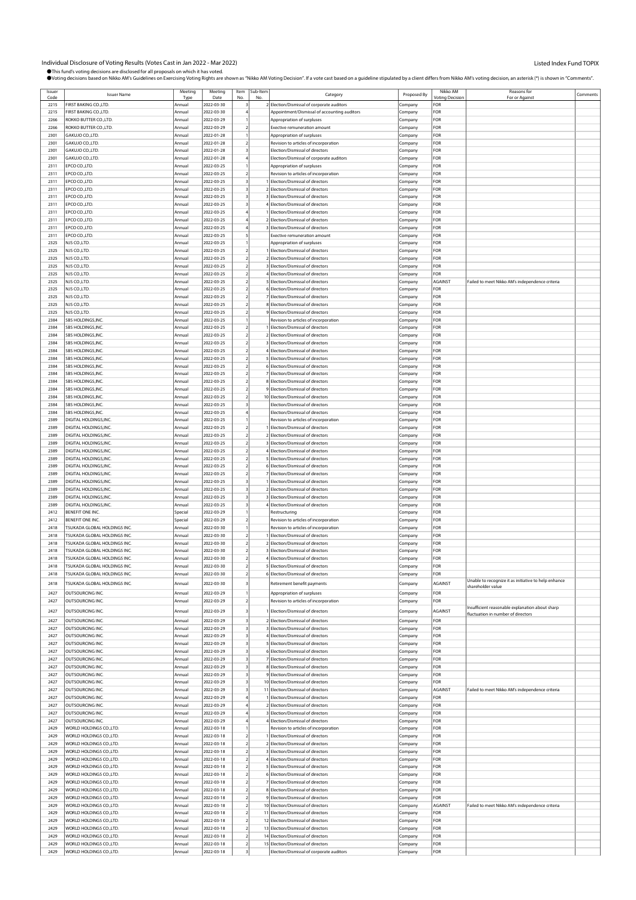Individual Disclosure of Voting Results (Votes Cast in Jan 2022 - Mar 2022)

Listed Index Fund TOPIX

●This fund's voting decisions are disclosed for all proposals on which it has voted.
●Voting decisions based on Nikko AM's Guidelines on Exercising Voting Rights are shown as "Nikko AM Voting Decision". If a vote cast based on a guideline stipulated by a client differs from Nikko AM's voting decision, an asterisk (*) is shown in "Comments".

| Issuer Code | Issuer Name | Meeting Type | Meeting Date | Item No. | Sub-Item No. | Category | Proposed By | Nikko AM Voting Decision | Reasons for For or Against | Comments |
|---|---|---|---|---|---|---|---|---|---|---|
| 2215 | FIRST BAKING CO.,LTD. | Annual | 2022-03-30 | 3 | 2 | Election/Dismissal of corporate auditors | Company | FOR | | |
| 2215 | FIRST BAKING CO.,LTD. | Annual | 2022-03-30 | 4 | | Appointment/Dismissal of accounting auditors | Company | FOR | | |
| 2266 | ROKKO BUTTER CO.,LTD. | Annual | 2022-03-29 | 1 | | Appropriation of surpluses | Company | FOR | | |
| 2266 | ROKKO BUTTER CO.,LTD. | Annual | 2022-03-29 | 2 | | Exective remuneration amount | Company | FOR | | |
| 2301 | GAKUJO CO.,LTD. | Annual | 2022-01-28 | 1 | | Appropriation of surpluses | Company | FOR | | |
| 2301 | GAKUJO CO.,LTD. | Annual | 2022-01-28 | 2 | | Revision to articles of incorporation | Company | FOR | | |
| 2301 | GAKUJO CO.,LTD. | Annual | 2022-01-28 | 3 | | Election/Dismissal of directors | Company | FOR | | |
| 2301 | GAKUJO CO.,LTD. | Annual | 2022-01-28 | 4 | | Election/Dismissal of corporate auditors | Company | FOR | | |
| 2311 | EPCO CO.,LTD. | Annual | 2022-03-25 | 1 | | Appropriation of surpluses | Company | FOR | | |
| 2311 | EPCO CO.,LTD. | Annual | 2022-03-25 | 2 | | Revision to articles of incorporation | Company | FOR | | |
| 2311 | EPCO CO.,LTD. | Annual | 2022-03-25 | 3 | 1 | Election/Dismissal of directors | Company | FOR | | |
| 2311 | EPCO CO.,LTD. | Annual | 2022-03-25 | 3 | 2 | Election/Dismissal of directors | Company | FOR | | |
| 2311 | EPCO CO.,LTD. | Annual | 2022-03-25 | 3 | 3 | Election/Dismissal of directors | Company | FOR | | |
| 2311 | EPCO CO.,LTD. | Annual | 2022-03-25 | 3 | 4 | Election/Dismissal of directors | Company | FOR | | |
| 2311 | EPCO CO.,LTD. | Annual | 2022-03-25 | 4 | 1 | Election/Dismissal of directors | Company | FOR | | |
| 2311 | EPCO CO.,LTD. | Annual | 2022-03-25 | 4 | 2 | Election/Dismissal of directors | Company | FOR | | |
| 2311 | EPCO CO.,LTD. | Annual | 2022-03-25 | 4 | 3 | Election/Dismissal of directors | Company | FOR | | |
| 2311 | EPCO CO.,LTD. | Annual | 2022-03-25 | 5 | | Exective remuneration amount | Company | FOR | | |
| 2325 | NJS CO.,LTD. | Annual | 2022-03-25 | 1 | | Appropriation of surpluses | Company | FOR | | |
| 2325 | NJS CO.,LTD. | Annual | 2022-03-25 | 2 | 1 | Election/Dismissal of directors | Company | FOR | | |
| 2325 | NJS CO.,LTD. | Annual | 2022-03-25 | 2 | 2 | Election/Dismissal of directors | Company | FOR | | |
| 2325 | NJS CO.,LTD. | Annual | 2022-03-25 | 2 | 3 | Election/Dismissal of directors | Company | FOR | | |
| 2325 | NJS CO.,LTD. | Annual | 2022-03-25 | 2 | 4 | Election/Dismissal of directors | Company | FOR | | |
| 2325 | NJS CO.,LTD. | Annual | 2022-03-25 | 2 | 5 | Election/Dismissal of directors | Company | AGAINST | Failed to meet Nikko AM's independence criteria | |
| 2325 | NJS CO.,LTD. | Annual | 2022-03-25 | 2 | 6 | Election/Dismissal of directors | Company | FOR | | |
| 2325 | NJS CO.,LTD. | Annual | 2022-03-25 | 2 | 7 | Election/Dismissal of directors | Company | FOR | | |
| 2325 | NJS CO.,LTD. | Annual | 2022-03-25 | 2 | 8 | Election/Dismissal of directors | Company | FOR | | |
| 2325 | NJS CO.,LTD. | Annual | 2022-03-25 | 2 | 9 | Election/Dismissal of directors | Company | FOR | | |
| 2384 | SBS HOLDINGS,INC. | Annual | 2022-03-25 | 1 | | Revision to articles of incorporation | Company | FOR | | |
| 2384 | SBS HOLDINGS,INC. | Annual | 2022-03-25 | 2 | 1 | Election/Dismissal of directors | Company | FOR | | |
| 2384 | SBS HOLDINGS,INC. | Annual | 2022-03-25 | 2 | 2 | Election/Dismissal of directors | Company | FOR | | |
| 2384 | SBS HOLDINGS,INC. | Annual | 2022-03-25 | 2 | 3 | Election/Dismissal of directors | Company | FOR | | |
| 2384 | SBS HOLDINGS,INC. | Annual | 2022-03-25 | 2 | 4 | Election/Dismissal of directors | Company | FOR | | |
| 2384 | SBS HOLDINGS,INC. | Annual | 2022-03-25 | 2 | 5 | Election/Dismissal of directors | Company | FOR | | |
| 2384 | SBS HOLDINGS,INC. | Annual | 2022-03-25 | 2 | 6 | Election/Dismissal of directors | Company | FOR | | |
| 2384 | SBS HOLDINGS,INC. | Annual | 2022-03-25 | 2 | 7 | Election/Dismissal of directors | Company | FOR | | |
| 2384 | SBS HOLDINGS,INC. | Annual | 2022-03-25 | 2 | 8 | Election/Dismissal of directors | Company | FOR | | |
| 2384 | SBS HOLDINGS,INC. | Annual | 2022-03-25 | 2 | 9 | Election/Dismissal of directors | Company | FOR | | |
| 2384 | SBS HOLDINGS,INC. | Annual | 2022-03-25 | 2 | 10 | Election/Dismissal of directors | Company | FOR | | |
| 2384 | SBS HOLDINGS,INC. | Annual | 2022-03-25 | 3 | | Election/Dismissal of directors | Company | FOR | | |
| 2384 | SBS HOLDINGS,INC. | Annual | 2022-03-25 | 4 | | Election/Dismissal of directors | Company | FOR | | |
| 2389 | DIGITAL HOLDINGS,INC. | Annual | 2022-03-25 | 1 | | Revision to articles of incorporation | Company | FOR | | |
| 2389 | DIGITAL HOLDINGS,INC. | Annual | 2022-03-25 | 2 | 1 | Election/Dismissal of directors | Company | FOR | | |
| 2389 | DIGITAL HOLDINGS,INC. | Annual | 2022-03-25 | 2 | 2 | Election/Dismissal of directors | Company | FOR | | |
| 2389 | DIGITAL HOLDINGS,INC. | Annual | 2022-03-25 | 2 | 3 | Election/Dismissal of directors | Company | FOR | | |
| 2389 | DIGITAL HOLDINGS,INC. | Annual | 2022-03-25 | 2 | 4 | Election/Dismissal of directors | Company | FOR | | |
| 2389 | DIGITAL HOLDINGS,INC. | Annual | 2022-03-25 | 2 | 5 | Election/Dismissal of directors | Company | FOR | | |
| 2389 | DIGITAL HOLDINGS,INC. | Annual | 2022-03-25 | 2 | 6 | Election/Dismissal of directors | Company | FOR | | |
| 2389 | DIGITAL HOLDINGS,INC. | Annual | 2022-03-25 | 2 | 7 | Election/Dismissal of directors | Company | FOR | | |
| 2389 | DIGITAL HOLDINGS,INC. | Annual | 2022-03-25 | 3 | 1 | Election/Dismissal of directors | Company | FOR | | |
| 2389 | DIGITAL HOLDINGS,INC. | Annual | 2022-03-25 | 3 | 2 | Election/Dismissal of directors | Company | FOR | | |
| 2389 | DIGITAL HOLDINGS,INC. | Annual | 2022-03-25 | 3 | 3 | Election/Dismissal of directors | Company | FOR | | |
| 2389 | DIGITAL HOLDINGS,INC. | Annual | 2022-03-25 | 3 | 4 | Election/Dismissal of directors | Company | FOR | | |
| 2412 | BENEFIT ONE INC. | Special | 2022-03-29 | 1 | | Restructuring | Company | FOR | | |
| 2412 | BENEFIT ONE INC. | Special | 2022-03-29 | 2 | | Revision to articles of incorporation | Company | FOR | | |
| 2418 | TSUKADA GLOBAL HOLDINGS INC. | Annual | 2022-03-30 | 1 | | Revision to articles of incorporation | Company | FOR | | |
| 2418 | TSUKADA GLOBAL HOLDINGS INC. | Annual | 2022-03-30 | 2 | 1 | Election/Dismissal of directors | Company | FOR | | |
| 2418 | TSUKADA GLOBAL HOLDINGS INC. | Annual | 2022-03-30 | 2 | 2 | Election/Dismissal of directors | Company | FOR | | |
| 2418 | TSUKADA GLOBAL HOLDINGS INC. | Annual | 2022-03-30 | 2 | 3 | Election/Dismissal of directors | Company | FOR | | |
| 2418 | TSUKADA GLOBAL HOLDINGS INC. | Annual | 2022-03-30 | 2 | 4 | Election/Dismissal of directors | Company | FOR | | |
| 2418 | TSUKADA GLOBAL HOLDINGS INC. | Annual | 2022-03-30 | 2 | 5 | Election/Dismissal of directors | Company | FOR | | |
| 2418 | TSUKADA GLOBAL HOLDINGS INC. | Annual | 2022-03-30 | 2 | 6 | Election/Dismissal of directors | Company | FOR | | |
| 2418 | TSUKADA GLOBAL HOLDINGS INC. | Annual | 2022-03-30 | 3 | | Retirement benefit payments | Company | AGAINST | Unable to recognize it as initiative to help enhance shareholder value | |
| 2427 | OUTSOURCING INC. | Annual | 2022-03-29 | 1 | | Appropriation of surpluses | Company | FOR | | |
| 2427 | OUTSOURCING INC. | Annual | 2022-03-29 | 2 | | Revision to articles of incorporation | Company | FOR | | |
| 2427 | OUTSOURCING INC. | Annual | 2022-03-29 | 3 | 1 | Election/Dismissal of directors | Company | AGAINST | Insufficient reasonable explanation about sharp fluctuation in number of directors | |
| 2427 | OUTSOURCING INC. | Annual | 2022-03-29 | 3 | 2 | Election/Dismissal of directors | Company | FOR | | |
| 2427 | OUTSOURCING INC. | Annual | 2022-03-29 | 3 | 3 | Election/Dismissal of directors | Company | FOR | | |
| 2427 | OUTSOURCING INC. | Annual | 2022-03-29 | 3 | 4 | Election/Dismissal of directors | Company | FOR | | |
| 2427 | OUTSOURCING INC. | Annual | 2022-03-29 | 3 | 5 | Election/Dismissal of directors | Company | FOR | | |
| 2427 | OUTSOURCING INC. | Annual | 2022-03-29 | 3 | 6 | Election/Dismissal of directors | Company | FOR | | |
| 2427 | OUTSOURCING INC. | Annual | 2022-03-29 | 3 | 7 | Election/Dismissal of directors | Company | FOR | | |
| 2427 | OUTSOURCING INC. | Annual | 2022-03-29 | 3 | 8 | Election/Dismissal of directors | Company | FOR | | |
| 2427 | OUTSOURCING INC. | Annual | 2022-03-29 | 3 | 9 | Election/Dismissal of directors | Company | FOR | | |
| 2427 | OUTSOURCING INC. | Annual | 2022-03-29 | 3 | 10 | Election/Dismissal of directors | Company | FOR | | |
| 2427 | OUTSOURCING INC. | Annual | 2022-03-29 | 3 | 11 | Election/Dismissal of directors | Company | AGAINST | Failed to meet Nikko AM's independence criteria | |
| 2427 | OUTSOURCING INC. | Annual | 2022-03-29 | 4 | 1 | Election/Dismissal of directors | Company | FOR | | |
| 2427 | OUTSOURCING INC. | Annual | 2022-03-29 | 4 | 2 | Election/Dismissal of directors | Company | FOR | | |
| 2427 | OUTSOURCING INC. | Annual | 2022-03-29 | 4 | 3 | Election/Dismissal of directors | Company | FOR | | |
| 2427 | OUTSOURCING INC. | Annual | 2022-03-29 | 4 | 4 | Election/Dismissal of directors | Company | FOR | | |
| 2429 | WORLD HOLDINGS CO.,LTD. | Annual | 2022-03-18 | 1 | | Revision to articles of incorporation | Company | FOR | | |
| 2429 | WORLD HOLDINGS CO.,LTD. | Annual | 2022-03-18 | 2 | 1 | Election/Dismissal of directors | Company | FOR | | |
| 2429 | WORLD HOLDINGS CO.,LTD. | Annual | 2022-03-18 | 2 | 2 | Election/Dismissal of directors | Company | FOR | | |
| 2429 | WORLD HOLDINGS CO.,LTD. | Annual | 2022-03-18 | 2 | 3 | Election/Dismissal of directors | Company | FOR | | |
| 2429 | WORLD HOLDINGS CO.,LTD. | Annual | 2022-03-18 | 2 | 4 | Election/Dismissal of directors | Company | FOR | | |
| 2429 | WORLD HOLDINGS CO.,LTD. | Annual | 2022-03-18 | 2 | 5 | Election/Dismissal of directors | Company | FOR | | |
| 2429 | WORLD HOLDINGS CO.,LTD. | Annual | 2022-03-18 | 2 | 6 | Election/Dismissal of directors | Company | FOR | | |
| 2429 | WORLD HOLDINGS CO.,LTD. | Annual | 2022-03-18 | 2 | 7 | Election/Dismissal of directors | Company | FOR | | |
| 2429 | WORLD HOLDINGS CO.,LTD. | Annual | 2022-03-18 | 2 | 8 | Election/Dismissal of directors | Company | FOR | | |
| 2429 | WORLD HOLDINGS CO.,LTD. | Annual | 2022-03-18 | 2 | 9 | Election/Dismissal of directors | Company | FOR | | |
| 2429 | WORLD HOLDINGS CO.,LTD. | Annual | 2022-03-18 | 2 | 10 | Election/Dismissal of directors | Company | AGAINST | Failed to meet Nikko AM's independence criteria | |
| 2429 | WORLD HOLDINGS CO.,LTD. | Annual | 2022-03-18 | 2 | 11 | Election/Dismissal of directors | Company | FOR | | |
| 2429 | WORLD HOLDINGS CO.,LTD. | Annual | 2022-03-18 | 2 | 12 | Election/Dismissal of directors | Company | FOR | | |
| 2429 | WORLD HOLDINGS CO.,LTD. | Annual | 2022-03-18 | 2 | 13 | Election/Dismissal of directors | Company | FOR | | |
| 2429 | WORLD HOLDINGS CO.,LTD. | Annual | 2022-03-18 | 2 | 14 | Election/Dismissal of directors | Company | FOR | | |
| 2429 | WORLD HOLDINGS CO.,LTD. | Annual | 2022-03-18 | 2 | 15 | Election/Dismissal of directors | Company | FOR | | |
| 2429 | WORLD HOLDINGS CO.,LTD. | Annual | 2022-03-18 | 3 | | Election/Dismissal of corporate auditors | Company | FOR | | |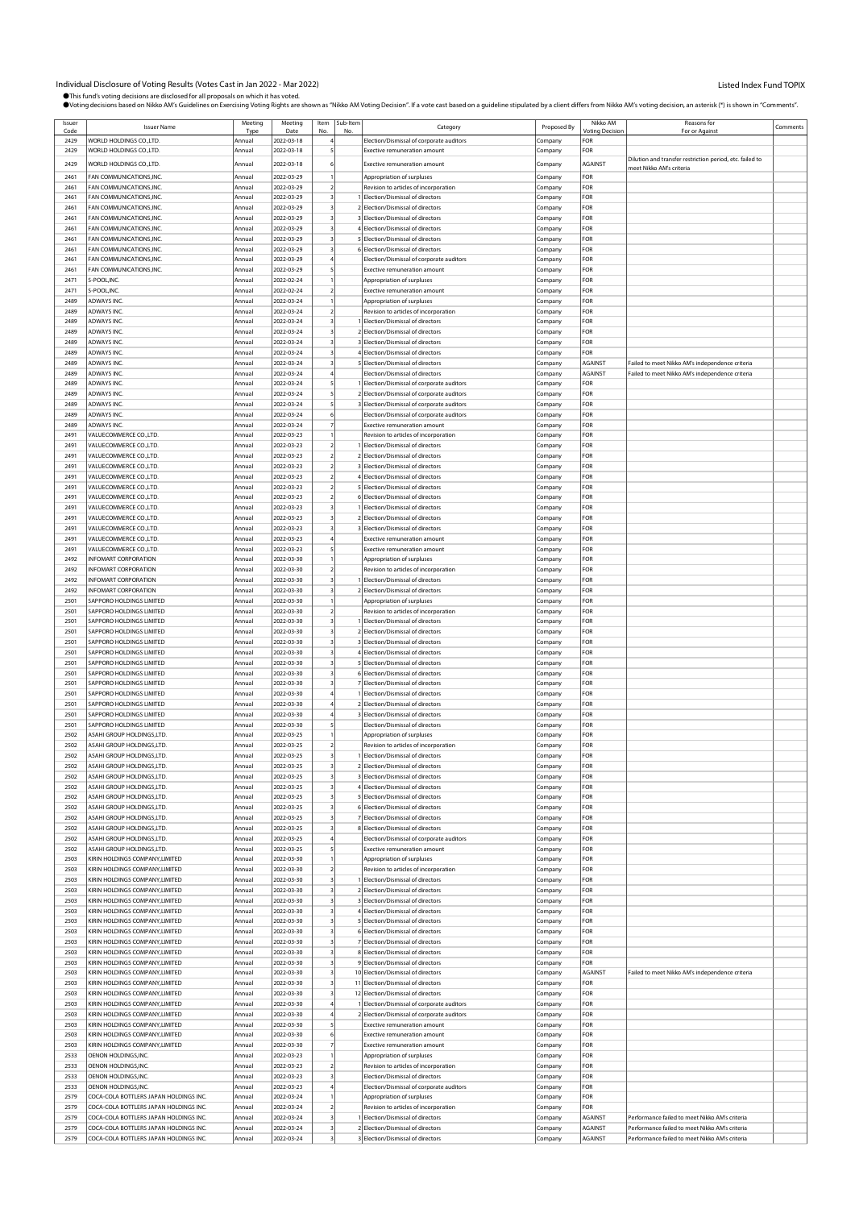Individual Disclosure of Voting Results (Votes Cast in Jan 2022 - Mar 2022)

Listed Index Fund TOPIX

●This fund's voting decisions are disclosed for all proposals on which it has voted.
●Voting decisions based on Nikko AM's Guidelines on Exercising Voting Rights are shown as "Nikko AM Voting Decision". If a vote cast based on a guideline stipulated by a client differs from Nikko AM's voting decision, an asterisk (*) is shown in "Comments".

| Issuer Code | Issuer Name | Meeting Type | Meeting Date | Item No. | Sub-Item No. | Category | Proposed By | Nikko AM Voting Decision | Reasons for For or Against | Comments |
|---|---|---|---|---|---|---|---|---|---|---|
| 2429 | WORLD HOLDINGS CO.,LTD. | Annual | 2022-03-18 | 4 | | Election/Dismissal of corporate auditors | Company | FOR | | |
| 2429 | WORLD HOLDINGS CO.,LTD. | Annual | 2022-03-18 | 5 | | Exective remuneration amount | Company | FOR | | |
| 2429 | WORLD HOLDINGS CO.,LTD. | Annual | 2022-03-18 | 6 | | Exective remuneration amount | Company | AGAINST | Dilution and transfer restriction period, etc. failed to meet Nikko AM's criteria | |
| 2461 | FAN COMMUNICATIONS,INC. | Annual | 2022-03-29 | 1 | | Appropriation of surpluses | Company | FOR | | |
| 2461 | FAN COMMUNICATIONS,INC. | Annual | 2022-03-29 | 2 | | Revision to articles of incorporation | Company | FOR | | |
| 2461 | FAN COMMUNICATIONS,INC. | Annual | 2022-03-29 | 3 | 1 | Election/Dismissal of directors | Company | FOR | | |
| 2461 | FAN COMMUNICATIONS,INC. | Annual | 2022-03-29 | 3 | 2 | Election/Dismissal of directors | Company | FOR | | |
| 2461 | FAN COMMUNICATIONS,INC. | Annual | 2022-03-29 | 3 | 3 | Election/Dismissal of directors | Company | FOR | | |
| 2461 | FAN COMMUNICATIONS,INC. | Annual | 2022-03-29 | 3 | 4 | Election/Dismissal of directors | Company | FOR | | |
| 2461 | FAN COMMUNICATIONS,INC. | Annual | 2022-03-29 | 3 | 5 | Election/Dismissal of directors | Company | FOR | | |
| 2461 | FAN COMMUNICATIONS,INC. | Annual | 2022-03-29 | 3 | 6 | Election/Dismissal of directors | Company | FOR | | |
| 2461 | FAN COMMUNICATIONS,INC. | Annual | 2022-03-29 | 4 | | Election/Dismissal of corporate auditors | Company | FOR | | |
| 2461 | FAN COMMUNICATIONS,INC. | Annual | 2022-03-29 | 5 | | Exective remuneration amount | Company | FOR | | |
| 2471 | S-POOL,INC. | Annual | 2022-02-24 | 1 | | Appropriation of surpluses | Company | FOR | | |
| 2471 | S-POOL,INC. | Annual | 2022-02-24 | 2 | | Exective remuneration amount | Company | FOR | | |
| 2489 | ADWAYS INC. | Annual | 2022-03-24 | 1 | | Appropriation of surpluses | Company | FOR | | |
| 2489 | ADWAYS INC. | Annual | 2022-03-24 | 2 | | Revision to articles of incorporation | Company | FOR | | |
| 2489 | ADWAYS INC. | Annual | 2022-03-24 | 3 | 1 | Election/Dismissal of directors | Company | FOR | | |
| 2489 | ADWAYS INC. | Annual | 2022-03-24 | 3 | 2 | Election/Dismissal of directors | Company | FOR | | |
| 2489 | ADWAYS INC. | Annual | 2022-03-24 | 3 | 3 | Election/Dismissal of directors | Company | FOR | | |
| 2489 | ADWAYS INC. | Annual | 2022-03-24 | 3 | 4 | Election/Dismissal of directors | Company | FOR | | |
| 2489 | ADWAYS INC. | Annual | 2022-03-24 | 3 | 5 | Election/Dismissal of directors | Company | AGAINST | Failed to meet Nikko AM's independence criteria | |
| 2489 | ADWAYS INC. | Annual | 2022-03-24 | 4 | | Election/Dismissal of directors | Company | AGAINST | Failed to meet Nikko AM's independence criteria | |
| 2489 | ADWAYS INC. | Annual | 2022-03-24 | 5 | 1 | Election/Dismissal of corporate auditors | Company | FOR | | |
| 2489 | ADWAYS INC. | Annual | 2022-03-24 | 5 | 2 | Election/Dismissal of corporate auditors | Company | FOR | | |
| 2489 | ADWAYS INC. | Annual | 2022-03-24 | 5 | 3 | Election/Dismissal of corporate auditors | Company | FOR | | |
| 2489 | ADWAYS INC. | Annual | 2022-03-24 | 6 | | Election/Dismissal of corporate auditors | Company | FOR | | |
| 2489 | ADWAYS INC. | Annual | 2022-03-24 | 7 | | Exective remuneration amount | Company | FOR | | |
| 2491 | VALUECOMMERCE CO.,LTD. | Annual | 2022-03-23 | 1 | | Revision to articles of incorporation | Company | FOR | | |
| 2491 | VALUECOMMERCE CO.,LTD. | Annual | 2022-03-23 | 2 | 1 | Election/Dismissal of directors | Company | FOR | | |
| 2491 | VALUECOMMERCE CO.,LTD. | Annual | 2022-03-23 | 2 | 2 | Election/Dismissal of directors | Company | FOR | | |
| 2491 | VALUECOMMERCE CO.,LTD. | Annual | 2022-03-23 | 2 | 3 | Election/Dismissal of directors | Company | FOR | | |
| 2491 | VALUECOMMERCE CO.,LTD. | Annual | 2022-03-23 | 2 | 4 | Election/Dismissal of directors | Company | FOR | | |
| 2491 | VALUECOMMERCE CO.,LTD. | Annual | 2022-03-23 | 2 | 5 | Election/Dismissal of directors | Company | FOR | | |
| 2491 | VALUECOMMERCE CO.,LTD. | Annual | 2022-03-23 | 2 | 6 | Election/Dismissal of directors | Company | FOR | | |
| 2491 | VALUECOMMERCE CO.,LTD. | Annual | 2022-03-23 | 3 | 1 | Election/Dismissal of directors | Company | FOR | | |
| 2491 | VALUECOMMERCE CO.,LTD. | Annual | 2022-03-23 | 3 | 2 | Election/Dismissal of directors | Company | FOR | | |
| 2491 | VALUECOMMERCE CO.,LTD. | Annual | 2022-03-23 | 3 | 3 | Election/Dismissal of directors | Company | FOR | | |
| 2491 | VALUECOMMERCE CO.,LTD. | Annual | 2022-03-23 | 4 | | Exective remuneration amount | Company | FOR | | |
| 2491 | VALUECOMMERCE CO.,LTD. | Annual | 2022-03-23 | 5 | | Exective remuneration amount | Company | FOR | | |
| 2492 | INFOMART CORPORATION | Annual | 2022-03-30 | 1 | | Appropriation of surpluses | Company | FOR | | |
| 2492 | INFOMART CORPORATION | Annual | 2022-03-30 | 2 | | Revision to articles of incorporation | Company | FOR | | |
| 2492 | INFOMART CORPORATION | Annual | 2022-03-30 | 3 | 1 | Election/Dismissal of directors | Company | FOR | | |
| 2492 | INFOMART CORPORATION | Annual | 2022-03-30 | 3 | 2 | Election/Dismissal of directors | Company | FOR | | |
| 2501 | SAPPORO HOLDINGS LIMITED | Annual | 2022-03-30 | 1 | | Appropriation of surpluses | Company | FOR | | |
| 2501 | SAPPORO HOLDINGS LIMITED | Annual | 2022-03-30 | 2 | | Revision to articles of incorporation | Company | FOR | | |
| 2501 | SAPPORO HOLDINGS LIMITED | Annual | 2022-03-30 | 3 | 1 | Election/Dismissal of directors | Company | FOR | | |
| 2501 | SAPPORO HOLDINGS LIMITED | Annual | 2022-03-30 | 3 | 2 | Election/Dismissal of directors | Company | FOR | | |
| 2501 | SAPPORO HOLDINGS LIMITED | Annual | 2022-03-30 | 3 | 3 | Election/Dismissal of directors | Company | FOR | | |
| 2501 | SAPPORO HOLDINGS LIMITED | Annual | 2022-03-30 | 3 | 4 | Election/Dismissal of directors | Company | FOR | | |
| 2501 | SAPPORO HOLDINGS LIMITED | Annual | 2022-03-30 | 3 | 5 | Election/Dismissal of directors | Company | FOR | | |
| 2501 | SAPPORO HOLDINGS LIMITED | Annual | 2022-03-30 | 3 | 6 | Election/Dismissal of directors | Company | FOR | | |
| 2501 | SAPPORO HOLDINGS LIMITED | Annual | 2022-03-30 | 3 | 7 | Election/Dismissal of directors | Company | FOR | | |
| 2501 | SAPPORO HOLDINGS LIMITED | Annual | 2022-03-30 | 4 | 1 | Election/Dismissal of directors | Company | FOR | | |
| 2501 | SAPPORO HOLDINGS LIMITED | Annual | 2022-03-30 | 4 | 2 | Election/Dismissal of directors | Company | FOR | | |
| 2501 | SAPPORO HOLDINGS LIMITED | Annual | 2022-03-30 | 4 | 3 | Election/Dismissal of directors | Company | FOR | | |
| 2501 | SAPPORO HOLDINGS LIMITED | Annual | 2022-03-30 | 5 | | Election/Dismissal of directors | Company | FOR | | |
| 2502 | ASAHI GROUP HOLDINGS,LTD. | Annual | 2022-03-25 | 1 | | Appropriation of surpluses | Company | FOR | | |
| 2502 | ASAHI GROUP HOLDINGS,LTD. | Annual | 2022-03-25 | 2 | | Revision to articles of incorporation | Company | FOR | | |
| 2502 | ASAHI GROUP HOLDINGS,LTD. | Annual | 2022-03-25 | 3 | 1 | Election/Dismissal of directors | Company | FOR | | |
| 2502 | ASAHI GROUP HOLDINGS,LTD. | Annual | 2022-03-25 | 3 | 2 | Election/Dismissal of directors | Company | FOR | | |
| 2502 | ASAHI GROUP HOLDINGS,LTD. | Annual | 2022-03-25 | 3 | 3 | Election/Dismissal of directors | Company | FOR | | |
| 2502 | ASAHI GROUP HOLDINGS,LTD. | Annual | 2022-03-25 | 3 | 4 | Election/Dismissal of directors | Company | FOR | | |
| 2502 | ASAHI GROUP HOLDINGS,LTD. | Annual | 2022-03-25 | 3 | 5 | Election/Dismissal of directors | Company | FOR | | |
| 2502 | ASAHI GROUP HOLDINGS,LTD. | Annual | 2022-03-25 | 3 | 6 | Election/Dismissal of directors | Company | FOR | | |
| 2502 | ASAHI GROUP HOLDINGS,LTD. | Annual | 2022-03-25 | 3 | 7 | Election/Dismissal of directors | Company | FOR | | |
| 2502 | ASAHI GROUP HOLDINGS,LTD. | Annual | 2022-03-25 | 3 | 8 | Election/Dismissal of directors | Company | FOR | | |
| 2502 | ASAHI GROUP HOLDINGS,LTD. | Annual | 2022-03-25 | 4 | | Election/Dismissal of corporate auditors | Company | FOR | | |
| 2502 | ASAHI GROUP HOLDINGS,LTD. | Annual | 2022-03-25 | 5 | | Exective remuneration amount | Company | FOR | | |
| 2503 | KIRIN HOLDINGS COMPANY,LIMITED | Annual | 2022-03-30 | 1 | | Appropriation of surpluses | Company | FOR | | |
| 2503 | KIRIN HOLDINGS COMPANY,LIMITED | Annual | 2022-03-30 | 2 | | Revision to articles of incorporation | Company | FOR | | |
| 2503 | KIRIN HOLDINGS COMPANY,LIMITED | Annual | 2022-03-30 | 3 | 1 | Election/Dismissal of directors | Company | FOR | | |
| 2503 | KIRIN HOLDINGS COMPANY,LIMITED | Annual | 2022-03-30 | 3 | 2 | Election/Dismissal of directors | Company | FOR | | |
| 2503 | KIRIN HOLDINGS COMPANY,LIMITED | Annual | 2022-03-30 | 3 | 3 | Election/Dismissal of directors | Company | FOR | | |
| 2503 | KIRIN HOLDINGS COMPANY,LIMITED | Annual | 2022-03-30 | 3 | 4 | Election/Dismissal of directors | Company | FOR | | |
| 2503 | KIRIN HOLDINGS COMPANY,LIMITED | Annual | 2022-03-30 | 3 | 5 | Election/Dismissal of directors | Company | FOR | | |
| 2503 | KIRIN HOLDINGS COMPANY,LIMITED | Annual | 2022-03-30 | 3 | 6 | Election/Dismissal of directors | Company | FOR | | |
| 2503 | KIRIN HOLDINGS COMPANY,LIMITED | Annual | 2022-03-30 | 3 | 7 | Election/Dismissal of directors | Company | FOR | | |
| 2503 | KIRIN HOLDINGS COMPANY,LIMITED | Annual | 2022-03-30 | 3 | 8 | Election/Dismissal of directors | Company | FOR | | |
| 2503 | KIRIN HOLDINGS COMPANY,LIMITED | Annual | 2022-03-30 | 3 | 9 | Election/Dismissal of directors | Company | FOR | | |
| 2503 | KIRIN HOLDINGS COMPANY,LIMITED | Annual | 2022-03-30 | 3 | 10 | Election/Dismissal of directors | Company | AGAINST | Failed to meet Nikko AM's independence criteria | |
| 2503 | KIRIN HOLDINGS COMPANY,LIMITED | Annual | 2022-03-30 | 3 | 11 | Election/Dismissal of directors | Company | FOR | | |
| 2503 | KIRIN HOLDINGS COMPANY,LIMITED | Annual | 2022-03-30 | 3 | 12 | Election/Dismissal of directors | Company | FOR | | |
| 2503 | KIRIN HOLDINGS COMPANY,LIMITED | Annual | 2022-03-30 | 4 | 1 | Election/Dismissal of corporate auditors | Company | FOR | | |
| 2503 | KIRIN HOLDINGS COMPANY,LIMITED | Annual | 2022-03-30 | 4 | 2 | Election/Dismissal of corporate auditors | Company | FOR | | |
| 2503 | KIRIN HOLDINGS COMPANY,LIMITED | Annual | 2022-03-30 | 5 | | Exective remuneration amount | Company | FOR | | |
| 2503 | KIRIN HOLDINGS COMPANY,LIMITED | Annual | 2022-03-30 | 6 | | Exective remuneration amount | Company | FOR | | |
| 2503 | KIRIN HOLDINGS COMPANY,LIMITED | Annual | 2022-03-30 | 7 | | Exective remuneration amount | Company | FOR | | |
| 2533 | OENON HOLDINGS,INC. | Annual | 2022-03-23 | 1 | | Appropriation of surpluses | Company | FOR | | |
| 2533 | OENON HOLDINGS,INC. | Annual | 2022-03-23 | 2 | | Revision to articles of incorporation | Company | FOR | | |
| 2533 | OENON HOLDINGS,INC. | Annual | 2022-03-23 | 3 | | Election/Dismissal of directors | Company | FOR | | |
| 2533 | OENON HOLDINGS,INC. | Annual | 2022-03-23 | 4 | | Election/Dismissal of corporate auditors | Company | FOR | | |
| 2579 | COCA-COLA BOTTLERS JAPAN HOLDINGS INC. | Annual | 2022-03-24 | 1 | | Appropriation of surpluses | Company | FOR | | |
| 2579 | COCA-COLA BOTTLERS JAPAN HOLDINGS INC. | Annual | 2022-03-24 | 2 | | Revision to articles of incorporation | Company | FOR | | |
| 2579 | COCA-COLA BOTTLERS JAPAN HOLDINGS INC. | Annual | 2022-03-24 | 3 | 1 | Election/Dismissal of directors | Company | AGAINST | Performance failed to meet Nikko AM's criteria | |
| 2579 | COCA-COLA BOTTLERS JAPAN HOLDINGS INC. | Annual | 2022-03-24 | 3 | 2 | Election/Dismissal of directors | Company | AGAINST | Performance failed to meet Nikko AM's criteria | |
| 2579 | COCA-COLA BOTTLERS JAPAN HOLDINGS INC. | Annual | 2022-03-24 | 3 | 3 | Election/Dismissal of directors | Company | AGAINST | Performance failed to meet Nikko AM's criteria | |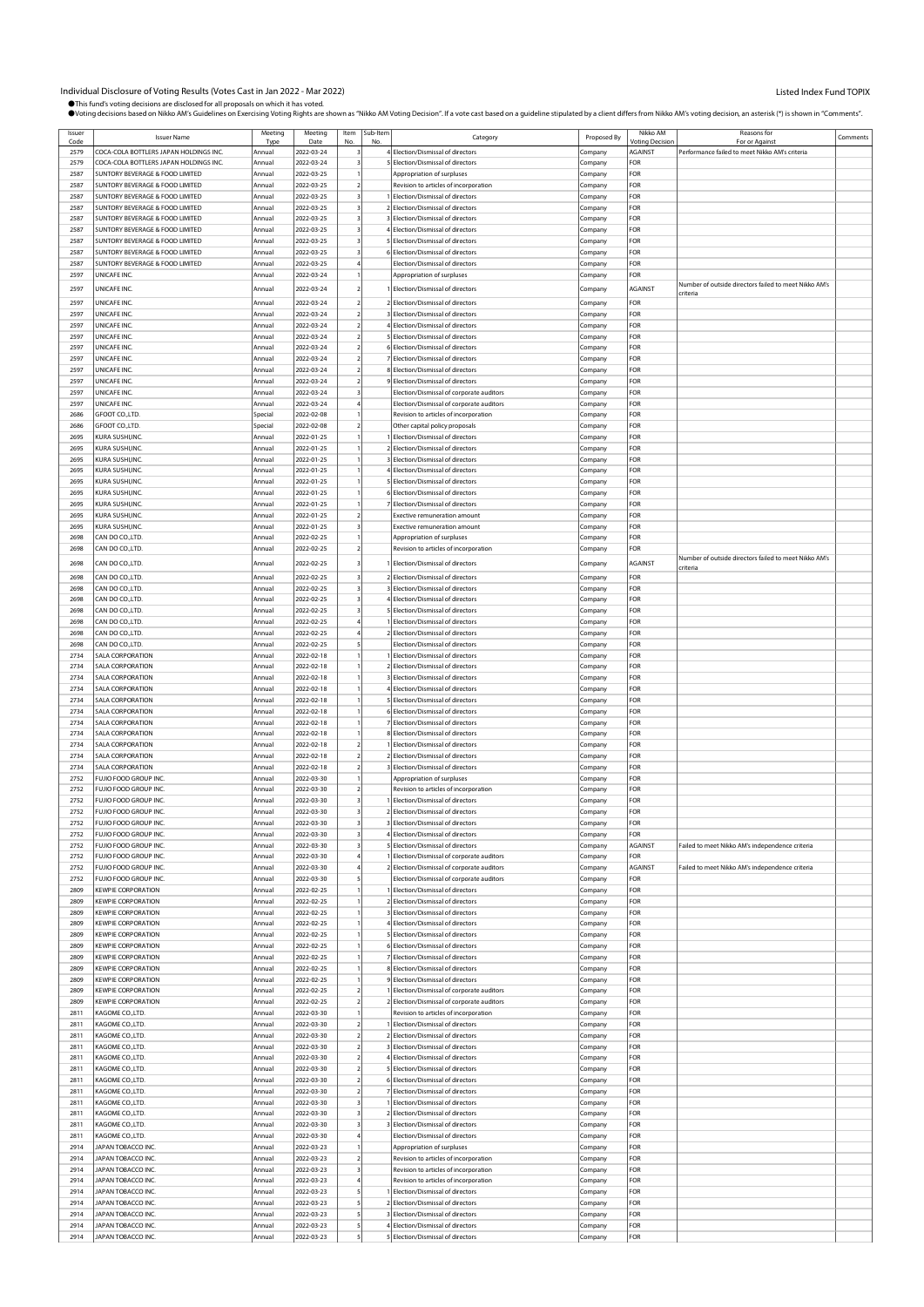Individual Disclosure of Voting Results (Votes Cast in Jan 2022 - Mar 2022)

Listed Index Fund TOPIX

●This fund's voting decisions are disclosed for all proposals on which it has voted.

●Voting decisions based on Nikko AM's Guidelines on Exercising Voting Rights are shown as "Nikko AM Voting Decision". If a vote cast based on a guideline stipulated by a client differs from Nikko AM's voting decision, an asterisk (*) is shown in "Comments".

| Issuer Code | Issuer Name | Meeting Type | Meeting Date | Item No. | Sub-Item No. | Category | Proposed By | Nikko AM Voting Decision | Reasons for For or Against | Comments |
|---|---|---|---|---|---|---|---|---|---|---|
| 2579 | COCA-COLA BOTTLERS JAPAN HOLDINGS INC. | Annual | 2022-03-24 | 3 | 4 | Election/Dismissal of directors | Company | AGAINST | Performance failed to meet Nikko AM's criteria | |
| 2579 | COCA-COLA BOTTLERS JAPAN HOLDINGS INC. | Annual | 2022-03-24 | 3 | 5 | Election/Dismissal of directors | Company | FOR | | |
| 2587 | SUNTORY BEVERAGE & FOOD LIMITED | Annual | 2022-03-25 | 1 | | Appropriation of surpluses | Company | FOR | | |
| 2587 | SUNTORY BEVERAGE & FOOD LIMITED | Annual | 2022-03-25 | 2 | | Revision to articles of incorporation | Company | FOR | | |
| 2587 | SUNTORY BEVERAGE & FOOD LIMITED | Annual | 2022-03-25 | 3 | 1 | Election/Dismissal of directors | Company | FOR | | |
| 2587 | SUNTORY BEVERAGE & FOOD LIMITED | Annual | 2022-03-25 | 3 | 2 | Election/Dismissal of directors | Company | FOR | | |
| 2587 | SUNTORY BEVERAGE & FOOD LIMITED | Annual | 2022-03-25 | 3 | 3 | Election/Dismissal of directors | Company | FOR | | |
| 2587 | SUNTORY BEVERAGE & FOOD LIMITED | Annual | 2022-03-25 | 3 | 4 | Election/Dismissal of directors | Company | FOR | | |
| 2587 | SUNTORY BEVERAGE & FOOD LIMITED | Annual | 2022-03-25 | 3 | 5 | Election/Dismissal of directors | Company | FOR | | |
| 2587 | SUNTORY BEVERAGE & FOOD LIMITED | Annual | 2022-03-25 | 3 | 6 | Election/Dismissal of directors | Company | FOR | | |
| 2587 | SUNTORY BEVERAGE & FOOD LIMITED | Annual | 2022-03-25 | 4 | | Election/Dismissal of directors | Company | FOR | | |
| 2597 | UNICAFE INC. | Annual | 2022-03-24 | 1 | | Appropriation of surpluses | Company | FOR | | |
| 2597 | UNICAFE INC. | Annual | 2022-03-24 | 2 | 1 | Election/Dismissal of directors | Company | AGAINST | Number of outside directors failed to meet Nikko AM's criteria | |
| 2597 | UNICAFE INC. | Annual | 2022-03-24 | 2 | 2 | Election/Dismissal of directors | Company | FOR | | |
| 2597 | UNICAFE INC. | Annual | 2022-03-24 | 2 | 3 | Election/Dismissal of directors | Company | FOR | | |
| 2597 | UNICAFE INC. | Annual | 2022-03-24 | 2 | 4 | Election/Dismissal of directors | Company | FOR | | |
| 2597 | UNICAFE INC. | Annual | 2022-03-24 | 2 | 5 | Election/Dismissal of directors | Company | FOR | | |
| 2597 | UNICAFE INC. | Annual | 2022-03-24 | 2 | 6 | Election/Dismissal of directors | Company | FOR | | |
| 2597 | UNICAFE INC. | Annual | 2022-03-24 | 2 | 7 | Election/Dismissal of directors | Company | FOR | | |
| 2597 | UNICAFE INC. | Annual | 2022-03-24 | 2 | 8 | Election/Dismissal of directors | Company | FOR | | |
| 2597 | UNICAFE INC. | Annual | 2022-03-24 | 2 | 9 | Election/Dismissal of directors | Company | FOR | | |
| 2597 | UNICAFE INC. | Annual | 2022-03-24 | 3 | | Election/Dismissal of corporate auditors | Company | FOR | | |
| 2597 | UNICAFE INC. | Annual | 2022-03-24 | 4 | | Election/Dismissal of corporate auditors | Company | FOR | | |
| 2686 | GFOOT CO.,LTD. | Special | 2022-02-08 | 1 | | Revision to articles of incorporation | Company | FOR | | |
| 2686 | GFOOT CO.,LTD. | Special | 2022-02-08 | 2 | | Other capital policy proposals | Company | FOR | | |
| 2695 | KURA SUSHI,INC. | Annual | 2022-01-25 | 1 | 1 | Election/Dismissal of directors | Company | FOR | | |
| 2695 | KURA SUSHI,INC. | Annual | 2022-01-25 | 1 | 2 | Election/Dismissal of directors | Company | FOR | | |
| 2695 | KURA SUSHI,INC. | Annual | 2022-01-25 | 1 | 3 | Election/Dismissal of directors | Company | FOR | | |
| 2695 | KURA SUSHI,INC. | Annual | 2022-01-25 | 1 | 4 | Election/Dismissal of directors | Company | FOR | | |
| 2695 | KURA SUSHI,INC. | Annual | 2022-01-25 | 1 | 5 | Election/Dismissal of directors | Company | FOR | | |
| 2695 | KURA SUSHI,INC. | Annual | 2022-01-25 | 1 | 6 | Election/Dismissal of directors | Company | FOR | | |
| 2695 | KURA SUSHI,INC. | Annual | 2022-01-25 | 1 | 7 | Election/Dismissal of directors | Company | FOR | | |
| 2695 | KURA SUSHI,INC. | Annual | 2022-01-25 | 2 | | Exective remuneration amount | Company | FOR | | |
| 2695 | KURA SUSHI,INC. | Annual | 2022-01-25 | 3 | | Exective remuneration amount | Company | FOR | | |
| 2698 | CAN DO CO.,LTD. | Annual | 2022-02-25 | 1 | | Appropriation of surpluses | Company | FOR | | |
| 2698 | CAN DO CO.,LTD. | Annual | 2022-02-25 | 2 | | Revision to articles of incorporation | Company | FOR | | |
| 2698 | CAN DO CO.,LTD. | Annual | 2022-02-25 | 3 | 1 | Election/Dismissal of directors | Company | AGAINST | Number of outside directors failed to meet Nikko AM's criteria | |
| 2698 | CAN DO CO.,LTD. | Annual | 2022-02-25 | 3 | 2 | Election/Dismissal of directors | Company | FOR | | |
| 2698 | CAN DO CO.,LTD. | Annual | 2022-02-25 | 3 | 3 | Election/Dismissal of directors | Company | FOR | | |
| 2698 | CAN DO CO.,LTD. | Annual | 2022-02-25 | 3 | 4 | Election/Dismissal of directors | Company | FOR | | |
| 2698 | CAN DO CO.,LTD. | Annual | 2022-02-25 | 3 | 5 | Election/Dismissal of directors | Company | FOR | | |
| 2698 | CAN DO CO.,LTD. | Annual | 2022-02-25 | 4 | 1 | Election/Dismissal of directors | Company | FOR | | |
| 2698 | CAN DO CO.,LTD. | Annual | 2022-02-25 | 4 | 2 | Election/Dismissal of directors | Company | FOR | | |
| 2698 | CAN DO CO.,LTD. | Annual | 2022-02-25 | 5 | | Election/Dismissal of directors | Company | FOR | | |
| 2734 | SALA CORPORATION | Annual | 2022-02-18 | 1 | 1 | Election/Dismissal of directors | Company | FOR | | |
| 2734 | SALA CORPORATION | Annual | 2022-02-18 | 1 | 2 | Election/Dismissal of directors | Company | FOR | | |
| 2734 | SALA CORPORATION | Annual | 2022-02-18 | 1 | 3 | Election/Dismissal of directors | Company | FOR | | |
| 2734 | SALA CORPORATION | Annual | 2022-02-18 | 1 | 4 | Election/Dismissal of directors | Company | FOR | | |
| 2734 | SALA CORPORATION | Annual | 2022-02-18 | 1 | 5 | Election/Dismissal of directors | Company | FOR | | |
| 2734 | SALA CORPORATION | Annual | 2022-02-18 | 1 | 6 | Election/Dismissal of directors | Company | FOR | | |
| 2734 | SALA CORPORATION | Annual | 2022-02-18 | 1 | 7 | Election/Dismissal of directors | Company | FOR | | |
| 2734 | SALA CORPORATION | Annual | 2022-02-18 | 1 | 8 | Election/Dismissal of directors | Company | FOR | | |
| 2734 | SALA CORPORATION | Annual | 2022-02-18 | 2 | 1 | Election/Dismissal of directors | Company | FOR | | |
| 2734 | SALA CORPORATION | Annual | 2022-02-18 | 2 | 2 | Election/Dismissal of directors | Company | FOR | | |
| 2734 | SALA CORPORATION | Annual | 2022-02-18 | 2 | 3 | Election/Dismissal of directors | Company | FOR | | |
| 2752 | FUJIO FOOD GROUP INC. | Annual | 2022-03-30 | 1 | | Appropriation of surpluses | Company | FOR | | |
| 2752 | FUJIO FOOD GROUP INC. | Annual | 2022-03-30 | 2 | | Revision to articles of incorporation | Company | FOR | | |
| 2752 | FUJIO FOOD GROUP INC. | Annual | 2022-03-30 | 3 | 1 | Election/Dismissal of directors | Company | FOR | | |
| 2752 | FUJIO FOOD GROUP INC. | Annual | 2022-03-30 | 3 | 2 | Election/Dismissal of directors | Company | FOR | | |
| 2752 | FUJIO FOOD GROUP INC. | Annual | 2022-03-30 | 3 | 3 | Election/Dismissal of directors | Company | FOR | | |
| 2752 | FUJIO FOOD GROUP INC. | Annual | 2022-03-30 | 3 | 4 | Election/Dismissal of directors | Company | FOR | | |
| 2752 | FUJIO FOOD GROUP INC. | Annual | 2022-03-30 | 3 | 5 | Election/Dismissal of directors | Company | AGAINST | Failed to meet Nikko AM's independence criteria | |
| 2752 | FUJIO FOOD GROUP INC. | Annual | 2022-03-30 | 4 | 1 | Election/Dismissal of corporate auditors | Company | FOR | | |
| 2752 | FUJIO FOOD GROUP INC. | Annual | 2022-03-30 | 4 | 2 | Election/Dismissal of corporate auditors | Company | AGAINST | Failed to meet Nikko AM's independence criteria | |
| 2752 | FUJIO FOOD GROUP INC. | Annual | 2022-03-30 | 5 | | Election/Dismissal of corporate auditors | Company | FOR | | |
| 2809 | KEWPIE CORPORATION | Annual | 2022-02-25 | 1 | 1 | Election/Dismissal of directors | Company | FOR | | |
| 2809 | KEWPIE CORPORATION | Annual | 2022-02-25 | 1 | 2 | Election/Dismissal of directors | Company | FOR | | |
| 2809 | KEWPIE CORPORATION | Annual | 2022-02-25 | 1 | 3 | Election/Dismissal of directors | Company | FOR | | |
| 2809 | KEWPIE CORPORATION | Annual | 2022-02-25 | 1 | 4 | Election/Dismissal of directors | Company | FOR | | |
| 2809 | KEWPIE CORPORATION | Annual | 2022-02-25 | 1 | 5 | Election/Dismissal of directors | Company | FOR | | |
| 2809 | KEWPIE CORPORATION | Annual | 2022-02-25 | 1 | 6 | Election/Dismissal of directors | Company | FOR | | |
| 2809 | KEWPIE CORPORATION | Annual | 2022-02-25 | 1 | 7 | Election/Dismissal of directors | Company | FOR | | |
| 2809 | KEWPIE CORPORATION | Annual | 2022-02-25 | 1 | 8 | Election/Dismissal of directors | Company | FOR | | |
| 2809 | KEWPIE CORPORATION | Annual | 2022-02-25 | 1 | 9 | Election/Dismissal of directors | Company | FOR | | |
| 2809 | KEWPIE CORPORATION | Annual | 2022-02-25 | 2 | 1 | Election/Dismissal of corporate auditors | Company | FOR | | |
| 2809 | KEWPIE CORPORATION | Annual | 2022-02-25 | 2 | 2 | Election/Dismissal of corporate auditors | Company | FOR | | |
| 2811 | KAGOME CO.,LTD. | Annual | 2022-03-30 | 1 | | Revision to articles of incorporation | Company | FOR | | |
| 2811 | KAGOME CO.,LTD. | Annual | 2022-03-30 | 2 | 1 | Election/Dismissal of directors | Company | FOR | | |
| 2811 | KAGOME CO.,LTD. | Annual | 2022-03-30 | 2 | 2 | Election/Dismissal of directors | Company | FOR | | |
| 2811 | KAGOME CO.,LTD. | Annual | 2022-03-30 | 2 | 3 | Election/Dismissal of directors | Company | FOR | | |
| 2811 | KAGOME CO.,LTD. | Annual | 2022-03-30 | 2 | 4 | Election/Dismissal of directors | Company | FOR | | |
| 2811 | KAGOME CO.,LTD. | Annual | 2022-03-30 | 2 | 5 | Election/Dismissal of directors | Company | FOR | | |
| 2811 | KAGOME CO.,LTD. | Annual | 2022-03-30 | 2 | 6 | Election/Dismissal of directors | Company | FOR | | |
| 2811 | KAGOME CO.,LTD. | Annual | 2022-03-30 | 2 | 7 | Election/Dismissal of directors | Company | FOR | | |
| 2811 | KAGOME CO.,LTD. | Annual | 2022-03-30 | 3 | 1 | Election/Dismissal of directors | Company | FOR | | |
| 2811 | KAGOME CO.,LTD. | Annual | 2022-03-30 | 3 | 2 | Election/Dismissal of directors | Company | FOR | | |
| 2811 | KAGOME CO.,LTD. | Annual | 2022-03-30 | 3 | 3 | Election/Dismissal of directors | Company | FOR | | |
| 2811 | KAGOME CO.,LTD. | Annual | 2022-03-30 | 4 | | Election/Dismissal of directors | Company | FOR | | |
| 2914 | JAPAN TOBACCO INC. | Annual | 2022-03-23 | 1 | | Appropriation of surpluses | Company | FOR | | |
| 2914 | JAPAN TOBACCO INC. | Annual | 2022-03-23 | 2 | | Revision to articles of incorporation | Company | FOR | | |
| 2914 | JAPAN TOBACCO INC. | Annual | 2022-03-23 | 3 | | Revision to articles of incorporation | Company | FOR | | |
| 2914 | JAPAN TOBACCO INC. | Annual | 2022-03-23 | 4 | | Revision to articles of incorporation | Company | FOR | | |
| 2914 | JAPAN TOBACCO INC. | Annual | 2022-03-23 | 5 | 1 | Election/Dismissal of directors | Company | FOR | | |
| 2914 | JAPAN TOBACCO INC. | Annual | 2022-03-23 | 5 | 2 | Election/Dismissal of directors | Company | FOR | | |
| 2914 | JAPAN TOBACCO INC. | Annual | 2022-03-23 | 5 | 3 | Election/Dismissal of directors | Company | FOR | | |
| 2914 | JAPAN TOBACCO INC. | Annual | 2022-03-23 | 5 | 4 | Election/Dismissal of directors | Company | FOR | | |
| 2914 | JAPAN TOBACCO INC. | Annual | 2022-03-23 | 5 | 5 | Election/Dismissal of directors | Company | FOR | | |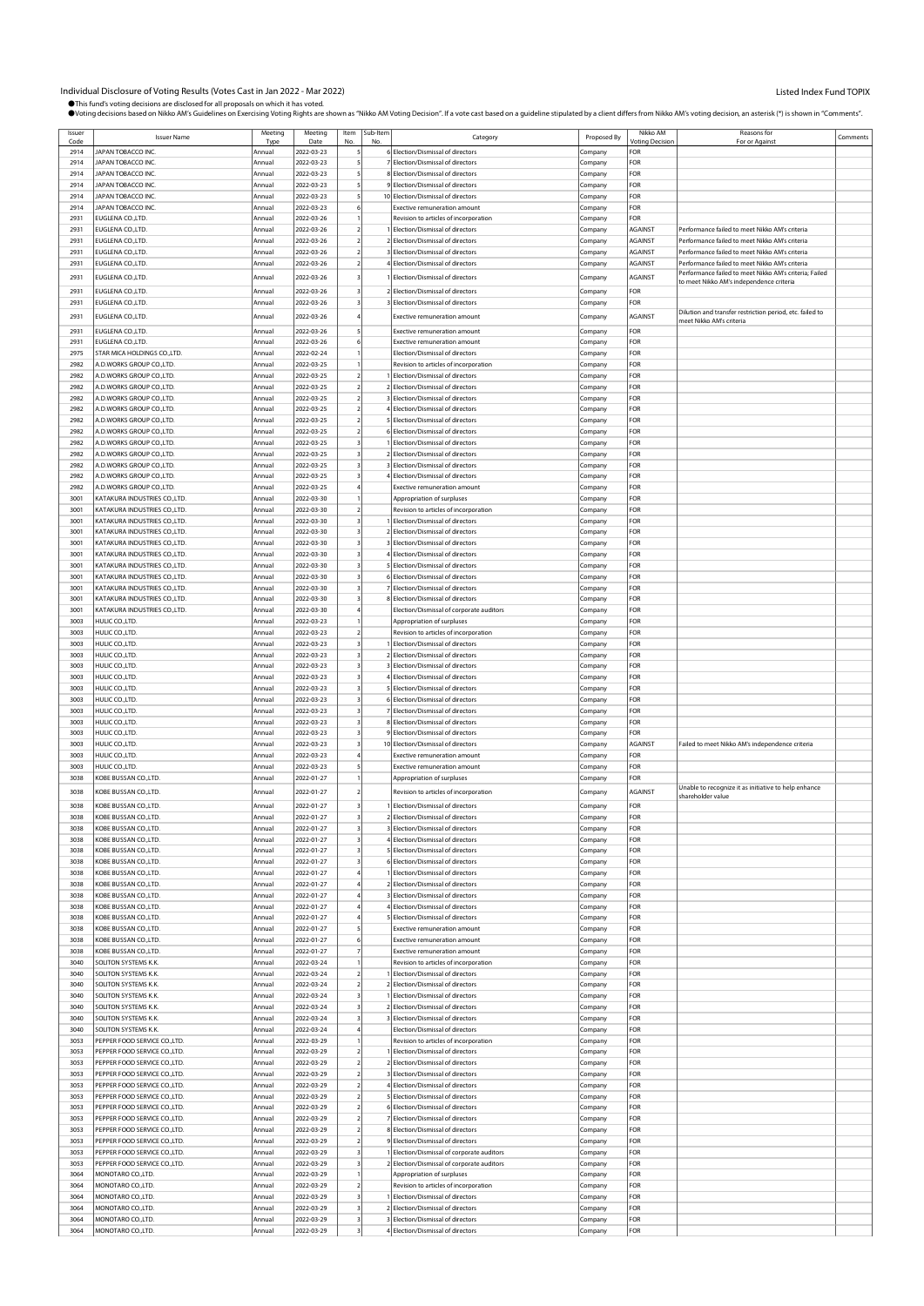Individual Disclosure of Voting Results (Votes Cast in Jan 2022 - Mar 2022)

Listed Index Fund TOPIX

●This fund's voting decisions are disclosed for all proposals on which it has voted.
●Voting decisions based on Nikko AM's Guidelines on Exercising Voting Rights are shown as "Nikko AM Voting Decision". If a vote cast based on a guideline stipulated by a client differs from Nikko AM's voting decision, an asterisk (*) is shown in "Comments".

| Issuer Code | Issuer Name | Meeting Type | Meeting Date | Item No. | Sub-Item No. | Category | Proposed By | Nikko AM Voting Decision | Reasons for For or Against | Comments |
|---|---|---|---|---|---|---|---|---|---|---|
| 2914 | JAPAN TOBACCO INC. | Annual | 2022-03-23 | 5 | 6 | Election/Dismissal of directors | Company | FOR | | |
| 2914 | JAPAN TOBACCO INC. | Annual | 2022-03-23 | 5 | 7 | Election/Dismissal of directors | Company | FOR | | |
| 2914 | JAPAN TOBACCO INC. | Annual | 2022-03-23 | 5 | 8 | Election/Dismissal of directors | Company | FOR | | |
| 2914 | JAPAN TOBACCO INC. | Annual | 2022-03-23 | 5 | 9 | Election/Dismissal of directors | Company | FOR | | |
| 2914 | JAPAN TOBACCO INC. | Annual | 2022-03-23 | 5 | 10 | Election/Dismissal of directors | Company | FOR | | |
| 2914 | JAPAN TOBACCO INC. | Annual | 2022-03-23 | 6 | | Exective remuneration amount | Company | FOR | | |
| 2931 | EUGLENA CO.,LTD. | Annual | 2022-03-26 | 1 | | Revision to articles of incorporation | Company | FOR | | |
| 2931 | EUGLENA CO.,LTD. | Annual | 2022-03-26 | 2 | 1 | Election/Dismissal of directors | Company | AGAINST | Performance failed to meet Nikko AM's criteria | |
| 2931 | EUGLENA CO.,LTD. | Annual | 2022-03-26 | 2 | 2 | Election/Dismissal of directors | Company | AGAINST | Performance failed to meet Nikko AM's criteria | |
| 2931 | EUGLENA CO.,LTD. | Annual | 2022-03-26 | 2 | 3 | Election/Dismissal of directors | Company | AGAINST | Performance failed to meet Nikko AM's criteria | |
| 2931 | EUGLENA CO.,LTD. | Annual | 2022-03-26 | 2 | 4 | Election/Dismissal of directors | Company | AGAINST | Performance failed to meet Nikko AM's criteria | |
| 2931 | EUGLENA CO.,LTD. | Annual | 2022-03-26 | 3 | 1 | Election/Dismissal of directors | Company | AGAINST | Performance failed to meet Nikko AM's criteria; Failed to meet Nikko AM's independence criteria | |
| 2931 | EUGLENA CO.,LTD. | Annual | 2022-03-26 | 3 | 2 | Election/Dismissal of directors | Company | FOR | | |
| 2931 | EUGLENA CO.,LTD. | Annual | 2022-03-26 | 3 | 3 | Election/Dismissal of directors | Company | FOR | | |
| 2931 | EUGLENA CO.,LTD. | Annual | 2022-03-26 | 4 | | Exective remuneration amount | Company | AGAINST | Dilution and transfer restriction period, etc. failed to meet Nikko AM's criteria | |
| 2931 | EUGLENA CO.,LTD. | Annual | 2022-03-26 | 5 | | Exective remuneration amount | Company | FOR | | |
| 2931 | EUGLENA CO.,LTD. | Annual | 2022-03-26 | 6 | | Exective remuneration amount | Company | FOR | | |
| 2975 | STAR MICA HOLDINGS CO.,LTD. | Annual | 2022-02-24 | 1 | | Election/Dismissal of directors | Company | FOR | | |
| 2982 | A.D.WORKS GROUP CO.,LTD. | Annual | 2022-03-25 | 1 | | Revision to articles of incorporation | Company | FOR | | |
| 2982 | A.D.WORKS GROUP CO.,LTD. | Annual | 2022-03-25 | 2 | 1 | Election/Dismissal of directors | Company | FOR | | |
| 2982 | A.D.WORKS GROUP CO.,LTD. | Annual | 2022-03-25 | 2 | 2 | Election/Dismissal of directors | Company | FOR | | |
| 2982 | A.D.WORKS GROUP CO.,LTD. | Annual | 2022-03-25 | 2 | 3 | Election/Dismissal of directors | Company | FOR | | |
| 2982 | A.D.WORKS GROUP CO.,LTD. | Annual | 2022-03-25 | 2 | 4 | Election/Dismissal of directors | Company | FOR | | |
| 2982 | A.D.WORKS GROUP CO.,LTD. | Annual | 2022-03-25 | 2 | 5 | Election/Dismissal of directors | Company | FOR | | |
| 2982 | A.D.WORKS GROUP CO.,LTD. | Annual | 2022-03-25 | 2 | 6 | Election/Dismissal of directors | Company | FOR | | |
| 2982 | A.D.WORKS GROUP CO.,LTD. | Annual | 2022-03-25 | 3 | 1 | Election/Dismissal of directors | Company | FOR | | |
| 2982 | A.D.WORKS GROUP CO.,LTD. | Annual | 2022-03-25 | 3 | 2 | Election/Dismissal of directors | Company | FOR | | |
| 2982 | A.D.WORKS GROUP CO.,LTD. | Annual | 2022-03-25 | 3 | 3 | Election/Dismissal of directors | Company | FOR | | |
| 2982 | A.D.WORKS GROUP CO.,LTD. | Annual | 2022-03-25 | 3 | 4 | Election/Dismissal of directors | Company | FOR | | |
| 2982 | A.D.WORKS GROUP CO.,LTD. | Annual | 2022-03-25 | 4 | | Exective remuneration amount | Company | FOR | | |
| 3001 | KATAKURA INDUSTRIES CO.,LTD. | Annual | 2022-03-30 | 1 | | Appropriation of surpluses | Company | FOR | | |
| 3001 | KATAKURA INDUSTRIES CO.,LTD. | Annual | 2022-03-30 | 2 | | Revision to articles of incorporation | Company | FOR | | |
| 3001 | KATAKURA INDUSTRIES CO.,LTD. | Annual | 2022-03-30 | 3 | 1 | Election/Dismissal of directors | Company | FOR | | |
| 3001 | KATAKURA INDUSTRIES CO.,LTD. | Annual | 2022-03-30 | 3 | 2 | Election/Dismissal of directors | Company | FOR | | |
| 3001 | KATAKURA INDUSTRIES CO.,LTD. | Annual | 2022-03-30 | 3 | 3 | Election/Dismissal of directors | Company | FOR | | |
| 3001 | KATAKURA INDUSTRIES CO.,LTD. | Annual | 2022-03-30 | 3 | 4 | Election/Dismissal of directors | Company | FOR | | |
| 3001 | KATAKURA INDUSTRIES CO.,LTD. | Annual | 2022-03-30 | 3 | 5 | Election/Dismissal of directors | Company | FOR | | |
| 3001 | KATAKURA INDUSTRIES CO.,LTD. | Annual | 2022-03-30 | 3 | 6 | Election/Dismissal of directors | Company | FOR | | |
| 3001 | KATAKURA INDUSTRIES CO.,LTD. | Annual | 2022-03-30 | 3 | 7 | Election/Dismissal of directors | Company | FOR | | |
| 3001 | KATAKURA INDUSTRIES CO.,LTD. | Annual | 2022-03-30 | 3 | 8 | Election/Dismissal of directors | Company | FOR | | |
| 3001 | KATAKURA INDUSTRIES CO.,LTD. | Annual | 2022-03-30 | 4 | | Election/Dismissal of corporate auditors | Company | FOR | | |
| 3003 | HULIC CO.,LTD. | Annual | 2022-03-23 | 1 | | Appropriation of surpluses | Company | FOR | | |
| 3003 | HULIC CO.,LTD. | Annual | 2022-03-23 | 2 | | Revision to articles of incorporation | Company | FOR | | |
| 3003 | HULIC CO.,LTD. | Annual | 2022-03-23 | 3 | 1 | Election/Dismissal of directors | Company | FOR | | |
| 3003 | HULIC CO.,LTD. | Annual | 2022-03-23 | 3 | 2 | Election/Dismissal of directors | Company | FOR | | |
| 3003 | HULIC CO.,LTD. | Annual | 2022-03-23 | 3 | 3 | Election/Dismissal of directors | Company | FOR | | |
| 3003 | HULIC CO.,LTD. | Annual | 2022-03-23 | 3 | 4 | Election/Dismissal of directors | Company | FOR | | |
| 3003 | HULIC CO.,LTD. | Annual | 2022-03-23 | 3 | 5 | Election/Dismissal of directors | Company | FOR | | |
| 3003 | HULIC CO.,LTD. | Annual | 2022-03-23 | 3 | 6 | Election/Dismissal of directors | Company | FOR | | |
| 3003 | HULIC CO.,LTD. | Annual | 2022-03-23 | 3 | 7 | Election/Dismissal of directors | Company | FOR | | |
| 3003 | HULIC CO.,LTD. | Annual | 2022-03-23 | 3 | 8 | Election/Dismissal of directors | Company | FOR | | |
| 3003 | HULIC CO.,LTD. | Annual | 2022-03-23 | 3 | 9 | Election/Dismissal of directors | Company | FOR | | |
| 3003 | HULIC CO.,LTD. | Annual | 2022-03-23 | 3 | 10 | Election/Dismissal of directors | Company | AGAINST | Failed to meet Nikko AM's independence criteria | |
| 3003 | HULIC CO.,LTD. | Annual | 2022-03-23 | 4 | | Exective remuneration amount | Company | FOR | | |
| 3003 | HULIC CO.,LTD. | Annual | 2022-03-23 | 5 | | Exective remuneration amount | Company | FOR | | |
| 3038 | KOBE BUSSAN CO.,LTD. | Annual | 2022-01-27 | 1 | | Appropriation of surpluses | Company | FOR | | |
| 3038 | KOBE BUSSAN CO.,LTD. | Annual | 2022-01-27 | 2 | | Revision to articles of incorporation | Company | AGAINST | Unable to recognize it as initiative to help enhance shareholder value | |
| 3038 | KOBE BUSSAN CO.,LTD. | Annual | 2022-01-27 | 3 | 1 | Election/Dismissal of directors | Company | FOR | | |
| 3038 | KOBE BUSSAN CO.,LTD. | Annual | 2022-01-27 | 3 | 2 | Election/Dismissal of directors | Company | FOR | | |
| 3038 | KOBE BUSSAN CO.,LTD. | Annual | 2022-01-27 | 3 | 3 | Election/Dismissal of directors | Company | FOR | | |
| 3038 | KOBE BUSSAN CO.,LTD. | Annual | 2022-01-27 | 3 | 4 | Election/Dismissal of directors | Company | FOR | | |
| 3038 | KOBE BUSSAN CO.,LTD. | Annual | 2022-01-27 | 3 | 5 | Election/Dismissal of directors | Company | FOR | | |
| 3038 | KOBE BUSSAN CO.,LTD. | Annual | 2022-01-27 | 3 | 6 | Election/Dismissal of directors | Company | FOR | | |
| 3038 | KOBE BUSSAN CO.,LTD. | Annual | 2022-01-27 | 4 | 1 | Election/Dismissal of directors | Company | FOR | | |
| 3038 | KOBE BUSSAN CO.,LTD. | Annual | 2022-01-27 | 4 | 2 | Election/Dismissal of directors | Company | FOR | | |
| 3038 | KOBE BUSSAN CO.,LTD. | Annual | 2022-01-27 | 4 | 3 | Election/Dismissal of directors | Company | FOR | | |
| 3038 | KOBE BUSSAN CO.,LTD. | Annual | 2022-01-27 | 4 | 4 | Election/Dismissal of directors | Company | FOR | | |
| 3038 | KOBE BUSSAN CO.,LTD. | Annual | 2022-01-27 | 4 | 5 | Election/Dismissal of directors | Company | FOR | | |
| 3038 | KOBE BUSSAN CO.,LTD. | Annual | 2022-01-27 | 5 | | Exective remuneration amount | Company | FOR | | |
| 3038 | KOBE BUSSAN CO.,LTD. | Annual | 2022-01-27 | 6 | | Exective remuneration amount | Company | FOR | | |
| 3038 | KOBE BUSSAN CO.,LTD. | Annual | 2022-01-27 | 7 | | Exective remuneration amount | Company | FOR | | |
| 3040 | SOLITON SYSTEMS K.K. | Annual | 2022-03-24 | 1 | | Revision to articles of incorporation | Company | FOR | | |
| 3040 | SOLITON SYSTEMS K.K. | Annual | 2022-03-24 | 2 | 1 | Election/Dismissal of directors | Company | FOR | | |
| 3040 | SOLITON SYSTEMS K.K. | Annual | 2022-03-24 | 2 | 2 | Election/Dismissal of directors | Company | FOR | | |
| 3040 | SOLITON SYSTEMS K.K. | Annual | 2022-03-24 | 3 | 1 | Election/Dismissal of directors | Company | FOR | | |
| 3040 | SOLITON SYSTEMS K.K. | Annual | 2022-03-24 | 3 | 2 | Election/Dismissal of directors | Company | FOR | | |
| 3040 | SOLITON SYSTEMS K.K. | Annual | 2022-03-24 | 3 | 3 | Election/Dismissal of directors | Company | FOR | | |
| 3040 | SOLITON SYSTEMS K.K. | Annual | 2022-03-24 | 4 | | Election/Dismissal of directors | Company | FOR | | |
| 3053 | PEPPER FOOD SERVICE CO.,LTD. | Annual | 2022-03-29 | 1 | | Revision to articles of incorporation | Company | FOR | | |
| 3053 | PEPPER FOOD SERVICE CO.,LTD. | Annual | 2022-03-29 | 2 | 1 | Election/Dismissal of directors | Company | FOR | | |
| 3053 | PEPPER FOOD SERVICE CO.,LTD. | Annual | 2022-03-29 | 2 | 2 | Election/Dismissal of directors | Company | FOR | | |
| 3053 | PEPPER FOOD SERVICE CO.,LTD. | Annual | 2022-03-29 | 2 | 3 | Election/Dismissal of directors | Company | FOR | | |
| 3053 | PEPPER FOOD SERVICE CO.,LTD. | Annual | 2022-03-29 | 2 | 4 | Election/Dismissal of directors | Company | FOR | | |
| 3053 | PEPPER FOOD SERVICE CO.,LTD. | Annual | 2022-03-29 | 2 | 5 | Election/Dismissal of directors | Company | FOR | | |
| 3053 | PEPPER FOOD SERVICE CO.,LTD. | Annual | 2022-03-29 | 2 | 6 | Election/Dismissal of directors | Company | FOR | | |
| 3053 | PEPPER FOOD SERVICE CO.,LTD. | Annual | 2022-03-29 | 2 | 7 | Election/Dismissal of directors | Company | FOR | | |
| 3053 | PEPPER FOOD SERVICE CO.,LTD. | Annual | 2022-03-29 | 2 | 8 | Election/Dismissal of directors | Company | FOR | | |
| 3053 | PEPPER FOOD SERVICE CO.,LTD. | Annual | 2022-03-29 | 2 | 9 | Election/Dismissal of directors | Company | FOR | | |
| 3053 | PEPPER FOOD SERVICE CO.,LTD. | Annual | 2022-03-29 | 3 | 1 | Election/Dismissal of corporate auditors | Company | FOR | | |
| 3053 | PEPPER FOOD SERVICE CO.,LTD. | Annual | 2022-03-29 | 3 | 2 | Election/Dismissal of corporate auditors | Company | FOR | | |
| 3064 | MONOTARO CO.,LTD. | Annual | 2022-03-29 | 1 | | Appropriation of surpluses | Company | FOR | | |
| 3064 | MONOTARO CO.,LTD. | Annual | 2022-03-29 | 2 | | Revision to articles of incorporation | Company | FOR | | |
| 3064 | MONOTARO CO.,LTD. | Annual | 2022-03-29 | 3 | 1 | Election/Dismissal of directors | Company | FOR | | |
| 3064 | MONOTARO CO.,LTD. | Annual | 2022-03-29 | 3 | 2 | Election/Dismissal of directors | Company | FOR | | |
| 3064 | MONOTARO CO.,LTD. | Annual | 2022-03-29 | 3 | 3 | Election/Dismissal of directors | Company | FOR | | |
| 3064 | MONOTARO CO.,LTD. | Annual | 2022-03-29 | 3 | 4 | Election/Dismissal of directors | Company | FOR | | |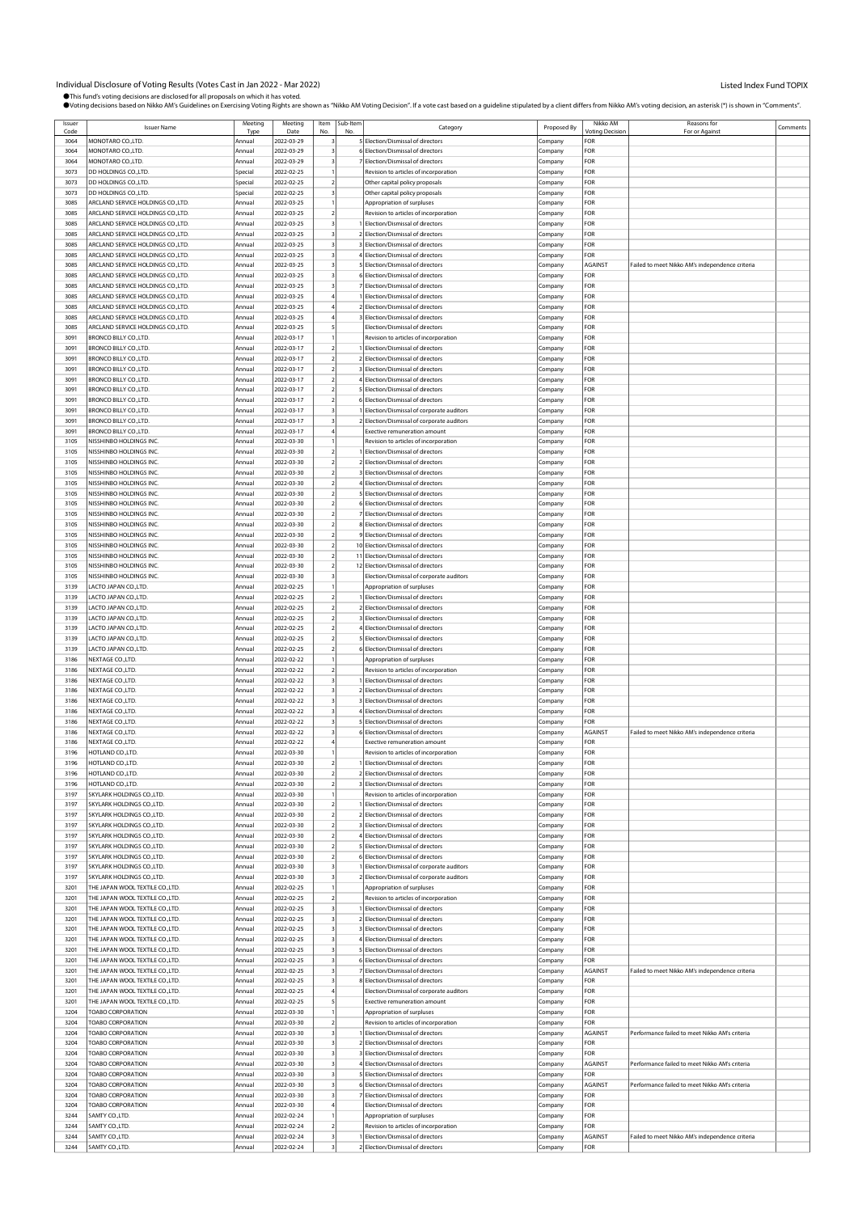Individual Disclosure of Voting Results (Votes Cast in Jan 2022 - Mar 2022)

Listed Index Fund TOPIX

●This fund's voting decisions are disclosed for all proposals on which it has voted.
●Voting decisions based on Nikko AM's Guidelines on Exercising Voting Rights are shown as "Nikko AM Voting Decision". If a vote cast based on a guideline stipulated by a client differs from Nikko AM's voting decision, an asterisk (*) is shown in "Comments".

| Issuer Code | Issuer Name | Meeting Type | Meeting Date | Item No. | Sub-Item No. | Category | Proposed By | Nikko AM Voting Decision | Reasons for For or Against | Comments |
|---|---|---|---|---|---|---|---|---|---|---|
| 3064 | MONOTARO CO.,LTD. | Annual | 2022-03-29 | 3 | 5 | Election/Dismissal of directors | Company | FOR | | |
| 3064 | MONOTARO CO.,LTD. | Annual | 2022-03-29 | 3 | 6 | Election/Dismissal of directors | Company | FOR | | |
| 3064 | MONOTARO CO.,LTD. | Annual | 2022-03-29 | 3 | 7 | Election/Dismissal of directors | Company | FOR | | |
| 3073 | DD HOLDINGS CO.,LTD. | Special | 2022-02-25 | 1 | | Revision to articles of incorporation | Company | FOR | | |
| 3073 | DD HOLDINGS CO.,LTD. | Special | 2022-02-25 | 2 | | Other capital policy proposals | Company | FOR | | |
| 3073 | DD HOLDINGS CO.,LTD. | Special | 2022-02-25 | 3 | | Other capital policy proposals | Company | FOR | | |
| 3085 | ARCLAND SERVICE HOLDINGS CO.,LTD. | Annual | 2022-03-25 | 1 | | Appropriation of surpluses | Company | FOR | | |
| 3085 | ARCLAND SERVICE HOLDINGS CO.,LTD. | Annual | 2022-03-25 | 2 | | Revision to articles of incorporation | Company | FOR | | |
| 3085 | ARCLAND SERVICE HOLDINGS CO.,LTD. | Annual | 2022-03-25 | 3 | 1 | Election/Dismissal of directors | Company | FOR | | |
| 3085 | ARCLAND SERVICE HOLDINGS CO.,LTD. | Annual | 2022-03-25 | 3 | 2 | Election/Dismissal of directors | Company | FOR | | |
| 3085 | ARCLAND SERVICE HOLDINGS CO.,LTD. | Annual | 2022-03-25 | 3 | 3 | Election/Dismissal of directors | Company | FOR | | |
| 3085 | ARCLAND SERVICE HOLDINGS CO.,LTD. | Annual | 2022-03-25 | 3 | 4 | Election/Dismissal of directors | Company | FOR | | |
| 3085 | ARCLAND SERVICE HOLDINGS CO.,LTD. | Annual | 2022-03-25 | 3 | 5 | Election/Dismissal of directors | Company | AGAINST | Failed to meet Nikko AM's independence criteria | |
| 3085 | ARCLAND SERVICE HOLDINGS CO.,LTD. | Annual | 2022-03-25 | 3 | 6 | Election/Dismissal of directors | Company | FOR | | |
| 3085 | ARCLAND SERVICE HOLDINGS CO.,LTD. | Annual | 2022-03-25 | 3 | 7 | Election/Dismissal of directors | Company | FOR | | |
| 3085 | ARCLAND SERVICE HOLDINGS CO.,LTD. | Annual | 2022-03-25 | 4 | 1 | Election/Dismissal of directors | Company | FOR | | |
| 3085 | ARCLAND SERVICE HOLDINGS CO.,LTD. | Annual | 2022-03-25 | 4 | 2 | Election/Dismissal of directors | Company | FOR | | |
| 3085 | ARCLAND SERVICE HOLDINGS CO.,LTD. | Annual | 2022-03-25 | 4 | 3 | Election/Dismissal of directors | Company | FOR | | |
| 3085 | ARCLAND SERVICE HOLDINGS CO.,LTD. | Annual | 2022-03-25 | 5 | | Election/Dismissal of directors | Company | FOR | | |
| 3091 | BRONCO BILLY CO.,LTD. | Annual | 2022-03-17 | 1 | | Revision to articles of incorporation | Company | FOR | | |
| 3091 | BRONCO BILLY CO.,LTD. | Annual | 2022-03-17 | 2 | 1 | Election/Dismissal of directors | Company | FOR | | |
| 3091 | BRONCO BILLY CO.,LTD. | Annual | 2022-03-17 | 2 | 2 | Election/Dismissal of directors | Company | FOR | | |
| 3091 | BRONCO BILLY CO.,LTD. | Annual | 2022-03-17 | 2 | 3 | Election/Dismissal of directors | Company | FOR | | |
| 3091 | BRONCO BILLY CO.,LTD. | Annual | 2022-03-17 | 2 | 4 | Election/Dismissal of directors | Company | FOR | | |
| 3091 | BRONCO BILLY CO.,LTD. | Annual | 2022-03-17 | 2 | 5 | Election/Dismissal of directors | Company | FOR | | |
| 3091 | BRONCO BILLY CO.,LTD. | Annual | 2022-03-17 | 2 | 6 | Election/Dismissal of directors | Company | FOR | | |
| 3091 | BRONCO BILLY CO.,LTD. | Annual | 2022-03-17 | 3 | 1 | Election/Dismissal of corporate auditors | Company | FOR | | |
| 3091 | BRONCO BILLY CO.,LTD. | Annual | 2022-03-17 | 3 | 2 | Election/Dismissal of corporate auditors | Company | FOR | | |
| 3091 | BRONCO BILLY CO.,LTD. | Annual | 2022-03-17 | 4 | | Exective remuneration amount | Company | FOR | | |
| 3105 | NISSHINBO HOLDINGS INC. | Annual | 2022-03-30 | 1 | | Revision to articles of incorporation | Company | FOR | | |
| 3105 | NISSHINBO HOLDINGS INC. | Annual | 2022-03-30 | 2 | 1 | Election/Dismissal of directors | Company | FOR | | |
| 3105 | NISSHINBO HOLDINGS INC. | Annual | 2022-03-30 | 2 | 2 | Election/Dismissal of directors | Company | FOR | | |
| 3105 | NISSHINBO HOLDINGS INC. | Annual | 2022-03-30 | 2 | 3 | Election/Dismissal of directors | Company | FOR | | |
| 3105 | NISSHINBO HOLDINGS INC. | Annual | 2022-03-30 | 2 | 4 | Election/Dismissal of directors | Company | FOR | | |
| 3105 | NISSHINBO HOLDINGS INC. | Annual | 2022-03-30 | 2 | 5 | Election/Dismissal of directors | Company | FOR | | |
| 3105 | NISSHINBO HOLDINGS INC. | Annual | 2022-03-30 | 2 | 6 | Election/Dismissal of directors | Company | FOR | | |
| 3105 | NISSHINBO HOLDINGS INC. | Annual | 2022-03-30 | 2 | 7 | Election/Dismissal of directors | Company | FOR | | |
| 3105 | NISSHINBO HOLDINGS INC. | Annual | 2022-03-30 | 2 | 8 | Election/Dismissal of directors | Company | FOR | | |
| 3105 | NISSHINBO HOLDINGS INC. | Annual | 2022-03-30 | 2 | 9 | Election/Dismissal of directors | Company | FOR | | |
| 3105 | NISSHINBO HOLDINGS INC. | Annual | 2022-03-30 | 2 | 10 | Election/Dismissal of directors | Company | FOR | | |
| 3105 | NISSHINBO HOLDINGS INC. | Annual | 2022-03-30 | 2 | 11 | Election/Dismissal of directors | Company | FOR | | |
| 3105 | NISSHINBO HOLDINGS INC. | Annual | 2022-03-30 | 2 | 12 | Election/Dismissal of directors | Company | FOR | | |
| 3105 | NISSHINBO HOLDINGS INC. | Annual | 2022-03-30 | 3 | | Election/Dismissal of corporate auditors | Company | FOR | | |
| 3139 | LACTO JAPAN CO.,LTD. | Annual | 2022-02-25 | 1 | | Appropriation of surpluses | Company | FOR | | |
| 3139 | LACTO JAPAN CO.,LTD. | Annual | 2022-02-25 | 2 | 1 | Election/Dismissal of directors | Company | FOR | | |
| 3139 | LACTO JAPAN CO.,LTD. | Annual | 2022-02-25 | 2 | 2 | Election/Dismissal of directors | Company | FOR | | |
| 3139 | LACTO JAPAN CO.,LTD. | Annual | 2022-02-25 | 2 | 3 | Election/Dismissal of directors | Company | FOR | | |
| 3139 | LACTO JAPAN CO.,LTD. | Annual | 2022-02-25 | 2 | 4 | Election/Dismissal of directors | Company | FOR | | |
| 3139 | LACTO JAPAN CO.,LTD. | Annual | 2022-02-25 | 2 | 5 | Election/Dismissal of directors | Company | FOR | | |
| 3139 | LACTO JAPAN CO.,LTD. | Annual | 2022-02-25 | 2 | 6 | Election/Dismissal of directors | Company | FOR | | |
| 3186 | NEXTAGE CO.,LTD. | Annual | 2022-02-22 | 1 | | Appropriation of surpluses | Company | FOR | | |
| 3186 | NEXTAGE CO.,LTD. | Annual | 2022-02-22 | 2 | | Revision to articles of incorporation | Company | FOR | | |
| 3186 | NEXTAGE CO.,LTD. | Annual | 2022-02-22 | 3 | 1 | Election/Dismissal of directors | Company | FOR | | |
| 3186 | NEXTAGE CO.,LTD. | Annual | 2022-02-22 | 3 | 2 | Election/Dismissal of directors | Company | FOR | | |
| 3186 | NEXTAGE CO.,LTD. | Annual | 2022-02-22 | 3 | 3 | Election/Dismissal of directors | Company | FOR | | |
| 3186 | NEXTAGE CO.,LTD. | Annual | 2022-02-22 | 3 | 4 | Election/Dismissal of directors | Company | FOR | | |
| 3186 | NEXTAGE CO.,LTD. | Annual | 2022-02-22 | 3 | 5 | Election/Dismissal of directors | Company | FOR | | |
| 3186 | NEXTAGE CO.,LTD. | Annual | 2022-02-22 | 3 | 6 | Election/Dismissal of directors | Company | AGAINST | Failed to meet Nikko AM's independence criteria | |
| 3186 | NEXTAGE CO.,LTD. | Annual | 2022-02-22 | 4 | | Exective remuneration amount | Company | FOR | | |
| 3196 | HOTLAND CO.,LTD. | Annual | 2022-03-30 | 1 | | Revision to articles of incorporation | Company | FOR | | |
| 3196 | HOTLAND CO.,LTD. | Annual | 2022-03-30 | 2 | 1 | Election/Dismissal of directors | Company | FOR | | |
| 3196 | HOTLAND CO.,LTD. | Annual | 2022-03-30 | 2 | 2 | Election/Dismissal of directors | Company | FOR | | |
| 3196 | HOTLAND CO.,LTD. | Annual | 2022-03-30 | 2 | 3 | Election/Dismissal of directors | Company | FOR | | |
| 3197 | SKYLARK HOLDINGS CO.,LTD. | Annual | 2022-03-30 | 1 | | Revision to articles of incorporation | Company | FOR | | |
| 3197 | SKYLARK HOLDINGS CO.,LTD. | Annual | 2022-03-30 | 2 | 1 | Election/Dismissal of directors | Company | FOR | | |
| 3197 | SKYLARK HOLDINGS CO.,LTD. | Annual | 2022-03-30 | 2 | 2 | Election/Dismissal of directors | Company | FOR | | |
| 3197 | SKYLARK HOLDINGS CO.,LTD. | Annual | 2022-03-30 | 2 | 3 | Election/Dismissal of directors | Company | FOR | | |
| 3197 | SKYLARK HOLDINGS CO.,LTD. | Annual | 2022-03-30 | 2 | 4 | Election/Dismissal of directors | Company | FOR | | |
| 3197 | SKYLARK HOLDINGS CO.,LTD. | Annual | 2022-03-30 | 2 | 5 | Election/Dismissal of directors | Company | FOR | | |
| 3197 | SKYLARK HOLDINGS CO.,LTD. | Annual | 2022-03-30 | 2 | 6 | Election/Dismissal of directors | Company | FOR | | |
| 3197 | SKYLARK HOLDINGS CO.,LTD. | Annual | 2022-03-30 | 3 | 1 | Election/Dismissal of corporate auditors | Company | FOR | | |
| 3197 | SKYLARK HOLDINGS CO.,LTD. | Annual | 2022-03-30 | 3 | 2 | Election/Dismissal of corporate auditors | Company | FOR | | |
| 3201 | THE JAPAN WOOL TEXTILE CO.,LTD. | Annual | 2022-02-25 | 1 | | Appropriation of surpluses | Company | FOR | | |
| 3201 | THE JAPAN WOOL TEXTILE CO.,LTD. | Annual | 2022-02-25 | 2 | | Revision to articles of incorporation | Company | FOR | | |
| 3201 | THE JAPAN WOOL TEXTILE CO.,LTD. | Annual | 2022-02-25 | 3 | 1 | Election/Dismissal of directors | Company | FOR | | |
| 3201 | THE JAPAN WOOL TEXTILE CO.,LTD. | Annual | 2022-02-25 | 3 | 2 | Election/Dismissal of directors | Company | FOR | | |
| 3201 | THE JAPAN WOOL TEXTILE CO.,LTD. | Annual | 2022-02-25 | 3 | 3 | Election/Dismissal of directors | Company | FOR | | |
| 3201 | THE JAPAN WOOL TEXTILE CO.,LTD. | Annual | 2022-02-25 | 3 | 4 | Election/Dismissal of directors | Company | FOR | | |
| 3201 | THE JAPAN WOOL TEXTILE CO.,LTD. | Annual | 2022-02-25 | 3 | 5 | Election/Dismissal of directors | Company | FOR | | |
| 3201 | THE JAPAN WOOL TEXTILE CO.,LTD. | Annual | 2022-02-25 | 3 | 6 | Election/Dismissal of directors | Company | FOR | | |
| 3201 | THE JAPAN WOOL TEXTILE CO.,LTD. | Annual | 2022-02-25 | 3 | 7 | Election/Dismissal of directors | Company | AGAINST | Failed to meet Nikko AM's independence criteria | |
| 3201 | THE JAPAN WOOL TEXTILE CO.,LTD. | Annual | 2022-02-25 | 3 | 8 | Election/Dismissal of directors | Company | FOR | | |
| 3201 | THE JAPAN WOOL TEXTILE CO.,LTD. | Annual | 2022-02-25 | 4 | | Election/Dismissal of corporate auditors | Company | FOR | | |
| 3201 | THE JAPAN WOOL TEXTILE CO.,LTD. | Annual | 2022-02-25 | 5 | | Exective remuneration amount | Company | FOR | | |
| 3204 | TOABO CORPORATION | Annual | 2022-03-30 | 1 | | Appropriation of surpluses | Company | FOR | | |
| 3204 | TOABO CORPORATION | Annual | 2022-03-30 | 2 | | Revision to articles of incorporation | Company | FOR | | |
| 3204 | TOABO CORPORATION | Annual | 2022-03-30 | 3 | 1 | Election/Dismissal of directors | Company | AGAINST | Performance failed to meet Nikko AM's criteria | |
| 3204 | TOABO CORPORATION | Annual | 2022-03-30 | 3 | 2 | Election/Dismissal of directors | Company | FOR | | |
| 3204 | TOABO CORPORATION | Annual | 2022-03-30 | 3 | 3 | Election/Dismissal of directors | Company | FOR | | |
| 3204 | TOABO CORPORATION | Annual | 2022-03-30 | 3 | 4 | Election/Dismissal of directors | Company | AGAINST | Performance failed to meet Nikko AM's criteria | |
| 3204 | TOABO CORPORATION | Annual | 2022-03-30 | 3 | 5 | Election/Dismissal of directors | Company | FOR | | |
| 3204 | TOABO CORPORATION | Annual | 2022-03-30 | 3 | 6 | Election/Dismissal of directors | Company | AGAINST | Performance failed to meet Nikko AM's criteria | |
| 3204 | TOABO CORPORATION | Annual | 2022-03-30 | 3 | 7 | Election/Dismissal of directors | Company | FOR | | |
| 3204 | TOABO CORPORATION | Annual | 2022-03-30 | 4 | | Election/Dismissal of directors | Company | FOR | | |
| 3244 | SAMTY CO.,LTD. | Annual | 2022-02-24 | 1 | | Appropriation of surpluses | Company | FOR | | |
| 3244 | SAMTY CO.,LTD. | Annual | 2022-02-24 | 2 | | Revision to articles of incorporation | Company | FOR | | |
| 3244 | SAMTY CO.,LTD. | Annual | 2022-02-24 | 3 | 1 | Election/Dismissal of directors | Company | AGAINST | Failed to meet Nikko AM's independence criteria | |
| 3244 | SAMTY CO.,LTD. | Annual | 2022-02-24 | 3 | 2 | Election/Dismissal of directors | Company | FOR | | |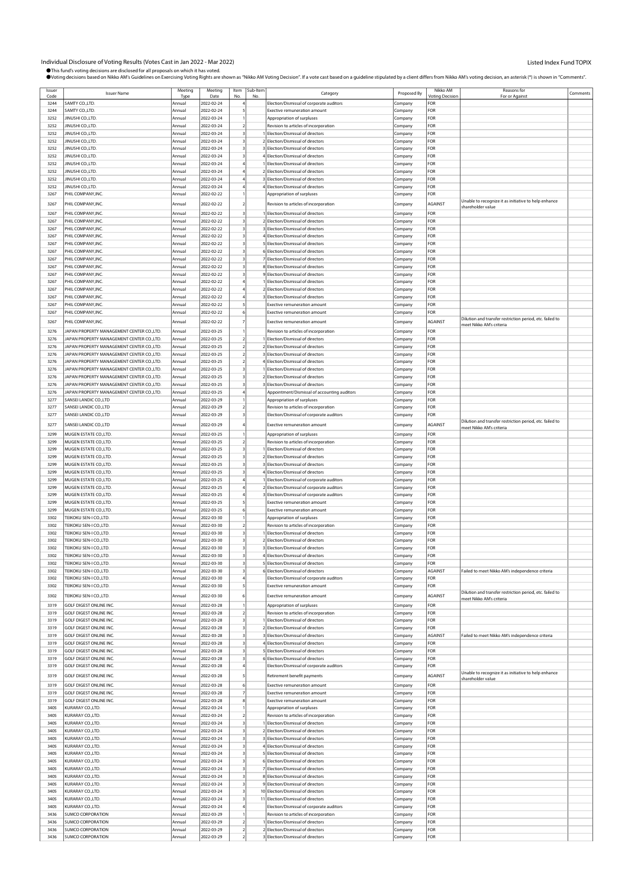# Individual Disclosure of Voting Results (Votes Cast in Jan 2022 - Mar 2022)

Listed Index Fund TOPIX

●This fund's voting decisions are disclosed for all proposals on which it has voted.
●Voting decisions based on Nikko AM's Guidelines on Exercising Voting Rights are shown as "Nikko AM Voting Decision". If a vote cast based on a guideline stipulated by a client differs from Nikko AM's voting decision, an asterisk (*) is shown in "Comments".

| Issuer Code | Issuer Name | Meeting Type | Meeting Date | Item No. | Sub-Item No. | Category | Proposed By | Nikko AM Voting Decision | Reasons for For or Against | Comments |
|---|---|---|---|---|---|---|---|---|---|---|
| 3244 | SAMTY CO.,LTD. | Annual | 2022-02-24 | 4 | | Election/Dismissal of corporate auditors | Company | FOR | | |
| 3244 | SAMTY CO.,LTD. | Annual | 2022-02-24 | 5 | | Exective remuneration amount | Company | FOR | | |
| 3252 | JINUSHI CO.,LTD. | Annual | 2022-03-24 | 1 | | Appropriation of surpluses | Company | FOR | | |
| 3252 | JINUSHI CO.,LTD. | Annual | 2022-03-24 | 2 | | Revision to articles of incorporation | Company | FOR | | |
| 3252 | JINUSHI CO.,LTD. | Annual | 2022-03-24 | 3 | 1 | Election/Dismissal of directors | Company | FOR | | |
| 3252 | JINUSHI CO.,LTD. | Annual | 2022-03-24 | 3 | 2 | Election/Dismissal of directors | Company | FOR | | |
| 3252 | JINUSHI CO.,LTD. | Annual | 2022-03-24 | 3 | 3 | Election/Dismissal of directors | Company | FOR | | |
| 3252 | JINUSHI CO.,LTD. | Annual | 2022-03-24 | 3 | 4 | Election/Dismissal of directors | Company | FOR | | |
| 3252 | JINUSHI CO.,LTD. | Annual | 2022-03-24 | 4 | 1 | Election/Dismissal of directors | Company | FOR | | |
| 3252 | JINUSHI CO.,LTD. | Annual | 2022-03-24 | 4 | 2 | Election/Dismissal of directors | Company | FOR | | |
| 3252 | JINUSHI CO.,LTD. | Annual | 2022-03-24 | 4 | 3 | Election/Dismissal of directors | Company | FOR | | |
| 3252 | JINUSHI CO.,LTD. | Annual | 2022-03-24 | 4 | 4 | Election/Dismissal of directors | Company | FOR | | |
| 3267 | PHIL COMPANY,INC. | Annual | 2022-02-22 | 1 | | Appropriation of surpluses | Company | FOR | | |
| 3267 | PHIL COMPANY,INC. | Annual | 2022-02-22 | 2 | | Revision to articles of incorporation | Company | AGAINST | Unable to recognize it as initiative to help enhance shareholder value | |
| 3267 | PHIL COMPANY,INC. | Annual | 2022-02-22 | 3 | 1 | Election/Dismissal of directors | Company | FOR | | |
| 3267 | PHIL COMPANY,INC. | Annual | 2022-02-22 | 3 | 2 | Election/Dismissal of directors | Company | FOR | | |
| 3267 | PHIL COMPANY,INC. | Annual | 2022-02-22 | 3 | 3 | Election/Dismissal of directors | Company | FOR | | |
| 3267 | PHIL COMPANY,INC. | Annual | 2022-02-22 | 3 | 4 | Election/Dismissal of directors | Company | FOR | | |
| 3267 | PHIL COMPANY,INC. | Annual | 2022-02-22 | 3 | 5 | Election/Dismissal of directors | Company | FOR | | |
| 3267 | PHIL COMPANY,INC. | Annual | 2022-02-22 | 3 | 6 | Election/Dismissal of directors | Company | FOR | | |
| 3267 | PHIL COMPANY,INC. | Annual | 2022-02-22 | 3 | 7 | Election/Dismissal of directors | Company | FOR | | |
| 3267 | PHIL COMPANY,INC. | Annual | 2022-02-22 | 3 | 8 | Election/Dismissal of directors | Company | FOR | | |
| 3267 | PHIL COMPANY,INC. | Annual | 2022-02-22 | 3 | 9 | Election/Dismissal of directors | Company | FOR | | |
| 3267 | PHIL COMPANY,INC. | Annual | 2022-02-22 | 4 | 1 | Election/Dismissal of directors | Company | FOR | | |
| 3267 | PHIL COMPANY,INC. | Annual | 2022-02-22 | 4 | 2 | Election/Dismissal of directors | Company | FOR | | |
| 3267 | PHIL COMPANY,INC. | Annual | 2022-02-22 | 4 | 3 | Election/Dismissal of directors | Company | FOR | | |
| 3267 | PHIL COMPANY,INC. | Annual | 2022-02-22 | 5 | | Exective remuneration amount | Company | FOR | | |
| 3267 | PHIL COMPANY,INC. | Annual | 2022-02-22 | 6 | | Exective remuneration amount | Company | FOR | | |
| 3267 | PHIL COMPANY,INC. | Annual | 2022-02-22 | 7 | | Exective remuneration amount | Company | AGAINST | Dilution and transfer restriction period, etc. failed to meet Nikko AM's criteria | |
| 3276 | JAPAN PROPERTY MANAGEMENT CENTER CO.,LTD. | Annual | 2022-03-25 | 1 | | Revision to articles of incorporation | Company | FOR | | |
| 3276 | JAPAN PROPERTY MANAGEMENT CENTER CO.,LTD. | Annual | 2022-03-25 | 2 | 1 | Election/Dismissal of directors | Company | FOR | | |
| 3276 | JAPAN PROPERTY MANAGEMENT CENTER CO.,LTD. | Annual | 2022-03-25 | 2 | 2 | Election/Dismissal of directors | Company | FOR | | |
| 3276 | JAPAN PROPERTY MANAGEMENT CENTER CO.,LTD. | Annual | 2022-03-25 | 2 | 3 | Election/Dismissal of directors | Company | FOR | | |
| 3276 | JAPAN PROPERTY MANAGEMENT CENTER CO.,LTD. | Annual | 2022-03-25 | 2 | 4 | Election/Dismissal of directors | Company | FOR | | |
| 3276 | JAPAN PROPERTY MANAGEMENT CENTER CO.,LTD. | Annual | 2022-03-25 | 3 | 1 | Election/Dismissal of directors | Company | FOR | | |
| 3276 | JAPAN PROPERTY MANAGEMENT CENTER CO.,LTD. | Annual | 2022-03-25 | 3 | 2 | Election/Dismissal of directors | Company | FOR | | |
| 3276 | JAPAN PROPERTY MANAGEMENT CENTER CO.,LTD. | Annual | 2022-03-25 | 3 | 3 | Election/Dismissal of directors | Company | FOR | | |
| 3276 | JAPAN PROPERTY MANAGEMENT CENTER CO.,LTD. | Annual | 2022-03-25 | 4 | | Appointment/Dismissal of accounting auditors | Company | FOR | | |
| 3277 | SANSEI LANDIC CO.,LTD | Annual | 2022-03-29 | 1 | | Appropriation of surpluses | Company | FOR | | |
| 3277 | SANSEI LANDIC CO.,LTD | Annual | 2022-03-29 | 2 | | Revision to articles of incorporation | Company | FOR | | |
| 3277 | SANSEI LANDIC CO.,LTD | Annual | 2022-03-29 | 3 | | Election/Dismissal of corporate auditors | Company | FOR | | |
| 3277 | SANSEI LANDIC CO.,LTD | Annual | 2022-03-29 | 4 | | Exective remuneration amount | Company | AGAINST | Dilution and transfer restriction period, etc. failed to meet Nikko AM's criteria | |
| 3299 | MUGEN ESTATE CO.,LTD. | Annual | 2022-03-25 | 1 | | Appropriation of surpluses | Company | FOR | | |
| 3299 | MUGEN ESTATE CO.,LTD. | Annual | 2022-03-25 | 2 | | Revision to articles of incorporation | Company | FOR | | |
| 3299 | MUGEN ESTATE CO.,LTD. | Annual | 2022-03-25 | 3 | 1 | Election/Dismissal of directors | Company | FOR | | |
| 3299 | MUGEN ESTATE CO.,LTD. | Annual | 2022-03-25 | 3 | 2 | Election/Dismissal of directors | Company | FOR | | |
| 3299 | MUGEN ESTATE CO.,LTD. | Annual | 2022-03-25 | 3 | 3 | Election/Dismissal of directors | Company | FOR | | |
| 3299 | MUGEN ESTATE CO.,LTD. | Annual | 2022-03-25 | 3 | 4 | Election/Dismissal of directors | Company | FOR | | |
| 3299 | MUGEN ESTATE CO.,LTD. | Annual | 2022-03-25 | 4 | 1 | Election/Dismissal of corporate auditors | Company | FOR | | |
| 3299 | MUGEN ESTATE CO.,LTD. | Annual | 2022-03-25 | 4 | 2 | Election/Dismissal of corporate auditors | Company | FOR | | |
| 3299 | MUGEN ESTATE CO.,LTD. | Annual | 2022-03-25 | 4 | 3 | Election/Dismissal of corporate auditors | Company | FOR | | |
| 3299 | MUGEN ESTATE CO.,LTD. | Annual | 2022-03-25 | 5 | | Exective remuneration amount | Company | FOR | | |
| 3299 | MUGEN ESTATE CO.,LTD. | Annual | 2022-03-25 | 6 | | Exective remuneration amount | Company | FOR | | |
| 3302 | TEIKOKU SEN-I CO.,LTD. | Annual | 2022-03-30 | 1 | | Appropriation of surpluses | Company | FOR | | |
| 3302 | TEIKOKU SEN-I CO.,LTD. | Annual | 2022-03-30 | 2 | | Revision to articles of incorporation | Company | FOR | | |
| 3302 | TEIKOKU SEN-I CO.,LTD. | Annual | 2022-03-30 | 3 | 1 | Election/Dismissal of directors | Company | FOR | | |
| 3302 | TEIKOKU SEN-I CO.,LTD. | Annual | 2022-03-30 | 3 | 2 | Election/Dismissal of directors | Company | FOR | | |
| 3302 | TEIKOKU SEN-I CO.,LTD. | Annual | 2022-03-30 | 3 | 3 | Election/Dismissal of directors | Company | FOR | | |
| 3302 | TEIKOKU SEN-I CO.,LTD. | Annual | 2022-03-30 | 3 | 4 | Election/Dismissal of directors | Company | FOR | | |
| 3302 | TEIKOKU SEN-I CO.,LTD. | Annual | 2022-03-30 | 3 | 5 | Election/Dismissal of directors | Company | FOR | | |
| 3302 | TEIKOKU SEN-I CO.,LTD. | Annual | 2022-03-30 | 3 | 6 | Election/Dismissal of directors | Company | AGAINST | Failed to meet Nikko AM's independence criteria | |
| 3302 | TEIKOKU SEN-I CO.,LTD. | Annual | 2022-03-30 | 4 | | Election/Dismissal of corporate auditors | Company | FOR | | |
| 3302 | TEIKOKU SEN-I CO.,LTD. | Annual | 2022-03-30 | 5 | | Exective remuneration amount | Company | FOR | | |
| 3302 | TEIKOKU SEN-I CO.,LTD. | Annual | 2022-03-30 | 6 | | Exective remuneration amount | Company | AGAINST | Dilution and transfer restriction period, etc. failed to meet Nikko AM's criteria | |
| 3319 | GOLF DIGEST ONLINE INC. | Annual | 2022-03-28 | 1 | | Appropriation of surpluses | Company | FOR | | |
| 3319 | GOLF DIGEST ONLINE INC. | Annual | 2022-03-28 | 2 | | Revision to articles of incorporation | Company | FOR | | |
| 3319 | GOLF DIGEST ONLINE INC. | Annual | 2022-03-28 | 3 | 1 | Election/Dismissal of directors | Company | FOR | | |
| 3319 | GOLF DIGEST ONLINE INC. | Annual | 2022-03-28 | 3 | 2 | Election/Dismissal of directors | Company | FOR | | |
| 3319 | GOLF DIGEST ONLINE INC. | Annual | 2022-03-28 | 3 | 3 | Election/Dismissal of directors | Company | AGAINST | Failed to meet Nikko AM's independence criteria | |
| 3319 | GOLF DIGEST ONLINE INC. | Annual | 2022-03-28 | 3 | 4 | Election/Dismissal of directors | Company | FOR | | |
| 3319 | GOLF DIGEST ONLINE INC. | Annual | 2022-03-28 | 3 | 5 | Election/Dismissal of directors | Company | FOR | | |
| 3319 | GOLF DIGEST ONLINE INC. | Annual | 2022-03-28 | 3 | 6 | Election/Dismissal of directors | Company | FOR | | |
| 3319 | GOLF DIGEST ONLINE INC. | Annual | 2022-03-28 | 4 | | Election/Dismissal of corporate auditors | Company | FOR | | |
| 3319 | GOLF DIGEST ONLINE INC. | Annual | 2022-03-28 | 5 | | Retirement benefit payments | Company | AGAINST | Unable to recognize it as initiative to help enhance shareholder value | |
| 3319 | GOLF DIGEST ONLINE INC. | Annual | 2022-03-28 | 6 | | Exective remuneration amount | Company | FOR | | |
| 3319 | GOLF DIGEST ONLINE INC. | Annual | 2022-03-28 | 7 | | Exective remuneration amount | Company | FOR | | |
| 3319 | GOLF DIGEST ONLINE INC. | Annual | 2022-03-28 | 8 | | Exective remuneration amount | Company | FOR | | |
| 3405 | KURARAY CO.,LTD. | Annual | 2022-03-24 | 1 | | Appropriation of surpluses | Company | FOR | | |
| 3405 | KURARAY CO.,LTD. | Annual | 2022-03-24 | 2 | | Revision to articles of incorporation | Company | FOR | | |
| 3405 | KURARAY CO.,LTD. | Annual | 2022-03-24 | 3 | 1 | Election/Dismissal of directors | Company | FOR | | |
| 3405 | KURARAY CO.,LTD. | Annual | 2022-03-24 | 3 | 2 | Election/Dismissal of directors | Company | FOR | | |
| 3405 | KURARAY CO.,LTD. | Annual | 2022-03-24 | 3 | 3 | Election/Dismissal of directors | Company | FOR | | |
| 3405 | KURARAY CO.,LTD. | Annual | 2022-03-24 | 3 | 4 | Election/Dismissal of directors | Company | FOR | | |
| 3405 | KURARAY CO.,LTD. | Annual | 2022-03-24 | 3 | 5 | Election/Dismissal of directors | Company | FOR | | |
| 3405 | KURARAY CO.,LTD. | Annual | 2022-03-24 | 3 | 6 | Election/Dismissal of directors | Company | FOR | | |
| 3405 | KURARAY CO.,LTD. | Annual | 2022-03-24 | 3 | 7 | Election/Dismissal of directors | Company | FOR | | |
| 3405 | KURARAY CO.,LTD. | Annual | 2022-03-24 | 3 | 8 | Election/Dismissal of directors | Company | FOR | | |
| 3405 | KURARAY CO.,LTD. | Annual | 2022-03-24 | 3 | 9 | Election/Dismissal of directors | Company | FOR | | |
| 3405 | KURARAY CO.,LTD. | Annual | 2022-03-24 | 3 | 10 | Election/Dismissal of directors | Company | FOR | | |
| 3405 | KURARAY CO.,LTD. | Annual | 2022-03-24 | 3 | 11 | Election/Dismissal of directors | Company | FOR | | |
| 3405 | KURARAY CO.,LTD. | Annual | 2022-03-24 | 4 | | Election/Dismissal of corporate auditors | Company | FOR | | |
| 3436 | SUMCO CORPORATION | Annual | 2022-03-29 | 1 | | Revision to articles of incorporation | Company | FOR | | |
| 3436 | SUMCO CORPORATION | Annual | 2022-03-29 | 2 | 1 | Election/Dismissal of directors | Company | FOR | | |
| 3436 | SUMCO CORPORATION | Annual | 2022-03-29 | 2 | 2 | Election/Dismissal of directors | Company | FOR | | |
| 3436 | SUMCO CORPORATION | Annual | 2022-03-29 | 2 | 3 | Election/Dismissal of directors | Company | FOR | | |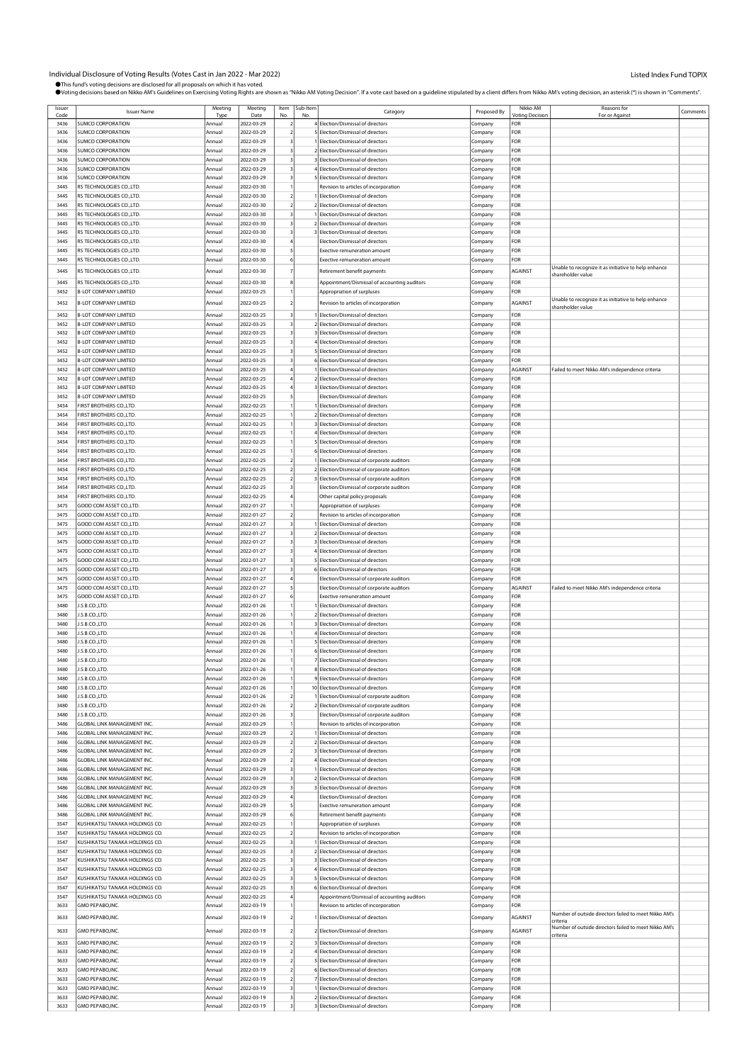Individual Disclosure of Voting Results (Votes Cast in Jan 2022 - Mar 2022)

Listed Index Fund TOPIX

●This fund's voting decisions are disclosed for all proposals on which it has voted.
●Voting decisions based on Nikko AM's Guidelines on Exercising Voting Rights are shown as "Nikko AM Voting Decision". If a vote cast based on a guideline stipulated by a client differs from Nikko AM's voting decision, an asterisk (*) is shown in "Comments".

| Issuer Code | Issuer Name | Meeting Type | Meeting Date | Item No. | Sub-Item No. | Category | Proposed By | Nikko AM Voting Decision | Reasons for For or Against | Comments |
|---|---|---|---|---|---|---|---|---|---|---|
| 3436 | SUMCO CORPORATION | Annual | 2022-03-29 | 2 | 4 | Election/Dismissal of directors | Company | FOR | | |
| 3436 | SUMCO CORPORATION | Annual | 2022-03-29 | 2 | 5 | Election/Dismissal of directors | Company | FOR | | |
| 3436 | SUMCO CORPORATION | Annual | 2022-03-29 | 3 | 1 | Election/Dismissal of directors | Company | FOR | | |
| 3436 | SUMCO CORPORATION | Annual | 2022-03-29 | 3 | 2 | Election/Dismissal of directors | Company | FOR | | |
| 3436 | SUMCO CORPORATION | Annual | 2022-03-29 | 3 | 3 | Election/Dismissal of directors | Company | FOR | | |
| 3436 | SUMCO CORPORATION | Annual | 2022-03-29 | 3 | 4 | Election/Dismissal of directors | Company | FOR | | |
| 3436 | SUMCO CORPORATION | Annual | 2022-03-29 | 3 | 5 | Election/Dismissal of directors | Company | FOR | | |
| 3445 | RS TECHNOLOGIES CO.,LTD. | Annual | 2022-03-30 | 1 | | Revision to articles of incorporation | Company | FOR | | |
| 3445 | RS TECHNOLOGIES CO.,LTD. | Annual | 2022-03-30 | 2 | 1 | Election/Dismissal of directors | Company | FOR | | |
| 3445 | RS TECHNOLOGIES CO.,LTD. | Annual | 2022-03-30 | 2 | 2 | Election/Dismissal of directors | Company | FOR | | |
| 3445 | RS TECHNOLOGIES CO.,LTD. | Annual | 2022-03-30 | 3 | 1 | Election/Dismissal of directors | Company | FOR | | |
| 3445 | RS TECHNOLOGIES CO.,LTD. | Annual | 2022-03-30 | 3 | 2 | Election/Dismissal of directors | Company | FOR | | |
| 3445 | RS TECHNOLOGIES CO.,LTD. | Annual | 2022-03-30 | 3 | 3 | Election/Dismissal of directors | Company | FOR | | |
| 3445 | RS TECHNOLOGIES CO.,LTD. | Annual | 2022-03-30 | 4 | | Election/Dismissal of directors | Company | FOR | | |
| 3445 | RS TECHNOLOGIES CO.,LTD. | Annual | 2022-03-30 | 5 | | Exective remuneration amount | Company | FOR | | |
| 3445 | RS TECHNOLOGIES CO.,LTD. | Annual | 2022-03-30 | 6 | | Exective remuneration amount | Company | FOR | | |
| 3445 | RS TECHNOLOGIES CO.,LTD. | Annual | 2022-03-30 | 7 | | Retirement benefit payments | Company | AGAINST | Unable to recognize it as initiative to help enhance shareholder value | |
| 3445 | RS TECHNOLOGIES CO.,LTD. | Annual | 2022-03-30 | 8 | | Appointment/Dismissal of accounting auditors | Company | FOR | | |
| 3452 | B-LOT COMPANY LIMITED | Annual | 2022-03-25 | 1 | | Appropriation of surpluses | Company | FOR | | |
| 3452 | B-LOT COMPANY LIMITED | Annual | 2022-03-25 | 2 | | Revision to articles of incorporation | Company | AGAINST | Unable to recognize it as initiative to help enhance shareholder value | |
| 3452 | B-LOT COMPANY LIMITED | Annual | 2022-03-25 | 3 | 1 | Election/Dismissal of directors | Company | FOR | | |
| 3452 | B-LOT COMPANY LIMITED | Annual | 2022-03-25 | 3 | 2 | Election/Dismissal of directors | Company | FOR | | |
| 3452 | B-LOT COMPANY LIMITED | Annual | 2022-03-25 | 3 | 3 | Election/Dismissal of directors | Company | FOR | | |
| 3452 | B-LOT COMPANY LIMITED | Annual | 2022-03-25 | 3 | 4 | Election/Dismissal of directors | Company | FOR | | |
| 3452 | B-LOT COMPANY LIMITED | Annual | 2022-03-25 | 3 | 5 | Election/Dismissal of directors | Company | FOR | | |
| 3452 | B-LOT COMPANY LIMITED | Annual | 2022-03-25 | 3 | 6 | Election/Dismissal of directors | Company | FOR | | |
| 3452 | B-LOT COMPANY LIMITED | Annual | 2022-03-25 | 4 | 1 | Election/Dismissal of directors | Company | AGAINST | Failed to meet Nikko AM's independence criteria | |
| 3452 | B-LOT COMPANY LIMITED | Annual | 2022-03-25 | 4 | 2 | Election/Dismissal of directors | Company | FOR | | |
| 3452 | B-LOT COMPANY LIMITED | Annual | 2022-03-25 | 4 | 3 | Election/Dismissal of directors | Company | FOR | | |
| 3452 | B-LOT COMPANY LIMITED | Annual | 2022-03-25 | 5 | | Election/Dismissal of directors | Company | FOR | | |
| 3454 | FIRST BROTHERS CO.,LTD. | Annual | 2022-02-25 | 1 | 1 | Election/Dismissal of directors | Company | FOR | | |
| 3454 | FIRST BROTHERS CO.,LTD. | Annual | 2022-02-25 | 1 | 2 | Election/Dismissal of directors | Company | FOR | | |
| 3454 | FIRST BROTHERS CO.,LTD. | Annual | 2022-02-25 | 1 | 3 | Election/Dismissal of directors | Company | FOR | | |
| 3454 | FIRST BROTHERS CO.,LTD. | Annual | 2022-02-25 | 1 | 4 | Election/Dismissal of directors | Company | FOR | | |
| 3454 | FIRST BROTHERS CO.,LTD. | Annual | 2022-02-25 | 1 | 5 | Election/Dismissal of directors | Company | FOR | | |
| 3454 | FIRST BROTHERS CO.,LTD. | Annual | 2022-02-25 | 1 | 6 | Election/Dismissal of directors | Company | FOR | | |
| 3454 | FIRST BROTHERS CO.,LTD. | Annual | 2022-02-25 | 2 | 1 | Election/Dismissal of corporate auditors | Company | FOR | | |
| 3454 | FIRST BROTHERS CO.,LTD. | Annual | 2022-02-25 | 2 | 2 | Election/Dismissal of corporate auditors | Company | FOR | | |
| 3454 | FIRST BROTHERS CO.,LTD. | Annual | 2022-02-25 | 2 | 3 | Election/Dismissal of corporate auditors | Company | FOR | | |
| 3454 | FIRST BROTHERS CO.,LTD. | Annual | 2022-02-25 | 3 | | Election/Dismissal of corporate auditors | Company | FOR | | |
| 3454 | FIRST BROTHERS CO.,LTD. | Annual | 2022-02-25 | 4 | | Other capital policy proposals | Company | FOR | | |
| 3475 | GOOD COM ASSET CO.,LTD. | Annual | 2022-01-27 | 1 | | Appropriation of surpluses | Company | FOR | | |
| 3475 | GOOD COM ASSET CO.,LTD. | Annual | 2022-01-27 | 2 | | Revision to articles of incorporation | Company | FOR | | |
| 3475 | GOOD COM ASSET CO.,LTD. | Annual | 2022-01-27 | 3 | 1 | Election/Dismissal of directors | Company | FOR | | |
| 3475 | GOOD COM ASSET CO.,LTD. | Annual | 2022-01-27 | 3 | 2 | Election/Dismissal of directors | Company | FOR | | |
| 3475 | GOOD COM ASSET CO.,LTD. | Annual | 2022-01-27 | 3 | 3 | Election/Dismissal of directors | Company | FOR | | |
| 3475 | GOOD COM ASSET CO.,LTD. | Annual | 2022-01-27 | 3 | 4 | Election/Dismissal of directors | Company | FOR | | |
| 3475 | GOOD COM ASSET CO.,LTD. | Annual | 2022-01-27 | 3 | 5 | Election/Dismissal of directors | Company | FOR | | |
| 3475 | GOOD COM ASSET CO.,LTD. | Annual | 2022-01-27 | 3 | 6 | Election/Dismissal of directors | Company | FOR | | |
| 3475 | GOOD COM ASSET CO.,LTD. | Annual | 2022-01-27 | 4 | | Election/Dismissal of corporate auditors | Company | FOR | | |
| 3475 | GOOD COM ASSET CO.,LTD. | Annual | 2022-01-27 | 5 | | Election/Dismissal of corporate auditors | Company | AGAINST | Failed to meet Nikko AM's independence criteria | |
| 3475 | GOOD COM ASSET CO.,LTD. | Annual | 2022-01-27 | 6 | | Exective remuneration amount | Company | FOR | | |
| 3480 | J.S.B.CO.,LTD. | Annual | 2022-01-26 | 1 | 1 | Election/Dismissal of directors | Company | FOR | | |
| 3480 | J.S.B.CO.,LTD. | Annual | 2022-01-26 | 1 | 2 | Election/Dismissal of directors | Company | FOR | | |
| 3480 | J.S.B.CO.,LTD. | Annual | 2022-01-26 | 1 | 3 | Election/Dismissal of directors | Company | FOR | | |
| 3480 | J.S.B.CO.,LTD. | Annual | 2022-01-26 | 1 | 4 | Election/Dismissal of directors | Company | FOR | | |
| 3480 | J.S.B.CO.,LTD. | Annual | 2022-01-26 | 1 | 5 | Election/Dismissal of directors | Company | FOR | | |
| 3480 | J.S.B.CO.,LTD. | Annual | 2022-01-26 | 1 | 6 | Election/Dismissal of directors | Company | FOR | | |
| 3480 | J.S.B.CO.,LTD. | Annual | 2022-01-26 | 1 | 7 | Election/Dismissal of directors | Company | FOR | | |
| 3480 | J.S.B.CO.,LTD. | Annual | 2022-01-26 | 1 | 8 | Election/Dismissal of directors | Company | FOR | | |
| 3480 | J.S.B.CO.,LTD. | Annual | 2022-01-26 | 1 | 9 | Election/Dismissal of directors | Company | FOR | | |
| 3480 | J.S.B.CO.,LTD. | Annual | 2022-01-26 | 1 | 10 | Election/Dismissal of directors | Company | FOR | | |
| 3480 | J.S.B.CO.,LTD. | Annual | 2022-01-26 | 2 | 1 | Election/Dismissal of corporate auditors | Company | FOR | | |
| 3480 | J.S.B.CO.,LTD. | Annual | 2022-01-26 | 2 | 2 | Election/Dismissal of corporate auditors | Company | FOR | | |
| 3480 | J.S.B.CO.,LTD. | Annual | 2022-01-26 | 3 | | Election/Dismissal of corporate auditors | Company | FOR | | |
| 3486 | GLOBAL LINK MANAGEMENT INC. | Annual | 2022-03-29 | 1 | | Revision to articles of incorporation | Company | FOR | | |
| 3486 | GLOBAL LINK MANAGEMENT INC. | Annual | 2022-03-29 | 2 | 1 | Election/Dismissal of directors | Company | FOR | | |
| 3486 | GLOBAL LINK MANAGEMENT INC. | Annual | 2022-03-29 | 2 | 2 | Election/Dismissal of directors | Company | FOR | | |
| 3486 | GLOBAL LINK MANAGEMENT INC. | Annual | 2022-03-29 | 2 | 3 | Election/Dismissal of directors | Company | FOR | | |
| 3486 | GLOBAL LINK MANAGEMENT INC. | Annual | 2022-03-29 | 2 | 4 | Election/Dismissal of directors | Company | FOR | | |
| 3486 | GLOBAL LINK MANAGEMENT INC. | Annual | 2022-03-29 | 3 | 1 | Election/Dismissal of directors | Company | FOR | | |
| 3486 | GLOBAL LINK MANAGEMENT INC. | Annual | 2022-03-29 | 3 | 2 | Election/Dismissal of directors | Company | FOR | | |
| 3486 | GLOBAL LINK MANAGEMENT INC. | Annual | 2022-03-29 | 3 | 3 | Election/Dismissal of directors | Company | FOR | | |
| 3486 | GLOBAL LINK MANAGEMENT INC. | Annual | 2022-03-29 | 4 | | Election/Dismissal of directors | Company | FOR | | |
| 3486 | GLOBAL LINK MANAGEMENT INC. | Annual | 2022-03-29 | 5 | | Exective remuneration amount | Company | FOR | | |
| 3486 | GLOBAL LINK MANAGEMENT INC. | Annual | 2022-03-29 | 6 | | Retirement benefit payments | Company | FOR | | |
| 3547 | KUSHIKATSU TANAKA HOLDINGS CO. | Annual | 2022-02-25 | 1 | | Appropriation of surpluses | Company | FOR | | |
| 3547 | KUSHIKATSU TANAKA HOLDINGS CO. | Annual | 2022-02-25 | 2 | | Revision to articles of incorporation | Company | FOR | | |
| 3547 | KUSHIKATSU TANAKA HOLDINGS CO. | Annual | 2022-02-25 | 3 | 1 | Election/Dismissal of directors | Company | FOR | | |
| 3547 | KUSHIKATSU TANAKA HOLDINGS CO. | Annual | 2022-02-25 | 3 | 2 | Election/Dismissal of directors | Company | FOR | | |
| 3547 | KUSHIKATSU TANAKA HOLDINGS CO. | Annual | 2022-02-25 | 3 | 3 | Election/Dismissal of directors | Company | FOR | | |
| 3547 | KUSHIKATSU TANAKA HOLDINGS CO. | Annual | 2022-02-25 | 3 | 4 | Election/Dismissal of directors | Company | FOR | | |
| 3547 | KUSHIKATSU TANAKA HOLDINGS CO. | Annual | 2022-02-25 | 3 | 5 | Election/Dismissal of directors | Company | FOR | | |
| 3547 | KUSHIKATSU TANAKA HOLDINGS CO. | Annual | 2022-02-25 | 3 | 6 | Election/Dismissal of directors | Company | FOR | | |
| 3547 | KUSHIKATSU TANAKA HOLDINGS CO. | Annual | 2022-02-25 | 4 | | Appointment/Dismissal of accounting auditors | Company | FOR | | |
| 3633 | GMO PEPABO,INC. | Annual | 2022-03-19 | 1 | | Revision to articles of incorporation | Company | FOR | | |
| 3633 | GMO PEPABO,INC. | Annual | 2022-03-19 | 2 | 1 | Election/Dismissal of directors | Company | AGAINST | Number of outside directors failed to meet Nikko AM's criteria | |
| 3633 | GMO PEPABO,INC. | Annual | 2022-03-19 | 2 | 2 | Election/Dismissal of directors | Company | AGAINST | Number of outside directors failed to meet Nikko AM's criteria | |
| 3633 | GMO PEPABO,INC. | Annual | 2022-03-19 | 2 | 3 | Election/Dismissal of directors | Company | FOR | | |
| 3633 | GMO PEPABO,INC. | Annual | 2022-03-19 | 2 | 4 | Election/Dismissal of directors | Company | FOR | | |
| 3633 | GMO PEPABO,INC. | Annual | 2022-03-19 | 2 | 5 | Election/Dismissal of directors | Company | FOR | | |
| 3633 | GMO PEPABO,INC. | Annual | 2022-03-19 | 2 | 6 | Election/Dismissal of directors | Company | FOR | | |
| 3633 | GMO PEPABO,INC. | Annual | 2022-03-19 | 2 | 7 | Election/Dismissal of directors | Company | FOR | | |
| 3633 | GMO PEPABO,INC. | Annual | 2022-03-19 | 3 | 1 | Election/Dismissal of directors | Company | FOR | | |
| 3633 | GMO PEPABO,INC. | Annual | 2022-03-19 | 3 | 2 | Election/Dismissal of directors | Company | FOR | | |
| 3633 | GMO PEPABO,INC. | Annual | 2022-03-19 | 3 | 3 | Election/Dismissal of directors | Company | FOR | | |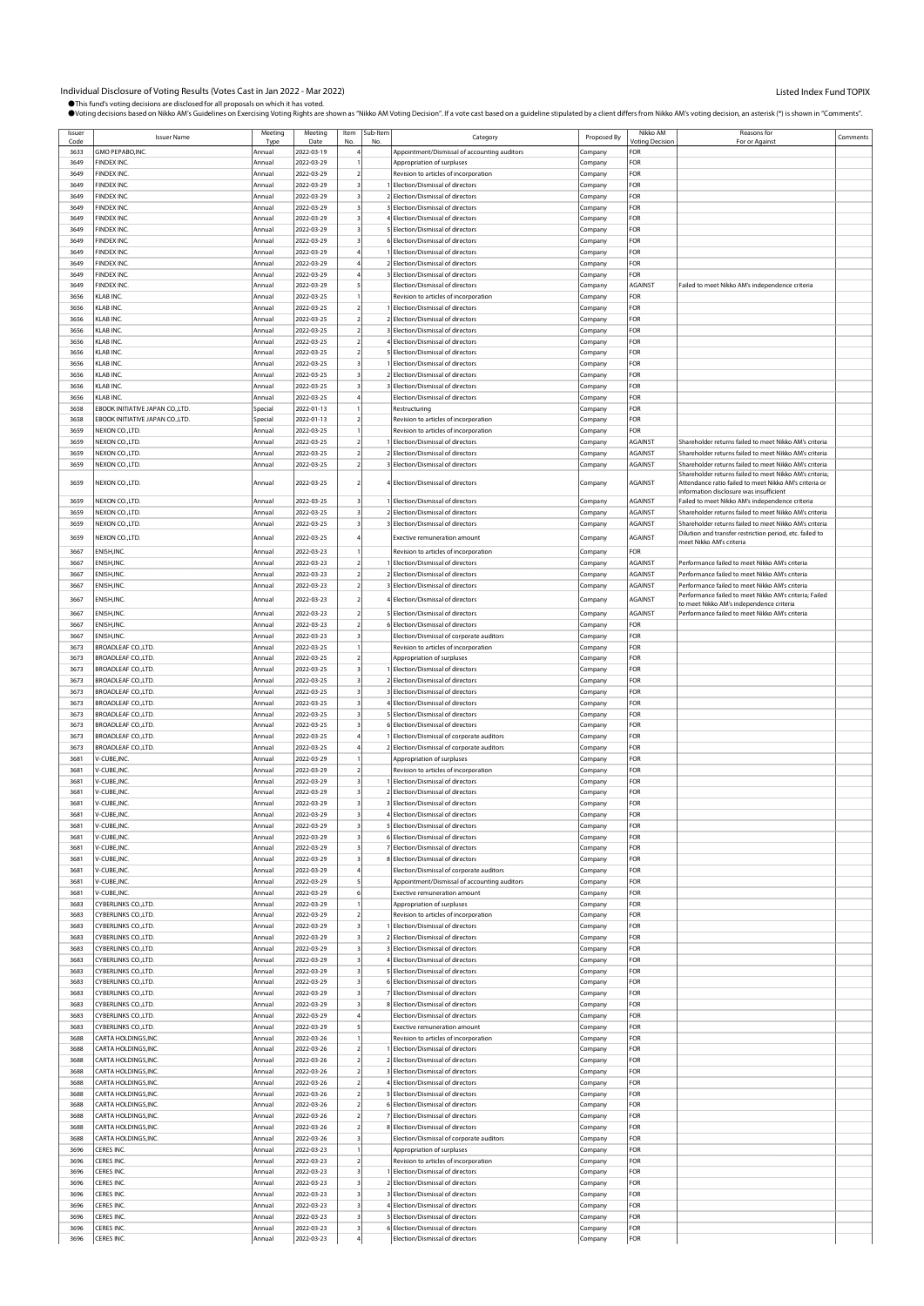Individual Disclosure of Voting Results (Votes Cast in Jan 2022 - Mar 2022)

Listed Index Fund TOPIX

●This fund's voting decisions are disclosed for all proposals on which it has voted.
●Voting decisions based on Nikko AM's Guidelines on Exercising Voting Rights are shown as "Nikko AM Voting Decision". If a vote cast based on a guideline stipulated by a client differs from Nikko AM's voting decision, an asterisk (*) is shown in "Comments".

| Issuer Code | Issuer Name | Meeting Type | Meeting Date | Item No. | Sub-Item No. | Category | Proposed By | Nikko AM Voting Decision | Reasons for For or Against | Comments |
|---|---|---|---|---|---|---|---|---|---|---|
| 3633 | GMO PEPABO,INC. | Annual | 2022-03-19 | 4 | | Appointment/Dismissal of accounting auditors | Company | FOR | | |
| 3649 | FINDEX INC. | Annual | 2022-03-29 | 1 | | Appropriation of surpluses | Company | FOR | | |
| 3649 | FINDEX INC. | Annual | 2022-03-29 | 2 | | Revision to articles of incorporation | Company | FOR | | |
| 3649 | FINDEX INC. | Annual | 2022-03-29 | 3 | 1 | Election/Dismissal of directors | Company | FOR | | |
| 3649 | FINDEX INC. | Annual | 2022-03-29 | 3 | 2 | Election/Dismissal of directors | Company | FOR | | |
| 3649 | FINDEX INC. | Annual | 2022-03-29 | 3 | 3 | Election/Dismissal of directors | Company | FOR | | |
| 3649 | FINDEX INC. | Annual | 2022-03-29 | 3 | 4 | Election/Dismissal of directors | Company | FOR | | |
| 3649 | FINDEX INC. | Annual | 2022-03-29 | 3 | 5 | Election/Dismissal of directors | Company | FOR | | |
| 3649 | FINDEX INC. | Annual | 2022-03-29 | 3 | 6 | Election/Dismissal of directors | Company | FOR | | |
| 3649 | FINDEX INC. | Annual | 2022-03-29 | 4 | 1 | Election/Dismissal of directors | Company | FOR | | |
| 3649 | FINDEX INC. | Annual | 2022-03-29 | 4 | 2 | Election/Dismissal of directors | Company | FOR | | |
| 3649 | FINDEX INC. | Annual | 2022-03-29 | 4 | 3 | Election/Dismissal of directors | Company | FOR | | |
| 3649 | FINDEX INC. | Annual | 2022-03-29 | 5 | | Election/Dismissal of directors | Company | AGAINST | Failed to meet Nikko AM's independence criteria | |
| 3656 | KLAB INC. | Annual | 2022-03-25 | 1 | | Revision to articles of incorporation | Company | FOR | | |
| 3656 | KLAB INC. | Annual | 2022-03-25 | 2 | 1 | Election/Dismissal of directors | Company | FOR | | |
| 3656 | KLAB INC. | Annual | 2022-03-25 | 2 | 2 | Election/Dismissal of directors | Company | FOR | | |
| 3656 | KLAB INC. | Annual | 2022-03-25 | 2 | 3 | Election/Dismissal of directors | Company | FOR | | |
| 3656 | KLAB INC. | Annual | 2022-03-25 | 2 | 4 | Election/Dismissal of directors | Company | FOR | | |
| 3656 | KLAB INC. | Annual | 2022-03-25 | 2 | 5 | Election/Dismissal of directors | Company | FOR | | |
| 3656 | KLAB INC. | Annual | 2022-03-25 | 3 | 1 | Election/Dismissal of directors | Company | FOR | | |
| 3656 | KLAB INC. | Annual | 2022-03-25 | 3 | 2 | Election/Dismissal of directors | Company | FOR | | |
| 3656 | KLAB INC. | Annual | 2022-03-25 | 3 | 3 | Election/Dismissal of directors | Company | FOR | | |
| 3656 | KLAB INC. | Annual | 2022-03-25 | 4 | | Election/Dismissal of directors | Company | FOR | | |
| 3658 | EBOOK INITIATIVE JAPAN CO.,LTD. | Special | 2022-01-13 | 1 | | Restructuring | Company | FOR | | |
| 3658 | EBOOK INITIATIVE JAPAN CO.,LTD. | Special | 2022-01-13 | 2 | | Revision to articles of incorporation | Company | FOR | | |
| 3659 | NEXON CO.,LTD. | Annual | 2022-03-25 | 1 | | Revision to articles of incorporation | Company | FOR | | |
| 3659 | NEXON CO.,LTD. | Annual | 2022-03-25 | 2 | 1 | Election/Dismissal of directors | Company | AGAINST | Shareholder returns failed to meet Nikko AM's criteria | |
| 3659 | NEXON CO.,LTD. | Annual | 2022-03-25 | 2 | 2 | Election/Dismissal of directors | Company | AGAINST | Shareholder returns failed to meet Nikko AM's criteria | |
| 3659 | NEXON CO.,LTD. | Annual | 2022-03-25 | 2 | 3 | Election/Dismissal of directors | Company | AGAINST | Shareholder returns failed to meet Nikko AM's criteria | |
| 3659 | NEXON CO.,LTD. | Annual | 2022-03-25 | 2 | 4 | Election/Dismissal of directors | Company | AGAINST | Shareholder returns failed to meet Nikko AM's criteria; Attendance ratio failed to meet Nikko AM's criteria or information disclosure was insufficient | |
| 3659 | NEXON CO.,LTD. | Annual | 2022-03-25 | 3 | 1 | Election/Dismissal of directors | Company | AGAINST | Failed to meet Nikko AM's independence criteria | |
| 3659 | NEXON CO.,LTD. | Annual | 2022-03-25 | 3 | 2 | Election/Dismissal of directors | Company | AGAINST | Shareholder returns failed to meet Nikko AM's criteria | |
| 3659 | NEXON CO.,LTD. | Annual | 2022-03-25 | 3 | 3 | Election/Dismissal of directors | Company | AGAINST | Shareholder returns failed to meet Nikko AM's criteria | |
| 3659 | NEXON CO.,LTD. | Annual | 2022-03-25 | 4 | | Exective remuneration amount | Company | AGAINST | Dilution and transfer restriction period, etc. failed to meet Nikko AM's criteria | |
| 3667 | ENISH,INC. | Annual | 2022-03-23 | 1 | | Revision to articles of incorporation | Company | FOR | | |
| 3667 | ENISH,INC. | Annual | 2022-03-23 | 2 | 1 | Election/Dismissal of directors | Company | AGAINST | Performance failed to meet Nikko AM's criteria | |
| 3667 | ENISH,INC. | Annual | 2022-03-23 | 2 | 2 | Election/Dismissal of directors | Company | AGAINST | Performance failed to meet Nikko AM's criteria | |
| 3667 | ENISH,INC. | Annual | 2022-03-23 | 2 | 3 | Election/Dismissal of directors | Company | AGAINST | Performance failed to meet Nikko AM's criteria | |
| 3667 | ENISH,INC. | Annual | 2022-03-23 | 2 | 4 | Election/Dismissal of directors | Company | AGAINST | Performance failed to meet Nikko AM's criteria; Failed to meet Nikko AM's independence criteria | |
| 3667 | ENISH,INC. | Annual | 2022-03-23 | 2 | 5 | Election/Dismissal of directors | Company | AGAINST | Performance failed to meet Nikko AM's criteria | |
| 3667 | ENISH,INC. | Annual | 2022-03-23 | 2 | 6 | Election/Dismissal of directors | Company | FOR | | |
| 3667 | ENISH,INC. | Annual | 2022-03-23 | 3 | | Election/Dismissal of corporate auditors | Company | FOR | | |
| 3673 | BROADLEAF CO.,LTD. | Annual | 2022-03-25 | 1 | | Revision to articles of incorporation | Company | FOR | | |
| 3673 | BROADLEAF CO.,LTD. | Annual | 2022-03-25 | 2 | | Appropriation of surpluses | Company | FOR | | |
| 3673 | BROADLEAF CO.,LTD. | Annual | 2022-03-25 | 3 | 1 | Election/Dismissal of directors | Company | FOR | | |
| 3673 | BROADLEAF CO.,LTD. | Annual | 2022-03-25 | 3 | 2 | Election/Dismissal of directors | Company | FOR | | |
| 3673 | BROADLEAF CO.,LTD. | Annual | 2022-03-25 | 3 | 3 | Election/Dismissal of directors | Company | FOR | | |
| 3673 | BROADLEAF CO.,LTD. | Annual | 2022-03-25 | 3 | 4 | Election/Dismissal of directors | Company | FOR | | |
| 3673 | BROADLEAF CO.,LTD. | Annual | 2022-03-25 | 3 | 5 | Election/Dismissal of directors | Company | FOR | | |
| 3673 | BROADLEAF CO.,LTD. | Annual | 2022-03-25 | 3 | 6 | Election/Dismissal of directors | Company | FOR | | |
| 3673 | BROADLEAF CO.,LTD. | Annual | 2022-03-25 | 4 | 1 | Election/Dismissal of corporate auditors | Company | FOR | | |
| 3673 | BROADLEAF CO.,LTD. | Annual | 2022-03-25 | 4 | 2 | Election/Dismissal of corporate auditors | Company | FOR | | |
| 3681 | V-CUBE,INC. | Annual | 2022-03-29 | 1 | | Appropriation of surpluses | Company | FOR | | |
| 3681 | V-CUBE,INC. | Annual | 2022-03-29 | 2 | | Revision to articles of incorporation | Company | FOR | | |
| 3681 | V-CUBE,INC. | Annual | 2022-03-29 | 3 | 1 | Election/Dismissal of directors | Company | FOR | | |
| 3681 | V-CUBE,INC. | Annual | 2022-03-29 | 3 | 2 | Election/Dismissal of directors | Company | FOR | | |
| 3681 | V-CUBE,INC. | Annual | 2022-03-29 | 3 | 3 | Election/Dismissal of directors | Company | FOR | | |
| 3681 | V-CUBE,INC. | Annual | 2022-03-29 | 3 | 4 | Election/Dismissal of directors | Company | FOR | | |
| 3681 | V-CUBE,INC. | Annual | 2022-03-29 | 3 | 5 | Election/Dismissal of directors | Company | FOR | | |
| 3681 | V-CUBE,INC. | Annual | 2022-03-29 | 3 | 6 | Election/Dismissal of directors | Company | FOR | | |
| 3681 | V-CUBE,INC. | Annual | 2022-03-29 | 3 | 7 | Election/Dismissal of directors | Company | FOR | | |
| 3681 | V-CUBE,INC. | Annual | 2022-03-29 | 3 | 8 | Election/Dismissal of directors | Company | FOR | | |
| 3681 | V-CUBE,INC. | Annual | 2022-03-29 | 4 | | Election/Dismissal of corporate auditors | Company | FOR | | |
| 3681 | V-CUBE,INC. | Annual | 2022-03-29 | 5 | | Appointment/Dismissal of accounting auditors | Company | FOR | | |
| 3681 | V-CUBE,INC. | Annual | 2022-03-29 | 6 | | Exective remuneration amount | Company | FOR | | |
| 3683 | CYBERLINKS CO.,LTD. | Annual | 2022-03-29 | 1 | | Appropriation of surpluses | Company | FOR | | |
| 3683 | CYBERLINKS CO.,LTD. | Annual | 2022-03-29 | 2 | | Revision to articles of incorporation | Company | FOR | | |
| 3683 | CYBERLINKS CO.,LTD. | Annual | 2022-03-29 | 3 | 1 | Election/Dismissal of directors | Company | FOR | | |
| 3683 | CYBERLINKS CO.,LTD. | Annual | 2022-03-29 | 3 | 2 | Election/Dismissal of directors | Company | FOR | | |
| 3683 | CYBERLINKS CO.,LTD. | Annual | 2022-03-29 | 3 | 3 | Election/Dismissal of directors | Company | FOR | | |
| 3683 | CYBERLINKS CO.,LTD. | Annual | 2022-03-29 | 3 | 4 | Election/Dismissal of directors | Company | FOR | | |
| 3683 | CYBERLINKS CO.,LTD. | Annual | 2022-03-29 | 3 | 5 | Election/Dismissal of directors | Company | FOR | | |
| 3683 | CYBERLINKS CO.,LTD. | Annual | 2022-03-29 | 3 | 6 | Election/Dismissal of directors | Company | FOR | | |
| 3683 | CYBERLINKS CO.,LTD. | Annual | 2022-03-29 | 3 | 7 | Election/Dismissal of directors | Company | FOR | | |
| 3683 | CYBERLINKS CO.,LTD. | Annual | 2022-03-29 | 3 | 8 | Election/Dismissal of directors | Company | FOR | | |
| 3683 | CYBERLINKS CO.,LTD. | Annual | 2022-03-29 | 4 | | Election/Dismissal of directors | Company | FOR | | |
| 3683 | CYBERLINKS CO.,LTD. | Annual | 2022-03-29 | 5 | | Exective remuneration amount | Company | FOR | | |
| 3688 | CARTA HOLDINGS,INC. | Annual | 2022-03-26 | 1 | | Revision to articles of incorporation | Company | FOR | | |
| 3688 | CARTA HOLDINGS,INC. | Annual | 2022-03-26 | 2 | 1 | Election/Dismissal of directors | Company | FOR | | |
| 3688 | CARTA HOLDINGS,INC. | Annual | 2022-03-26 | 2 | 2 | Election/Dismissal of directors | Company | FOR | | |
| 3688 | CARTA HOLDINGS,INC. | Annual | 2022-03-26 | 2 | 3 | Election/Dismissal of directors | Company | FOR | | |
| 3688 | CARTA HOLDINGS,INC. | Annual | 2022-03-26 | 2 | 4 | Election/Dismissal of directors | Company | FOR | | |
| 3688 | CARTA HOLDINGS,INC. | Annual | 2022-03-26 | 2 | 5 | Election/Dismissal of directors | Company | FOR | | |
| 3688 | CARTA HOLDINGS,INC. | Annual | 2022-03-26 | 2 | 6 | Election/Dismissal of directors | Company | FOR | | |
| 3688 | CARTA HOLDINGS,INC. | Annual | 2022-03-26 | 2 | 7 | Election/Dismissal of directors | Company | FOR | | |
| 3688 | CARTA HOLDINGS,INC. | Annual | 2022-03-26 | 2 | 8 | Election/Dismissal of directors | Company | FOR | | |
| 3688 | CARTA HOLDINGS,INC. | Annual | 2022-03-26 | 3 | | Election/Dismissal of corporate auditors | Company | FOR | | |
| 3696 | CERES INC. | Annual | 2022-03-23 | 1 | | Appropriation of surpluses | Company | FOR | | |
| 3696 | CERES INC. | Annual | 2022-03-23 | 2 | | Revision to articles of incorporation | Company | FOR | | |
| 3696 | CERES INC. | Annual | 2022-03-23 | 3 | 1 | Election/Dismissal of directors | Company | FOR | | |
| 3696 | CERES INC. | Annual | 2022-03-23 | 3 | 2 | Election/Dismissal of directors | Company | FOR | | |
| 3696 | CERES INC. | Annual | 2022-03-23 | 3 | 3 | Election/Dismissal of directors | Company | FOR | | |
| 3696 | CERES INC. | Annual | 2022-03-23 | 3 | 4 | Election/Dismissal of directors | Company | FOR | | |
| 3696 | CERES INC. | Annual | 2022-03-23 | 3 | 5 | Election/Dismissal of directors | Company | FOR | | |
| 3696 | CERES INC. | Annual | 2022-03-23 | 3 | 6 | Election/Dismissal of directors | Company | FOR | | |
| 3696 | CERES INC. | Annual | 2022-03-23 | 4 | | Election/Dismissal of directors | Company | FOR | | |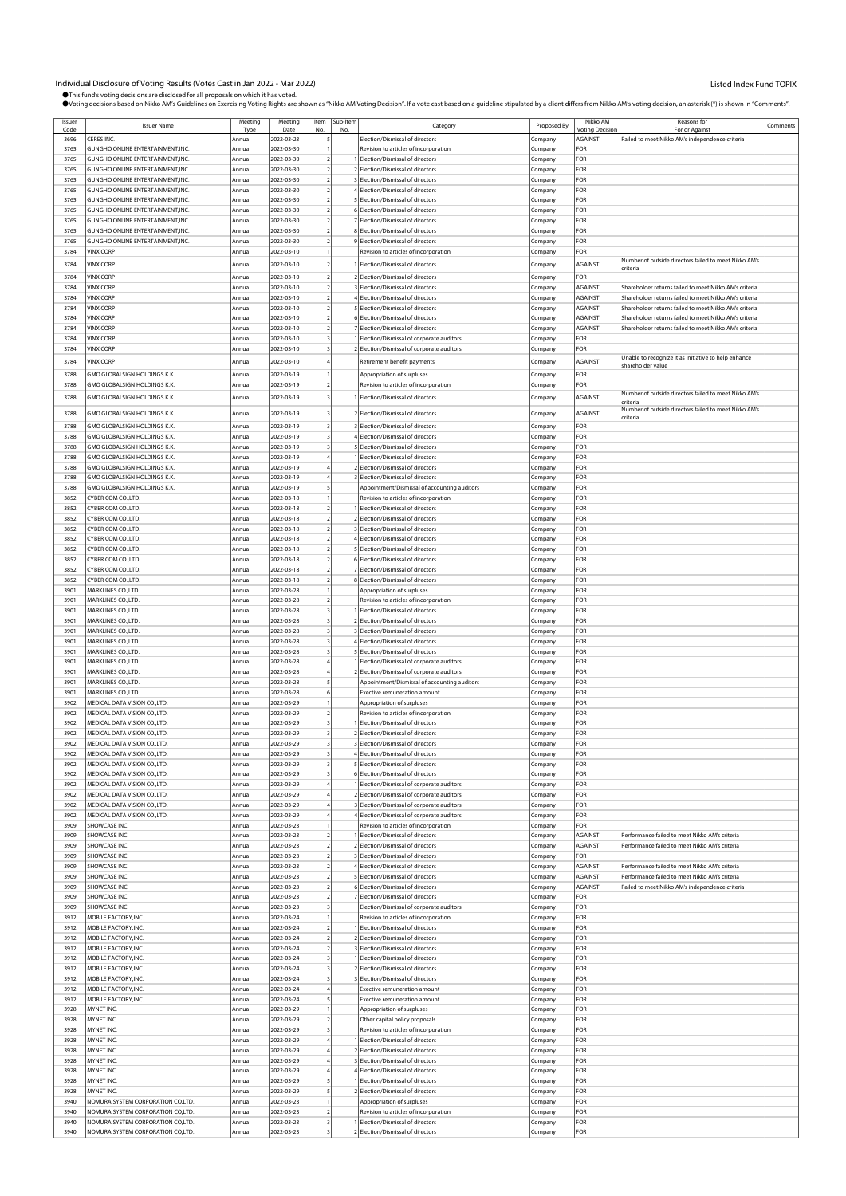Individual Disclosure of Voting Results (Votes Cast in Jan 2022 - Mar 2022)

Listed Index Fund TOPIX

●This fund's voting decisions are disclosed for all proposals on which it has voted.

●Voting decisions based on Nikko AM's Guidelines on Exercising Voting Rights are shown as "Nikko AM Voting Decision". If a vote cast based on a guideline stipulated by a client differs from Nikko AM's voting decision, an asterisk (*) is shown in "Comments".

| Issuer Code | Issuer Name | Meeting Type | Meeting Date | Item No. | Sub-Item No. | Category | Proposed By | Nikko AM Voting Decision | Reasons for For or Against | Comments |
|---|---|---|---|---|---|---|---|---|---|---|
| 3696 | CERES INC. | Annual | 2022-03-23 | 5 | | Election/Dismissal of directors | Company | AGAINST | Failed to meet Nikko AM's independence criteria | |
| 3765 | GUNGHO ONLINE ENTERTAINMENT,INC. | Annual | 2022-03-30 | 1 | | Revision to articles of incorporation | Company | FOR | | |
| 3765 | GUNGHO ONLINE ENTERTAINMENT,INC. | Annual | 2022-03-30 | 2 | 1 | Election/Dismissal of directors | Company | FOR | | |
| 3765 | GUNGHO ONLINE ENTERTAINMENT,INC. | Annual | 2022-03-30 | 2 | 2 | Election/Dismissal of directors | Company | FOR | | |
| 3765 | GUNGHO ONLINE ENTERTAINMENT,INC. | Annual | 2022-03-30 | 2 | 3 | Election/Dismissal of directors | Company | FOR | | |
| 3765 | GUNGHO ONLINE ENTERTAINMENT,INC. | Annual | 2022-03-30 | 2 | 4 | Election/Dismissal of directors | Company | FOR | | |
| 3765 | GUNGHO ONLINE ENTERTAINMENT,INC. | Annual | 2022-03-30 | 2 | 5 | Election/Dismissal of directors | Company | FOR | | |
| 3765 | GUNGHO ONLINE ENTERTAINMENT,INC. | Annual | 2022-03-30 | 2 | 6 | Election/Dismissal of directors | Company | FOR | | |
| 3765 | GUNGHO ONLINE ENTERTAINMENT,INC. | Annual | 2022-03-30 | 2 | 7 | Election/Dismissal of directors | Company | FOR | | |
| 3765 | GUNGHO ONLINE ENTERTAINMENT,INC. | Annual | 2022-03-30 | 2 | 8 | Election/Dismissal of directors | Company | FOR | | |
| 3765 | GUNGHO ONLINE ENTERTAINMENT,INC. | Annual | 2022-03-30 | 2 | 9 | Election/Dismissal of directors | Company | FOR | | |
| 3784 | VINX CORP. | Annual | 2022-03-10 | 1 | | Revision to articles of incorporation | Company | FOR | | |
| 3784 | VINX CORP. | Annual | 2022-03-10 | 2 | 1 | Election/Dismissal of directors | Company | AGAINST | Number of outside directors failed to meet Nikko AM's criteria | |
| 3784 | VINX CORP. | Annual | 2022-03-10 | 2 | 2 | Election/Dismissal of directors | Company | FOR | | |
| 3784 | VINX CORP. | Annual | 2022-03-10 | 2 | 3 | Election/Dismissal of directors | Company | AGAINST | Shareholder returns failed to meet Nikko AM's criteria | |
| 3784 | VINX CORP. | Annual | 2022-03-10 | 2 | 4 | Election/Dismissal of directors | Company | AGAINST | Shareholder returns failed to meet Nikko AM's criteria | |
| 3784 | VINX CORP. | Annual | 2022-03-10 | 2 | 5 | Election/Dismissal of directors | Company | AGAINST | Shareholder returns failed to meet Nikko AM's criteria | |
| 3784 | VINX CORP. | Annual | 2022-03-10 | 2 | 6 | Election/Dismissal of directors | Company | AGAINST | Shareholder returns failed to meet Nikko AM's criteria | |
| 3784 | VINX CORP. | Annual | 2022-03-10 | 2 | 7 | Election/Dismissal of directors | Company | AGAINST | Shareholder returns failed to meet Nikko AM's criteria | |
| 3784 | VINX CORP. | Annual | 2022-03-10 | 3 | 1 | Election/Dismissal of corporate auditors | Company | FOR | | |
| 3784 | VINX CORP. | Annual | 2022-03-10 | 3 | 2 | Election/Dismissal of corporate auditors | Company | FOR | | |
| 3784 | VINX CORP. | Annual | 2022-03-10 | 4 | | Retirement benefit payments | Company | AGAINST | Unable to recognize it as initiative to help enhance shareholder value | |
| 3788 | GMO GLOBALSIGN HOLDINGS K.K. | Annual | 2022-03-19 | 1 | | Appropriation of surpluses | Company | FOR | | |
| 3788 | GMO GLOBALSIGN HOLDINGS K.K. | Annual | 2022-03-19 | 2 | | Revision to articles of incorporation | Company | FOR | | |
| 3788 | GMO GLOBALSIGN HOLDINGS K.K. | Annual | 2022-03-19 | 3 | 1 | Election/Dismissal of directors | Company | AGAINST | Number of outside directors failed to meet Nikko AM's criteria | |
| 3788 | GMO GLOBALSIGN HOLDINGS K.K. | Annual | 2022-03-19 | 3 | 2 | Election/Dismissal of directors | Company | AGAINST | Number of outside directors failed to meet Nikko AM's criteria | |
| 3788 | GMO GLOBALSIGN HOLDINGS K.K. | Annual | 2022-03-19 | 3 | 3 | Election/Dismissal of directors | Company | FOR | | |
| 3788 | GMO GLOBALSIGN HOLDINGS K.K. | Annual | 2022-03-19 | 3 | 4 | Election/Dismissal of directors | Company | FOR | | |
| 3788 | GMO GLOBALSIGN HOLDINGS K.K. | Annual | 2022-03-19 | 3 | 5 | Election/Dismissal of directors | Company | FOR | | |
| 3788 | GMO GLOBALSIGN HOLDINGS K.K. | Annual | 2022-03-19 | 4 | 1 | Election/Dismissal of directors | Company | FOR | | |
| 3788 | GMO GLOBALSIGN HOLDINGS K.K. | Annual | 2022-03-19 | 4 | 2 | Election/Dismissal of directors | Company | FOR | | |
| 3788 | GMO GLOBALSIGN HOLDINGS K.K. | Annual | 2022-03-19 | 4 | 3 | Election/Dismissal of directors | Company | FOR | | |
| 3788 | GMO GLOBALSIGN HOLDINGS K.K. | Annual | 2022-03-19 | 5 | | Appointment/Dismissal of accounting auditors | Company | FOR | | |
| 3852 | CYBER COM CO.,LTD. | Annual | 2022-03-18 | 1 | | Revision to articles of incorporation | Company | FOR | | |
| 3852 | CYBER COM CO.,LTD. | Annual | 2022-03-18 | 2 | 1 | Election/Dismissal of directors | Company | FOR | | |
| 3852 | CYBER COM CO.,LTD. | Annual | 2022-03-18 | 2 | 2 | Election/Dismissal of directors | Company | FOR | | |
| 3852 | CYBER COM CO.,LTD. | Annual | 2022-03-18 | 2 | 3 | Election/Dismissal of directors | Company | FOR | | |
| 3852 | CYBER COM CO.,LTD. | Annual | 2022-03-18 | 2 | 4 | Election/Dismissal of directors | Company | FOR | | |
| 3852 | CYBER COM CO.,LTD. | Annual | 2022-03-18 | 2 | 5 | Election/Dismissal of directors | Company | FOR | | |
| 3852 | CYBER COM CO.,LTD. | Annual | 2022-03-18 | 2 | 6 | Election/Dismissal of directors | Company | FOR | | |
| 3852 | CYBER COM CO.,LTD. | Annual | 2022-03-18 | 2 | 7 | Election/Dismissal of directors | Company | FOR | | |
| 3852 | CYBER COM CO.,LTD. | Annual | 2022-03-18 | 2 | 8 | Election/Dismissal of directors | Company | FOR | | |
| 3901 | MARKLINES CO.,LTD. | Annual | 2022-03-28 | 1 | | Appropriation of surpluses | Company | FOR | | |
| 3901 | MARKLINES CO.,LTD. | Annual | 2022-03-28 | 2 | | Revision to articles of incorporation | Company | FOR | | |
| 3901 | MARKLINES CO.,LTD. | Annual | 2022-03-28 | 3 | 1 | Election/Dismissal of directors | Company | FOR | | |
| 3901 | MARKLINES CO.,LTD. | Annual | 2022-03-28 | 3 | 2 | Election/Dismissal of directors | Company | FOR | | |
| 3901 | MARKLINES CO.,LTD. | Annual | 2022-03-28 | 3 | 3 | Election/Dismissal of directors | Company | FOR | | |
| 3901 | MARKLINES CO.,LTD. | Annual | 2022-03-28 | 3 | 4 | Election/Dismissal of directors | Company | FOR | | |
| 3901 | MARKLINES CO.,LTD. | Annual | 2022-03-28 | 3 | 5 | Election/Dismissal of directors | Company | FOR | | |
| 3901 | MARKLINES CO.,LTD. | Annual | 2022-03-28 | 4 | 1 | Election/Dismissal of corporate auditors | Company | FOR | | |
| 3901 | MARKLINES CO.,LTD. | Annual | 2022-03-28 | 4 | 2 | Election/Dismissal of corporate auditors | Company | FOR | | |
| 3901 | MARKLINES CO.,LTD. | Annual | 2022-03-28 | 5 | | Appointment/Dismissal of accounting auditors | Company | FOR | | |
| 3901 | MARKLINES CO.,LTD. | Annual | 2022-03-28 | 6 | | Exective remuneration amount | Company | FOR | | |
| 3902 | MEDICAL DATA VISION CO.,LTD. | Annual | 2022-03-29 | 1 | | Appropriation of surpluses | Company | FOR | | |
| 3902 | MEDICAL DATA VISION CO.,LTD. | Annual | 2022-03-29 | 2 | | Revision to articles of incorporation | Company | FOR | | |
| 3902 | MEDICAL DATA VISION CO.,LTD. | Annual | 2022-03-29 | 3 | 1 | Election/Dismissal of directors | Company | FOR | | |
| 3902 | MEDICAL DATA VISION CO.,LTD. | Annual | 2022-03-29 | 3 | 2 | Election/Dismissal of directors | Company | FOR | | |
| 3902 | MEDICAL DATA VISION CO.,LTD. | Annual | 2022-03-29 | 3 | 3 | Election/Dismissal of directors | Company | FOR | | |
| 3902 | MEDICAL DATA VISION CO.,LTD. | Annual | 2022-03-29 | 3 | 4 | Election/Dismissal of directors | Company | FOR | | |
| 3902 | MEDICAL DATA VISION CO.,LTD. | Annual | 2022-03-29 | 3 | 5 | Election/Dismissal of directors | Company | FOR | | |
| 3902 | MEDICAL DATA VISION CO.,LTD. | Annual | 2022-03-29 | 3 | 6 | Election/Dismissal of directors | Company | FOR | | |
| 3902 | MEDICAL DATA VISION CO.,LTD. | Annual | 2022-03-29 | 4 | 1 | Election/Dismissal of corporate auditors | Company | FOR | | |
| 3902 | MEDICAL DATA VISION CO.,LTD. | Annual | 2022-03-29 | 4 | 2 | Election/Dismissal of corporate auditors | Company | FOR | | |
| 3902 | MEDICAL DATA VISION CO.,LTD. | Annual | 2022-03-29 | 4 | 3 | Election/Dismissal of corporate auditors | Company | FOR | | |
| 3902 | MEDICAL DATA VISION CO.,LTD. | Annual | 2022-03-29 | 4 | 4 | Election/Dismissal of corporate auditors | Company | FOR | | |
| 3909 | SHOWCASE INC. | Annual | 2022-03-23 | 1 | | Revision to articles of incorporation | Company | FOR | | |
| 3909 | SHOWCASE INC. | Annual | 2022-03-23 | 2 | 1 | Election/Dismissal of directors | Company | AGAINST | Performance failed to meet Nikko AM's criteria | |
| 3909 | SHOWCASE INC. | Annual | 2022-03-23 | 2 | 2 | Election/Dismissal of directors | Company | AGAINST | Performance failed to meet Nikko AM's criteria | |
| 3909 | SHOWCASE INC. | Annual | 2022-03-23 | 2 | 3 | Election/Dismissal of directors | Company | FOR | | |
| 3909 | SHOWCASE INC. | Annual | 2022-03-23 | 2 | 4 | Election/Dismissal of directors | Company | AGAINST | Performance failed to meet Nikko AM's criteria | |
| 3909 | SHOWCASE INC. | Annual | 2022-03-23 | 2 | 5 | Election/Dismissal of directors | Company | AGAINST | Performance failed to meet Nikko AM's criteria | |
| 3909 | SHOWCASE INC. | Annual | 2022-03-23 | 2 | 6 | Election/Dismissal of directors | Company | AGAINST | Failed to meet Nikko AM's independence criteria | |
| 3909 | SHOWCASE INC. | Annual | 2022-03-23 | 2 | 7 | Election/Dismissal of directors | Company | FOR | | |
| 3909 | SHOWCASE INC. | Annual | 2022-03-23 | 3 | | Election/Dismissal of corporate auditors | Company | FOR | | |
| 3912 | MOBILE FACTORY,INC. | Annual | 2022-03-24 | 1 | | Revision to articles of incorporation | Company | FOR | | |
| 3912 | MOBILE FACTORY,INC. | Annual | 2022-03-24 | 2 | 1 | Election/Dismissal of directors | Company | FOR | | |
| 3912 | MOBILE FACTORY,INC. | Annual | 2022-03-24 | 2 | 2 | Election/Dismissal of directors | Company | FOR | | |
| 3912 | MOBILE FACTORY,INC. | Annual | 2022-03-24 | 2 | 3 | Election/Dismissal of directors | Company | FOR | | |
| 3912 | MOBILE FACTORY,INC. | Annual | 2022-03-24 | 3 | 1 | Election/Dismissal of directors | Company | FOR | | |
| 3912 | MOBILE FACTORY,INC. | Annual | 2022-03-24 | 3 | 2 | Election/Dismissal of directors | Company | FOR | | |
| 3912 | MOBILE FACTORY,INC. | Annual | 2022-03-24 | 3 | 3 | Election/Dismissal of directors | Company | FOR | | |
| 3912 | MOBILE FACTORY,INC. | Annual | 2022-03-24 | 4 | | Exective remuneration amount | Company | FOR | | |
| 3912 | MOBILE FACTORY,INC. | Annual | 2022-03-24 | 5 | | Exective remuneration amount | Company | FOR | | |
| 3928 | MYNET INC. | Annual | 2022-03-29 | 1 | | Appropriation of surpluses | Company | FOR | | |
| 3928 | MYNET INC. | Annual | 2022-03-29 | 2 | | Other capital policy proposals | Company | FOR | | |
| 3928 | MYNET INC. | Annual | 2022-03-29 | 3 | | Revision to articles of incorporation | Company | FOR | | |
| 3928 | MYNET INC. | Annual | 2022-03-29 | 4 | 1 | Election/Dismissal of directors | Company | FOR | | |
| 3928 | MYNET INC. | Annual | 2022-03-29 | 4 | 2 | Election/Dismissal of directors | Company | FOR | | |
| 3928 | MYNET INC. | Annual | 2022-03-29 | 4 | 3 | Election/Dismissal of directors | Company | FOR | | |
| 3928 | MYNET INC. | Annual | 2022-03-29 | 4 | 4 | Election/Dismissal of directors | Company | FOR | | |
| 3928 | MYNET INC. | Annual | 2022-03-29 | 5 | 1 | Election/Dismissal of directors | Company | FOR | | |
| 3928 | MYNET INC. | Annual | 2022-03-29 | 5 | 2 | Election/Dismissal of directors | Company | FOR | | |
| 3940 | NOMURA SYSTEM CORPORATION CO,LTD. | Annual | 2022-03-23 | 1 | | Appropriation of surpluses | Company | FOR | | |
| 3940 | NOMURA SYSTEM CORPORATION CO,LTD. | Annual | 2022-03-23 | 2 | | Revision to articles of incorporation | Company | FOR | | |
| 3940 | NOMURA SYSTEM CORPORATION CO,LTD. | Annual | 2022-03-23 | 3 | 1 | Election/Dismissal of directors | Company | FOR | | |
| 3940 | NOMURA SYSTEM CORPORATION CO,LTD. | Annual | 2022-03-23 | 3 | 2 | Election/Dismissal of directors | Company | FOR | | |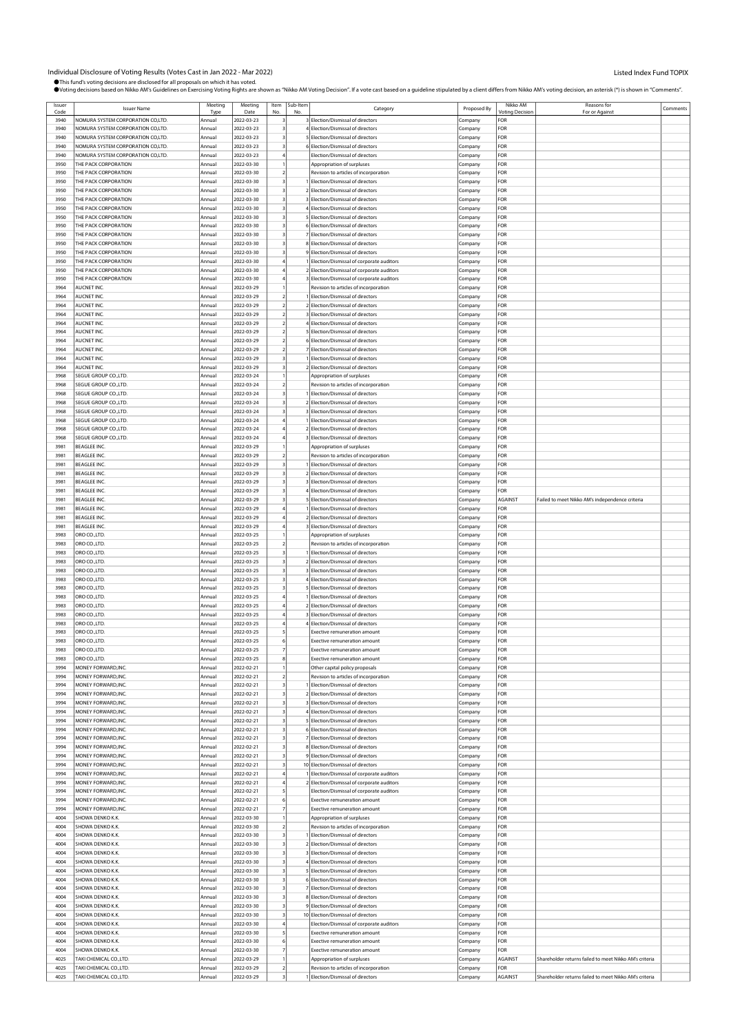Individual Disclosure of Voting Results (Votes Cast in Jan 2022 - Mar 2022)

Listed Index Fund TOPIX

●This fund's voting decisions are disclosed for all proposals on which it has voted.
●Voting decisions based on Nikko AM's Guidelines on Exercising Voting Rights are shown as "Nikko AM Voting Decision". If a vote cast based on a guideline stipulated by a client differs from Nikko AM's voting decision, an asterisk (*) is shown in "Comments".

| Issuer Code | Issuer Name | Meeting Type | Meeting Date | Item No. | Sub-Item No. | Category | Proposed By | Nikko AM Voting Decision | Reasons for For or Against | Comments |
|---|---|---|---|---|---|---|---|---|---|---|
| 3940 | NOMURA SYSTEM CORPORATION CO,LTD. | Annual | 2022-03-23 | 3 | 3 | Election/Dismissal of directors | Company | FOR | | |
| 3940 | NOMURA SYSTEM CORPORATION CO,LTD. | Annual | 2022-03-23 | 3 | 4 | Election/Dismissal of directors | Company | FOR | | |
| 3940 | NOMURA SYSTEM CORPORATION CO,LTD. | Annual | 2022-03-23 | 3 | 5 | Election/Dismissal of directors | Company | FOR | | |
| 3940 | NOMURA SYSTEM CORPORATION CO,LTD. | Annual | 2022-03-23 | 3 | 6 | Election/Dismissal of directors | Company | FOR | | |
| 3940 | NOMURA SYSTEM CORPORATION CO,LTD. | Annual | 2022-03-23 | 4 | | Election/Dismissal of directors | Company | FOR | | |
| 3950 | THE PACK CORPORATION | Annual | 2022-03-30 | 1 | | Appropriation of surpluses | Company | FOR | | |
| 3950 | THE PACK CORPORATION | Annual | 2022-03-30 | 2 | | Revision to articles of incorporation | Company | FOR | | |
| 3950 | THE PACK CORPORATION | Annual | 2022-03-30 | 3 | 1 | Election/Dismissal of directors | Company | FOR | | |
| 3950 | THE PACK CORPORATION | Annual | 2022-03-30 | 3 | 2 | Election/Dismissal of directors | Company | FOR | | |
| 3950 | THE PACK CORPORATION | Annual | 2022-03-30 | 3 | 3 | Election/Dismissal of directors | Company | FOR | | |
| 3950 | THE PACK CORPORATION | Annual | 2022-03-30 | 3 | 4 | Election/Dismissal of directors | Company | FOR | | |
| 3950 | THE PACK CORPORATION | Annual | 2022-03-30 | 3 | 5 | Election/Dismissal of directors | Company | FOR | | |
| 3950 | THE PACK CORPORATION | Annual | 2022-03-30 | 3 | 6 | Election/Dismissal of directors | Company | FOR | | |
| 3950 | THE PACK CORPORATION | Annual | 2022-03-30 | 3 | 7 | Election/Dismissal of directors | Company | FOR | | |
| 3950 | THE PACK CORPORATION | Annual | 2022-03-30 | 3 | 8 | Election/Dismissal of directors | Company | FOR | | |
| 3950 | THE PACK CORPORATION | Annual | 2022-03-30 | 3 | 9 | Election/Dismissal of directors | Company | FOR | | |
| 3950 | THE PACK CORPORATION | Annual | 2022-03-30 | 4 | 1 | Election/Dismissal of corporate auditors | Company | FOR | | |
| 3950 | THE PACK CORPORATION | Annual | 2022-03-30 | 4 | 2 | Election/Dismissal of corporate auditors | Company | FOR | | |
| 3950 | THE PACK CORPORATION | Annual | 2022-03-30 | 4 | 3 | Election/Dismissal of corporate auditors | Company | FOR | | |
| 3964 | AUCNET INC. | Annual | 2022-03-29 | 1 | | Revision to articles of incorporation | Company | FOR | | |
| 3964 | AUCNET INC. | Annual | 2022-03-29 | 2 | 1 | Election/Dismissal of directors | Company | FOR | | |
| 3964 | AUCNET INC. | Annual | 2022-03-29 | 2 | 2 | Election/Dismissal of directors | Company | FOR | | |
| 3964 | AUCNET INC. | Annual | 2022-03-29 | 2 | 3 | Election/Dismissal of directors | Company | FOR | | |
| 3964 | AUCNET INC. | Annual | 2022-03-29 | 2 | 4 | Election/Dismissal of directors | Company | FOR | | |
| 3964 | AUCNET INC. | Annual | 2022-03-29 | 2 | 5 | Election/Dismissal of directors | Company | FOR | | |
| 3964 | AUCNET INC. | Annual | 2022-03-29 | 2 | 6 | Election/Dismissal of directors | Company | FOR | | |
| 3964 | AUCNET INC. | Annual | 2022-03-29 | 2 | 7 | Election/Dismissal of directors | Company | FOR | | |
| 3964 | AUCNET INC. | Annual | 2022-03-29 | 3 | 1 | Election/Dismissal of directors | Company | FOR | | |
| 3964 | AUCNET INC. | Annual | 2022-03-29 | 3 | 2 | Election/Dismissal of directors | Company | FOR | | |
| 3968 | SEGUE GROUP CO.,LTD. | Annual | 2022-03-24 | 1 | | Appropriation of surpluses | Company | FOR | | |
| 3968 | SEGUE GROUP CO.,LTD. | Annual | 2022-03-24 | 2 | | Revision to articles of incorporation | Company | FOR | | |
| 3968 | SEGUE GROUP CO.,LTD. | Annual | 2022-03-24 | 3 | 1 | Election/Dismissal of directors | Company | FOR | | |
| 3968 | SEGUE GROUP CO.,LTD. | Annual | 2022-03-24 | 3 | 2 | Election/Dismissal of directors | Company | FOR | | |
| 3968 | SEGUE GROUP CO.,LTD. | Annual | 2022-03-24 | 3 | 3 | Election/Dismissal of directors | Company | FOR | | |
| 3968 | SEGUE GROUP CO.,LTD. | Annual | 2022-03-24 | 4 | 1 | Election/Dismissal of directors | Company | FOR | | |
| 3968 | SEGUE GROUP CO.,LTD. | Annual | 2022-03-24 | 4 | 2 | Election/Dismissal of directors | Company | FOR | | |
| 3968 | SEGUE GROUP CO.,LTD. | Annual | 2022-03-24 | 4 | 3 | Election/Dismissal of directors | Company | FOR | | |
| 3981 | BEAGLEE INC. | Annual | 2022-03-29 | 1 | | Appropriation of surpluses | Company | FOR | | |
| 3981 | BEAGLEE INC. | Annual | 2022-03-29 | 2 | | Revision to articles of incorporation | Company | FOR | | |
| 3981 | BEAGLEE INC. | Annual | 2022-03-29 | 3 | 1 | Election/Dismissal of directors | Company | FOR | | |
| 3981 | BEAGLEE INC. | Annual | 2022-03-29 | 3 | 2 | Election/Dismissal of directors | Company | FOR | | |
| 3981 | BEAGLEE INC. | Annual | 2022-03-29 | 3 | 3 | Election/Dismissal of directors | Company | FOR | | |
| 3981 | BEAGLEE INC. | Annual | 2022-03-29 | 3 | 4 | Election/Dismissal of directors | Company | FOR | | |
| 3981 | BEAGLEE INC. | Annual | 2022-03-29 | 3 | 5 | Election/Dismissal of directors | Company | AGAINST | Failed to meet Nikko AM's independence criteria | |
| 3981 | BEAGLEE INC. | Annual | 2022-03-29 | 4 | 1 | Election/Dismissal of directors | Company | FOR | | |
| 3981 | BEAGLEE INC. | Annual | 2022-03-29 | 4 | 2 | Election/Dismissal of directors | Company | FOR | | |
| 3981 | BEAGLEE INC. | Annual | 2022-03-29 | 4 | 3 | Election/Dismissal of directors | Company | FOR | | |
| 3983 | ORO CO.,LTD. | Annual | 2022-03-25 | 1 | | Appropriation of surpluses | Company | FOR | | |
| 3983 | ORO CO.,LTD. | Annual | 2022-03-25 | 2 | | Revision to articles of incorporation | Company | FOR | | |
| 3983 | ORO CO.,LTD. | Annual | 2022-03-25 | 3 | 1 | Election/Dismissal of directors | Company | FOR | | |
| 3983 | ORO CO.,LTD. | Annual | 2022-03-25 | 3 | 2 | Election/Dismissal of directors | Company | FOR | | |
| 3983 | ORO CO.,LTD. | Annual | 2022-03-25 | 3 | 3 | Election/Dismissal of directors | Company | FOR | | |
| 3983 | ORO CO.,LTD. | Annual | 2022-03-25 | 3 | 4 | Election/Dismissal of directors | Company | FOR | | |
| 3983 | ORO CO.,LTD. | Annual | 2022-03-25 | 3 | 5 | Election/Dismissal of directors | Company | FOR | | |
| 3983 | ORO CO.,LTD. | Annual | 2022-03-25 | 4 | 1 | Election/Dismissal of directors | Company | FOR | | |
| 3983 | ORO CO.,LTD. | Annual | 2022-03-25 | 4 | 2 | Election/Dismissal of directors | Company | FOR | | |
| 3983 | ORO CO.,LTD. | Annual | 2022-03-25 | 4 | 3 | Election/Dismissal of directors | Company | FOR | | |
| 3983 | ORO CO.,LTD. | Annual | 2022-03-25 | 4 | 4 | Election/Dismissal of directors | Company | FOR | | |
| 3983 | ORO CO.,LTD. | Annual | 2022-03-25 | 5 | | Exective remuneration amount | Company | FOR | | |
| 3983 | ORO CO.,LTD. | Annual | 2022-03-25 | 6 | | Exective remuneration amount | Company | FOR | | |
| 3983 | ORO CO.,LTD. | Annual | 2022-03-25 | 7 | | Exective remuneration amount | Company | FOR | | |
| 3983 | ORO CO.,LTD. | Annual | 2022-03-25 | 8 | | Exective remuneration amount | Company | FOR | | |
| 3994 | MONEY FORWARD,INC. | Annual | 2022-02-21 | 1 | | Other capital policy proposals | Company | FOR | | |
| 3994 | MONEY FORWARD,INC. | Annual | 2022-02-21 | 2 | | Revision to articles of incorporation | Company | FOR | | |
| 3994 | MONEY FORWARD,INC. | Annual | 2022-02-21 | 3 | 1 | Election/Dismissal of directors | Company | FOR | | |
| 3994 | MONEY FORWARD,INC. | Annual | 2022-02-21 | 3 | 2 | Election/Dismissal of directors | Company | FOR | | |
| 3994 | MONEY FORWARD,INC. | Annual | 2022-02-21 | 3 | 3 | Election/Dismissal of directors | Company | FOR | | |
| 3994 | MONEY FORWARD,INC. | Annual | 2022-02-21 | 3 | 4 | Election/Dismissal of directors | Company | FOR | | |
| 3994 | MONEY FORWARD,INC. | Annual | 2022-02-21 | 3 | 5 | Election/Dismissal of directors | Company | FOR | | |
| 3994 | MONEY FORWARD,INC. | Annual | 2022-02-21 | 3 | 6 | Election/Dismissal of directors | Company | FOR | | |
| 3994 | MONEY FORWARD,INC. | Annual | 2022-02-21 | 3 | 7 | Election/Dismissal of directors | Company | FOR | | |
| 3994 | MONEY FORWARD,INC. | Annual | 2022-02-21 | 3 | 8 | Election/Dismissal of directors | Company | FOR | | |
| 3994 | MONEY FORWARD,INC. | Annual | 2022-02-21 | 3 | 9 | Election/Dismissal of directors | Company | FOR | | |
| 3994 | MONEY FORWARD,INC. | Annual | 2022-02-21 | 3 | 10 | Election/Dismissal of directors | Company | FOR | | |
| 3994 | MONEY FORWARD,INC. | Annual | 2022-02-21 | 4 | 1 | Election/Dismissal of corporate auditors | Company | FOR | | |
| 3994 | MONEY FORWARD,INC. | Annual | 2022-02-21 | 4 | 2 | Election/Dismissal of corporate auditors | Company | FOR | | |
| 3994 | MONEY FORWARD,INC. | Annual | 2022-02-21 | 5 | | Election/Dismissal of corporate auditors | Company | FOR | | |
| 3994 | MONEY FORWARD,INC. | Annual | 2022-02-21 | 6 | | Exective remuneration amount | Company | FOR | | |
| 3994 | MONEY FORWARD,INC. | Annual | 2022-02-21 | 7 | | Exective remuneration amount | Company | FOR | | |
| 4004 | SHOWA DENKO K.K. | Annual | 2022-03-30 | 1 | | Appropriation of surpluses | Company | FOR | | |
| 4004 | SHOWA DENKO K.K. | Annual | 2022-03-30 | 2 | | Revision to articles of incorporation | Company | FOR | | |
| 4004 | SHOWA DENKO K.K. | Annual | 2022-03-30 | 3 | 1 | Election/Dismissal of directors | Company | FOR | | |
| 4004 | SHOWA DENKO K.K. | Annual | 2022-03-30 | 3 | 2 | Election/Dismissal of directors | Company | FOR | | |
| 4004 | SHOWA DENKO K.K. | Annual | 2022-03-30 | 3 | 3 | Election/Dismissal of directors | Company | FOR | | |
| 4004 | SHOWA DENKO K.K. | Annual | 2022-03-30 | 3 | 4 | Election/Dismissal of directors | Company | FOR | | |
| 4004 | SHOWA DENKO K.K. | Annual | 2022-03-30 | 3 | 5 | Election/Dismissal of directors | Company | FOR | | |
| 4004 | SHOWA DENKO K.K. | Annual | 2022-03-30 | 3 | 6 | Election/Dismissal of directors | Company | FOR | | |
| 4004 | SHOWA DENKO K.K. | Annual | 2022-03-30 | 3 | 7 | Election/Dismissal of directors | Company | FOR | | |
| 4004 | SHOWA DENKO K.K. | Annual | 2022-03-30 | 3 | 8 | Election/Dismissal of directors | Company | FOR | | |
| 4004 | SHOWA DENKO K.K. | Annual | 2022-03-30 | 3 | 9 | Election/Dismissal of directors | Company | FOR | | |
| 4004 | SHOWA DENKO K.K. | Annual | 2022-03-30 | 3 | 10 | Election/Dismissal of directors | Company | FOR | | |
| 4004 | SHOWA DENKO K.K. | Annual | 2022-03-30 | 4 | | Election/Dismissal of corporate auditors | Company | FOR | | |
| 4004 | SHOWA DENKO K.K. | Annual | 2022-03-30 | 5 | | Exective remuneration amount | Company | FOR | | |
| 4004 | SHOWA DENKO K.K. | Annual | 2022-03-30 | 6 | | Exective remuneration amount | Company | FOR | | |
| 4004 | SHOWA DENKO K.K. | Annual | 2022-03-30 | 7 | | Exective remuneration amount | Company | FOR | | |
| 4025 | TAKI CHEMICAL CO.,LTD. | Annual | 2022-03-29 | 1 | | Appropriation of surpluses | Company | AGAINST | Shareholder returns failed to meet Nikko AM's criteria | |
| 4025 | TAKI CHEMICAL CO.,LTD. | Annual | 2022-03-29 | 2 | | Revision to articles of incorporation | Company | FOR | | |
| 4025 | TAKI CHEMICAL CO.,LTD. | Annual | 2022-03-29 | 3 | 1 | Election/Dismissal of directors | Company | AGAINST | Shareholder returns failed to meet Nikko AM's criteria | |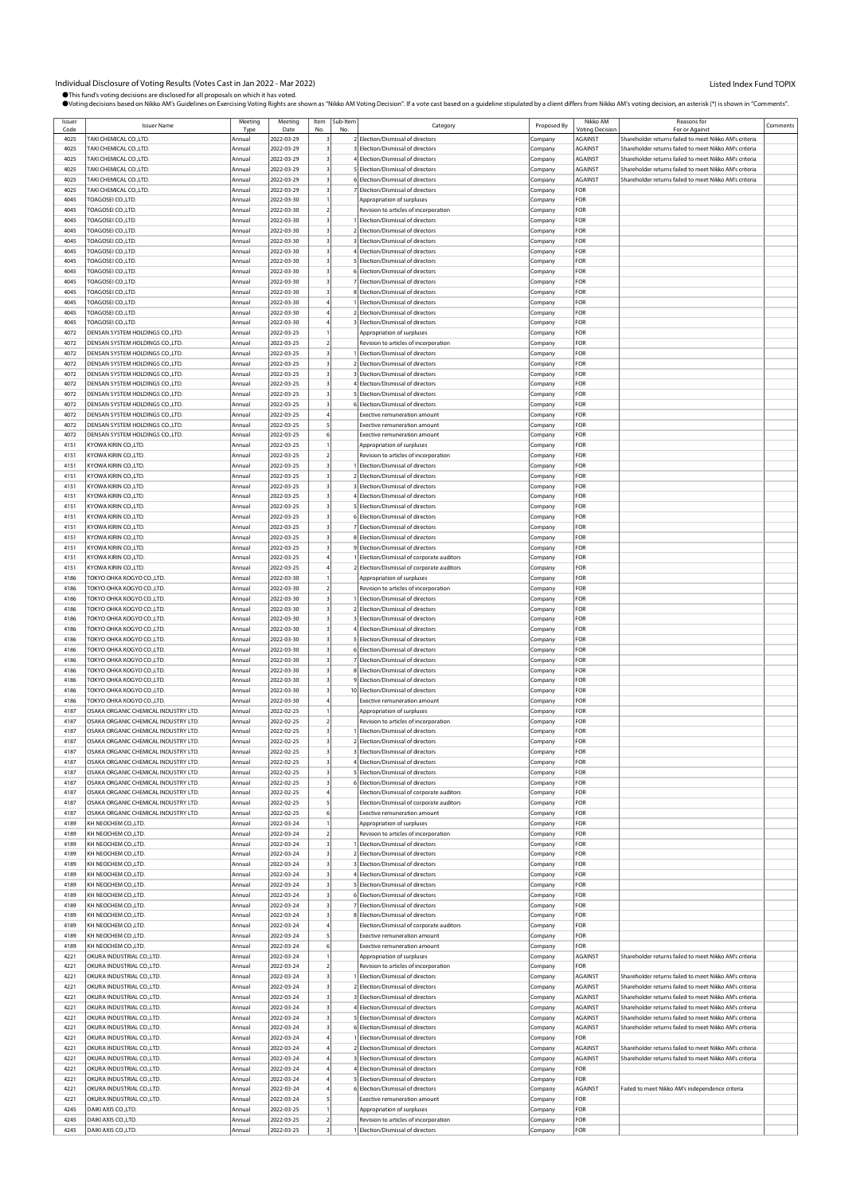Individual Disclosure of Voting Results (Votes Cast in Jan 2022 - Mar 2022)

Listed Index Fund TOPIX

●This fund's voting decisions are disclosed for all proposals on which it has voted.
●Voting decisions based on Nikko AM's Guidelines on Exercising Voting Rights are shown as "Nikko AM Voting Decision". If a vote cast based on a guideline stipulated by a client differs from Nikko AM's voting decision, an asterisk (*) is shown in "Comments".

| Issuer Code | Issuer Name | Meeting Type | Meeting Date | Item No. | Sub-Item No. | Category | Proposed By | Nikko AM Voting Decision | Reasons for For or Against | Comments |
|---|---|---|---|---|---|---|---|---|---|---|
| 4025 | TAKI CHEMICAL CO.,LTD. | Annual | 2022-03-29 | 3 | 2 | Election/Dismissal of directors | Company | AGAINST | Shareholder returns failed to meet Nikko AM's criteria | |
| 4025 | TAKI CHEMICAL CO.,LTD. | Annual | 2022-03-29 | 3 | 3 | Election/Dismissal of directors | Company | AGAINST | Shareholder returns failed to meet Nikko AM's criteria | |
| 4025 | TAKI CHEMICAL CO.,LTD. | Annual | 2022-03-29 | 3 | 4 | Election/Dismissal of directors | Company | AGAINST | Shareholder returns failed to meet Nikko AM's criteria | |
| 4025 | TAKI CHEMICAL CO.,LTD. | Annual | 2022-03-29 | 3 | 5 | Election/Dismissal of directors | Company | AGAINST | Shareholder returns failed to meet Nikko AM's criteria | |
| 4025 | TAKI CHEMICAL CO.,LTD. | Annual | 2022-03-29 | 3 | 6 | Election/Dismissal of directors | Company | AGAINST | Shareholder returns failed to meet Nikko AM's criteria | |
| 4025 | TAKI CHEMICAL CO.,LTD. | Annual | 2022-03-29 | 3 | 7 | Election/Dismissal of directors | Company | FOR | | |
| 4045 | TOAGOSEI CO.,LTD. | Annual | 2022-03-30 | 1 | | Appropriation of surpluses | Company | FOR | | |
| 4045 | TOAGOSEI CO.,LTD. | Annual | 2022-03-30 | 2 | | Revision to articles of incorporation | Company | FOR | | |
| 4045 | TOAGOSEI CO.,LTD. | Annual | 2022-03-30 | 3 | 1 | Election/Dismissal of directors | Company | FOR | | |
| 4045 | TOAGOSEI CO.,LTD. | Annual | 2022-03-30 | 3 | 2 | Election/Dismissal of directors | Company | FOR | | |
| 4045 | TOAGOSEI CO.,LTD. | Annual | 2022-03-30 | 3 | 3 | Election/Dismissal of directors | Company | FOR | | |
| 4045 | TOAGOSEI CO.,LTD. | Annual | 2022-03-30 | 3 | 4 | Election/Dismissal of directors | Company | FOR | | |
| 4045 | TOAGOSEI CO.,LTD. | Annual | 2022-03-30 | 3 | 5 | Election/Dismissal of directors | Company | FOR | | |
| 4045 | TOAGOSEI CO.,LTD. | Annual | 2022-03-30 | 3 | 6 | Election/Dismissal of directors | Company | FOR | | |
| 4045 | TOAGOSEI CO.,LTD. | Annual | 2022-03-30 | 3 | 7 | Election/Dismissal of directors | Company | FOR | | |
| 4045 | TOAGOSEI CO.,LTD. | Annual | 2022-03-30 | 3 | 8 | Election/Dismissal of directors | Company | FOR | | |
| 4045 | TOAGOSEI CO.,LTD. | Annual | 2022-03-30 | 4 | 1 | Election/Dismissal of directors | Company | FOR | | |
| 4045 | TOAGOSEI CO.,LTD. | Annual | 2022-03-30 | 4 | 2 | Election/Dismissal of directors | Company | FOR | | |
| 4045 | TOAGOSEI CO.,LTD. | Annual | 2022-03-30 | 4 | 3 | Election/Dismissal of directors | Company | FOR | | |
| 4072 | DENSAN SYSTEM HOLDINGS CO.,LTD. | Annual | 2022-03-25 | 1 | | Appropriation of surpluses | Company | FOR | | |
| 4072 | DENSAN SYSTEM HOLDINGS CO.,LTD. | Annual | 2022-03-25 | 2 | | Revision to articles of incorporation | Company | FOR | | |
| 4072 | DENSAN SYSTEM HOLDINGS CO.,LTD. | Annual | 2022-03-25 | 3 | 1 | Election/Dismissal of directors | Company | FOR | | |
| 4072 | DENSAN SYSTEM HOLDINGS CO.,LTD. | Annual | 2022-03-25 | 3 | 2 | Election/Dismissal of directors | Company | FOR | | |
| 4072 | DENSAN SYSTEM HOLDINGS CO.,LTD. | Annual | 2022-03-25 | 3 | 3 | Election/Dismissal of directors | Company | FOR | | |
| 4072 | DENSAN SYSTEM HOLDINGS CO.,LTD. | Annual | 2022-03-25 | 3 | 4 | Election/Dismissal of directors | Company | FOR | | |
| 4072 | DENSAN SYSTEM HOLDINGS CO.,LTD. | Annual | 2022-03-25 | 3 | 5 | Election/Dismissal of directors | Company | FOR | | |
| 4072 | DENSAN SYSTEM HOLDINGS CO.,LTD. | Annual | 2022-03-25 | 3 | 6 | Election/Dismissal of directors | Company | FOR | | |
| 4072 | DENSAN SYSTEM HOLDINGS CO.,LTD. | Annual | 2022-03-25 | 4 | | Exective remuneration amount | Company | FOR | | |
| 4072 | DENSAN SYSTEM HOLDINGS CO.,LTD. | Annual | 2022-03-25 | 5 | | Exective remuneration amount | Company | FOR | | |
| 4072 | DENSAN SYSTEM HOLDINGS CO.,LTD. | Annual | 2022-03-25 | 6 | | Exective remuneration amount | Company | FOR | | |
| 4151 | KYOWA KIRIN CO.,LTD. | Annual | 2022-03-25 | 1 | | Appropriation of surpluses | Company | FOR | | |
| 4151 | KYOWA KIRIN CO.,LTD. | Annual | 2022-03-25 | 2 | | Revision to articles of incorporation | Company | FOR | | |
| 4151 | KYOWA KIRIN CO.,LTD. | Annual | 2022-03-25 | 3 | 1 | Election/Dismissal of directors | Company | FOR | | |
| 4151 | KYOWA KIRIN CO.,LTD. | Annual | 2022-03-25 | 3 | 2 | Election/Dismissal of directors | Company | FOR | | |
| 4151 | KYOWA KIRIN CO.,LTD. | Annual | 2022-03-25 | 3 | 3 | Election/Dismissal of directors | Company | FOR | | |
| 4151 | KYOWA KIRIN CO.,LTD. | Annual | 2022-03-25 | 3 | 4 | Election/Dismissal of directors | Company | FOR | | |
| 4151 | KYOWA KIRIN CO.,LTD. | Annual | 2022-03-25 | 3 | 5 | Election/Dismissal of directors | Company | FOR | | |
| 4151 | KYOWA KIRIN CO.,LTD. | Annual | 2022-03-25 | 3 | 6 | Election/Dismissal of directors | Company | FOR | | |
| 4151 | KYOWA KIRIN CO.,LTD. | Annual | 2022-03-25 | 3 | 7 | Election/Dismissal of directors | Company | FOR | | |
| 4151 | KYOWA KIRIN CO.,LTD. | Annual | 2022-03-25 | 3 | 8 | Election/Dismissal of directors | Company | FOR | | |
| 4151 | KYOWA KIRIN CO.,LTD. | Annual | 2022-03-25 | 3 | 9 | Election/Dismissal of directors | Company | FOR | | |
| 4151 | KYOWA KIRIN CO.,LTD. | Annual | 2022-03-25 | 4 | 1 | Election/Dismissal of corporate auditors | Company | FOR | | |
| 4151 | KYOWA KIRIN CO.,LTD. | Annual | 2022-03-25 | 4 | 2 | Election/Dismissal of corporate auditors | Company | FOR | | |
| 4186 | TOKYO OHKA KOGYO CO.,LTD. | Annual | 2022-03-30 | 1 | | Appropriation of surpluses | Company | FOR | | |
| 4186 | TOKYO OHKA KOGYO CO.,LTD. | Annual | 2022-03-30 | 2 | | Revision to articles of incorporation | Company | FOR | | |
| 4186 | TOKYO OHKA KOGYO CO.,LTD. | Annual | 2022-03-30 | 3 | 1 | Election/Dismissal of directors | Company | FOR | | |
| 4186 | TOKYO OHKA KOGYO CO.,LTD. | Annual | 2022-03-30 | 3 | 2 | Election/Dismissal of directors | Company | FOR | | |
| 4186 | TOKYO OHKA KOGYO CO.,LTD. | Annual | 2022-03-30 | 3 | 3 | Election/Dismissal of directors | Company | FOR | | |
| 4186 | TOKYO OHKA KOGYO CO.,LTD. | Annual | 2022-03-30 | 3 | 4 | Election/Dismissal of directors | Company | FOR | | |
| 4186 | TOKYO OHKA KOGYO CO.,LTD. | Annual | 2022-03-30 | 3 | 5 | Election/Dismissal of directors | Company | FOR | | |
| 4186 | TOKYO OHKA KOGYO CO.,LTD. | Annual | 2022-03-30 | 3 | 6 | Election/Dismissal of directors | Company | FOR | | |
| 4186 | TOKYO OHKA KOGYO CO.,LTD. | Annual | 2022-03-30 | 3 | 7 | Election/Dismissal of directors | Company | FOR | | |
| 4186 | TOKYO OHKA KOGYO CO.,LTD. | Annual | 2022-03-30 | 3 | 8 | Election/Dismissal of directors | Company | FOR | | |
| 4186 | TOKYO OHKA KOGYO CO.,LTD. | Annual | 2022-03-30 | 3 | 9 | Election/Dismissal of directors | Company | FOR | | |
| 4186 | TOKYO OHKA KOGYO CO.,LTD. | Annual | 2022-03-30 | 3 | 10 | Election/Dismissal of directors | Company | FOR | | |
| 4186 | TOKYO OHKA KOGYO CO.,LTD. | Annual | 2022-03-30 | 4 | | Exective remuneration amount | Company | FOR | | |
| 4187 | OSAKA ORGANIC CHEMICAL INDUSTRY LTD. | Annual | 2022-02-25 | 1 | | Appropriation of surpluses | Company | FOR | | |
| 4187 | OSAKA ORGANIC CHEMICAL INDUSTRY LTD. | Annual | 2022-02-25 | 2 | | Revision to articles of incorporation | Company | FOR | | |
| 4187 | OSAKA ORGANIC CHEMICAL INDUSTRY LTD. | Annual | 2022-02-25 | 3 | 1 | Election/Dismissal of directors | Company | FOR | | |
| 4187 | OSAKA ORGANIC CHEMICAL INDUSTRY LTD. | Annual | 2022-02-25 | 3 | 2 | Election/Dismissal of directors | Company | FOR | | |
| 4187 | OSAKA ORGANIC CHEMICAL INDUSTRY LTD. | Annual | 2022-02-25 | 3 | 3 | Election/Dismissal of directors | Company | FOR | | |
| 4187 | OSAKA ORGANIC CHEMICAL INDUSTRY LTD. | Annual | 2022-02-25 | 3 | 4 | Election/Dismissal of directors | Company | FOR | | |
| 4187 | OSAKA ORGANIC CHEMICAL INDUSTRY LTD. | Annual | 2022-02-25 | 3 | 5 | Election/Dismissal of directors | Company | FOR | | |
| 4187 | OSAKA ORGANIC CHEMICAL INDUSTRY LTD. | Annual | 2022-02-25 | 3 | 6 | Election/Dismissal of directors | Company | FOR | | |
| 4187 | OSAKA ORGANIC CHEMICAL INDUSTRY LTD. | Annual | 2022-02-25 | 4 | | Election/Dismissal of corporate auditors | Company | FOR | | |
| 4187 | OSAKA ORGANIC CHEMICAL INDUSTRY LTD. | Annual | 2022-02-25 | 5 | | Election/Dismissal of corporate auditors | Company | FOR | | |
| 4187 | OSAKA ORGANIC CHEMICAL INDUSTRY LTD. | Annual | 2022-02-25 | 6 | | Exective remuneration amount | Company | FOR | | |
| 4189 | KH NEOCHEM CO.,LTD. | Annual | 2022-03-24 | 1 | | Appropriation of surpluses | Company | FOR | | |
| 4189 | KH NEOCHEM CO.,LTD. | Annual | 2022-03-24 | 2 | | Revision to articles of incorporation | Company | FOR | | |
| 4189 | KH NEOCHEM CO.,LTD. | Annual | 2022-03-24 | 3 | 1 | Election/Dismissal of directors | Company | FOR | | |
| 4189 | KH NEOCHEM CO.,LTD. | Annual | 2022-03-24 | 3 | 2 | Election/Dismissal of directors | Company | FOR | | |
| 4189 | KH NEOCHEM CO.,LTD. | Annual | 2022-03-24 | 3 | 3 | Election/Dismissal of directors | Company | FOR | | |
| 4189 | KH NEOCHEM CO.,LTD. | Annual | 2022-03-24 | 3 | 4 | Election/Dismissal of directors | Company | FOR | | |
| 4189 | KH NEOCHEM CO.,LTD. | Annual | 2022-03-24 | 3 | 5 | Election/Dismissal of directors | Company | FOR | | |
| 4189 | KH NEOCHEM CO.,LTD. | Annual | 2022-03-24 | 3 | 6 | Election/Dismissal of directors | Company | FOR | | |
| 4189 | KH NEOCHEM CO.,LTD. | Annual | 2022-03-24 | 3 | 7 | Election/Dismissal of directors | Company | FOR | | |
| 4189 | KH NEOCHEM CO.,LTD. | Annual | 2022-03-24 | 3 | 8 | Election/Dismissal of directors | Company | FOR | | |
| 4189 | KH NEOCHEM CO.,LTD. | Annual | 2022-03-24 | 4 | | Election/Dismissal of corporate auditors | Company | FOR | | |
| 4189 | KH NEOCHEM CO.,LTD. | Annual | 2022-03-24 | 5 | | Exective remuneration amount | Company | FOR | | |
| 4189 | KH NEOCHEM CO.,LTD. | Annual | 2022-03-24 | 6 | | Exective remuneration amount | Company | FOR | | |
| 4221 | OKURA INDUSTRIAL CO.,LTD. | Annual | 2022-03-24 | 1 | | Appropriation of surpluses | Company | AGAINST | Shareholder returns failed to meet Nikko AM's criteria | |
| 4221 | OKURA INDUSTRIAL CO.,LTD. | Annual | 2022-03-24 | 2 | | Revision to articles of incorporation | Company | FOR | | |
| 4221 | OKURA INDUSTRIAL CO.,LTD. | Annual | 2022-03-24 | 3 | 1 | Election/Dismissal of directors | Company | AGAINST | Shareholder returns failed to meet Nikko AM's criteria | |
| 4221 | OKURA INDUSTRIAL CO.,LTD. | Annual | 2022-03-24 | 3 | 2 | Election/Dismissal of directors | Company | AGAINST | Shareholder returns failed to meet Nikko AM's criteria | |
| 4221 | OKURA INDUSTRIAL CO.,LTD. | Annual | 2022-03-24 | 3 | 3 | Election/Dismissal of directors | Company | AGAINST | Shareholder returns failed to meet Nikko AM's criteria | |
| 4221 | OKURA INDUSTRIAL CO.,LTD. | Annual | 2022-03-24 | 3 | 4 | Election/Dismissal of directors | Company | AGAINST | Shareholder returns failed to meet Nikko AM's criteria | |
| 4221 | OKURA INDUSTRIAL CO.,LTD. | Annual | 2022-03-24 | 3 | 5 | Election/Dismissal of directors | Company | AGAINST | Shareholder returns failed to meet Nikko AM's criteria | |
| 4221 | OKURA INDUSTRIAL CO.,LTD. | Annual | 2022-03-24 | 3 | 6 | Election/Dismissal of directors | Company | AGAINST | Shareholder returns failed to meet Nikko AM's criteria | |
| 4221 | OKURA INDUSTRIAL CO.,LTD. | Annual | 2022-03-24 | 4 | 1 | Election/Dismissal of directors | Company | FOR | | |
| 4221 | OKURA INDUSTRIAL CO.,LTD. | Annual | 2022-03-24 | 4 | 2 | Election/Dismissal of directors | Company | AGAINST | Shareholder returns failed to meet Nikko AM's criteria | |
| 4221 | OKURA INDUSTRIAL CO.,LTD. | Annual | 2022-03-24 | 4 | 3 | Election/Dismissal of directors | Company | AGAINST | Shareholder returns failed to meet Nikko AM's criteria | |
| 4221 | OKURA INDUSTRIAL CO.,LTD. | Annual | 2022-03-24 | 4 | 4 | Election/Dismissal of directors | Company | FOR | | |
| 4221 | OKURA INDUSTRIAL CO.,LTD. | Annual | 2022-03-24 | 4 | 5 | Election/Dismissal of directors | Company | FOR | | |
| 4221 | OKURA INDUSTRIAL CO.,LTD. | Annual | 2022-03-24 | 4 | 6 | Election/Dismissal of directors | Company | AGAINST | Failed to meet Nikko AM's independence criteria | |
| 4221 | OKURA INDUSTRIAL CO.,LTD. | Annual | 2022-03-24 | 5 | | Exective remuneration amount | Company | FOR | | |
| 4245 | DAIKI AXIS CO.,LTD. | Annual | 2022-03-25 | 1 | | Appropriation of surpluses | Company | FOR | | |
| 4245 | DAIKI AXIS CO.,LTD. | Annual | 2022-03-25 | 2 | | Revision to articles of incorporation | Company | FOR | | |
| 4245 | DAIKI AXIS CO.,LTD. | Annual | 2022-03-25 | 3 | 1 | Election/Dismissal of directors | Company | FOR | | |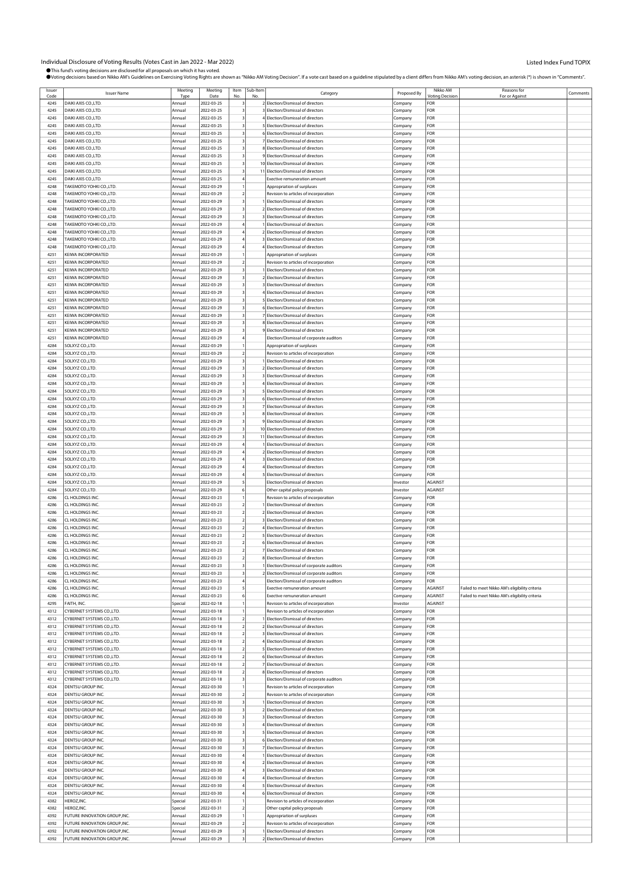# Individual Disclosure of Voting Results (Votes Cast in Jan 2022 - Mar 2022)

Listed Index Fund TOPIX

●This fund's voting decisions are disclosed for all proposals on which it has voted.
●Voting decisions based on Nikko AM's Guidelines on Exercising Voting Rights are shown as "Nikko AM Voting Decision". If a vote cast based on a guideline stipulated by a client differs from Nikko AM's voting decision, an asterisk (*) is shown in "Comments".

| Issuer Code | Issuer Name | Meeting Type | Meeting Date | Item No. | Sub-Item No. | Category | Proposed By | Nikko AM Voting Decision | Reasons for For or Against | Comments |
|---|---|---|---|---|---|---|---|---|---|---|
| 4245 | DAIKI AXIS CO.,LTD. | Annual | 2022-03-25 | 3 | 2 | Election/Dismissal of directors | Company | FOR | | |
| 4245 | DAIKI AXIS CO.,LTD. | Annual | 2022-03-25 | 3 | 3 | Election/Dismissal of directors | Company | FOR | | |
| 4245 | DAIKI AXIS CO.,LTD. | Annual | 2022-03-25 | 3 | 4 | Election/Dismissal of directors | Company | FOR | | |
| 4245 | DAIKI AXIS CO.,LTD. | Annual | 2022-03-25 | 3 | 5 | Election/Dismissal of directors | Company | FOR | | |
| 4245 | DAIKI AXIS CO.,LTD. | Annual | 2022-03-25 | 3 | 6 | Election/Dismissal of directors | Company | FOR | | |
| 4245 | DAIKI AXIS CO.,LTD. | Annual | 2022-03-25 | 3 | 7 | Election/Dismissal of directors | Company | FOR | | |
| 4245 | DAIKI AXIS CO.,LTD. | Annual | 2022-03-25 | 3 | 8 | Election/Dismissal of directors | Company | FOR | | |
| 4245 | DAIKI AXIS CO.,LTD. | Annual | 2022-03-25 | 3 | 9 | Election/Dismissal of directors | Company | FOR | | |
| 4245 | DAIKI AXIS CO.,LTD. | Annual | 2022-03-25 | 3 | 10 | Election/Dismissal of directors | Company | FOR | | |
| 4245 | DAIKI AXIS CO.,LTD. | Annual | 2022-03-25 | 3 | 11 | Election/Dismissal of directors | Company | FOR | | |
| 4245 | DAIKI AXIS CO.,LTD. | Annual | 2022-03-25 | 4 | | Exective remuneration amount | Company | FOR | | |
| 4248 | TAKEMOTO YOHKI CO.,LTD. | Annual | 2022-03-29 | 1 | | Appropriation of surpluses | Company | FOR | | |
| 4248 | TAKEMOTO YOHKI CO.,LTD. | Annual | 2022-03-29 | 2 | | Revision to articles of incorporation | Company | FOR | | |
| 4248 | TAKEMOTO YOHKI CO.,LTD. | Annual | 2022-03-29 | 3 | 1 | Election/Dismissal of directors | Company | FOR | | |
| 4248 | TAKEMOTO YOHKI CO.,LTD. | Annual | 2022-03-29 | 3 | 2 | Election/Dismissal of directors | Company | FOR | | |
| 4248 | TAKEMOTO YOHKI CO.,LTD. | Annual | 2022-03-29 | 3 | 3 | Election/Dismissal of directors | Company | FOR | | |
| 4248 | TAKEMOTO YOHKI CO.,LTD. | Annual | 2022-03-29 | 4 | 1 | Election/Dismissal of directors | Company | FOR | | |
| 4248 | TAKEMOTO YOHKI CO.,LTD. | Annual | 2022-03-29 | 4 | 2 | Election/Dismissal of directors | Company | FOR | | |
| 4248 | TAKEMOTO YOHKI CO.,LTD. | Annual | 2022-03-29 | 4 | 3 | Election/Dismissal of directors | Company | FOR | | |
| 4248 | TAKEMOTO YOHKI CO.,LTD. | Annual | 2022-03-29 | 4 | 4 | Election/Dismissal of directors | Company | FOR | | |
| 4251 | KEIWA INCORPORATED | Annual | 2022-03-29 | 1 | | Appropriation of surpluses | Company | FOR | | |
| 4251 | KEIWA INCORPORATED | Annual | 2022-03-29 | 2 | | Revision to articles of incorporation | Company | FOR | | |
| 4251 | KEIWA INCORPORATED | Annual | 2022-03-29 | 3 | 1 | Election/Dismissal of directors | Company | FOR | | |
| 4251 | KEIWA INCORPORATED | Annual | 2022-03-29 | 3 | 2 | Election/Dismissal of directors | Company | FOR | | |
| 4251 | KEIWA INCORPORATED | Annual | 2022-03-29 | 3 | 3 | Election/Dismissal of directors | Company | FOR | | |
| 4251 | KEIWA INCORPORATED | Annual | 2022-03-29 | 3 | 4 | Election/Dismissal of directors | Company | FOR | | |
| 4251 | KEIWA INCORPORATED | Annual | 2022-03-29 | 3 | 5 | Election/Dismissal of directors | Company | FOR | | |
| 4251 | KEIWA INCORPORATED | Annual | 2022-03-29 | 3 | 6 | Election/Dismissal of directors | Company | FOR | | |
| 4251 | KEIWA INCORPORATED | Annual | 2022-03-29 | 3 | 7 | Election/Dismissal of directors | Company | FOR | | |
| 4251 | KEIWA INCORPORATED | Annual | 2022-03-29 | 3 | 8 | Election/Dismissal of directors | Company | FOR | | |
| 4251 | KEIWA INCORPORATED | Annual | 2022-03-29 | 3 | 9 | Election/Dismissal of directors | Company | FOR | | |
| 4251 | KEIWA INCORPORATED | Annual | 2022-03-29 | 4 | | Election/Dismissal of corporate auditors | Company | FOR | | |
| 4284 | SOLXYZ CO.,LTD. | Annual | 2022-03-29 | 1 | | Appropriation of surpluses | Company | FOR | | |
| 4284 | SOLXYZ CO.,LTD. | Annual | 2022-03-29 | 2 | | Revision to articles of incorporation | Company | FOR | | |
| 4284 | SOLXYZ CO.,LTD. | Annual | 2022-03-29 | 3 | 1 | Election/Dismissal of directors | Company | FOR | | |
| 4284 | SOLXYZ CO.,LTD. | Annual | 2022-03-29 | 3 | 2 | Election/Dismissal of directors | Company | FOR | | |
| 4284 | SOLXYZ CO.,LTD. | Annual | 2022-03-29 | 3 | 3 | Election/Dismissal of directors | Company | FOR | | |
| 4284 | SOLXYZ CO.,LTD. | Annual | 2022-03-29 | 3 | 4 | Election/Dismissal of directors | Company | FOR | | |
| 4284 | SOLXYZ CO.,LTD. | Annual | 2022-03-29 | 3 | 5 | Election/Dismissal of directors | Company | FOR | | |
| 4284 | SOLXYZ CO.,LTD. | Annual | 2022-03-29 | 3 | 6 | Election/Dismissal of directors | Company | FOR | | |
| 4284 | SOLXYZ CO.,LTD. | Annual | 2022-03-29 | 3 | 7 | Election/Dismissal of directors | Company | FOR | | |
| 4284 | SOLXYZ CO.,LTD. | Annual | 2022-03-29 | 3 | 8 | Election/Dismissal of directors | Company | FOR | | |
| 4284 | SOLXYZ CO.,LTD. | Annual | 2022-03-29 | 3 | 9 | Election/Dismissal of directors | Company | FOR | | |
| 4284 | SOLXYZ CO.,LTD. | Annual | 2022-03-29 | 3 | 10 | Election/Dismissal of directors | Company | FOR | | |
| 4284 | SOLXYZ CO.,LTD. | Annual | 2022-03-29 | 3 | 11 | Election/Dismissal of directors | Company | FOR | | |
| 4284 | SOLXYZ CO.,LTD. | Annual | 2022-03-29 | 4 | 1 | Election/Dismissal of directors | Company | FOR | | |
| 4284 | SOLXYZ CO.,LTD. | Annual | 2022-03-29 | 4 | 2 | Election/Dismissal of directors | Company | FOR | | |
| 4284 | SOLXYZ CO.,LTD. | Annual | 2022-03-29 | 4 | 3 | Election/Dismissal of directors | Company | FOR | | |
| 4284 | SOLXYZ CO.,LTD. | Annual | 2022-03-29 | 4 | 4 | Election/Dismissal of directors | Company | FOR | | |
| 4284 | SOLXYZ CO.,LTD. | Annual | 2022-03-29 | 4 | 5 | Election/Dismissal of directors | Company | FOR | | |
| 4284 | SOLXYZ CO.,LTD. | Annual | 2022-03-29 | 5 | | Election/Dismissal of directors | Investor | AGAINST | | |
| 4284 | SOLXYZ CO.,LTD. | Annual | 2022-03-29 | 6 | | Other capital policy proposals | Investor | AGAINST | | |
| 4286 | CL HOLDINGS INC. | Annual | 2022-03-23 | 1 | | Revision to articles of incorporation | Company | FOR | | |
| 4286 | CL HOLDINGS INC. | Annual | 2022-03-23 | 2 | 1 | Election/Dismissal of directors | Company | FOR | | |
| 4286 | CL HOLDINGS INC. | Annual | 2022-03-23 | 2 | 2 | Election/Dismissal of directors | Company | FOR | | |
| 4286 | CL HOLDINGS INC. | Annual | 2022-03-23 | 2 | 3 | Election/Dismissal of directors | Company | FOR | | |
| 4286 | CL HOLDINGS INC. | Annual | 2022-03-23 | 2 | 4 | Election/Dismissal of directors | Company | FOR | | |
| 4286 | CL HOLDINGS INC. | Annual | 2022-03-23 | 2 | 5 | Election/Dismissal of directors | Company | FOR | | |
| 4286 | CL HOLDINGS INC. | Annual | 2022-03-23 | 2 | 6 | Election/Dismissal of directors | Company | FOR | | |
| 4286 | CL HOLDINGS INC. | Annual | 2022-03-23 | 2 | 7 | Election/Dismissal of directors | Company | FOR | | |
| 4286 | CL HOLDINGS INC. | Annual | 2022-03-23 | 2 | 8 | Election/Dismissal of directors | Company | FOR | | |
| 4286 | CL HOLDINGS INC. | Annual | 2022-03-23 | 3 | 1 | Election/Dismissal of corporate auditors | Company | FOR | | |
| 4286 | CL HOLDINGS INC. | Annual | 2022-03-23 | 3 | 2 | Election/Dismissal of corporate auditors | Company | FOR | | |
| 4286 | CL HOLDINGS INC. | Annual | 2022-03-23 | 4 | | Election/Dismissal of corporate auditors | Company | FOR | | |
| 4286 | CL HOLDINGS INC. | Annual | 2022-03-23 | 5 | | Exective remuneration amount | Company | AGAINST | Failed to meet Nikko AM's eligibility criteria | |
| 4286 | CL HOLDINGS INC. | Annual | 2022-03-23 | 6 | | Exective remuneration amount | Company | AGAINST | Failed to meet Nikko AM's eligibility criteria | |
| 4295 | FAITH, INC. | Special | 2022-02-18 | 1 | | Revision to articles of incorporation | Investor | AGAINST | | |
| 4312 | CYBERNET SYSTEMS CO.,LTD. | Annual | 2022-03-18 | 1 | | Revision to articles of incorporation | Company | FOR | | |
| 4312 | CYBERNET SYSTEMS CO.,LTD. | Annual | 2022-03-18 | 2 | 1 | Election/Dismissal of directors | Company | FOR | | |
| 4312 | CYBERNET SYSTEMS CO.,LTD. | Annual | 2022-03-18 | 2 | 2 | Election/Dismissal of directors | Company | FOR | | |
| 4312 | CYBERNET SYSTEMS CO.,LTD. | Annual | 2022-03-18 | 2 | 3 | Election/Dismissal of directors | Company | FOR | | |
| 4312 | CYBERNET SYSTEMS CO.,LTD. | Annual | 2022-03-18 | 2 | 4 | Election/Dismissal of directors | Company | FOR | | |
| 4312 | CYBERNET SYSTEMS CO.,LTD. | Annual | 2022-03-18 | 2 | 5 | Election/Dismissal of directors | Company | FOR | | |
| 4312 | CYBERNET SYSTEMS CO.,LTD. | Annual | 2022-03-18 | 2 | 6 | Election/Dismissal of directors | Company | FOR | | |
| 4312 | CYBERNET SYSTEMS CO.,LTD. | Annual | 2022-03-18 | 2 | 7 | Election/Dismissal of directors | Company | FOR | | |
| 4312 | CYBERNET SYSTEMS CO.,LTD. | Annual | 2022-03-18 | 2 | 8 | Election/Dismissal of directors | Company | FOR | | |
| 4312 | CYBERNET SYSTEMS CO.,LTD. | Annual | 2022-03-18 | 3 | | Election/Dismissal of corporate auditors | Company | FOR | | |
| 4324 | DENTSU GROUP INC. | Annual | 2022-03-30 | 1 | | Revision to articles of incorporation | Company | FOR | | |
| 4324 | DENTSU GROUP INC. | Annual | 2022-03-30 | 2 | | Revision to articles of incorporation | Company | FOR | | |
| 4324 | DENTSU GROUP INC. | Annual | 2022-03-30 | 3 | 1 | Election/Dismissal of directors | Company | FOR | | |
| 4324 | DENTSU GROUP INC. | Annual | 2022-03-30 | 3 | 2 | Election/Dismissal of directors | Company | FOR | | |
| 4324 | DENTSU GROUP INC. | Annual | 2022-03-30 | 3 | 3 | Election/Dismissal of directors | Company | FOR | | |
| 4324 | DENTSU GROUP INC. | Annual | 2022-03-30 | 3 | 4 | Election/Dismissal of directors | Company | FOR | | |
| 4324 | DENTSU GROUP INC. | Annual | 2022-03-30 | 3 | 5 | Election/Dismissal of directors | Company | FOR | | |
| 4324 | DENTSU GROUP INC. | Annual | 2022-03-30 | 3 | 6 | Election/Dismissal of directors | Company | FOR | | |
| 4324 | DENTSU GROUP INC. | Annual | 2022-03-30 | 3 | 7 | Election/Dismissal of directors | Company | FOR | | |
| 4324 | DENTSU GROUP INC. | Annual | 2022-03-30 | 4 | 1 | Election/Dismissal of directors | Company | FOR | | |
| 4324 | DENTSU GROUP INC. | Annual | 2022-03-30 | 4 | 2 | Election/Dismissal of directors | Company | FOR | | |
| 4324 | DENTSU GROUP INC. | Annual | 2022-03-30 | 4 | 3 | Election/Dismissal of directors | Company | FOR | | |
| 4324 | DENTSU GROUP INC. | Annual | 2022-03-30 | 4 | 4 | Election/Dismissal of directors | Company | FOR | | |
| 4324 | DENTSU GROUP INC. | Annual | 2022-03-30 | 4 | 5 | Election/Dismissal of directors | Company | FOR | | |
| 4324 | DENTSU GROUP INC. | Annual | 2022-03-30 | 4 | 6 | Election/Dismissal of directors | Company | FOR | | |
| 4382 | HEROZ,INC. | Special | 2022-03-31 | 1 | | Revision to articles of incorporation | Company | FOR | | |
| 4382 | HEROZ,INC. | Special | 2022-03-31 | 2 | | Other capital policy proposals | Company | FOR | | |
| 4392 | FUTURE INNOVATION GROUP,INC. | Annual | 2022-03-29 | 1 | | Appropriation of surpluses | Company | FOR | | |
| 4392 | FUTURE INNOVATION GROUP,INC. | Annual | 2022-03-29 | 2 | | Revision to articles of incorporation | Company | FOR | | |
| 4392 | FUTURE INNOVATION GROUP,INC. | Annual | 2022-03-29 | 3 | 1 | Election/Dismissal of directors | Company | FOR | | |
| 4392 | FUTURE INNOVATION GROUP,INC. | Annual | 2022-03-29 | 3 | 2 | Election/Dismissal of directors | Company | FOR | | |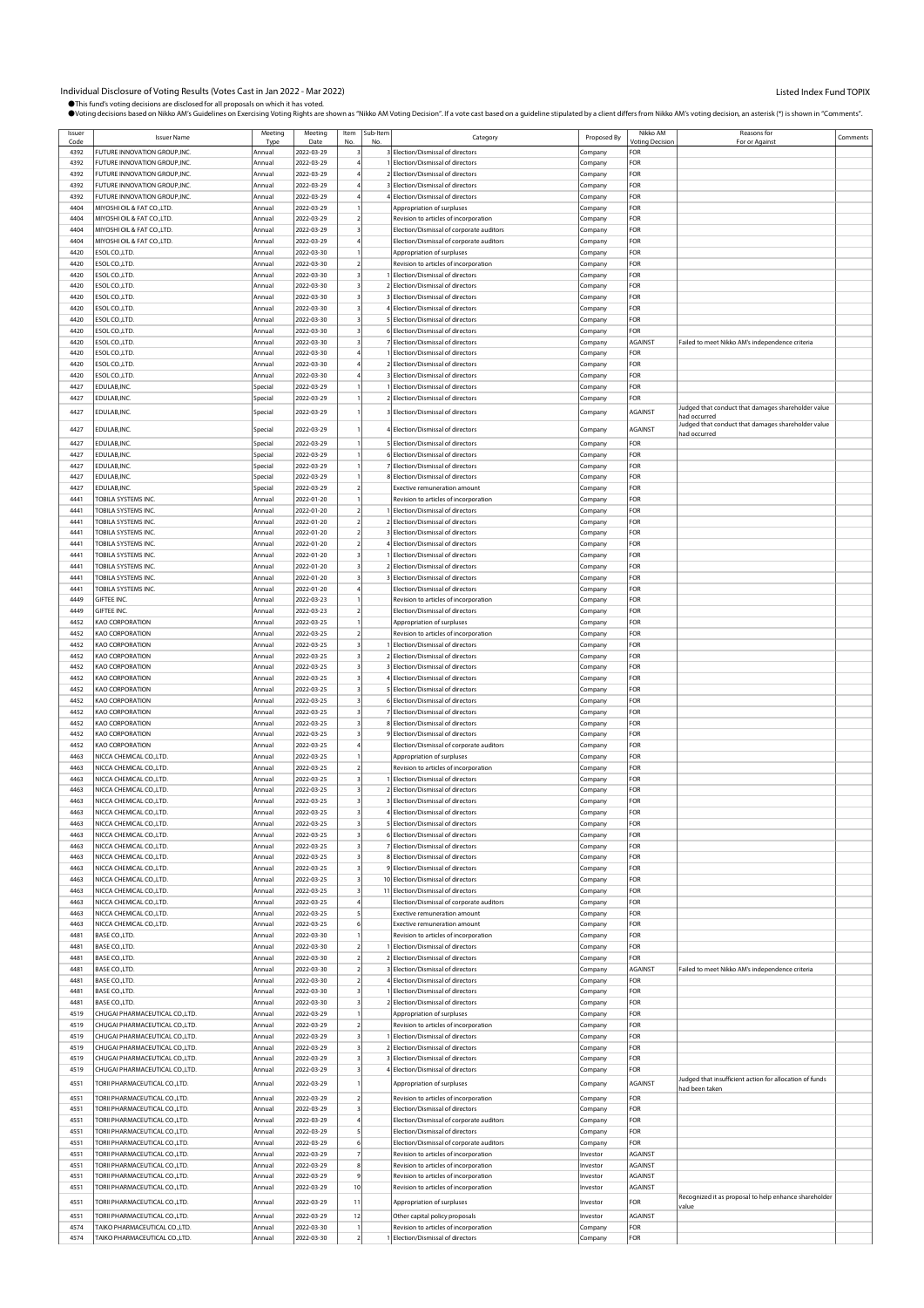Individual Disclosure of Voting Results (Votes Cast in Jan 2022 - Mar 2022)

Listed Index Fund TOPIX

●This fund's voting decisions are disclosed for all proposals on which it has voted.
●Voting decisions based on Nikko AM's Guidelines on Exercising Voting Rights are shown as "Nikko AM Voting Decision". If a vote cast based on a guideline stipulated by a client differs from Nikko AM's voting decision, an asterisk (*) is shown in "Comments".

| Issuer Code | Issuer Name | Meeting Type | Meeting Date | Item No. | Sub-Item No. | Category | Proposed By | Nikko AM Voting Decision | Reasons for For or Against | Comments |
|---|---|---|---|---|---|---|---|---|---|---|
| 4392 | FUTURE INNOVATION GROUP,INC. | Annual | 2022-03-29 | 3 | 3 | Election/Dismissal of directors | Company | FOR | | |
| 4392 | FUTURE INNOVATION GROUP,INC. | Annual | 2022-03-29 | 4 | 1 | Election/Dismissal of directors | Company | FOR | | |
| 4392 | FUTURE INNOVATION GROUP,INC. | Annual | 2022-03-29 | 4 | 2 | Election/Dismissal of directors | Company | FOR | | |
| 4392 | FUTURE INNOVATION GROUP,INC. | Annual | 2022-03-29 | 4 | 3 | Election/Dismissal of directors | Company | FOR | | |
| 4392 | FUTURE INNOVATION GROUP,INC. | Annual | 2022-03-29 | 4 | 4 | Election/Dismissal of directors | Company | FOR | | |
| 4404 | MIYOSHI OIL & FAT CO.,LTD. | Annual | 2022-03-29 | 1 | | Appropriation of surpluses | Company | FOR | | |
| 4404 | MIYOSHI OIL & FAT CO.,LTD. | Annual | 2022-03-29 | 2 | | Revision to articles of incorporation | Company | FOR | | |
| 4404 | MIYOSHI OIL & FAT CO.,LTD. | Annual | 2022-03-29 | 3 | | Election/Dismissal of corporate auditors | Company | FOR | | |
| 4404 | MIYOSHI OIL & FAT CO.,LTD. | Annual | 2022-03-29 | 4 | | Election/Dismissal of corporate auditors | Company | FOR | | |
| 4420 | ESOL CO.,LTD. | Annual | 2022-03-30 | 1 | | Appropriation of surpluses | Company | FOR | | |
| 4420 | ESOL CO.,LTD. | Annual | 2022-03-30 | 2 | | Revision to articles of incorporation | Company | FOR | | |
| 4420 | ESOL CO.,LTD. | Annual | 2022-03-30 | 3 | 1 | Election/Dismissal of directors | Company | FOR | | |
| 4420 | ESOL CO.,LTD. | Annual | 2022-03-30 | 3 | 2 | Election/Dismissal of directors | Company | FOR | | |
| 4420 | ESOL CO.,LTD. | Annual | 2022-03-30 | 3 | 3 | Election/Dismissal of directors | Company | FOR | | |
| 4420 | ESOL CO.,LTD. | Annual | 2022-03-30 | 3 | 4 | Election/Dismissal of directors | Company | FOR | | |
| 4420 | ESOL CO.,LTD. | Annual | 2022-03-30 | 3 | 5 | Election/Dismissal of directors | Company | FOR | | |
| 4420 | ESOL CO.,LTD. | Annual | 2022-03-30 | 3 | 6 | Election/Dismissal of directors | Company | FOR | | |
| 4420 | ESOL CO.,LTD. | Annual | 2022-03-30 | 3 | 7 | Election/Dismissal of directors | Company | AGAINST | Failed to meet Nikko AM's independence criteria | |
| 4420 | ESOL CO.,LTD. | Annual | 2022-03-30 | 4 | 1 | Election/Dismissal of directors | Company | FOR | | |
| 4420 | ESOL CO.,LTD. | Annual | 2022-03-30 | 4 | 2 | Election/Dismissal of directors | Company | FOR | | |
| 4420 | ESOL CO.,LTD. | Annual | 2022-03-30 | 4 | 3 | Election/Dismissal of directors | Company | FOR | | |
| 4427 | EDULAB,INC. | Special | 2022-03-29 | 1 | 1 | Election/Dismissal of directors | Company | FOR | | |
| 4427 | EDULAB,INC. | Special | 2022-03-29 | 1 | 2 | Election/Dismissal of directors | Company | FOR | | |
| 4427 | EDULAB,INC. | Special | 2022-03-29 | 1 | 3 | Election/Dismissal of directors | Company | AGAINST | Judged that conduct that damages shareholder value had occurred | |
| 4427 | EDULAB,INC. | Special | 2022-03-29 | 1 | 4 | Election/Dismissal of directors | Company | AGAINST | Judged that conduct that damages shareholder value had occurred | |
| 4427 | EDULAB,INC. | Special | 2022-03-29 | 1 | 5 | Election/Dismissal of directors | Company | FOR | | |
| 4427 | EDULAB,INC. | Special | 2022-03-29 | 1 | 6 | Election/Dismissal of directors | Company | FOR | | |
| 4427 | EDULAB,INC. | Special | 2022-03-29 | 1 | 7 | Election/Dismissal of directors | Company | FOR | | |
| 4427 | EDULAB,INC. | Special | 2022-03-29 | 1 | 8 | Election/Dismissal of directors | Company | FOR | | |
| 4427 | EDULAB,INC. | Special | 2022-03-29 | 2 | | Exective remuneration amount | Company | FOR | | |
| 4441 | TOBILA SYSTEMS INC. | Annual | 2022-01-20 | 1 | | Revision to articles of incorporation | Company | FOR | | |
| 4441 | TOBILA SYSTEMS INC. | Annual | 2022-01-20 | 2 | 1 | Election/Dismissal of directors | Company | FOR | | |
| 4441 | TOBILA SYSTEMS INC. | Annual | 2022-01-20 | 2 | 2 | Election/Dismissal of directors | Company | FOR | | |
| 4441 | TOBILA SYSTEMS INC. | Annual | 2022-01-20 | 2 | 3 | Election/Dismissal of directors | Company | FOR | | |
| 4441 | TOBILA SYSTEMS INC. | Annual | 2022-01-20 | 2 | 4 | Election/Dismissal of directors | Company | FOR | | |
| 4441 | TOBILA SYSTEMS INC. | Annual | 2022-01-20 | 3 | 1 | Election/Dismissal of directors | Company | FOR | | |
| 4441 | TOBILA SYSTEMS INC. | Annual | 2022-01-20 | 3 | 2 | Election/Dismissal of directors | Company | FOR | | |
| 4441 | TOBILA SYSTEMS INC. | Annual | 2022-01-20 | 3 | 3 | Election/Dismissal of directors | Company | FOR | | |
| 4441 | TOBILA SYSTEMS INC. | Annual | 2022-01-20 | 4 | | Election/Dismissal of directors | Company | FOR | | |
| 4449 | GIFTEE INC. | Annual | 2022-03-23 | 1 | | Revision to articles of incorporation | Company | FOR | | |
| 4449 | GIFTEE INC. | Annual | 2022-03-23 | 2 | | Election/Dismissal of directors | Company | FOR | | |
| 4452 | KAO CORPORATION | Annual | 2022-03-25 | 1 | | Appropriation of surpluses | Company | FOR | | |
| 4452 | KAO CORPORATION | Annual | 2022-03-25 | 2 | | Revision to articles of incorporation | Company | FOR | | |
| 4452 | KAO CORPORATION | Annual | 2022-03-25 | 3 | 1 | Election/Dismissal of directors | Company | FOR | | |
| 4452 | KAO CORPORATION | Annual | 2022-03-25 | 3 | 2 | Election/Dismissal of directors | Company | FOR | | |
| 4452 | KAO CORPORATION | Annual | 2022-03-25 | 3 | 3 | Election/Dismissal of directors | Company | FOR | | |
| 4452 | KAO CORPORATION | Annual | 2022-03-25 | 3 | 4 | Election/Dismissal of directors | Company | FOR | | |
| 4452 | KAO CORPORATION | Annual | 2022-03-25 | 3 | 5 | Election/Dismissal of directors | Company | FOR | | |
| 4452 | KAO CORPORATION | Annual | 2022-03-25 | 3 | 6 | Election/Dismissal of directors | Company | FOR | | |
| 4452 | KAO CORPORATION | Annual | 2022-03-25 | 3 | 7 | Election/Dismissal of directors | Company | FOR | | |
| 4452 | KAO CORPORATION | Annual | 2022-03-25 | 3 | 8 | Election/Dismissal of directors | Company | FOR | | |
| 4452 | KAO CORPORATION | Annual | 2022-03-25 | 3 | 9 | Election/Dismissal of directors | Company | FOR | | |
| 4452 | KAO CORPORATION | Annual | 2022-03-25 | 4 | | Election/Dismissal of corporate auditors | Company | FOR | | |
| 4463 | NICCA CHEMICAL CO.,LTD. | Annual | 2022-03-25 | 1 | | Appropriation of surpluses | Company | FOR | | |
| 4463 | NICCA CHEMICAL CO.,LTD. | Annual | 2022-03-25 | 2 | | Revision to articles of incorporation | Company | FOR | | |
| 4463 | NICCA CHEMICAL CO.,LTD. | Annual | 2022-03-25 | 3 | 1 | Election/Dismissal of directors | Company | FOR | | |
| 4463 | NICCA CHEMICAL CO.,LTD. | Annual | 2022-03-25 | 3 | 2 | Election/Dismissal of directors | Company | FOR | | |
| 4463 | NICCA CHEMICAL CO.,LTD. | Annual | 2022-03-25 | 3 | 3 | Election/Dismissal of directors | Company | FOR | | |
| 4463 | NICCA CHEMICAL CO.,LTD. | Annual | 2022-03-25 | 3 | 4 | Election/Dismissal of directors | Company | FOR | | |
| 4463 | NICCA CHEMICAL CO.,LTD. | Annual | 2022-03-25 | 3 | 5 | Election/Dismissal of directors | Company | FOR | | |
| 4463 | NICCA CHEMICAL CO.,LTD. | Annual | 2022-03-25 | 3 | 6 | Election/Dismissal of directors | Company | FOR | | |
| 4463 | NICCA CHEMICAL CO.,LTD. | Annual | 2022-03-25 | 3 | 7 | Election/Dismissal of directors | Company | FOR | | |
| 4463 | NICCA CHEMICAL CO.,LTD. | Annual | 2022-03-25 | 3 | 8 | Election/Dismissal of directors | Company | FOR | | |
| 4463 | NICCA CHEMICAL CO.,LTD. | Annual | 2022-03-25 | 3 | 9 | Election/Dismissal of directors | Company | FOR | | |
| 4463 | NICCA CHEMICAL CO.,LTD. | Annual | 2022-03-25 | 3 | 10 | Election/Dismissal of directors | Company | FOR | | |
| 4463 | NICCA CHEMICAL CO.,LTD. | Annual | 2022-03-25 | 3 | 11 | Election/Dismissal of directors | Company | FOR | | |
| 4463 | NICCA CHEMICAL CO.,LTD. | Annual | 2022-03-25 | 4 | | Election/Dismissal of corporate auditors | Company | FOR | | |
| 4463 | NICCA CHEMICAL CO.,LTD. | Annual | 2022-03-25 | 5 | | Exective remuneration amount | Company | FOR | | |
| 4463 | NICCA CHEMICAL CO.,LTD. | Annual | 2022-03-25 | 6 | | Exective remuneration amount | Company | FOR | | |
| 4481 | BASE CO.,LTD. | Annual | 2022-03-30 | 1 | | Revision to articles of incorporation | Company | FOR | | |
| 4481 | BASE CO.,LTD. | Annual | 2022-03-30 | 2 | 1 | Election/Dismissal of directors | Company | FOR | | |
| 4481 | BASE CO.,LTD. | Annual | 2022-03-30 | 2 | 2 | Election/Dismissal of directors | Company | FOR | | |
| 4481 | BASE CO.,LTD. | Annual | 2022-03-30 | 2 | 3 | Election/Dismissal of directors | Company | AGAINST | Failed to meet Nikko AM's independence criteria | |
| 4481 | BASE CO.,LTD. | Annual | 2022-03-30 | 2 | 4 | Election/Dismissal of directors | Company | FOR | | |
| 4481 | BASE CO.,LTD. | Annual | 2022-03-30 | 3 | 1 | Election/Dismissal of directors | Company | FOR | | |
| 4481 | BASE CO.,LTD. | Annual | 2022-03-30 | 3 | 2 | Election/Dismissal of directors | Company | FOR | | |
| 4519 | CHUGAI PHARMACEUTICAL CO.,LTD. | Annual | 2022-03-29 | 1 | | Appropriation of surpluses | Company | FOR | | |
| 4519 | CHUGAI PHARMACEUTICAL CO.,LTD. | Annual | 2022-03-29 | 2 | | Revision to articles of incorporation | Company | FOR | | |
| 4519 | CHUGAI PHARMACEUTICAL CO.,LTD. | Annual | 2022-03-29 | 3 | 1 | Election/Dismissal of directors | Company | FOR | | |
| 4519 | CHUGAI PHARMACEUTICAL CO.,LTD. | Annual | 2022-03-29 | 3 | 2 | Election/Dismissal of directors | Company | FOR | | |
| 4519 | CHUGAI PHARMACEUTICAL CO.,LTD. | Annual | 2022-03-29 | 3 | 3 | Election/Dismissal of directors | Company | FOR | | |
| 4519 | CHUGAI PHARMACEUTICAL CO.,LTD. | Annual | 2022-03-29 | 3 | 4 | Election/Dismissal of directors | Company | FOR | | |
| 4551 | TORII PHARMACEUTICAL CO.,LTD. | Annual | 2022-03-29 | 1 | | Appropriation of surpluses | Company | AGAINST | Judged that insufficient action for allocation of funds had been taken | |
| 4551 | TORII PHARMACEUTICAL CO.,LTD. | Annual | 2022-03-29 | 2 | | Revision to articles of incorporation | Company | FOR | | |
| 4551 | TORII PHARMACEUTICAL CO.,LTD. | Annual | 2022-03-29 | 3 | | Election/Dismissal of directors | Company | FOR | | |
| 4551 | TORII PHARMACEUTICAL CO.,LTD. | Annual | 2022-03-29 | 4 | | Election/Dismissal of corporate auditors | Company | FOR | | |
| 4551 | TORII PHARMACEUTICAL CO.,LTD. | Annual | 2022-03-29 | 5 | | Election/Dismissal of directors | Company | FOR | | |
| 4551 | TORII PHARMACEUTICAL CO.,LTD. | Annual | 2022-03-29 | 6 | | Election/Dismissal of corporate auditors | Company | FOR | | |
| 4551 | TORII PHARMACEUTICAL CO.,LTD. | Annual | 2022-03-29 | 7 | | Revision to articles of incorporation | Investor | AGAINST | | |
| 4551 | TORII PHARMACEUTICAL CO.,LTD. | Annual | 2022-03-29 | 8 | | Revision to articles of incorporation | Investor | AGAINST | | |
| 4551 | TORII PHARMACEUTICAL CO.,LTD. | Annual | 2022-03-29 | 9 | | Revision to articles of incorporation | Investor | AGAINST | | |
| 4551 | TORII PHARMACEUTICAL CO.,LTD. | Annual | 2022-03-29 | 10 | | Revision to articles of incorporation | Investor | AGAINST | | |
| 4551 | TORII PHARMACEUTICAL CO.,LTD. | Annual | 2022-03-29 | 11 | | Appropriation of surpluses | Investor | FOR | Recognized it as proposal to help enhance shareholder value | |
| 4551 | TORII PHARMACEUTICAL CO.,LTD. | Annual | 2022-03-29 | 12 | | Other capital policy proposals | Investor | AGAINST | | |
| 4574 | TAIKO PHARMACEUTICAL CO.,LTD. | Annual | 2022-03-30 | 1 | | Revision to articles of incorporation | Company | FOR | | |
| 4574 | TAIKO PHARMACEUTICAL CO.,LTD. | Annual | 2022-03-30 | 2 | 1 | Election/Dismissal of directors | Company | FOR | | |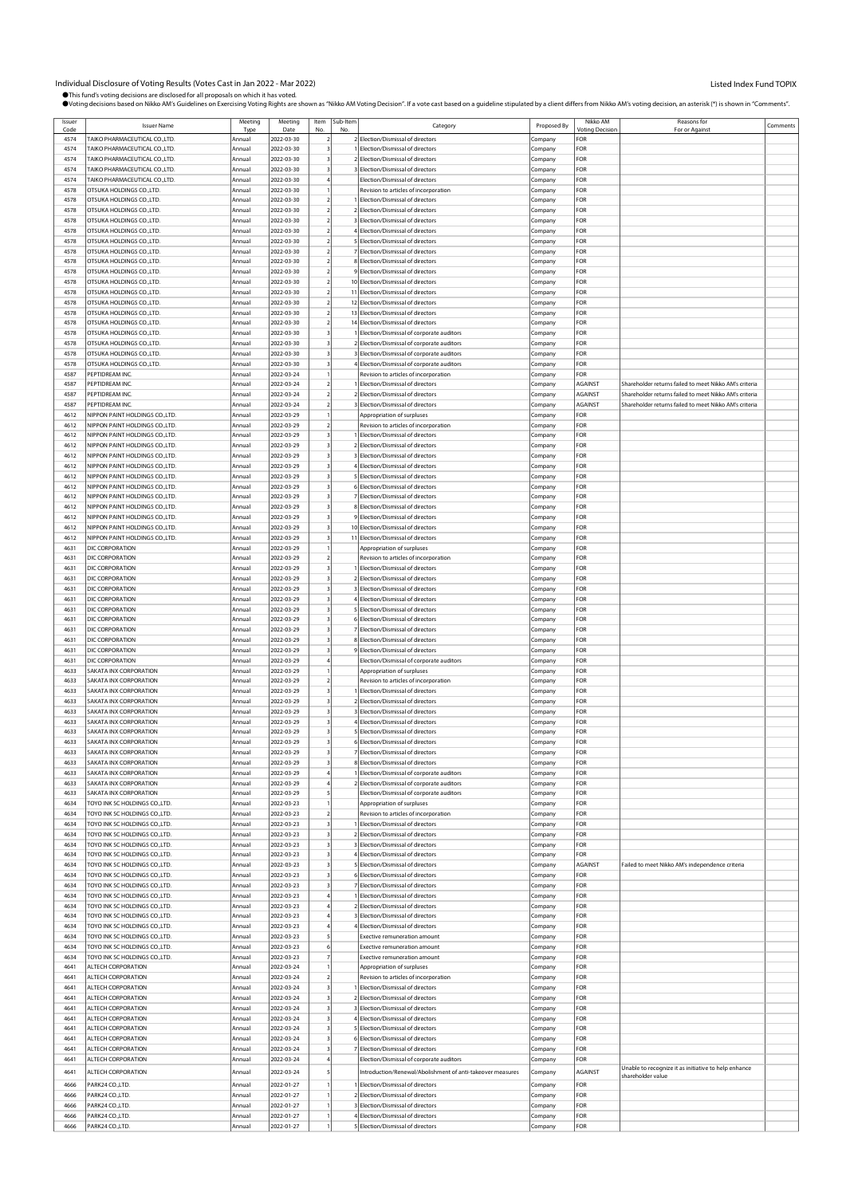# Individual Disclosure of Voting Results (Votes Cast in Jan 2022 - Mar 2022)

Listed Index Fund TOPIX

●This fund's voting decisions are disclosed for all proposals on which it has voted.
●Voting decisions based on Nikko AM's Guidelines on Exercising Voting Rights are shown as "Nikko AM Voting Decision". If a vote cast based on a guideline stipulated by a client differs from Nikko AM's voting decision, an asterisk (*) is shown in "Comments".

| Issuer Code | Issuer Name | Meeting Type | Meeting Date | Item No. | Sub-Item No. | Category | Proposed By | Nikko AM Voting Decision | Reasons for For or Against | Comments |
|---|---|---|---|---|---|---|---|---|---|---|
| 4574 | TAIKO PHARMACEUTICAL CO.,LTD. | Annual | 2022-03-30 | 2 | 2 | Election/Dismissal of directors | Company | FOR | | |
| 4574 | TAIKO PHARMACEUTICAL CO.,LTD. | Annual | 2022-03-30 | 3 | 1 | Election/Dismissal of directors | Company | FOR | | |
| 4574 | TAIKO PHARMACEUTICAL CO.,LTD. | Annual | 2022-03-30 | 3 | 2 | Election/Dismissal of directors | Company | FOR | | |
| 4574 | TAIKO PHARMACEUTICAL CO.,LTD. | Annual | 2022-03-30 | 3 | 3 | Election/Dismissal of directors | Company | FOR | | |
| 4574 | TAIKO PHARMACEUTICAL CO.,LTD. | Annual | 2022-03-30 | 4 | | Election/Dismissal of directors | Company | FOR | | |
| 4578 | OTSUKA HOLDINGS CO.,LTD. | Annual | 2022-03-30 | 1 | | Revision to articles of incorporation | Company | FOR | | |
| 4578 | OTSUKA HOLDINGS CO.,LTD. | Annual | 2022-03-30 | 2 | 1 | Election/Dismissal of directors | Company | FOR | | |
| 4578 | OTSUKA HOLDINGS CO.,LTD. | Annual | 2022-03-30 | 2 | 2 | Election/Dismissal of directors | Company | FOR | | |
| 4578 | OTSUKA HOLDINGS CO.,LTD. | Annual | 2022-03-30 | 2 | 3 | Election/Dismissal of directors | Company | FOR | | |
| 4578 | OTSUKA HOLDINGS CO.,LTD. | Annual | 2022-03-30 | 2 | 4 | Election/Dismissal of directors | Company | FOR | | |
| 4578 | OTSUKA HOLDINGS CO.,LTD. | Annual | 2022-03-30 | 2 | 5 | Election/Dismissal of directors | Company | FOR | | |
| 4578 | OTSUKA HOLDINGS CO.,LTD. | Annual | 2022-03-30 | 2 | 7 | Election/Dismissal of directors | Company | FOR | | |
| 4578 | OTSUKA HOLDINGS CO.,LTD. | Annual | 2022-03-30 | 2 | 8 | Election/Dismissal of directors | Company | FOR | | |
| 4578 | OTSUKA HOLDINGS CO.,LTD. | Annual | 2022-03-30 | 2 | 9 | Election/Dismissal of directors | Company | FOR | | |
| 4578 | OTSUKA HOLDINGS CO.,LTD. | Annual | 2022-03-30 | 2 | 10 | Election/Dismissal of directors | Company | FOR | | |
| 4578 | OTSUKA HOLDINGS CO.,LTD. | Annual | 2022-03-30 | 2 | 11 | Election/Dismissal of directors | Company | FOR | | |
| 4578 | OTSUKA HOLDINGS CO.,LTD. | Annual | 2022-03-30 | 2 | 12 | Election/Dismissal of directors | Company | FOR | | |
| 4578 | OTSUKA HOLDINGS CO.,LTD. | Annual | 2022-03-30 | 2 | 13 | Election/Dismissal of directors | Company | FOR | | |
| 4578 | OTSUKA HOLDINGS CO.,LTD. | Annual | 2022-03-30 | 2 | 14 | Election/Dismissal of directors | Company | FOR | | |
| 4578 | OTSUKA HOLDINGS CO.,LTD. | Annual | 2022-03-30 | 3 | 1 | Election/Dismissal of corporate auditors | Company | FOR | | |
| 4578 | OTSUKA HOLDINGS CO.,LTD. | Annual | 2022-03-30 | 3 | 2 | Election/Dismissal of corporate auditors | Company | FOR | | |
| 4578 | OTSUKA HOLDINGS CO.,LTD. | Annual | 2022-03-30 | 3 | 3 | Election/Dismissal of corporate auditors | Company | FOR | | |
| 4578 | OTSUKA HOLDINGS CO.,LTD. | Annual | 2022-03-30 | 3 | 4 | Election/Dismissal of corporate auditors | Company | FOR | | |
| 4587 | PEPTIDREAM INC. | Annual | 2022-03-24 | 1 | | Revision to articles of incorporation | Company | FOR | | |
| 4587 | PEPTIDREAM INC. | Annual | 2022-03-24 | 2 | 1 | Election/Dismissal of directors | Company | AGAINST | Shareholder returns failed to meet Nikko AM's criteria | |
| 4587 | PEPTIDREAM INC. | Annual | 2022-03-24 | 2 | 2 | Election/Dismissal of directors | Company | AGAINST | Shareholder returns failed to meet Nikko AM's criteria | |
| 4587 | PEPTIDREAM INC. | Annual | 2022-03-24 | 2 | 3 | Election/Dismissal of directors | Company | AGAINST | Shareholder returns failed to meet Nikko AM's criteria | |
| 4612 | NIPPON PAINT HOLDINGS CO.,LTD. | Annual | 2022-03-29 | 1 | | Appropriation of surpluses | Company | FOR | | |
| 4612 | NIPPON PAINT HOLDINGS CO.,LTD. | Annual | 2022-03-29 | 2 | | Revision to articles of incorporation | Company | FOR | | |
| 4612 | NIPPON PAINT HOLDINGS CO.,LTD. | Annual | 2022-03-29 | 3 | 1 | Election/Dismissal of directors | Company | FOR | | |
| 4612 | NIPPON PAINT HOLDINGS CO.,LTD. | Annual | 2022-03-29 | 3 | 2 | Election/Dismissal of directors | Company | FOR | | |
| 4612 | NIPPON PAINT HOLDINGS CO.,LTD. | Annual | 2022-03-29 | 3 | 3 | Election/Dismissal of directors | Company | FOR | | |
| 4612 | NIPPON PAINT HOLDINGS CO.,LTD. | Annual | 2022-03-29 | 3 | 4 | Election/Dismissal of directors | Company | FOR | | |
| 4612 | NIPPON PAINT HOLDINGS CO.,LTD. | Annual | 2022-03-29 | 3 | 5 | Election/Dismissal of directors | Company | FOR | | |
| 4612 | NIPPON PAINT HOLDINGS CO.,LTD. | Annual | 2022-03-29 | 3 | 6 | Election/Dismissal of directors | Company | FOR | | |
| 4612 | NIPPON PAINT HOLDINGS CO.,LTD. | Annual | 2022-03-29 | 3 | 7 | Election/Dismissal of directors | Company | FOR | | |
| 4612 | NIPPON PAINT HOLDINGS CO.,LTD. | Annual | 2022-03-29 | 3 | 8 | Election/Dismissal of directors | Company | FOR | | |
| 4612 | NIPPON PAINT HOLDINGS CO.,LTD. | Annual | 2022-03-29 | 3 | 9 | Election/Dismissal of directors | Company | FOR | | |
| 4612 | NIPPON PAINT HOLDINGS CO.,LTD. | Annual | 2022-03-29 | 3 | 10 | Election/Dismissal of directors | Company | FOR | | |
| 4612 | NIPPON PAINT HOLDINGS CO.,LTD. | Annual | 2022-03-29 | 3 | 11 | Election/Dismissal of directors | Company | FOR | | |
| 4631 | DIC CORPORATION | Annual | 2022-03-29 | 1 | | Appropriation of surpluses | Company | FOR | | |
| 4631 | DIC CORPORATION | Annual | 2022-03-29 | 2 | | Revision to articles of incorporation | Company | FOR | | |
| 4631 | DIC CORPORATION | Annual | 2022-03-29 | 3 | 1 | Election/Dismissal of directors | Company | FOR | | |
| 4631 | DIC CORPORATION | Annual | 2022-03-29 | 3 | 2 | Election/Dismissal of directors | Company | FOR | | |
| 4631 | DIC CORPORATION | Annual | 2022-03-29 | 3 | 3 | Election/Dismissal of directors | Company | FOR | | |
| 4631 | DIC CORPORATION | Annual | 2022-03-29 | 3 | 4 | Election/Dismissal of directors | Company | FOR | | |
| 4631 | DIC CORPORATION | Annual | 2022-03-29 | 3 | 5 | Election/Dismissal of directors | Company | FOR | | |
| 4631 | DIC CORPORATION | Annual | 2022-03-29 | 3 | 6 | Election/Dismissal of directors | Company | FOR | | |
| 4631 | DIC CORPORATION | Annual | 2022-03-29 | 3 | 7 | Election/Dismissal of directors | Company | FOR | | |
| 4631 | DIC CORPORATION | Annual | 2022-03-29 | 3 | 8 | Election/Dismissal of directors | Company | FOR | | |
| 4631 | DIC CORPORATION | Annual | 2022-03-29 | 3 | 9 | Election/Dismissal of directors | Company | FOR | | |
| 4631 | DIC CORPORATION | Annual | 2022-03-29 | 4 | | Election/Dismissal of corporate auditors | Company | FOR | | |
| 4633 | SAKATA INX CORPORATION | Annual | 2022-03-29 | 1 | | Appropriation of surpluses | Company | FOR | | |
| 4633 | SAKATA INX CORPORATION | Annual | 2022-03-29 | 2 | | Revision to articles of incorporation | Company | FOR | | |
| 4633 | SAKATA INX CORPORATION | Annual | 2022-03-29 | 3 | 1 | Election/Dismissal of directors | Company | FOR | | |
| 4633 | SAKATA INX CORPORATION | Annual | 2022-03-29 | 3 | 2 | Election/Dismissal of directors | Company | FOR | | |
| 4633 | SAKATA INX CORPORATION | Annual | 2022-03-29 | 3 | 3 | Election/Dismissal of directors | Company | FOR | | |
| 4633 | SAKATA INX CORPORATION | Annual | 2022-03-29 | 3 | 4 | Election/Dismissal of directors | Company | FOR | | |
| 4633 | SAKATA INX CORPORATION | Annual | 2022-03-29 | 3 | 5 | Election/Dismissal of directors | Company | FOR | | |
| 4633 | SAKATA INX CORPORATION | Annual | 2022-03-29 | 3 | 6 | Election/Dismissal of directors | Company | FOR | | |
| 4633 | SAKATA INX CORPORATION | Annual | 2022-03-29 | 3 | 7 | Election/Dismissal of directors | Company | FOR | | |
| 4633 | SAKATA INX CORPORATION | Annual | 2022-03-29 | 3 | 8 | Election/Dismissal of directors | Company | FOR | | |
| 4633 | SAKATA INX CORPORATION | Annual | 2022-03-29 | 4 | 1 | Election/Dismissal of corporate auditors | Company | FOR | | |
| 4633 | SAKATA INX CORPORATION | Annual | 2022-03-29 | 4 | 2 | Election/Dismissal of corporate auditors | Company | FOR | | |
| 4633 | SAKATA INX CORPORATION | Annual | 2022-03-29 | 5 | | Election/Dismissal of corporate auditors | Company | FOR | | |
| 4634 | TOYO INK SC HOLDINGS CO.,LTD. | Annual | 2022-03-23 | 1 | | Appropriation of surpluses | Company | FOR | | |
| 4634 | TOYO INK SC HOLDINGS CO.,LTD. | Annual | 2022-03-23 | 2 | | Revision to articles of incorporation | Company | FOR | | |
| 4634 | TOYO INK SC HOLDINGS CO.,LTD. | Annual | 2022-03-23 | 3 | 1 | Election/Dismissal of directors | Company | FOR | | |
| 4634 | TOYO INK SC HOLDINGS CO.,LTD. | Annual | 2022-03-23 | 3 | 2 | Election/Dismissal of directors | Company | FOR | | |
| 4634 | TOYO INK SC HOLDINGS CO.,LTD. | Annual | 2022-03-23 | 3 | 3 | Election/Dismissal of directors | Company | FOR | | |
| 4634 | TOYO INK SC HOLDINGS CO.,LTD. | Annual | 2022-03-23 | 3 | 4 | Election/Dismissal of directors | Company | FOR | | |
| 4634 | TOYO INK SC HOLDINGS CO.,LTD. | Annual | 2022-03-23 | 3 | 5 | Election/Dismissal of directors | Company | AGAINST | Failed to meet Nikko AM's independence criteria | |
| 4634 | TOYO INK SC HOLDINGS CO.,LTD. | Annual | 2022-03-23 | 3 | 6 | Election/Dismissal of directors | Company | FOR | | |
| 4634 | TOYO INK SC HOLDINGS CO.,LTD. | Annual | 2022-03-23 | 3 | 7 | Election/Dismissal of directors | Company | FOR | | |
| 4634 | TOYO INK SC HOLDINGS CO.,LTD. | Annual | 2022-03-23 | 4 | 1 | Election/Dismissal of directors | Company | FOR | | |
| 4634 | TOYO INK SC HOLDINGS CO.,LTD. | Annual | 2022-03-23 | 4 | 2 | Election/Dismissal of directors | Company | FOR | | |
| 4634 | TOYO INK SC HOLDINGS CO.,LTD. | Annual | 2022-03-23 | 4 | 3 | Election/Dismissal of directors | Company | FOR | | |
| 4634 | TOYO INK SC HOLDINGS CO.,LTD. | Annual | 2022-03-23 | 4 | 4 | Election/Dismissal of directors | Company | FOR | | |
| 4634 | TOYO INK SC HOLDINGS CO.,LTD. | Annual | 2022-03-23 | 5 | | Exective remuneration amount | Company | FOR | | |
| 4634 | TOYO INK SC HOLDINGS CO.,LTD. | Annual | 2022-03-23 | 6 | | Exective remuneration amount | Company | FOR | | |
| 4634 | TOYO INK SC HOLDINGS CO.,LTD. | Annual | 2022-03-23 | 7 | | Exective remuneration amount | Company | FOR | | |
| 4641 | ALTECH CORPORATION | Annual | 2022-03-24 | 1 | | Appropriation of surpluses | Company | FOR | | |
| 4641 | ALTECH CORPORATION | Annual | 2022-03-24 | 2 | | Revision to articles of incorporation | Company | FOR | | |
| 4641 | ALTECH CORPORATION | Annual | 2022-03-24 | 3 | 1 | Election/Dismissal of directors | Company | FOR | | |
| 4641 | ALTECH CORPORATION | Annual | 2022-03-24 | 3 | 2 | Election/Dismissal of directors | Company | FOR | | |
| 4641 | ALTECH CORPORATION | Annual | 2022-03-24 | 3 | 3 | Election/Dismissal of directors | Company | FOR | | |
| 4641 | ALTECH CORPORATION | Annual | 2022-03-24 | 3 | 4 | Election/Dismissal of directors | Company | FOR | | |
| 4641 | ALTECH CORPORATION | Annual | 2022-03-24 | 3 | 5 | Election/Dismissal of directors | Company | FOR | | |
| 4641 | ALTECH CORPORATION | Annual | 2022-03-24 | 3 | 6 | Election/Dismissal of directors | Company | FOR | | |
| 4641 | ALTECH CORPORATION | Annual | 2022-03-24 | 3 | 7 | Election/Dismissal of directors | Company | FOR | | |
| 4641 | ALTECH CORPORATION | Annual | 2022-03-24 | 4 | | Election/Dismissal of corporate auditors | Company | FOR | | |
| 4641 | ALTECH CORPORATION | Annual | 2022-03-24 | 5 | | Introduction/Renewal/Abolishment of anti-takeover measures | Company | AGAINST | Unable to recognize it as initiative to help enhance shareholder value | |
| 4666 | PARK24 CO.,LTD. | Annual | 2022-01-27 | 1 | 1 | Election/Dismissal of directors | Company | FOR | | |
| 4666 | PARK24 CO.,LTD. | Annual | 2022-01-27 | 1 | 2 | Election/Dismissal of directors | Company | FOR | | |
| 4666 | PARK24 CO.,LTD. | Annual | 2022-01-27 | 1 | 3 | Election/Dismissal of directors | Company | FOR | | |
| 4666 | PARK24 CO.,LTD. | Annual | 2022-01-27 | 1 | 4 | Election/Dismissal of directors | Company | FOR | | |
| 4666 | PARK24 CO.,LTD. | Annual | 2022-01-27 | 1 | 5 | Election/Dismissal of directors | Company | FOR | | |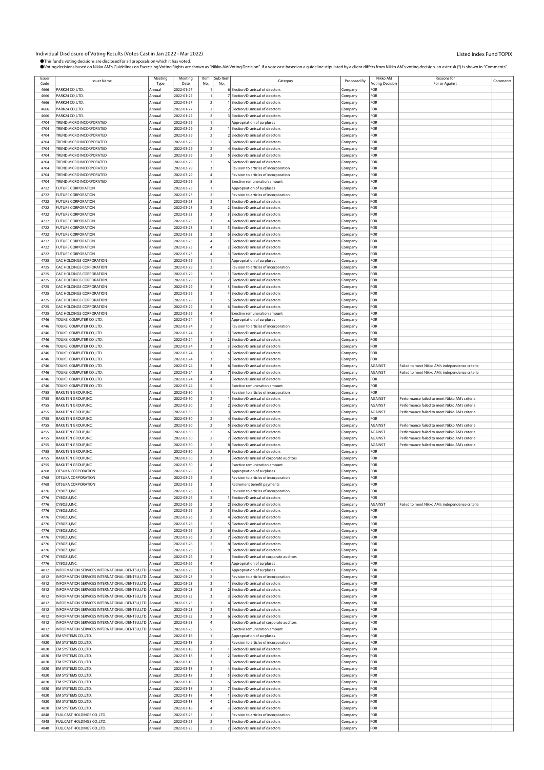# Individual Disclosure of Voting Results (Votes Cast in Jan 2022 - Mar 2022)

Listed Index Fund TOPIX

●This fund's voting decisions are disclosed for all proposals on which it has voted.
●Voting decisions based on Nikko AM's Guidelines on Exercising Voting Rights are shown as "Nikko AM Voting Decision". If a vote cast based on a guideline stipulated by a client differs from Nikko AM's voting decision, an asterisk (*) is shown in "Comments".

| Issuer Code | Issuer Name | Meeting Type | Meeting Date | Item No. | Sub-Item No. | Category | Proposed By | Nikko AM Voting Decision | Reasons for For or Against | Comments |
|---|---|---|---|---|---|---|---|---|---|---|
| 4666 | PARK24 CO.,LTD. | Annual | 2022-01-27 | 1 | 6 | Election/Dismissal of directors | Company | FOR | | |
| 4666 | PARK24 CO.,LTD. | Annual | 2022-01-27 | 1 | 7 | Election/Dismissal of directors | Company | FOR | | |
| 4666 | PARK24 CO.,LTD. | Annual | 2022-01-27 | 2 | 1 | Election/Dismissal of directors | Company | FOR | | |
| 4666 | PARK24 CO.,LTD. | Annual | 2022-01-27 | 2 | 2 | Election/Dismissal of directors | Company | FOR | | |
| 4666 | PARK24 CO.,LTD. | Annual | 2022-01-27 | 2 | 3 | Election/Dismissal of directors | Company | FOR | | |
| 4704 | TREND MICRO INCORPORATED | Annual | 2022-03-29 | 1 | | Appropriation of surpluses | Company | FOR | | |
| 4704 | TREND MICRO INCORPORATED | Annual | 2022-03-29 | 2 | 1 | Election/Dismissal of directors | Company | FOR | | |
| 4704 | TREND MICRO INCORPORATED | Annual | 2022-03-29 | 2 | 2 | Election/Dismissal of directors | Company | FOR | | |
| 4704 | TREND MICRO INCORPORATED | Annual | 2022-03-29 | 2 | 3 | Election/Dismissal of directors | Company | FOR | | |
| 4704 | TREND MICRO INCORPORATED | Annual | 2022-03-29 | 2 | 4 | Election/Dismissal of directors | Company | FOR | | |
| 4704 | TREND MICRO INCORPORATED | Annual | 2022-03-29 | 2 | 5 | Election/Dismissal of directors | Company | FOR | | |
| 4704 | TREND MICRO INCORPORATED | Annual | 2022-03-29 | 2 | 6 | Election/Dismissal of directors | Company | FOR | | |
| 4704 | TREND MICRO INCORPORATED | Annual | 2022-03-29 | 3 | | Revision to articles of incorporation | Company | FOR | | |
| 4704 | TREND MICRO INCORPORATED | Annual | 2022-03-29 | 4 | | Revision to articles of incorporation | Company | FOR | | |
| 4704 | TREND MICRO INCORPORATED | Annual | 2022-03-29 | 5 | | Exective remuneration amount | Company | FOR | | |
| 4722 | FUTURE CORPORATION | Annual | 2022-03-23 | 1 | | Appropriation of surpluses | Company | FOR | | |
| 4722 | FUTURE CORPORATION | Annual | 2022-03-23 | 2 | | Revision to articles of incorporation | Company | FOR | | |
| 4722 | FUTURE CORPORATION | Annual | 2022-03-23 | 3 | 1 | Election/Dismissal of directors | Company | FOR | | |
| 4722 | FUTURE CORPORATION | Annual | 2022-03-23 | 3 | 2 | Election/Dismissal of directors | Company | FOR | | |
| 4722 | FUTURE CORPORATION | Annual | 2022-03-23 | 3 | 3 | Election/Dismissal of directors | Company | FOR | | |
| 4722 | FUTURE CORPORATION | Annual | 2022-03-23 | 3 | 4 | Election/Dismissal of directors | Company | FOR | | |
| 4722 | FUTURE CORPORATION | Annual | 2022-03-23 | 3 | 5 | Election/Dismissal of directors | Company | FOR | | |
| 4722 | FUTURE CORPORATION | Annual | 2022-03-23 | 3 | 6 | Election/Dismissal of directors | Company | FOR | | |
| 4722 | FUTURE CORPORATION | Annual | 2022-03-23 | 4 | 1 | Election/Dismissal of directors | Company | FOR | | |
| 4722 | FUTURE CORPORATION | Annual | 2022-03-23 | 4 | 2 | Election/Dismissal of directors | Company | FOR | | |
| 4722 | FUTURE CORPORATION | Annual | 2022-03-23 | 4 | 3 | Election/Dismissal of directors | Company | FOR | | |
| 4725 | CAC HOLDINGS CORPORATION | Annual | 2022-03-29 | 1 | | Appropriation of surpluses | Company | FOR | | |
| 4725 | CAC HOLDINGS CORPORATION | Annual | 2022-03-29 | 2 | | Revision to articles of incorporation | Company | FOR | | |
| 4725 | CAC HOLDINGS CORPORATION | Annual | 2022-03-29 | 3 | 1 | Election/Dismissal of directors | Company | FOR | | |
| 4725 | CAC HOLDINGS CORPORATION | Annual | 2022-03-29 | 3 | 2 | Election/Dismissal of directors | Company | FOR | | |
| 4725 | CAC HOLDINGS CORPORATION | Annual | 2022-03-29 | 3 | 3 | Election/Dismissal of directors | Company | FOR | | |
| 4725 | CAC HOLDINGS CORPORATION | Annual | 2022-03-29 | 3 | 4 | Election/Dismissal of directors | Company | FOR | | |
| 4725 | CAC HOLDINGS CORPORATION | Annual | 2022-03-29 | 3 | 5 | Election/Dismissal of directors | Company | FOR | | |
| 4725 | CAC HOLDINGS CORPORATION | Annual | 2022-03-29 | 3 | 6 | Election/Dismissal of directors | Company | FOR | | |
| 4725 | CAC HOLDINGS CORPORATION | Annual | 2022-03-29 | 4 | | Exective remuneration amount | Company | FOR | | |
| 4746 | TOUKEI COMPUTER CO.,LTD. | Annual | 2022-03-24 | 1 | | Appropriation of surpluses | Company | FOR | | |
| 4746 | TOUKEI COMPUTER CO.,LTD. | Annual | 2022-03-24 | 2 | | Revision to articles of incorporation | Company | FOR | | |
| 4746 | TOUKEI COMPUTER CO.,LTD. | Annual | 2022-03-24 | 3 | 1 | Election/Dismissal of directors | Company | FOR | | |
| 4746 | TOUKEI COMPUTER CO.,LTD. | Annual | 2022-03-24 | 3 | 2 | Election/Dismissal of directors | Company | FOR | | |
| 4746 | TOUKEI COMPUTER CO.,LTD. | Annual | 2022-03-24 | 3 | 3 | Election/Dismissal of directors | Company | FOR | | |
| 4746 | TOUKEI COMPUTER CO.,LTD. | Annual | 2022-03-24 | 3 | 4 | Election/Dismissal of directors | Company | FOR | | |
| 4746 | TOUKEI COMPUTER CO.,LTD. | Annual | 2022-03-24 | 3 | 5 | Election/Dismissal of directors | Company | FOR | | |
| 4746 | TOUKEI COMPUTER CO.,LTD. | Annual | 2022-03-24 | 3 | 6 | Election/Dismissal of directors | Company | AGAINST | Failed to meet Nikko AM's independence criteria | |
| 4746 | TOUKEI COMPUTER CO.,LTD. | Annual | 2022-03-24 | 3 | 7 | Election/Dismissal of directors | Company | AGAINST | Failed to meet Nikko AM's independence criteria | |
| 4746 | TOUKEI COMPUTER CO.,LTD. | Annual | 2022-03-24 | 4 | | Election/Dismissal of directors | Company | FOR | | |
| 4746 | TOUKEI COMPUTER CO.,LTD. | Annual | 2022-03-24 | 5 | | Exective remuneration amount | Company | FOR | | |
| 4755 | RAKUTEN GROUP,INC. | Annual | 2022-03-30 | 1 | | Revision to articles of incorporation | Company | FOR | | |
| 4755 | RAKUTEN GROUP,INC. | Annual | 2022-03-30 | 2 | 1 | Election/Dismissal of directors | Company | AGAINST | Performance failed to meet Nikko AM's criteria | |
| 4755 | RAKUTEN GROUP,INC. | Annual | 2022-03-30 | 2 | 2 | Election/Dismissal of directors | Company | AGAINST | Performance failed to meet Nikko AM's criteria | |
| 4755 | RAKUTEN GROUP,INC. | Annual | 2022-03-30 | 2 | 3 | Election/Dismissal of directors | Company | AGAINST | Performance failed to meet Nikko AM's criteria | |
| 4755 | RAKUTEN GROUP,INC. | Annual | 2022-03-30 | 2 | 4 | Election/Dismissal of directors | Company | FOR | | |
| 4755 | RAKUTEN GROUP,INC. | Annual | 2022-03-30 | 2 | 5 | Election/Dismissal of directors | Company | AGAINST | Performance failed to meet Nikko AM's criteria | |
| 4755 | RAKUTEN GROUP,INC. | Annual | 2022-03-30 | 2 | 6 | Election/Dismissal of directors | Company | AGAINST | Performance failed to meet Nikko AM's criteria | |
| 4755 | RAKUTEN GROUP,INC. | Annual | 2022-03-30 | 2 | 7 | Election/Dismissal of directors | Company | AGAINST | Performance failed to meet Nikko AM's criteria | |
| 4755 | RAKUTEN GROUP,INC. | Annual | 2022-03-30 | 2 | 8 | Election/Dismissal of directors | Company | AGAINST | Performance failed to meet Nikko AM's criteria | |
| 4755 | RAKUTEN GROUP,INC. | Annual | 2022-03-30 | 2 | 9 | Election/Dismissal of directors | Company | FOR | | |
| 4755 | RAKUTEN GROUP,INC. | Annual | 2022-03-30 | 3 | | Election/Dismissal of corporate auditors | Company | FOR | | |
| 4755 | RAKUTEN GROUP,INC. | Annual | 2022-03-30 | 4 | | Exective remuneration amount | Company | FOR | | |
| 4768 | OTSUKA CORPORATION | Annual | 2022-03-29 | 1 | | Appropriation of surpluses | Company | FOR | | |
| 4768 | OTSUKA CORPORATION | Annual | 2022-03-29 | 2 | | Revision to articles of incorporation | Company | FOR | | |
| 4768 | OTSUKA CORPORATION | Annual | 2022-03-29 | 3 | | Retirement benefit payments | Company | FOR | | |
| 4776 | CYBOZU,INC. | Annual | 2022-03-26 | 1 | | Revision to articles of incorporation | Company | FOR | | |
| 4776 | CYBOZU,INC. | Annual | 2022-03-26 | 2 | 1 | Election/Dismissal of directors | Company | FOR | | |
| 4776 | CYBOZU,INC. | Annual | 2022-03-26 | 2 | 2 | Election/Dismissal of directors | Company | AGAINST | Failed to meet Nikko AM's independence criteria | |
| 4776 | CYBOZU,INC. | Annual | 2022-03-26 | 2 | 3 | Election/Dismissal of directors | Company | FOR | | |
| 4776 | CYBOZU,INC. | Annual | 2022-03-26 | 2 | 4 | Election/Dismissal of directors | Company | FOR | | |
| 4776 | CYBOZU,INC. | Annual | 2022-03-26 | 2 | 5 | Election/Dismissal of directors | Company | FOR | | |
| 4776 | CYBOZU,INC. | Annual | 2022-03-26 | 2 | 6 | Election/Dismissal of directors | Company | FOR | | |
| 4776 | CYBOZU,INC. | Annual | 2022-03-26 | 2 | 7 | Election/Dismissal of directors | Company | FOR | | |
| 4776 | CYBOZU,INC. | Annual | 2022-03-26 | 2 | 8 | Election/Dismissal of directors | Company | FOR | | |
| 4776 | CYBOZU,INC. | Annual | 2022-03-26 | 2 | 9 | Election/Dismissal of directors | Company | FOR | | |
| 4776 | CYBOZU,INC. | Annual | 2022-03-26 | 3 | | Election/Dismissal of corporate auditors | Company | FOR | | |
| 4776 | CYBOZU,INC. | Annual | 2022-03-26 | 4 | | Appropriation of surpluses | Company | FOR | | |
| 4812 | INFORMATION SERVICES INTERNATIONAL-DENTSU,LTD. | Annual | 2022-03-23 | 1 | | Appropriation of surpluses | Company | FOR | | |
| 4812 | INFORMATION SERVICES INTERNATIONAL-DENTSU,LTD. | Annual | 2022-03-23 | 2 | | Revision to articles of incorporation | Company | FOR | | |
| 4812 | INFORMATION SERVICES INTERNATIONAL-DENTSU,LTD. | Annual | 2022-03-23 | 3 | 1 | Election/Dismissal of directors | Company | FOR | | |
| 4812 | INFORMATION SERVICES INTERNATIONAL-DENTSU,LTD. | Annual | 2022-03-23 | 3 | 2 | Election/Dismissal of directors | Company | FOR | | |
| 4812 | INFORMATION SERVICES INTERNATIONAL-DENTSU,LTD. | Annual | 2022-03-23 | 3 | 3 | Election/Dismissal of directors | Company | FOR | | |
| 4812 | INFORMATION SERVICES INTERNATIONAL-DENTSU,LTD. | Annual | 2022-03-23 | 3 | 4 | Election/Dismissal of directors | Company | FOR | | |
| 4812 | INFORMATION SERVICES INTERNATIONAL-DENTSU,LTD. | Annual | 2022-03-23 | 3 | 5 | Election/Dismissal of directors | Company | FOR | | |
| 4812 | INFORMATION SERVICES INTERNATIONAL-DENTSU,LTD. | Annual | 2022-03-23 | 3 | 6 | Election/Dismissal of directors | Company | FOR | | |
| 4812 | INFORMATION SERVICES INTERNATIONAL-DENTSU,LTD. | Annual | 2022-03-23 | 4 | | Election/Dismissal of corporate auditors | Company | FOR | | |
| 4812 | INFORMATION SERVICES INTERNATIONAL-DENTSU,LTD. | Annual | 2022-03-23 | 5 | | Exective remuneration amount | Company | FOR | | |
| 4820 | EM SYSTEMS CO.,LTD. | Annual | 2022-03-18 | 1 | | Appropriation of surpluses | Company | FOR | | |
| 4820 | EM SYSTEMS CO.,LTD. | Annual | 2022-03-18 | 2 | | Revision to articles of incorporation | Company | FOR | | |
| 4820 | EM SYSTEMS CO.,LTD. | Annual | 2022-03-18 | 3 | 1 | Election/Dismissal of directors | Company | FOR | | |
| 4820 | EM SYSTEMS CO.,LTD. | Annual | 2022-03-18 | 3 | 2 | Election/Dismissal of directors | Company | FOR | | |
| 4820 | EM SYSTEMS CO.,LTD. | Annual | 2022-03-18 | 3 | 3 | Election/Dismissal of directors | Company | FOR | | |
| 4820 | EM SYSTEMS CO.,LTD. | Annual | 2022-03-18 | 3 | 4 | Election/Dismissal of directors | Company | FOR | | |
| 4820 | EM SYSTEMS CO.,LTD. | Annual | 2022-03-18 | 3 | 5 | Election/Dismissal of directors | Company | FOR | | |
| 4820 | EM SYSTEMS CO.,LTD. | Annual | 2022-03-18 | 3 | 6 | Election/Dismissal of directors | Company | FOR | | |
| 4820 | EM SYSTEMS CO.,LTD. | Annual | 2022-03-18 | 3 | 7 | Election/Dismissal of directors | Company | FOR | | |
| 4820 | EM SYSTEMS CO.,LTD. | Annual | 2022-03-18 | 4 | 1 | Election/Dismissal of directors | Company | FOR | | |
| 4820 | EM SYSTEMS CO.,LTD. | Annual | 2022-03-18 | 4 | 2 | Election/Dismissal of directors | Company | FOR | | |
| 4820 | EM SYSTEMS CO.,LTD. | Annual | 2022-03-18 | 4 | 3 | Election/Dismissal of directors | Company | FOR | | |
| 4848 | FULLCAST HOLDINGS CO.,LTD. | Annual | 2022-03-25 | 1 | | Revision to articles of incorporation | Company | FOR | | |
| 4848 | FULLCAST HOLDINGS CO.,LTD. | Annual | 2022-03-25 | 2 | 1 | Election/Dismissal of directors | Company | FOR | | |
| 4848 | FULLCAST HOLDINGS CO.,LTD. | Annual | 2022-03-25 | 2 | 2 | Election/Dismissal of directors | Company | FOR | | |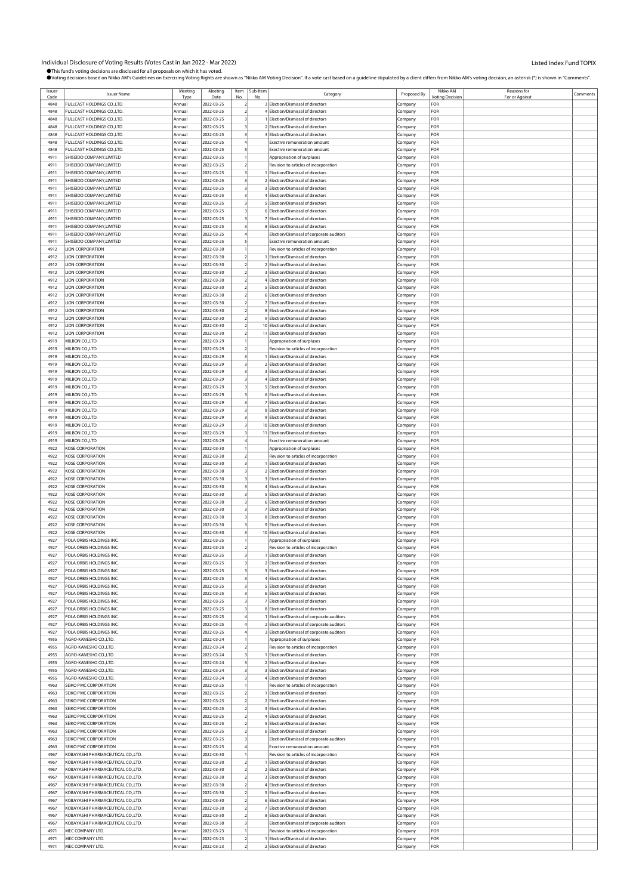# Individual Disclosure of Voting Results (Votes Cast in Jan 2022 - Mar 2022)

Listed Index Fund TOPIX

●This fund's voting decisions are disclosed for all proposals on which it has voted.
●Voting decisions based on Nikko AM's Guidelines on Exercising Voting Rights are shown as "Nikko AM Voting Decision". If a vote cast based on a guideline stipulated by a client differs from Nikko AM's voting decision, an asterisk (*) is shown in "Comments".

| Issuer Code | Issuer Name | Meeting Type | Meeting Date | Item No. | Sub-Item No. | Category | Proposed By | Nikko AM Voting Decision | Reasons for For or Against | Comments |
|---|---|---|---|---|---|---|---|---|---|---|
| 4848 | FULLCAST HOLDINGS CO.,LTD. | Annual | 2022-03-25 | 2 | 3 | Election/Dismissal of directors | Company | FOR | | |
| 4848 | FULLCAST HOLDINGS CO.,LTD. | Annual | 2022-03-25 | 2 | 4 | Election/Dismissal of directors | Company | FOR | | |
| 4848 | FULLCAST HOLDINGS CO.,LTD. | Annual | 2022-03-25 | 3 | 1 | Election/Dismissal of directors | Company | FOR | | |
| 4848 | FULLCAST HOLDINGS CO.,LTD. | Annual | 2022-03-25 | 3 | 2 | Election/Dismissal of directors | Company | FOR | | |
| 4848 | FULLCAST HOLDINGS CO.,LTD. | Annual | 2022-03-25 | 3 | 3 | Election/Dismissal of directors | Company | FOR | | |
| 4848 | FULLCAST HOLDINGS CO.,LTD. | Annual | 2022-03-25 | 4 | | Exective remuneration amount | Company | FOR | | |
| 4848 | FULLCAST HOLDINGS CO.,LTD. | Annual | 2022-03-25 | 5 | | Exective remuneration amount | Company | FOR | | |
| 4911 | SHISEIDO COMPANY,LIMITED | Annual | 2022-03-25 | 1 | | Appropriation of surpluses | Company | FOR | | |
| 4911 | SHISEIDO COMPANY,LIMITED | Annual | 2022-03-25 | 2 | | Revision to articles of incorporation | Company | FOR | | |
| 4911 | SHISEIDO COMPANY,LIMITED | Annual | 2022-03-25 | 3 | 1 | Election/Dismissal of directors | Company | FOR | | |
| 4911 | SHISEIDO COMPANY,LIMITED | Annual | 2022-03-25 | 3 | 2 | Election/Dismissal of directors | Company | FOR | | |
| 4911 | SHISEIDO COMPANY,LIMITED | Annual | 2022-03-25 | 3 | 3 | Election/Dismissal of directors | Company | FOR | | |
| 4911 | SHISEIDO COMPANY,LIMITED | Annual | 2022-03-25 | 3 | 4 | Election/Dismissal of directors | Company | FOR | | |
| 4911 | SHISEIDO COMPANY,LIMITED | Annual | 2022-03-25 | 3 | 5 | Election/Dismissal of directors | Company | FOR | | |
| 4911 | SHISEIDO COMPANY,LIMITED | Annual | 2022-03-25 | 3 | 6 | Election/Dismissal of directors | Company | FOR | | |
| 4911 | SHISEIDO COMPANY,LIMITED | Annual | 2022-03-25 | 3 | 7 | Election/Dismissal of directors | Company | FOR | | |
| 4911 | SHISEIDO COMPANY,LIMITED | Annual | 2022-03-25 | 3 | 8 | Election/Dismissal of directors | Company | FOR | | |
| 4911 | SHISEIDO COMPANY,LIMITED | Annual | 2022-03-25 | 4 | | Election/Dismissal of corporate auditors | Company | FOR | | |
| 4911 | SHISEIDO COMPANY,LIMITED | Annual | 2022-03-25 | 5 | | Exective remuneration amount | Company | FOR | | |
| 4912 | LION CORPORATION | Annual | 2022-03-30 | 1 | | Revision to articles of incorporation | Company | FOR | | |
| 4912 | LION CORPORATION | Annual | 2022-03-30 | 2 | 1 | Election/Dismissal of directors | Company | FOR | | |
| 4912 | LION CORPORATION | Annual | 2022-03-30 | 2 | 2 | Election/Dismissal of directors | Company | FOR | | |
| 4912 | LION CORPORATION | Annual | 2022-03-30 | 2 | 3 | Election/Dismissal of directors | Company | FOR | | |
| 4912 | LION CORPORATION | Annual | 2022-03-30 | 2 | 4 | Election/Dismissal of directors | Company | FOR | | |
| 4912 | LION CORPORATION | Annual | 2022-03-30 | 2 | 5 | Election/Dismissal of directors | Company | FOR | | |
| 4912 | LION CORPORATION | Annual | 2022-03-30 | 2 | 6 | Election/Dismissal of directors | Company | FOR | | |
| 4912 | LION CORPORATION | Annual | 2022-03-30 | 2 | 7 | Election/Dismissal of directors | Company | FOR | | |
| 4912 | LION CORPORATION | Annual | 2022-03-30 | 2 | 8 | Election/Dismissal of directors | Company | FOR | | |
| 4912 | LION CORPORATION | Annual | 2022-03-30 | 2 | 9 | Election/Dismissal of directors | Company | FOR | | |
| 4912 | LION CORPORATION | Annual | 2022-03-30 | 2 | 10 | Election/Dismissal of directors | Company | FOR | | |
| 4912 | LION CORPORATION | Annual | 2022-03-30 | 2 | 11 | Election/Dismissal of directors | Company | FOR | | |
| 4919 | MILBON CO.,LTD. | Annual | 2022-03-29 | 1 | | Appropriation of surpluses | Company | FOR | | |
| 4919 | MILBON CO.,LTD. | Annual | 2022-03-29 | 2 | | Revision to articles of incorporation | Company | FOR | | |
| 4919 | MILBON CO.,LTD. | Annual | 2022-03-29 | 3 | 1 | Election/Dismissal of directors | Company | FOR | | |
| 4919 | MILBON CO.,LTD. | Annual | 2022-03-29 | 3 | 2 | Election/Dismissal of directors | Company | FOR | | |
| 4919 | MILBON CO.,LTD. | Annual | 2022-03-29 | 3 | 3 | Election/Dismissal of directors | Company | FOR | | |
| 4919 | MILBON CO.,LTD. | Annual | 2022-03-29 | 3 | 4 | Election/Dismissal of directors | Company | FOR | | |
| 4919 | MILBON CO.,LTD. | Annual | 2022-03-29 | 3 | 5 | Election/Dismissal of directors | Company | FOR | | |
| 4919 | MILBON CO.,LTD. | Annual | 2022-03-29 | 3 | 6 | Election/Dismissal of directors | Company | FOR | | |
| 4919 | MILBON CO.,LTD. | Annual | 2022-03-29 | 3 | 7 | Election/Dismissal of directors | Company | FOR | | |
| 4919 | MILBON CO.,LTD. | Annual | 2022-03-29 | 3 | 8 | Election/Dismissal of directors | Company | FOR | | |
| 4919 | MILBON CO.,LTD. | Annual | 2022-03-29 | 3 | 9 | Election/Dismissal of directors | Company | FOR | | |
| 4919 | MILBON CO.,LTD. | Annual | 2022-03-29 | 3 | 10 | Election/Dismissal of directors | Company | FOR | | |
| 4919 | MILBON CO.,LTD. | Annual | 2022-03-29 | 3 | 11 | Election/Dismissal of directors | Company | FOR | | |
| 4919 | MILBON CO.,LTD. | Annual | 2022-03-29 | 4 | | Exective remuneration amount | Company | FOR | | |
| 4922 | KOSE CORPORATION | Annual | 2022-03-30 | 1 | | Appropriation of surpluses | Company | FOR | | |
| 4922 | KOSE CORPORATION | Annual | 2022-03-30 | 2 | | Revision to articles of incorporation | Company | FOR | | |
| 4922 | KOSE CORPORATION | Annual | 2022-03-30 | 3 | 1 | Election/Dismissal of directors | Company | FOR | | |
| 4922 | KOSE CORPORATION | Annual | 2022-03-30 | 3 | 2 | Election/Dismissal of directors | Company | FOR | | |
| 4922 | KOSE CORPORATION | Annual | 2022-03-30 | 3 | 3 | Election/Dismissal of directors | Company | FOR | | |
| 4922 | KOSE CORPORATION | Annual | 2022-03-30 | 3 | 4 | Election/Dismissal of directors | Company | FOR | | |
| 4922 | KOSE CORPORATION | Annual | 2022-03-30 | 3 | 5 | Election/Dismissal of directors | Company | FOR | | |
| 4922 | KOSE CORPORATION | Annual | 2022-03-30 | 3 | 6 | Election/Dismissal of directors | Company | FOR | | |
| 4922 | KOSE CORPORATION | Annual | 2022-03-30 | 3 | 7 | Election/Dismissal of directors | Company | FOR | | |
| 4922 | KOSE CORPORATION | Annual | 2022-03-30 | 3 | 8 | Election/Dismissal of directors | Company | FOR | | |
| 4922 | KOSE CORPORATION | Annual | 2022-03-30 | 3 | 9 | Election/Dismissal of directors | Company | FOR | | |
| 4922 | KOSE CORPORATION | Annual | 2022-03-30 | 3 | 10 | Election/Dismissal of directors | Company | FOR | | |
| 4927 | POLA ORBIS HOLDINGS INC. | Annual | 2022-03-25 | 1 | | Appropriation of surpluses | Company | FOR | | |
| 4927 | POLA ORBIS HOLDINGS INC. | Annual | 2022-03-25 | 2 | | Revision to articles of incorporation | Company | FOR | | |
| 4927 | POLA ORBIS HOLDINGS INC. | Annual | 2022-03-25 | 3 | 1 | Election/Dismissal of directors | Company | FOR | | |
| 4927 | POLA ORBIS HOLDINGS INC. | Annual | 2022-03-25 | 3 | 2 | Election/Dismissal of directors | Company | FOR | | |
| 4927 | POLA ORBIS HOLDINGS INC. | Annual | 2022-03-25 | 3 | 3 | Election/Dismissal of directors | Company | FOR | | |
| 4927 | POLA ORBIS HOLDINGS INC. | Annual | 2022-03-25 | 3 | 4 | Election/Dismissal of directors | Company | FOR | | |
| 4927 | POLA ORBIS HOLDINGS INC. | Annual | 2022-03-25 | 3 | 5 | Election/Dismissal of directors | Company | FOR | | |
| 4927 | POLA ORBIS HOLDINGS INC. | Annual | 2022-03-25 | 3 | 6 | Election/Dismissal of directors | Company | FOR | | |
| 4927 | POLA ORBIS HOLDINGS INC. | Annual | 2022-03-25 | 3 | 7 | Election/Dismissal of directors | Company | FOR | | |
| 4927 | POLA ORBIS HOLDINGS INC. | Annual | 2022-03-25 | 3 | 8 | Election/Dismissal of directors | Company | FOR | | |
| 4927 | POLA ORBIS HOLDINGS INC. | Annual | 2022-03-25 | 4 | 1 | Election/Dismissal of corporate auditors | Company | FOR | | |
| 4927 | POLA ORBIS HOLDINGS INC. | Annual | 2022-03-25 | 4 | 2 | Election/Dismissal of corporate auditors | Company | FOR | | |
| 4927 | POLA ORBIS HOLDINGS INC. | Annual | 2022-03-25 | 4 | 3 | Election/Dismissal of corporate auditors | Company | FOR | | |
| 4955 | AGRO-KANESHO CO.,LTD. | Annual | 2022-03-24 | 1 | | Appropriation of surpluses | Company | FOR | | |
| 4955 | AGRO-KANESHO CO.,LTD. | Annual | 2022-03-24 | 2 | | Revision to articles of incorporation | Company | FOR | | |
| 4955 | AGRO-KANESHO CO.,LTD. | Annual | 2022-03-24 | 3 | 1 | Election/Dismissal of directors | Company | FOR | | |
| 4955 | AGRO-KANESHO CO.,LTD. | Annual | 2022-03-24 | 3 | 2 | Election/Dismissal of directors | Company | FOR | | |
| 4955 | AGRO-KANESHO CO.,LTD. | Annual | 2022-03-24 | 3 | 3 | Election/Dismissal of directors | Company | FOR | | |
| 4955 | AGRO-KANESHO CO.,LTD. | Annual | 2022-03-24 | 3 | 4 | Election/Dismissal of directors | Company | FOR | | |
| 4963 | SEIKO PMC CORPORATION | Annual | 2022-03-25 | 1 | | Revision to articles of incorporation | Company | FOR | | |
| 4963 | SEIKO PMC CORPORATION | Annual | 2022-03-25 | 2 | 1 | Election/Dismissal of directors | Company | FOR | | |
| 4963 | SEIKO PMC CORPORATION | Annual | 2022-03-25 | 2 | 2 | Election/Dismissal of directors | Company | FOR | | |
| 4963 | SEIKO PMC CORPORATION | Annual | 2022-03-25 | 2 | 3 | Election/Dismissal of directors | Company | FOR | | |
| 4963 | SEIKO PMC CORPORATION | Annual | 2022-03-25 | 2 | 4 | Election/Dismissal of directors | Company | FOR | | |
| 4963 | SEIKO PMC CORPORATION | Annual | 2022-03-25 | 2 | 5 | Election/Dismissal of directors | Company | FOR | | |
| 4963 | SEIKO PMC CORPORATION | Annual | 2022-03-25 | 2 | 6 | Election/Dismissal of directors | Company | FOR | | |
| 4963 | SEIKO PMC CORPORATION | Annual | 2022-03-25 | 3 | | Election/Dismissal of corporate auditors | Company | FOR | | |
| 4963 | SEIKO PMC CORPORATION | Annual | 2022-03-25 | 4 | | Exective remuneration amount | Company | FOR | | |
| 4967 | KOBAYASHI PHARMACEUTICAL CO.,LTD. | Annual | 2022-03-30 | 1 | | Revision to articles of incorporation | Company | FOR | | |
| 4967 | KOBAYASHI PHARMACEUTICAL CO.,LTD. | Annual | 2022-03-30 | 2 | 1 | Election/Dismissal of directors | Company | FOR | | |
| 4967 | KOBAYASHI PHARMACEUTICAL CO.,LTD. | Annual | 2022-03-30 | 2 | 2 | Election/Dismissal of directors | Company | FOR | | |
| 4967 | KOBAYASHI PHARMACEUTICAL CO.,LTD. | Annual | 2022-03-30 | 2 | 3 | Election/Dismissal of directors | Company | FOR | | |
| 4967 | KOBAYASHI PHARMACEUTICAL CO.,LTD. | Annual | 2022-03-30 | 2 | 4 | Election/Dismissal of directors | Company | FOR | | |
| 4967 | KOBAYASHI PHARMACEUTICAL CO.,LTD. | Annual | 2022-03-30 | 2 | 5 | Election/Dismissal of directors | Company | FOR | | |
| 4967 | KOBAYASHI PHARMACEUTICAL CO.,LTD. | Annual | 2022-03-30 | 2 | 6 | Election/Dismissal of directors | Company | FOR | | |
| 4967 | KOBAYASHI PHARMACEUTICAL CO.,LTD. | Annual | 2022-03-30 | 2 | 7 | Election/Dismissal of directors | Company | FOR | | |
| 4967 | KOBAYASHI PHARMACEUTICAL CO.,LTD. | Annual | 2022-03-30 | 2 | 8 | Election/Dismissal of directors | Company | FOR | | |
| 4967 | KOBAYASHI PHARMACEUTICAL CO.,LTD. | Annual | 2022-03-30 | 3 | | Election/Dismissal of corporate auditors | Company | FOR | | |
| 4971 | MEC COMPANY LTD. | Annual | 2022-03-23 | 1 | | Revision to articles of incorporation | Company | FOR | | |
| 4971 | MEC COMPANY LTD. | Annual | 2022-03-23 | 2 | 1 | Election/Dismissal of directors | Company | FOR | | |
| 4971 | MEC COMPANY LTD. | Annual | 2022-03-23 | 2 | 2 | Election/Dismissal of directors | Company | FOR | | |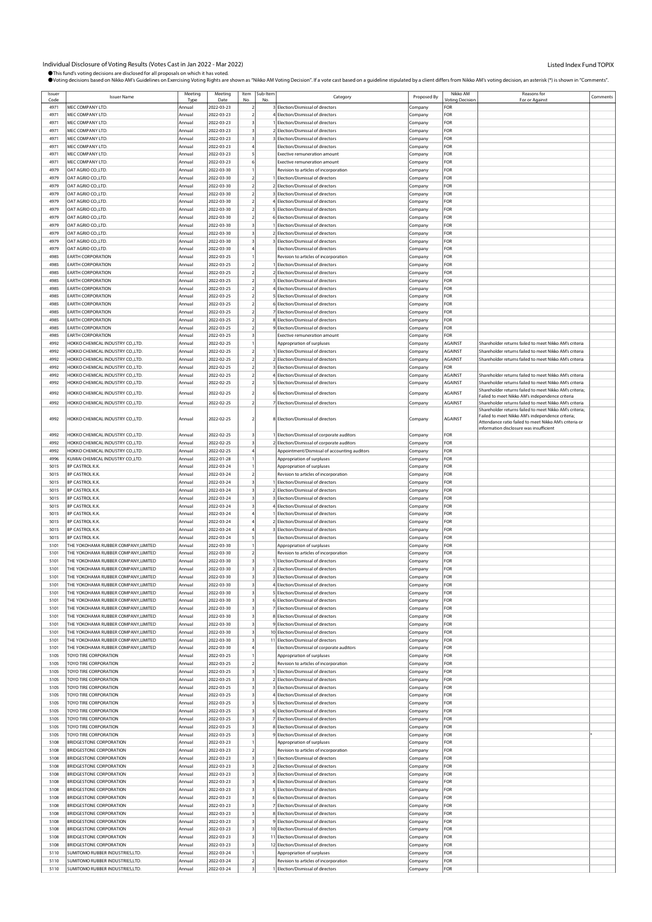Individual Disclosure of Voting Results (Votes Cast in Jan 2022 - Mar 2022)

Listed Index Fund TOPIX

●This fund's voting decisions are disclosed for all proposals on which it has voted.
●Voting decisions based on Nikko AM's Guidelines on Exercising Voting Rights are shown as "Nikko AM Voting Decision". If a vote cast based on a guideline stipulated by a client differs from Nikko AM's voting decision, an asterisk (*) is shown in "Comments".

| Issuer Code | Issuer Name | Meeting Type | Meeting Date | Item No. | Sub-Item No. | Category | Proposed By | Nikko AM Voting Decision | Reasons for For or Against | Comments |
|---|---|---|---|---|---|---|---|---|---|---|
| 4971 | MEC COMPANY LTD. | Annual | 2022-03-23 | 2 | 3 | Election/Dismissal of directors | Company | FOR | | |
| 4971 | MEC COMPANY LTD. | Annual | 2022-03-23 | 2 | 4 | Election/Dismissal of directors | Company | FOR | | |
| 4971 | MEC COMPANY LTD. | Annual | 2022-03-23 | 3 | 1 | Election/Dismissal of directors | Company | FOR | | |
| 4971 | MEC COMPANY LTD. | Annual | 2022-03-23 | 3 | 2 | Election/Dismissal of directors | Company | FOR | | |
| 4971 | MEC COMPANY LTD. | Annual | 2022-03-23 | 3 | 3 | Election/Dismissal of directors | Company | FOR | | |
| 4971 | MEC COMPANY LTD. | Annual | 2022-03-23 | 4 | | Election/Dismissal of directors | Company | FOR | | |
| 4971 | MEC COMPANY LTD. | Annual | 2022-03-23 | 5 | | Exective remuneration amount | Company | FOR | | |
| 4971 | MEC COMPANY LTD. | Annual | 2022-03-23 | 6 | | Exective remuneration amount | Company | FOR | | |
| 4979 | OAT AGRIO CO.,LTD. | Annual | 2022-03-30 | 1 | | Revision to articles of incorporation | Company | FOR | | |
| 4979 | OAT AGRIO CO.,LTD. | Annual | 2022-03-30 | 2 | 1 | Election/Dismissal of directors | Company | FOR | | |
| 4979 | OAT AGRIO CO.,LTD. | Annual | 2022-03-30 | 2 | 2 | Election/Dismissal of directors | Company | FOR | | |
| 4979 | OAT AGRIO CO.,LTD. | Annual | 2022-03-30 | 2 | 3 | Election/Dismissal of directors | Company | FOR | | |
| 4979 | OAT AGRIO CO.,LTD. | Annual | 2022-03-30 | 2 | 4 | Election/Dismissal of directors | Company | FOR | | |
| 4979 | OAT AGRIO CO.,LTD. | Annual | 2022-03-30 | 2 | 5 | Election/Dismissal of directors | Company | FOR | | |
| 4979 | OAT AGRIO CO.,LTD. | Annual | 2022-03-30 | 2 | 6 | Election/Dismissal of directors | Company | FOR | | |
| 4979 | OAT AGRIO CO.,LTD. | Annual | 2022-03-30 | 3 | 1 | Election/Dismissal of directors | Company | FOR | | |
| 4979 | OAT AGRIO CO.,LTD. | Annual | 2022-03-30 | 3 | 2 | Election/Dismissal of directors | Company | FOR | | |
| 4979 | OAT AGRIO CO.,LTD. | Annual | 2022-03-30 | 3 | 3 | Election/Dismissal of directors | Company | FOR | | |
| 4979 | OAT AGRIO CO.,LTD. | Annual | 2022-03-30 | 4 | | Election/Dismissal of directors | Company | FOR | | |
| 4985 | EARTH CORPORATION | Annual | 2022-03-25 | 1 | | Revision to articles of incorporation | Company | FOR | | |
| 4985 | EARTH CORPORATION | Annual | 2022-03-25 | 2 | 1 | Election/Dismissal of directors | Company | FOR | | |
| 4985 | EARTH CORPORATION | Annual | 2022-03-25 | 2 | 2 | Election/Dismissal of directors | Company | FOR | | |
| 4985 | EARTH CORPORATION | Annual | 2022-03-25 | 2 | 3 | Election/Dismissal of directors | Company | FOR | | |
| 4985 | EARTH CORPORATION | Annual | 2022-03-25 | 2 | 4 | Election/Dismissal of directors | Company | FOR | | |
| 4985 | EARTH CORPORATION | Annual | 2022-03-25 | 2 | 5 | Election/Dismissal of directors | Company | FOR | | |
| 4985 | EARTH CORPORATION | Annual | 2022-03-25 | 2 | 6 | Election/Dismissal of directors | Company | FOR | | |
| 4985 | EARTH CORPORATION | Annual | 2022-03-25 | 2 | 7 | Election/Dismissal of directors | Company | FOR | | |
| 4985 | EARTH CORPORATION | Annual | 2022-03-25 | 2 | 8 | Election/Dismissal of directors | Company | FOR | | |
| 4985 | EARTH CORPORATION | Annual | 2022-03-25 | 2 | 9 | Election/Dismissal of directors | Company | FOR | | |
| 4985 | EARTH CORPORATION | Annual | 2022-03-25 | 3 | | Exective remuneration amount | Company | FOR | | |
| 4992 | HOKKO CHEMICAL INDUSTRY CO.,LTD. | Annual | 2022-02-25 | 1 | | Appropriation of surpluses | Company | FOR | | |
| 4992 | HOKKO CHEMICAL INDUSTRY CO.,LTD. | Annual | 2022-02-25 | 2 | 1 | Election/Dismissal of directors | Company | AGAINST | Shareholder returns failed to meet Nikko AM's criteria | |
| 4992 | HOKKO CHEMICAL INDUSTRY CO.,LTD. | Annual | 2022-02-25 | 2 | 2 | Election/Dismissal of directors | Company | AGAINST | Shareholder returns failed to meet Nikko AM's criteria | |
| 4992 | HOKKO CHEMICAL INDUSTRY CO.,LTD. | Annual | 2022-02-25 | 2 | 3 | Election/Dismissal of directors | Company | FOR | | |
| 4992 | HOKKO CHEMICAL INDUSTRY CO.,LTD. | Annual | 2022-02-25 | 2 | 4 | Election/Dismissal of directors | Company | AGAINST | Shareholder returns failed to meet Nikko AM's criteria | |
| 4992 | HOKKO CHEMICAL INDUSTRY CO.,LTD. | Annual | 2022-02-25 | 2 | 5 | Election/Dismissal of directors | Company | AGAINST | Shareholder returns failed to meet Nikko AM's criteria | |
| 4992 | HOKKO CHEMICAL INDUSTRY CO.,LTD. | Annual | 2022-02-25 | 2 | 6 | Election/Dismissal of directors | Company | AGAINST | Shareholder returns failed to meet Nikko AM's criteria; Failed to meet Nikko AM's independence criteria | |
| 4992 | HOKKO CHEMICAL INDUSTRY CO.,LTD. | Annual | 2022-02-25 | 2 | 7 | Election/Dismissal of directors | Company | AGAINST | Shareholder returns failed to meet Nikko AM's criteria | |
| 4992 | HOKKO CHEMICAL INDUSTRY CO.,LTD. | Annual | 2022-02-25 | 2 | 8 | Election/Dismissal of directors | Company | AGAINST | Shareholder returns failed to meet Nikko AM's criteria; Failed to meet Nikko AM's independence criteria; Attendance ratio failed to meet Nikko AM's criteria or information disclosure was insufficient | |
| 4992 | HOKKO CHEMICAL INDUSTRY CO.,LTD. | Annual | 2022-02-25 | 3 | 1 | Election/Dismissal of corporate auditors | Company | FOR | | |
| 4992 | HOKKO CHEMICAL INDUSTRY CO.,LTD. | Annual | 2022-02-25 | 3 | 2 | Election/Dismissal of corporate auditors | Company | FOR | | |
| 4992 | HOKKO CHEMICAL INDUSTRY CO.,LTD. | Annual | 2022-02-25 | 4 | | Appointment/Dismissal of accounting auditors | Company | FOR | | |
| 4996 | KUMIAI CHEMICAL INDUSTRY CO.,LTD. | Annual | 2022-01-28 | 1 | | Appropriation of surpluses | Company | FOR | | |
| 5015 | BP CASTROL K.K. | Annual | 2022-03-24 | 1 | | Appropriation of surpluses | Company | FOR | | |
| 5015 | BP CASTROL K.K. | Annual | 2022-03-24 | 2 | | Revision to articles of incorporation | Company | FOR | | |
| 5015 | BP CASTROL K.K. | Annual | 2022-03-24 | 3 | 1 | Election/Dismissal of directors | Company | FOR | | |
| 5015 | BP CASTROL K.K. | Annual | 2022-03-24 | 3 | 2 | Election/Dismissal of directors | Company | FOR | | |
| 5015 | BP CASTROL K.K. | Annual | 2022-03-24 | 3 | 3 | Election/Dismissal of directors | Company | FOR | | |
| 5015 | BP CASTROL K.K. | Annual | 2022-03-24 | 3 | 4 | Election/Dismissal of directors | Company | FOR | | |
| 5015 | BP CASTROL K.K. | Annual | 2022-03-24 | 4 | 1 | Election/Dismissal of directors | Company | FOR | | |
| 5015 | BP CASTROL K.K. | Annual | 2022-03-24 | 4 | 2 | Election/Dismissal of directors | Company | FOR | | |
| 5015 | BP CASTROL K.K. | Annual | 2022-03-24 | 4 | 3 | Election/Dismissal of directors | Company | FOR | | |
| 5015 | BP CASTROL K.K. | Annual | 2022-03-24 | 5 | | Election/Dismissal of directors | Company | FOR | | |
| 5101 | THE YOKOHAMA RUBBER COMPANY,LIMITED | Annual | 2022-03-30 | 1 | | Appropriation of surpluses | Company | FOR | | |
| 5101 | THE YOKOHAMA RUBBER COMPANY,LIMITED | Annual | 2022-03-30 | 2 | | Revision to articles of incorporation | Company | FOR | | |
| 5101 | THE YOKOHAMA RUBBER COMPANY,LIMITED | Annual | 2022-03-30 | 3 | 1 | Election/Dismissal of directors | Company | FOR | | |
| 5101 | THE YOKOHAMA RUBBER COMPANY,LIMITED | Annual | 2022-03-30 | 3 | 2 | Election/Dismissal of directors | Company | FOR | | |
| 5101 | THE YOKOHAMA RUBBER COMPANY,LIMITED | Annual | 2022-03-30 | 3 | 3 | Election/Dismissal of directors | Company | FOR | | |
| 5101 | THE YOKOHAMA RUBBER COMPANY,LIMITED | Annual | 2022-03-30 | 3 | 4 | Election/Dismissal of directors | Company | FOR | | |
| 5101 | THE YOKOHAMA RUBBER COMPANY,LIMITED | Annual | 2022-03-30 | 3 | 5 | Election/Dismissal of directors | Company | FOR | | |
| 5101 | THE YOKOHAMA RUBBER COMPANY,LIMITED | Annual | 2022-03-30 | 3 | 6 | Election/Dismissal of directors | Company | FOR | | |
| 5101 | THE YOKOHAMA RUBBER COMPANY,LIMITED | Annual | 2022-03-30 | 3 | 7 | Election/Dismissal of directors | Company | FOR | | |
| 5101 | THE YOKOHAMA RUBBER COMPANY,LIMITED | Annual | 2022-03-30 | 3 | 8 | Election/Dismissal of directors | Company | FOR | | |
| 5101 | THE YOKOHAMA RUBBER COMPANY,LIMITED | Annual | 2022-03-30 | 3 | 9 | Election/Dismissal of directors | Company | FOR | | |
| 5101 | THE YOKOHAMA RUBBER COMPANY,LIMITED | Annual | 2022-03-30 | 3 | 10 | Election/Dismissal of directors | Company | FOR | | |
| 5101 | THE YOKOHAMA RUBBER COMPANY,LIMITED | Annual | 2022-03-30 | 3 | 11 | Election/Dismissal of directors | Company | FOR | | |
| 5101 | THE YOKOHAMA RUBBER COMPANY,LIMITED | Annual | 2022-03-30 | 4 | | Election/Dismissal of corporate auditors | Company | FOR | | |
| 5105 | TOYO TIRE CORPORATION | Annual | 2022-03-25 | 1 | | Appropriation of surpluses | Company | FOR | | |
| 5105 | TOYO TIRE CORPORATION | Annual | 2022-03-25 | 2 | | Revision to articles of incorporation | Company | FOR | | |
| 5105 | TOYO TIRE CORPORATION | Annual | 2022-03-25 | 3 | 1 | Election/Dismissal of directors | Company | FOR | | |
| 5105 | TOYO TIRE CORPORATION | Annual | 2022-03-25 | 3 | 2 | Election/Dismissal of directors | Company | FOR | | |
| 5105 | TOYO TIRE CORPORATION | Annual | 2022-03-25 | 3 | 3 | Election/Dismissal of directors | Company | FOR | | |
| 5105 | TOYO TIRE CORPORATION | Annual | 2022-03-25 | 3 | 4 | Election/Dismissal of directors | Company | FOR | | |
| 5105 | TOYO TIRE CORPORATION | Annual | 2022-03-25 | 3 | 5 | Election/Dismissal of directors | Company | FOR | | |
| 5105 | TOYO TIRE CORPORATION | Annual | 2022-03-25 | 3 | 6 | Election/Dismissal of directors | Company | FOR | | |
| 5105 | TOYO TIRE CORPORATION | Annual | 2022-03-25 | 3 | 7 | Election/Dismissal of directors | Company | FOR | | |
| 5105 | TOYO TIRE CORPORATION | Annual | 2022-03-25 | 3 | 8 | Election/Dismissal of directors | Company | FOR | | |
| 5105 | TOYO TIRE CORPORATION | Annual | 2022-03-25 | 3 | 9 | Election/Dismissal of directors | Company | FOR | | * |
| 5108 | BRIDGESTONE CORPORATION | Annual | 2022-03-23 | 1 | | Appropriation of surpluses | Company | FOR | | |
| 5108 | BRIDGESTONE CORPORATION | Annual | 2022-03-23 | 2 | | Revision to articles of incorporation | Company | FOR | | |
| 5108 | BRIDGESTONE CORPORATION | Annual | 2022-03-23 | 3 | 1 | Election/Dismissal of directors | Company | FOR | | |
| 5108 | BRIDGESTONE CORPORATION | Annual | 2022-03-23 | 3 | 2 | Election/Dismissal of directors | Company | FOR | | |
| 5108 | BRIDGESTONE CORPORATION | Annual | 2022-03-23 | 3 | 3 | Election/Dismissal of directors | Company | FOR | | |
| 5108 | BRIDGESTONE CORPORATION | Annual | 2022-03-23 | 3 | 4 | Election/Dismissal of directors | Company | FOR | | |
| 5108 | BRIDGESTONE CORPORATION | Annual | 2022-03-23 | 3 | 5 | Election/Dismissal of directors | Company | FOR | | |
| 5108 | BRIDGESTONE CORPORATION | Annual | 2022-03-23 | 3 | 6 | Election/Dismissal of directors | Company | FOR | | |
| 5108 | BRIDGESTONE CORPORATION | Annual | 2022-03-23 | 3 | 7 | Election/Dismissal of directors | Company | FOR | | |
| 5108 | BRIDGESTONE CORPORATION | Annual | 2022-03-23 | 3 | 8 | Election/Dismissal of directors | Company | FOR | | |
| 5108 | BRIDGESTONE CORPORATION | Annual | 2022-03-23 | 3 | 9 | Election/Dismissal of directors | Company | FOR | | |
| 5108 | BRIDGESTONE CORPORATION | Annual | 2022-03-23 | 3 | 10 | Election/Dismissal of directors | Company | FOR | | |
| 5108 | BRIDGESTONE CORPORATION | Annual | 2022-03-23 | 3 | 11 | Election/Dismissal of directors | Company | FOR | | |
| 5108 | BRIDGESTONE CORPORATION | Annual | 2022-03-23 | 3 | 12 | Election/Dismissal of directors | Company | FOR | | |
| 5110 | SUMITOMO RUBBER INDUSTRIES,LTD. | Annual | 2022-03-24 | 1 | | Appropriation of surpluses | Company | FOR | | |
| 5110 | SUMITOMO RUBBER INDUSTRIES,LTD. | Annual | 2022-03-24 | 2 | | Revision to articles of incorporation | Company | FOR | | |
| 5110 | SUMITOMO RUBBER INDUSTRIES,LTD. | Annual | 2022-03-24 | 3 | 1 | Election/Dismissal of directors | Company | FOR | | |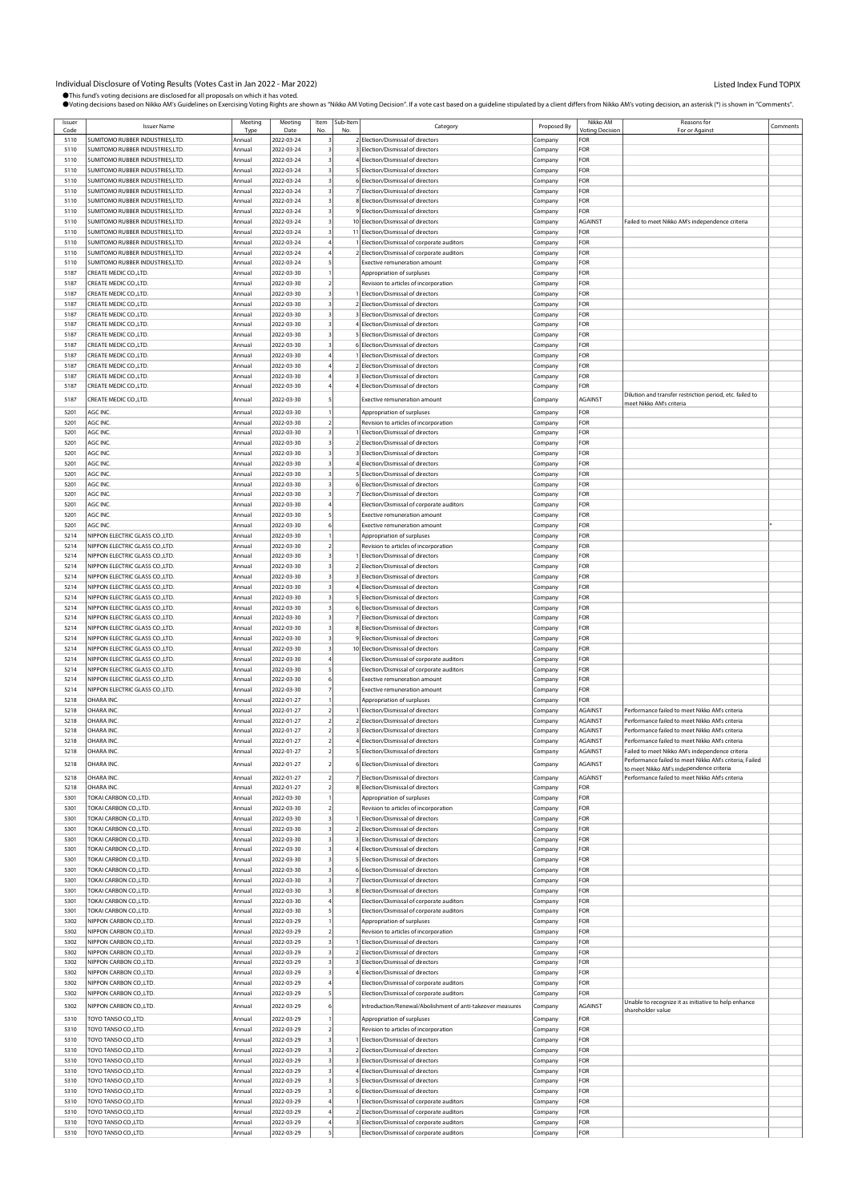Individual Disclosure of Voting Results (Votes Cast in Jan 2022 - Mar 2022)

Listed Index Fund TOPIX

●This fund's voting decisions are disclosed for all proposals on which it has voted.
●Voting decisions based on Nikko AM's Guidelines on Exercising Voting Rights are shown as "Nikko AM Voting Decision". If a vote cast based on a guideline stipulated by a client differs from Nikko AM's voting decision, an asterisk (*) is shown in "Comments".

| Issuer Code | Issuer Name | Meeting Type | Meeting Date | Item No. | Sub-Item No. | Category | Proposed By | Nikko AM Voting Decision | Reasons for For or Against | Comments |
|---|---|---|---|---|---|---|---|---|---|---|
| 5110 | SUMITOMO RUBBER INDUSTRIES,LTD. | Annual | 2022-03-24 | 3 | 2 | Election/Dismissal of directors | Company | FOR | | |
| 5110 | SUMITOMO RUBBER INDUSTRIES,LTD. | Annual | 2022-03-24 | 3 | 3 | Election/Dismissal of directors | Company | FOR | | |
| 5110 | SUMITOMO RUBBER INDUSTRIES,LTD. | Annual | 2022-03-24 | 3 | 4 | Election/Dismissal of directors | Company | FOR | | |
| 5110 | SUMITOMO RUBBER INDUSTRIES,LTD. | Annual | 2022-03-24 | 3 | 5 | Election/Dismissal of directors | Company | FOR | | |
| 5110 | SUMITOMO RUBBER INDUSTRIES,LTD. | Annual | 2022-03-24 | 3 | 6 | Election/Dismissal of directors | Company | FOR | | |
| 5110 | SUMITOMO RUBBER INDUSTRIES,LTD. | Annual | 2022-03-24 | 3 | 7 | Election/Dismissal of directors | Company | FOR | | |
| 5110 | SUMITOMO RUBBER INDUSTRIES,LTD. | Annual | 2022-03-24 | 3 | 8 | Election/Dismissal of directors | Company | FOR | | |
| 5110 | SUMITOMO RUBBER INDUSTRIES,LTD. | Annual | 2022-03-24 | 3 | 9 | Election/Dismissal of directors | Company | FOR | | |
| 5110 | SUMITOMO RUBBER INDUSTRIES,LTD. | Annual | 2022-03-24 | 3 | 10 | Election/Dismissal of directors | Company | AGAINST | Failed to meet Nikko AM's independence criteria | |
| 5110 | SUMITOMO RUBBER INDUSTRIES,LTD. | Annual | 2022-03-24 | 3 | 11 | Election/Dismissal of directors | Company | FOR | | |
| 5110 | SUMITOMO RUBBER INDUSTRIES,LTD. | Annual | 2022-03-24 | 4 | 1 | Election/Dismissal of corporate auditors | Company | FOR | | |
| 5110 | SUMITOMO RUBBER INDUSTRIES,LTD. | Annual | 2022-03-24 | 4 | 2 | Election/Dismissal of corporate auditors | Company | FOR | | |
| 5110 | SUMITOMO RUBBER INDUSTRIES,LTD. | Annual | 2022-03-24 | 5 | | Exective remuneration amount | Company | FOR | | |
| 5187 | CREATE MEDIC CO.,LTD. | Annual | 2022-03-30 | 1 | | Appropriation of surpluses | Company | FOR | | |
| 5187 | CREATE MEDIC CO.,LTD. | Annual | 2022-03-30 | 2 | | Revision to articles of incorporation | Company | FOR | | |
| 5187 | CREATE MEDIC CO.,LTD. | Annual | 2022-03-30 | 3 | 1 | Election/Dismissal of directors | Company | FOR | | |
| 5187 | CREATE MEDIC CO.,LTD. | Annual | 2022-03-30 | 3 | 2 | Election/Dismissal of directors | Company | FOR | | |
| 5187 | CREATE MEDIC CO.,LTD. | Annual | 2022-03-30 | 3 | 3 | Election/Dismissal of directors | Company | FOR | | |
| 5187 | CREATE MEDIC CO.,LTD. | Annual | 2022-03-30 | 3 | 4 | Election/Dismissal of directors | Company | FOR | | |
| 5187 | CREATE MEDIC CO.,LTD. | Annual | 2022-03-30 | 3 | 5 | Election/Dismissal of directors | Company | FOR | | |
| 5187 | CREATE MEDIC CO.,LTD. | Annual | 2022-03-30 | 3 | 6 | Election/Dismissal of directors | Company | FOR | | |
| 5187 | CREATE MEDIC CO.,LTD. | Annual | 2022-03-30 | 4 | 1 | Election/Dismissal of directors | Company | FOR | | |
| 5187 | CREATE MEDIC CO.,LTD. | Annual | 2022-03-30 | 4 | 2 | Election/Dismissal of directors | Company | FOR | | |
| 5187 | CREATE MEDIC CO.,LTD. | Annual | 2022-03-30 | 4 | 3 | Election/Dismissal of directors | Company | FOR | | |
| 5187 | CREATE MEDIC CO.,LTD. | Annual | 2022-03-30 | 4 | 4 | Election/Dismissal of directors | Company | FOR | | |
| 5187 | CREATE MEDIC CO.,LTD. | Annual | 2022-03-30 | 5 | | Exective remuneration amount | Company | AGAINST | Dilution and transfer restriction period, etc. failed to meet Nikko AM's criteria | |
| 5201 | AGC INC. | Annual | 2022-03-30 | 1 | | Appropriation of surpluses | Company | FOR | | |
| 5201 | AGC INC. | Annual | 2022-03-30 | 2 | | Revision to articles of incorporation | Company | FOR | | |
| 5201 | AGC INC. | Annual | 2022-03-30 | 3 | 1 | Election/Dismissal of directors | Company | FOR | | |
| 5201 | AGC INC. | Annual | 2022-03-30 | 3 | 2 | Election/Dismissal of directors | Company | FOR | | |
| 5201 | AGC INC. | Annual | 2022-03-30 | 3 | 3 | Election/Dismissal of directors | Company | FOR | | |
| 5201 | AGC INC. | Annual | 2022-03-30 | 3 | 4 | Election/Dismissal of directors | Company | FOR | | |
| 5201 | AGC INC. | Annual | 2022-03-30 | 3 | 5 | Election/Dismissal of directors | Company | FOR | | |
| 5201 | AGC INC. | Annual | 2022-03-30 | 3 | 6 | Election/Dismissal of directors | Company | FOR | | |
| 5201 | AGC INC. | Annual | 2022-03-30 | 3 | 7 | Election/Dismissal of directors | Company | FOR | | |
| 5201 | AGC INC. | Annual | 2022-03-30 | 4 | | Election/Dismissal of corporate auditors | Company | FOR | | |
| 5201 | AGC INC. | Annual | 2022-03-30 | 5 | | Exective remuneration amount | Company | FOR | | |
| 5201 | AGC INC. | Annual | 2022-03-30 | 6 | | Exective remuneration amount | Company | FOR | | * |
| 5214 | NIPPON ELECTRIC GLASS CO.,LTD. | Annual | 2022-03-30 | 1 | | Appropriation of surpluses | Company | FOR | | |
| 5214 | NIPPON ELECTRIC GLASS CO.,LTD. | Annual | 2022-03-30 | 2 | | Revision to articles of incorporation | Company | FOR | | |
| 5214 | NIPPON ELECTRIC GLASS CO.,LTD. | Annual | 2022-03-30 | 3 | 1 | Election/Dismissal of directors | Company | FOR | | |
| 5214 | NIPPON ELECTRIC GLASS CO.,LTD. | Annual | 2022-03-30 | 3 | 2 | Election/Dismissal of directors | Company | FOR | | |
| 5214 | NIPPON ELECTRIC GLASS CO.,LTD. | Annual | 2022-03-30 | 3 | 3 | Election/Dismissal of directors | Company | FOR | | |
| 5214 | NIPPON ELECTRIC GLASS CO.,LTD. | Annual | 2022-03-30 | 3 | 4 | Election/Dismissal of directors | Company | FOR | | |
| 5214 | NIPPON ELECTRIC GLASS CO.,LTD. | Annual | 2022-03-30 | 3 | 5 | Election/Dismissal of directors | Company | FOR | | |
| 5214 | NIPPON ELECTRIC GLASS CO.,LTD. | Annual | 2022-03-30 | 3 | 6 | Election/Dismissal of directors | Company | FOR | | |
| 5214 | NIPPON ELECTRIC GLASS CO.,LTD. | Annual | 2022-03-30 | 3 | 7 | Election/Dismissal of directors | Company | FOR | | |
| 5214 | NIPPON ELECTRIC GLASS CO.,LTD. | Annual | 2022-03-30 | 3 | 8 | Election/Dismissal of directors | Company | FOR | | |
| 5214 | NIPPON ELECTRIC GLASS CO.,LTD. | Annual | 2022-03-30 | 3 | 9 | Election/Dismissal of directors | Company | FOR | | |
| 5214 | NIPPON ELECTRIC GLASS CO.,LTD. | Annual | 2022-03-30 | 3 | 10 | Election/Dismissal of directors | Company | FOR | | |
| 5214 | NIPPON ELECTRIC GLASS CO.,LTD. | Annual | 2022-03-30 | 4 | | Election/Dismissal of corporate auditors | Company | FOR | | |
| 5214 | NIPPON ELECTRIC GLASS CO.,LTD. | Annual | 2022-03-30 | 5 | | Election/Dismissal of corporate auditors | Company | FOR | | |
| 5214 | NIPPON ELECTRIC GLASS CO.,LTD. | Annual | 2022-03-30 | 6 | | Exective remuneration amount | Company | FOR | | |
| 5214 | NIPPON ELECTRIC GLASS CO.,LTD. | Annual | 2022-03-30 | 7 | | Exective remuneration amount | Company | FOR | | |
| 5218 | OHARA INC. | Annual | 2022-01-27 | 1 | | Appropriation of surpluses | Company | FOR | | |
| 5218 | OHARA INC. | Annual | 2022-01-27 | 2 | 1 | Election/Dismissal of directors | Company | AGAINST | Performance failed to meet Nikko AM's criteria | |
| 5218 | OHARA INC. | Annual | 2022-01-27 | 2 | 2 | Election/Dismissal of directors | Company | AGAINST | Performance failed to meet Nikko AM's criteria | |
| 5218 | OHARA INC. | Annual | 2022-01-27 | 2 | 3 | Election/Dismissal of directors | Company | AGAINST | Performance failed to meet Nikko AM's criteria | |
| 5218 | OHARA INC. | Annual | 2022-01-27 | 2 | 4 | Election/Dismissal of directors | Company | AGAINST | Performance failed to meet Nikko AM's criteria | |
| 5218 | OHARA INC. | Annual | 2022-01-27 | 2 | 5 | Election/Dismissal of directors | Company | AGAINST | Failed to meet Nikko AM's independence criteria | |
| 5218 | OHARA INC. | Annual | 2022-01-27 | 2 | 6 | Election/Dismissal of directors | Company | AGAINST | Performance failed to meet Nikko AM's criteria; Failed to meet Nikko AM's independence criteria | |
| 5218 | OHARA INC. | Annual | 2022-01-27 | 2 | 7 | Election/Dismissal of directors | Company | AGAINST | Performance failed to meet Nikko AM's criteria | |
| 5218 | OHARA INC. | Annual | 2022-01-27 | 2 | 8 | Election/Dismissal of directors | Company | FOR | | |
| 5301 | TOKAI CARBON CO.,LTD. | Annual | 2022-03-30 | 1 | | Appropriation of surpluses | Company | FOR | | |
| 5301 | TOKAI CARBON CO.,LTD. | Annual | 2022-03-30 | 2 | | Revision to articles of incorporation | Company | FOR | | |
| 5301 | TOKAI CARBON CO.,LTD. | Annual | 2022-03-30 | 3 | 1 | Election/Dismissal of directors | Company | FOR | | |
| 5301 | TOKAI CARBON CO.,LTD. | Annual | 2022-03-30 | 3 | 2 | Election/Dismissal of directors | Company | FOR | | |
| 5301 | TOKAI CARBON CO.,LTD. | Annual | 2022-03-30 | 3 | 3 | Election/Dismissal of directors | Company | FOR | | |
| 5301 | TOKAI CARBON CO.,LTD. | Annual | 2022-03-30 | 3 | 4 | Election/Dismissal of directors | Company | FOR | | |
| 5301 | TOKAI CARBON CO.,LTD. | Annual | 2022-03-30 | 3 | 5 | Election/Dismissal of directors | Company | FOR | | |
| 5301 | TOKAI CARBON CO.,LTD. | Annual | 2022-03-30 | 3 | 6 | Election/Dismissal of directors | Company | FOR | | |
| 5301 | TOKAI CARBON CO.,LTD. | Annual | 2022-03-30 | 3 | 7 | Election/Dismissal of directors | Company | FOR | | |
| 5301 | TOKAI CARBON CO.,LTD. | Annual | 2022-03-30 | 3 | 8 | Election/Dismissal of directors | Company | FOR | | |
| 5301 | TOKAI CARBON CO.,LTD. | Annual | 2022-03-30 | 4 | | Election/Dismissal of corporate auditors | Company | FOR | | |
| 5301 | TOKAI CARBON CO.,LTD. | Annual | 2022-03-30 | 5 | | Election/Dismissal of corporate auditors | Company | FOR | | |
| 5302 | NIPPON CARBON CO.,LTD. | Annual | 2022-03-29 | 1 | | Appropriation of surpluses | Company | FOR | | |
| 5302 | NIPPON CARBON CO.,LTD. | Annual | 2022-03-29 | 2 | | Revision to articles of incorporation | Company | FOR | | |
| 5302 | NIPPON CARBON CO.,LTD. | Annual | 2022-03-29 | 3 | 1 | Election/Dismissal of directors | Company | FOR | | |
| 5302 | NIPPON CARBON CO.,LTD. | Annual | 2022-03-29 | 3 | 2 | Election/Dismissal of directors | Company | FOR | | |
| 5302 | NIPPON CARBON CO.,LTD. | Annual | 2022-03-29 | 3 | 3 | Election/Dismissal of directors | Company | FOR | | |
| 5302 | NIPPON CARBON CO.,LTD. | Annual | 2022-03-29 | 3 | 4 | Election/Dismissal of directors | Company | FOR | | |
| 5302 | NIPPON CARBON CO.,LTD. | Annual | 2022-03-29 | 4 | | Election/Dismissal of corporate auditors | Company | FOR | | |
| 5302 | NIPPON CARBON CO.,LTD. | Annual | 2022-03-29 | 5 | | Election/Dismissal of corporate auditors | Company | FOR | | |
| 5302 | NIPPON CARBON CO.,LTD. | Annual | 2022-03-29 | 6 | | Introduction/Renewal/Abolishment of anti-takeover measures | Company | AGAINST | Unable to recognize it as initiative to help enhance shareholder value | |
| 5310 | TOYO TANSO CO.,LTD. | Annual | 2022-03-29 | 1 | | Appropriation of surpluses | Company | FOR | | |
| 5310 | TOYO TANSO CO.,LTD. | Annual | 2022-03-29 | 2 | | Revision to articles of incorporation | Company | FOR | | |
| 5310 | TOYO TANSO CO.,LTD. | Annual | 2022-03-29 | 3 | 1 | Election/Dismissal of directors | Company | FOR | | |
| 5310 | TOYO TANSO CO.,LTD. | Annual | 2022-03-29 | 3 | 2 | Election/Dismissal of directors | Company | FOR | | |
| 5310 | TOYO TANSO CO.,LTD. | Annual | 2022-03-29 | 3 | 3 | Election/Dismissal of directors | Company | FOR | | |
| 5310 | TOYO TANSO CO.,LTD. | Annual | 2022-03-29 | 3 | 4 | Election/Dismissal of directors | Company | FOR | | |
| 5310 | TOYO TANSO CO.,LTD. | Annual | 2022-03-29 | 3 | 5 | Election/Dismissal of directors | Company | FOR | | |
| 5310 | TOYO TANSO CO.,LTD. | Annual | 2022-03-29 | 3 | 6 | Election/Dismissal of directors | Company | FOR | | |
| 5310 | TOYO TANSO CO.,LTD. | Annual | 2022-03-29 | 4 | 1 | Election/Dismissal of corporate auditors | Company | FOR | | |
| 5310 | TOYO TANSO CO.,LTD. | Annual | 2022-03-29 | 4 | 2 | Election/Dismissal of corporate auditors | Company | FOR | | |
| 5310 | TOYO TANSO CO.,LTD. | Annual | 2022-03-29 | 4 | 3 | Election/Dismissal of corporate auditors | Company | FOR | | |
| 5310 | TOYO TANSO CO.,LTD. | Annual | 2022-03-29 | 5 | | Election/Dismissal of corporate auditors | Company | FOR | | |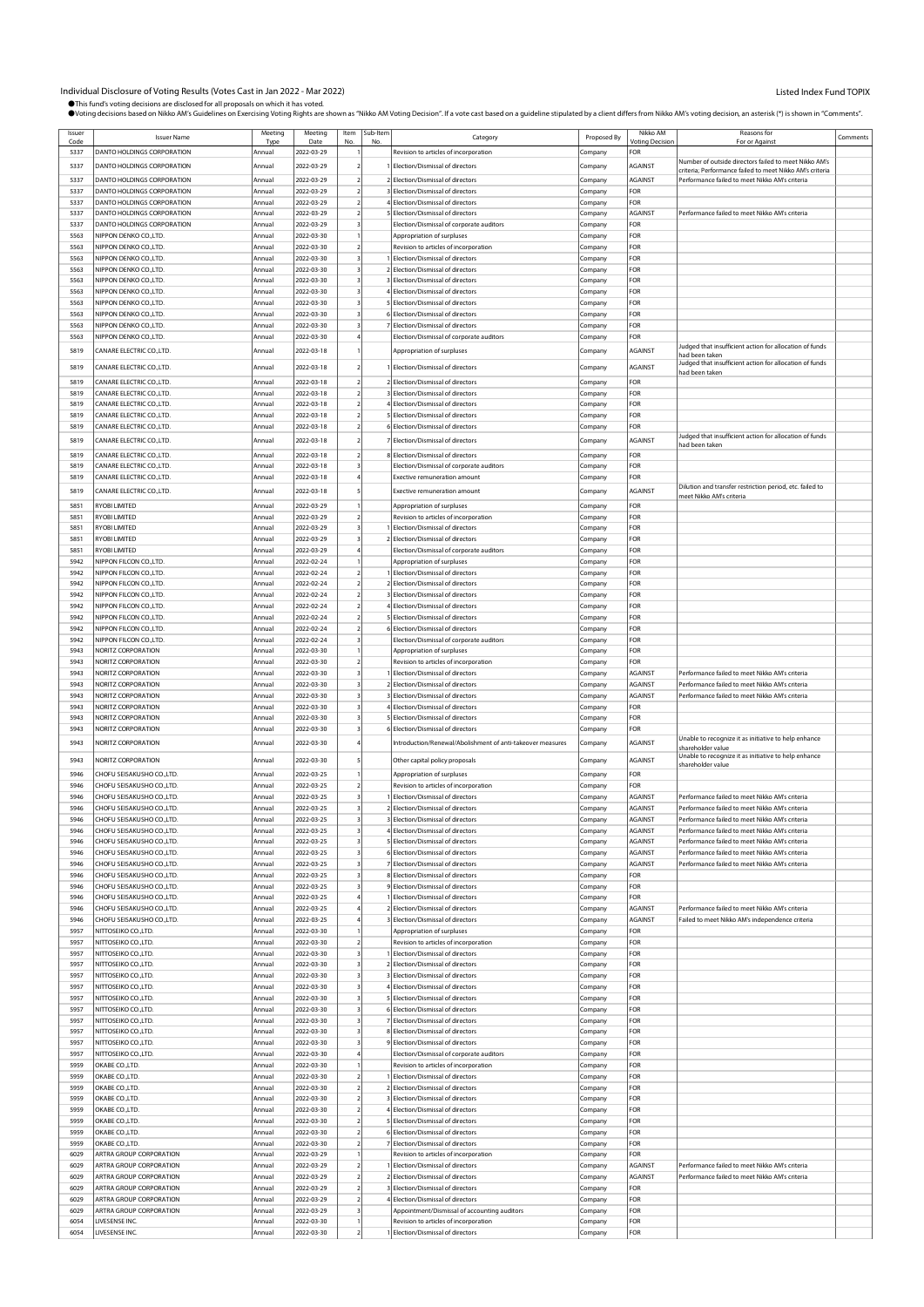# Individual Disclosure of Voting Results (Votes Cast in Jan 2022 - Mar 2022)

Listed Index Fund TOPIX

●This fund's voting decisions are disclosed for all proposals on which it has voted.
●Voting decisions based on Nikko AM's Guidelines on Exercising Voting Rights are shown as "Nikko AM Voting Decision". If a vote cast based on a guideline stipulated by a client differs from Nikko AM's voting decision, an asterisk (*) is shown in "Comments".

| Issuer Code | Issuer Name | Meeting Type | Meeting Date | Item No. | Sub-Item No. | Category | Proposed By | Nikko AM Voting Decision | Reasons for For or Against | Comments |
|---|---|---|---|---|---|---|---|---|---|---|
| 5337 | DANTO HOLDINGS CORPORATION | Annual | 2022-03-29 | 1 | | Revision to articles of incorporation | Company | FOR | | |
| 5337 | DANTO HOLDINGS CORPORATION | Annual | 2022-03-29 | 2 | 1 | Election/Dismissal of directors | Company | AGAINST | Number of outside directors failed to meet Nikko AM's criteria; Performance failed to meet Nikko AM's criteria | |
| 5337 | DANTO HOLDINGS CORPORATION | Annual | 2022-03-29 | 2 | 2 | Election/Dismissal of directors | Company | AGAINST | Performance failed to meet Nikko AM's criteria | |
| 5337 | DANTO HOLDINGS CORPORATION | Annual | 2022-03-29 | 2 | 3 | Election/Dismissal of directors | Company | FOR | | |
| 5337 | DANTO HOLDINGS CORPORATION | Annual | 2022-03-29 | 2 | 4 | Election/Dismissal of directors | Company | FOR | | |
| 5337 | DANTO HOLDINGS CORPORATION | Annual | 2022-03-29 | 2 | 5 | Election/Dismissal of directors | Company | AGAINST | Performance failed to meet Nikko AM's criteria | |
| 5337 | DANTO HOLDINGS CORPORATION | Annual | 2022-03-29 | 3 | | Election/Dismissal of corporate auditors | Company | FOR | | |
| 5563 | NIPPON DENKO CO.,LTD. | Annual | 2022-03-30 | 1 | | Appropriation of surpluses | Company | FOR | | |
| 5563 | NIPPON DENKO CO.,LTD. | Annual | 2022-03-30 | 2 | | Revision to articles of incorporation | Company | FOR | | |
| 5563 | NIPPON DENKO CO.,LTD. | Annual | 2022-03-30 | 3 | 1 | Election/Dismissal of directors | Company | FOR | | |
| 5563 | NIPPON DENKO CO.,LTD. | Annual | 2022-03-30 | 3 | 2 | Election/Dismissal of directors | Company | FOR | | |
| 5563 | NIPPON DENKO CO.,LTD. | Annual | 2022-03-30 | 3 | 3 | Election/Dismissal of directors | Company | FOR | | |
| 5563 | NIPPON DENKO CO.,LTD. | Annual | 2022-03-30 | 3 | 4 | Election/Dismissal of directors | Company | FOR | | |
| 5563 | NIPPON DENKO CO.,LTD. | Annual | 2022-03-30 | 3 | 5 | Election/Dismissal of directors | Company | FOR | | |
| 5563 | NIPPON DENKO CO.,LTD. | Annual | 2022-03-30 | 3 | 6 | Election/Dismissal of directors | Company | FOR | | |
| 5563 | NIPPON DENKO CO.,LTD. | Annual | 2022-03-30 | 3 | 7 | Election/Dismissal of directors | Company | FOR | | |
| 5563 | NIPPON DENKO CO.,LTD. | Annual | 2022-03-30 | 4 | | Election/Dismissal of corporate auditors | Company | FOR | | |
| 5819 | CANARE ELECTRIC CO.,LTD. | Annual | 2022-03-18 | 1 | | Appropriation of surpluses | Company | AGAINST | Judged that insufficient action for allocation of funds had been taken | |
| 5819 | CANARE ELECTRIC CO.,LTD. | Annual | 2022-03-18 | 2 | 1 | Election/Dismissal of directors | Company | AGAINST | Judged that insufficient action for allocation of funds had been taken | |
| 5819 | CANARE ELECTRIC CO.,LTD. | Annual | 2022-03-18 | 2 | 2 | Election/Dismissal of directors | Company | FOR | | |
| 5819 | CANARE ELECTRIC CO.,LTD. | Annual | 2022-03-18 | 2 | 3 | Election/Dismissal of directors | Company | FOR | | |
| 5819 | CANARE ELECTRIC CO.,LTD. | Annual | 2022-03-18 | 2 | 4 | Election/Dismissal of directors | Company | FOR | | |
| 5819 | CANARE ELECTRIC CO.,LTD. | Annual | 2022-03-18 | 2 | 5 | Election/Dismissal of directors | Company | FOR | | |
| 5819 | CANARE ELECTRIC CO.,LTD. | Annual | 2022-03-18 | 2 | 6 | Election/Dismissal of directors | Company | FOR | | |
| 5819 | CANARE ELECTRIC CO.,LTD. | Annual | 2022-03-18 | 2 | 7 | Election/Dismissal of directors | Company | AGAINST | Judged that insufficient action for allocation of funds had been taken | |
| 5819 | CANARE ELECTRIC CO.,LTD. | Annual | 2022-03-18 | 2 | 8 | Election/Dismissal of directors | Company | FOR | | |
| 5819 | CANARE ELECTRIC CO.,LTD. | Annual | 2022-03-18 | 3 | | Election/Dismissal of corporate auditors | Company | FOR | | |
| 5819 | CANARE ELECTRIC CO.,LTD. | Annual | 2022-03-18 | 4 | | Exective remuneration amount | Company | FOR | | |
| 5819 | CANARE ELECTRIC CO.,LTD. | Annual | 2022-03-18 | 5 | | Exective remuneration amount | Company | AGAINST | Dilution and transfer restriction period, etc. failed to meet Nikko AM's criteria | |
| 5851 | RYOBI LIMITED | Annual | 2022-03-29 | 1 | | Appropriation of surpluses | Company | FOR | | |
| 5851 | RYOBI LIMITED | Annual | 2022-03-29 | 2 | | Revision to articles of incorporation | Company | FOR | | |
| 5851 | RYOBI LIMITED | Annual | 2022-03-29 | 3 | 1 | Election/Dismissal of directors | Company | FOR | | |
| 5851 | RYOBI LIMITED | Annual | 2022-03-29 | 3 | 2 | Election/Dismissal of directors | Company | FOR | | |
| 5851 | RYOBI LIMITED | Annual | 2022-03-29 | 4 | | Election/Dismissal of corporate auditors | Company | FOR | | |
| 5942 | NIPPON FILCON CO.,LTD. | Annual | 2022-02-24 | 1 | | Appropriation of surpluses | Company | FOR | | |
| 5942 | NIPPON FILCON CO.,LTD. | Annual | 2022-02-24 | 2 | 1 | Election/Dismissal of directors | Company | FOR | | |
| 5942 | NIPPON FILCON CO.,LTD. | Annual | 2022-02-24 | 2 | 2 | Election/Dismissal of directors | Company | FOR | | |
| 5942 | NIPPON FILCON CO.,LTD. | Annual | 2022-02-24 | 2 | 3 | Election/Dismissal of directors | Company | FOR | | |
| 5942 | NIPPON FILCON CO.,LTD. | Annual | 2022-02-24 | 2 | 4 | Election/Dismissal of directors | Company | FOR | | |
| 5942 | NIPPON FILCON CO.,LTD. | Annual | 2022-02-24 | 2 | 5 | Election/Dismissal of directors | Company | FOR | | |
| 5942 | NIPPON FILCON CO.,LTD. | Annual | 2022-02-24 | 2 | 6 | Election/Dismissal of directors | Company | FOR | | |
| 5942 | NIPPON FILCON CO.,LTD. | Annual | 2022-02-24 | 3 | | Election/Dismissal of corporate auditors | Company | FOR | | |
| 5943 | NORITZ CORPORATION | Annual | 2022-03-30 | 1 | | Appropriation of surpluses | Company | FOR | | |
| 5943 | NORITZ CORPORATION | Annual | 2022-03-30 | 2 | | Revision to articles of incorporation | Company | FOR | | |
| 5943 | NORITZ CORPORATION | Annual | 2022-03-30 | 3 | 1 | Election/Dismissal of directors | Company | AGAINST | Performance failed to meet Nikko AM's criteria | |
| 5943 | NORITZ CORPORATION | Annual | 2022-03-30 | 3 | 2 | Election/Dismissal of directors | Company | AGAINST | Performance failed to meet Nikko AM's criteria | |
| 5943 | NORITZ CORPORATION | Annual | 2022-03-30 | 3 | 3 | Election/Dismissal of directors | Company | AGAINST | Performance failed to meet Nikko AM's criteria | |
| 5943 | NORITZ CORPORATION | Annual | 2022-03-30 | 3 | 4 | Election/Dismissal of directors | Company | FOR | | |
| 5943 | NORITZ CORPORATION | Annual | 2022-03-30 | 3 | 5 | Election/Dismissal of directors | Company | FOR | | |
| 5943 | NORITZ CORPORATION | Annual | 2022-03-30 | 3 | 6 | Election/Dismissal of directors | Company | FOR | | |
| 5943 | NORITZ CORPORATION | Annual | 2022-03-30 | 4 | | Introduction/Renewal/Abolishment of anti-takeover measures | Company | AGAINST | Unable to recognize it as initiative to help enhance shareholder value | |
| 5943 | NORITZ CORPORATION | Annual | 2022-03-30 | 5 | | Other capital policy proposals | Company | AGAINST | Unable to recognize it as initiative to help enhance shareholder value | |
| 5946 | CHOFU SEISAKUSHO CO.,LTD. | Annual | 2022-03-25 | 1 | | Appropriation of surpluses | Company | FOR | | |
| 5946 | CHOFU SEISAKUSHO CO.,LTD. | Annual | 2022-03-25 | 2 | | Revision to articles of incorporation | Company | FOR | | |
| 5946 | CHOFU SEISAKUSHO CO.,LTD. | Annual | 2022-03-25 | 3 | 1 | Election/Dismissal of directors | Company | AGAINST | Performance failed to meet Nikko AM's criteria | |
| 5946 | CHOFU SEISAKUSHO CO.,LTD. | Annual | 2022-03-25 | 3 | 2 | Election/Dismissal of directors | Company | AGAINST | Performance failed to meet Nikko AM's criteria | |
| 5946 | CHOFU SEISAKUSHO CO.,LTD. | Annual | 2022-03-25 | 3 | 3 | Election/Dismissal of directors | Company | AGAINST | Performance failed to meet Nikko AM's criteria | |
| 5946 | CHOFU SEISAKUSHO CO.,LTD. | Annual | 2022-03-25 | 3 | 4 | Election/Dismissal of directors | Company | AGAINST | Performance failed to meet Nikko AM's criteria | |
| 5946 | CHOFU SEISAKUSHO CO.,LTD. | Annual | 2022-03-25 | 3 | 5 | Election/Dismissal of directors | Company | AGAINST | Performance failed to meet Nikko AM's criteria | |
| 5946 | CHOFU SEISAKUSHO CO.,LTD. | Annual | 2022-03-25 | 3 | 6 | Election/Dismissal of directors | Company | AGAINST | Performance failed to meet Nikko AM's criteria | |
| 5946 | CHOFU SEISAKUSHO CO.,LTD. | Annual | 2022-03-25 | 3 | 7 | Election/Dismissal of directors | Company | AGAINST | Performance failed to meet Nikko AM's criteria | |
| 5946 | CHOFU SEISAKUSHO CO.,LTD. | Annual | 2022-03-25 | 3 | 8 | Election/Dismissal of directors | Company | FOR | | |
| 5946 | CHOFU SEISAKUSHO CO.,LTD. | Annual | 2022-03-25 | 3 | 9 | Election/Dismissal of directors | Company | FOR | | |
| 5946 | CHOFU SEISAKUSHO CO.,LTD. | Annual | 2022-03-25 | 4 | 1 | Election/Dismissal of directors | Company | FOR | | |
| 5946 | CHOFU SEISAKUSHO CO.,LTD. | Annual | 2022-03-25 | 4 | 2 | Election/Dismissal of directors | Company | AGAINST | Performance failed to meet Nikko AM's criteria | |
| 5946 | CHOFU SEISAKUSHO CO.,LTD. | Annual | 2022-03-25 | 4 | 3 | Election/Dismissal of directors | Company | AGAINST | Failed to meet Nikko AM's independence criteria | |
| 5957 | NITTOSEIKO CO.,LTD. | Annual | 2022-03-30 | 1 | | Appropriation of surpluses | Company | FOR | | |
| 5957 | NITTOSEIKO CO.,LTD. | Annual | 2022-03-30 | 2 | | Revision to articles of incorporation | Company | FOR | | |
| 5957 | NITTOSEIKO CO.,LTD. | Annual | 2022-03-30 | 3 | 1 | Election/Dismissal of directors | Company | FOR | | |
| 5957 | NITTOSEIKO CO.,LTD. | Annual | 2022-03-30 | 3 | 2 | Election/Dismissal of directors | Company | FOR | | |
| 5957 | NITTOSEIKO CO.,LTD. | Annual | 2022-03-30 | 3 | 3 | Election/Dismissal of directors | Company | FOR | | |
| 5957 | NITTOSEIKO CO.,LTD. | Annual | 2022-03-30 | 3 | 4 | Election/Dismissal of directors | Company | FOR | | |
| 5957 | NITTOSEIKO CO.,LTD. | Annual | 2022-03-30 | 3 | 5 | Election/Dismissal of directors | Company | FOR | | |
| 5957 | NITTOSEIKO CO.,LTD. | Annual | 2022-03-30 | 3 | 6 | Election/Dismissal of directors | Company | FOR | | |
| 5957 | NITTOSEIKO CO.,LTD. | Annual | 2022-03-30 | 3 | 7 | Election/Dismissal of directors | Company | FOR | | |
| 5957 | NITTOSEIKO CO.,LTD. | Annual | 2022-03-30 | 3 | 8 | Election/Dismissal of directors | Company | FOR | | |
| 5957 | NITTOSEIKO CO.,LTD. | Annual | 2022-03-30 | 3 | 9 | Election/Dismissal of directors | Company | FOR | | |
| 5957 | NITTOSEIKO CO.,LTD. | Annual | 2022-03-30 | 4 | | Election/Dismissal of corporate auditors | Company | FOR | | |
| 5959 | OKABE CO.,LTD. | Annual | 2022-03-30 | 1 | | Revision to articles of incorporation | Company | FOR | | |
| 5959 | OKABE CO.,LTD. | Annual | 2022-03-30 | 2 | 1 | Election/Dismissal of directors | Company | FOR | | |
| 5959 | OKABE CO.,LTD. | Annual | 2022-03-30 | 2 | 2 | Election/Dismissal of directors | Company | FOR | | |
| 5959 | OKABE CO.,LTD. | Annual | 2022-03-30 | 2 | 3 | Election/Dismissal of directors | Company | FOR | | |
| 5959 | OKABE CO.,LTD. | Annual | 2022-03-30 | 2 | 4 | Election/Dismissal of directors | Company | FOR | | |
| 5959 | OKABE CO.,LTD. | Annual | 2022-03-30 | 2 | 5 | Election/Dismissal of directors | Company | FOR | | |
| 5959 | OKABE CO.,LTD. | Annual | 2022-03-30 | 2 | 6 | Election/Dismissal of directors | Company | FOR | | |
| 5959 | OKABE CO.,LTD. | Annual | 2022-03-30 | 2 | 7 | Election/Dismissal of directors | Company | FOR | | |
| 6029 | ARTRA GROUP CORPORATION | Annual | 2022-03-29 | 1 | | Revision to articles of incorporation | Company | FOR | | |
| 6029 | ARTRA GROUP CORPORATION | Annual | 2022-03-29 | 2 | 1 | Election/Dismissal of directors | Company | AGAINST | Performance failed to meet Nikko AM's criteria | |
| 6029 | ARTRA GROUP CORPORATION | Annual | 2022-03-29 | 2 | 2 | Election/Dismissal of directors | Company | AGAINST | Performance failed to meet Nikko AM's criteria | |
| 6029 | ARTRA GROUP CORPORATION | Annual | 2022-03-29 | 2 | 3 | Election/Dismissal of directors | Company | FOR | | |
| 6029 | ARTRA GROUP CORPORATION | Annual | 2022-03-29 | 2 | 4 | Election/Dismissal of directors | Company | FOR | | |
| 6029 | ARTRA GROUP CORPORATION | Annual | 2022-03-29 | 3 | | Appointment/Dismissal of accounting auditors | Company | FOR | | |
| 6054 | LIVESENSE INC. | Annual | 2022-03-30 | 1 | | Revision to articles of incorporation | Company | FOR | | |
| 6054 | LIVESENSE INC. | Annual | 2022-03-30 | 2 | 1 | Election/Dismissal of directors | Company | FOR | | |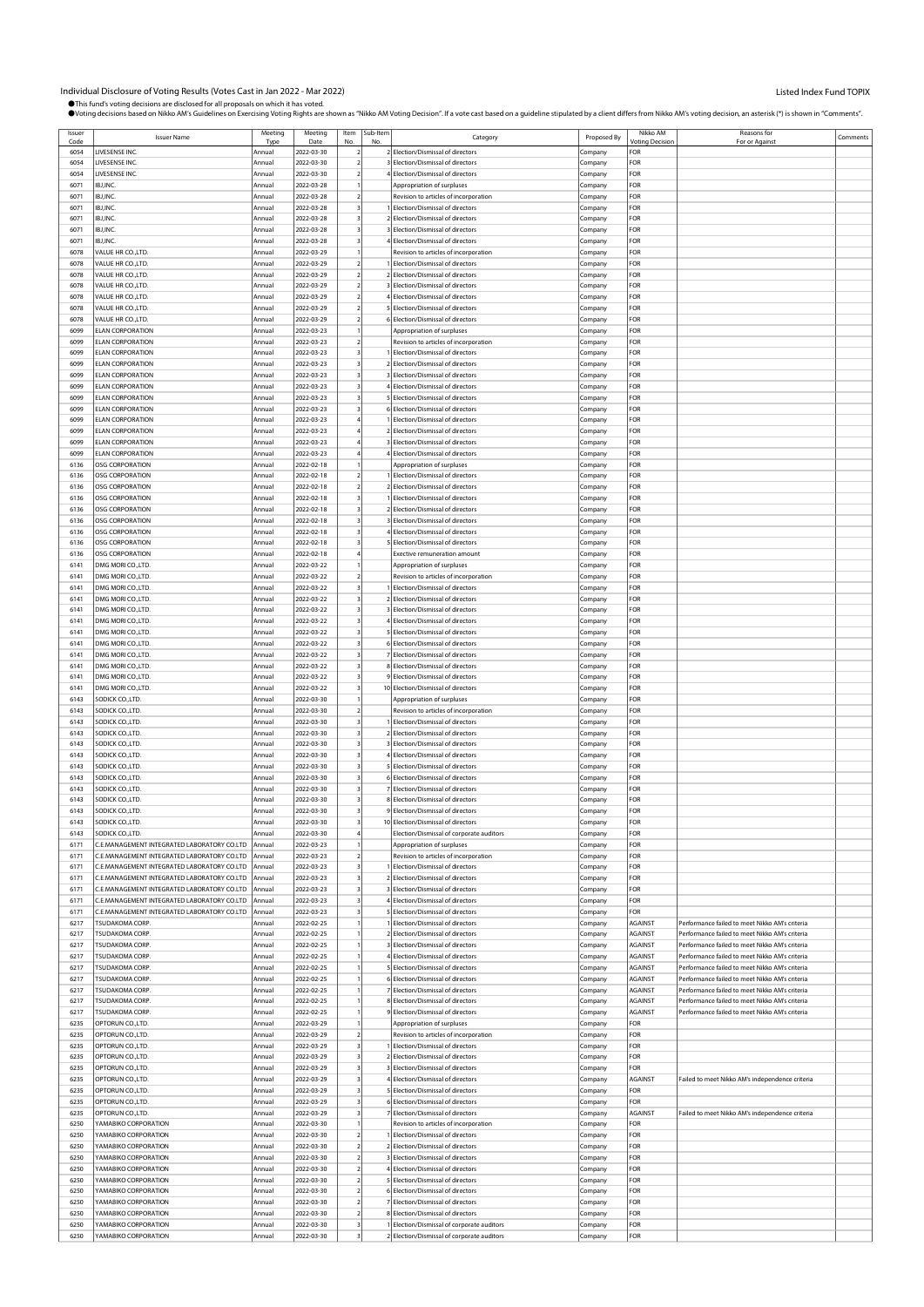Individual Disclosure of Voting Results (Votes Cast in Jan 2022 - Mar 2022)

Listed Index Fund TOPIX

●This fund's voting decisions are disclosed for all proposals on which it has voted.
●Voting decisions based on Nikko AM's Guidelines on Exercising Voting Rights are shown as "Nikko AM Voting Decision". If a vote cast based on a guideline stipulated by a client differs from Nikko AM's voting decision, an asterisk (*) is shown in "Comments".

| Issuer Code | Issuer Name | Meeting Type | Meeting Date | Item No. | Sub-Item No. | Category | Proposed By | Nikko AM Voting Decision | Reasons for For or Against | Comments |
|---|---|---|---|---|---|---|---|---|---|---|
| 6054 | LIVESENSE INC. | Annual | 2022-03-30 | 2 | 2 | Election/Dismissal of directors | Company | FOR | | |
| 6054 | LIVESENSE INC. | Annual | 2022-03-30 | 2 | 3 | Election/Dismissal of directors | Company | FOR | | |
| 6054 | LIVESENSE INC. | Annual | 2022-03-30 | 2 | 4 | Election/Dismissal of directors | Company | FOR | | |
| 6071 | IBJ,INC. | Annual | 2022-03-28 | 1 | | Appropriation of surpluses | Company | FOR | | |
| 6071 | IBJ,INC. | Annual | 2022-03-28 | 2 | | Revision to articles of incorporation | Company | FOR | | |
| 6071 | IBJ,INC. | Annual | 2022-03-28 | 3 | 1 | Election/Dismissal of directors | Company | FOR | | |
| 6071 | IBJ,INC. | Annual | 2022-03-28 | 3 | 2 | Election/Dismissal of directors | Company | FOR | | |
| 6071 | IBJ,INC. | Annual | 2022-03-28 | 3 | 3 | Election/Dismissal of directors | Company | FOR | | |
| 6071 | IBJ,INC. | Annual | 2022-03-28 | 3 | 4 | Election/Dismissal of directors | Company | FOR | | |
| 6078 | VALUE HR CO.,LTD. | Annual | 2022-03-29 | 1 | | Revision to articles of incorporation | Company | FOR | | |
| 6078 | VALUE HR CO.,LTD. | Annual | 2022-03-29 | 2 | 1 | Election/Dismissal of directors | Company | FOR | | |
| 6078 | VALUE HR CO.,LTD. | Annual | 2022-03-29 | 2 | 2 | Election/Dismissal of directors | Company | FOR | | |
| 6078 | VALUE HR CO.,LTD. | Annual | 2022-03-29 | 2 | 3 | Election/Dismissal of directors | Company | FOR | | |
| 6078 | VALUE HR CO.,LTD. | Annual | 2022-03-29 | 2 | 4 | Election/Dismissal of directors | Company | FOR | | |
| 6078 | VALUE HR CO.,LTD. | Annual | 2022-03-29 | 2 | 5 | Election/Dismissal of directors | Company | FOR | | |
| 6078 | VALUE HR CO.,LTD. | Annual | 2022-03-29 | 2 | 6 | Election/Dismissal of directors | Company | FOR | | |
| 6099 | ELAN CORPORATION | Annual | 2022-03-23 | 1 | | Appropriation of surpluses | Company | FOR | | |
| 6099 | ELAN CORPORATION | Annual | 2022-03-23 | 2 | | Revision to articles of incorporation | Company | FOR | | |
| 6099 | ELAN CORPORATION | Annual | 2022-03-23 | 3 | 1 | Election/Dismissal of directors | Company | FOR | | |
| 6099 | ELAN CORPORATION | Annual | 2022-03-23 | 3 | 2 | Election/Dismissal of directors | Company | FOR | | |
| 6099 | ELAN CORPORATION | Annual | 2022-03-23 | 3 | 3 | Election/Dismissal of directors | Company | FOR | | |
| 6099 | ELAN CORPORATION | Annual | 2022-03-23 | 3 | 4 | Election/Dismissal of directors | Company | FOR | | |
| 6099 | ELAN CORPORATION | Annual | 2022-03-23 | 3 | 5 | Election/Dismissal of directors | Company | FOR | | |
| 6099 | ELAN CORPORATION | Annual | 2022-03-23 | 3 | 6 | Election/Dismissal of directors | Company | FOR | | |
| 6099 | ELAN CORPORATION | Annual | 2022-03-23 | 4 | 1 | Election/Dismissal of directors | Company | FOR | | |
| 6099 | ELAN CORPORATION | Annual | 2022-03-23 | 4 | 2 | Election/Dismissal of directors | Company | FOR | | |
| 6099 | ELAN CORPORATION | Annual | 2022-03-23 | 4 | 3 | Election/Dismissal of directors | Company | FOR | | |
| 6099 | ELAN CORPORATION | Annual | 2022-03-23 | 4 | 4 | Election/Dismissal of directors | Company | FOR | | |
| 6136 | OSG CORPORATION | Annual | 2022-02-18 | 1 | | Appropriation of surpluses | Company | FOR | | |
| 6136 | OSG CORPORATION | Annual | 2022-02-18 | 2 | 1 | Election/Dismissal of directors | Company | FOR | | |
| 6136 | OSG CORPORATION | Annual | 2022-02-18 | 2 | 2 | Election/Dismissal of directors | Company | FOR | | |
| 6136 | OSG CORPORATION | Annual | 2022-02-18 | 3 | 1 | Election/Dismissal of directors | Company | FOR | | |
| 6136 | OSG CORPORATION | Annual | 2022-02-18 | 3 | 2 | Election/Dismissal of directors | Company | FOR | | |
| 6136 | OSG CORPORATION | Annual | 2022-02-18 | 3 | 3 | Election/Dismissal of directors | Company | FOR | | |
| 6136 | OSG CORPORATION | Annual | 2022-02-18 | 3 | 4 | Election/Dismissal of directors | Company | FOR | | |
| 6136 | OSG CORPORATION | Annual | 2022-02-18 | 3 | 5 | Election/Dismissal of directors | Company | FOR | | |
| 6136 | OSG CORPORATION | Annual | 2022-02-18 | 4 | | Exective remuneration amount | Company | FOR | | |
| 6141 | DMG MORI CO.,LTD. | Annual | 2022-03-22 | 1 | | Appropriation of surpluses | Company | FOR | | |
| 6141 | DMG MORI CO.,LTD. | Annual | 2022-03-22 | 2 | | Revision to articles of incorporation | Company | FOR | | |
| 6141 | DMG MORI CO.,LTD. | Annual | 2022-03-22 | 3 | 1 | Election/Dismissal of directors | Company | FOR | | |
| 6141 | DMG MORI CO.,LTD. | Annual | 2022-03-22 | 3 | 2 | Election/Dismissal of directors | Company | FOR | | |
| 6141 | DMG MORI CO.,LTD. | Annual | 2022-03-22 | 3 | 3 | Election/Dismissal of directors | Company | FOR | | |
| 6141 | DMG MORI CO.,LTD. | Annual | 2022-03-22 | 3 | 4 | Election/Dismissal of directors | Company | FOR | | |
| 6141 | DMG MORI CO.,LTD. | Annual | 2022-03-22 | 3 | 5 | Election/Dismissal of directors | Company | FOR | | |
| 6141 | DMG MORI CO.,LTD. | Annual | 2022-03-22 | 3 | 6 | Election/Dismissal of directors | Company | FOR | | |
| 6141 | DMG MORI CO.,LTD. | Annual | 2022-03-22 | 3 | 7 | Election/Dismissal of directors | Company | FOR | | |
| 6141 | DMG MORI CO.,LTD. | Annual | 2022-03-22 | 3 | 8 | Election/Dismissal of directors | Company | FOR | | |
| 6141 | DMG MORI CO.,LTD. | Annual | 2022-03-22 | 3 | 9 | Election/Dismissal of directors | Company | FOR | | |
| 6141 | DMG MORI CO.,LTD. | Annual | 2022-03-22 | 3 | 10 | Election/Dismissal of directors | Company | FOR | | |
| 6143 | SODICK CO.,LTD. | Annual | 2022-03-30 | 1 | | Appropriation of surpluses | Company | FOR | | |
| 6143 | SODICK CO.,LTD. | Annual | 2022-03-30 | 2 | | Revision to articles of incorporation | Company | FOR | | |
| 6143 | SODICK CO.,LTD. | Annual | 2022-03-30 | 3 | 1 | Election/Dismissal of directors | Company | FOR | | |
| 6143 | SODICK CO.,LTD. | Annual | 2022-03-30 | 3 | 2 | Election/Dismissal of directors | Company | FOR | | |
| 6143 | SODICK CO.,LTD. | Annual | 2022-03-30 | 3 | 3 | Election/Dismissal of directors | Company | FOR | | |
| 6143 | SODICK CO.,LTD. | Annual | 2022-03-30 | 3 | 4 | Election/Dismissal of directors | Company | FOR | | |
| 6143 | SODICK CO.,LTD. | Annual | 2022-03-30 | 3 | 5 | Election/Dismissal of directors | Company | FOR | | |
| 6143 | SODICK CO.,LTD. | Annual | 2022-03-30 | 3 | 6 | Election/Dismissal of directors | Company | FOR | | |
| 6143 | SODICK CO.,LTD. | Annual | 2022-03-30 | 3 | 7 | Election/Dismissal of directors | Company | FOR | | |
| 6143 | SODICK CO.,LTD. | Annual | 2022-03-30 | 3 | 8 | Election/Dismissal of directors | Company | FOR | | |
| 6143 | SODICK CO.,LTD. | Annual | 2022-03-30 | 3 | 9 | Election/Dismissal of directors | Company | FOR | | |
| 6143 | SODICK CO.,LTD. | Annual | 2022-03-30 | 3 | 10 | Election/Dismissal of directors | Company | FOR | | |
| 6143 | SODICK CO.,LTD. | Annual | 2022-03-30 | 4 | | Election/Dismissal of corporate auditors | Company | FOR | | |
| 6171 | C.E.MANAGEMENT INTEGRATED LABORATORY CO.LTD | Annual | 2022-03-23 | 1 | | Appropriation of surpluses | Company | FOR | | |
| 6171 | C.E.MANAGEMENT INTEGRATED LABORATORY CO.LTD | Annual | 2022-03-23 | 2 | | Revision to articles of incorporation | Company | FOR | | |
| 6171 | C.E.MANAGEMENT INTEGRATED LABORATORY CO.LTD | Annual | 2022-03-23 | 3 | 1 | Election/Dismissal of directors | Company | FOR | | |
| 6171 | C.E.MANAGEMENT INTEGRATED LABORATORY CO.LTD | Annual | 2022-03-23 | 3 | 2 | Election/Dismissal of directors | Company | FOR | | |
| 6171 | C.E.MANAGEMENT INTEGRATED LABORATORY CO.LTD | Annual | 2022-03-23 | 3 | 3 | Election/Dismissal of directors | Company | FOR | | |
| 6171 | C.E.MANAGEMENT INTEGRATED LABORATORY CO.LTD | Annual | 2022-03-23 | 3 | 4 | Election/Dismissal of directors | Company | FOR | | |
| 6171 | C.E.MANAGEMENT INTEGRATED LABORATORY CO.LTD | Annual | 2022-03-23 | 3 | 5 | Election/Dismissal of directors | Company | FOR | | |
| 6217 | TSUDAKOMA CORP. | Annual | 2022-02-25 | 1 | 1 | Election/Dismissal of directors | Company | AGAINST | Performance failed to meet Nikko AM's criteria | |
| 6217 | TSUDAKOMA CORP. | Annual | 2022-02-25 | 1 | 2 | Election/Dismissal of directors | Company | AGAINST | Performance failed to meet Nikko AM's criteria | |
| 6217 | TSUDAKOMA CORP. | Annual | 2022-02-25 | 1 | 3 | Election/Dismissal of directors | Company | AGAINST | Performance failed to meet Nikko AM's criteria | |
| 6217 | TSUDAKOMA CORP. | Annual | 2022-02-25 | 1 | 4 | Election/Dismissal of directors | Company | AGAINST | Performance failed to meet Nikko AM's criteria | |
| 6217 | TSUDAKOMA CORP. | Annual | 2022-02-25 | 1 | 5 | Election/Dismissal of directors | Company | AGAINST | Performance failed to meet Nikko AM's criteria | |
| 6217 | TSUDAKOMA CORP. | Annual | 2022-02-25 | 1 | 6 | Election/Dismissal of directors | Company | AGAINST | Performance failed to meet Nikko AM's criteria | |
| 6217 | TSUDAKOMA CORP. | Annual | 2022-02-25 | 1 | 7 | Election/Dismissal of directors | Company | AGAINST | Performance failed to meet Nikko AM's criteria | |
| 6217 | TSUDAKOMA CORP. | Annual | 2022-02-25 | 1 | 8 | Election/Dismissal of directors | Company | AGAINST | Performance failed to meet Nikko AM's criteria | |
| 6217 | TSUDAKOMA CORP. | Annual | 2022-02-25 | 1 | 9 | Election/Dismissal of directors | Company | AGAINST | Performance failed to meet Nikko AM's criteria | |
| 6235 | OPTORUN CO.,LTD. | Annual | 2022-03-29 | 1 | | Appropriation of surpluses | Company | FOR | | |
| 6235 | OPTORUN CO.,LTD. | Annual | 2022-03-29 | 2 | | Revision to articles of incorporation | Company | FOR | | |
| 6235 | OPTORUN CO.,LTD. | Annual | 2022-03-29 | 3 | 1 | Election/Dismissal of directors | Company | FOR | | |
| 6235 | OPTORUN CO.,LTD. | Annual | 2022-03-29 | 3 | 2 | Election/Dismissal of directors | Company | FOR | | |
| 6235 | OPTORUN CO.,LTD. | Annual | 2022-03-29 | 3 | 3 | Election/Dismissal of directors | Company | FOR | | |
| 6235 | OPTORUN CO.,LTD. | Annual | 2022-03-29 | 3 | 4 | Election/Dismissal of directors | Company | AGAINST | Failed to meet Nikko AM's independence criteria | |
| 6235 | OPTORUN CO.,LTD. | Annual | 2022-03-29 | 3 | 5 | Election/Dismissal of directors | Company | FOR | | |
| 6235 | OPTORUN CO.,LTD. | Annual | 2022-03-29 | 3 | 6 | Election/Dismissal of directors | Company | FOR | | |
| 6235 | OPTORUN CO.,LTD. | Annual | 2022-03-29 | 3 | 7 | Election/Dismissal of directors | Company | AGAINST | Failed to meet Nikko AM's independence criteria | |
| 6250 | YAMABIKO CORPORATION | Annual | 2022-03-30 | 1 | | Revision to articles of incorporation | Company | FOR | | |
| 6250 | YAMABIKO CORPORATION | Annual | 2022-03-30 | 2 | 1 | Election/Dismissal of directors | Company | FOR | | |
| 6250 | YAMABIKO CORPORATION | Annual | 2022-03-30 | 2 | 2 | Election/Dismissal of directors | Company | FOR | | |
| 6250 | YAMABIKO CORPORATION | Annual | 2022-03-30 | 2 | 3 | Election/Dismissal of directors | Company | FOR | | |
| 6250 | YAMABIKO CORPORATION | Annual | 2022-03-30 | 2 | 4 | Election/Dismissal of directors | Company | FOR | | |
| 6250 | YAMABIKO CORPORATION | Annual | 2022-03-30 | 2 | 5 | Election/Dismissal of directors | Company | FOR | | |
| 6250 | YAMABIKO CORPORATION | Annual | 2022-03-30 | 2 | 6 | Election/Dismissal of directors | Company | FOR | | |
| 6250 | YAMABIKO CORPORATION | Annual | 2022-03-30 | 2 | 7 | Election/Dismissal of directors | Company | FOR | | |
| 6250 | YAMABIKO CORPORATION | Annual | 2022-03-30 | 2 | 8 | Election/Dismissal of directors | Company | FOR | | |
| 6250 | YAMABIKO CORPORATION | Annual | 2022-03-30 | 3 | 1 | Election/Dismissal of corporate auditors | Company | FOR | | |
| 6250 | YAMABIKO CORPORATION | Annual | 2022-03-30 | 3 | 2 | Election/Dismissal of corporate auditors | Company | FOR | | |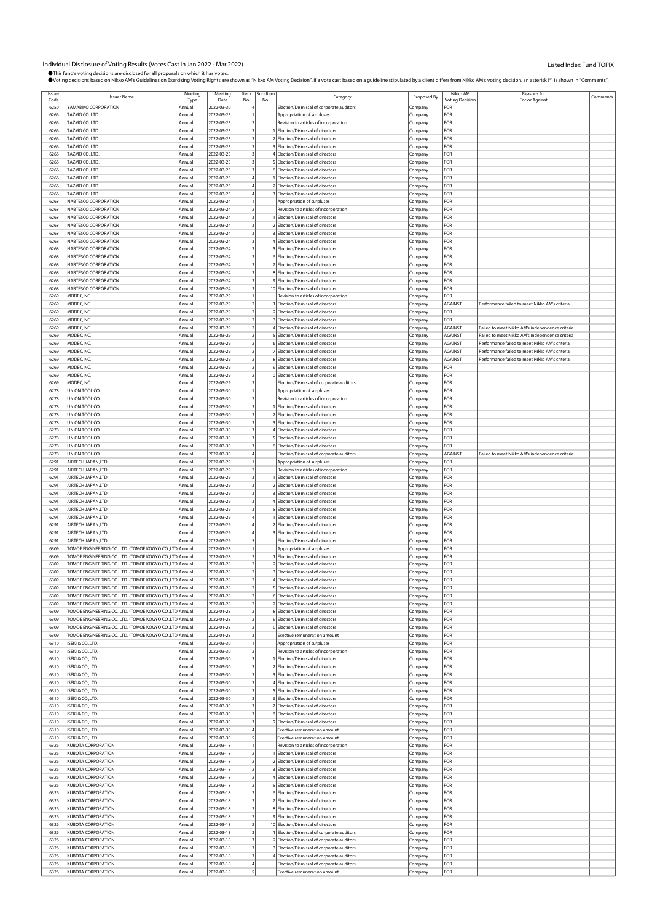# Individual Disclosure of Voting Results (Votes Cast in Jan 2022 - Mar 2022)

Listed Index Fund TOPIX

●This fund's voting decisions are disclosed for all proposals on which it has voted.
●Voting decisions based on Nikko AM's Guidelines on Exercising Voting Rights are shown as "Nikko AM Voting Decision". If a vote cast based on a guideline stipulated by a client differs from Nikko AM's voting decision, an asterisk (*) is shown in "Comments".

| Issuer Code | Issuer Name | Meeting Type | Meeting Date | Item No. | Sub-Item No. | Category | Proposed By | Nikko AM Voting Decision | Reasons for For or Against | Comments |
|---|---|---|---|---|---|---|---|---|---|---|
| 6250 | YAMABIKO CORPORATION | Annual | 2022-03-30 | 4 | | Election/Dismissal of corporate auditors | Company | FOR | | |
| 6266 | TAZMO CO.,LTD. | Annual | 2022-03-25 | 1 | | Appropriation of surpluses | Company | FOR | | |
| 6266 | TAZMO CO.,LTD. | Annual | 2022-03-25 | 2 | | Revision to articles of incorporation | Company | FOR | | |
| 6266 | TAZMO CO.,LTD. | Annual | 2022-03-25 | 3 | 1 | Election/Dismissal of directors | Company | FOR | | |
| 6266 | TAZMO CO.,LTD. | Annual | 2022-03-25 | 3 | 2 | Election/Dismissal of directors | Company | FOR | | |
| 6266 | TAZMO CO.,LTD. | Annual | 2022-03-25 | 3 | 3 | Election/Dismissal of directors | Company | FOR | | |
| 6266 | TAZMO CO.,LTD. | Annual | 2022-03-25 | 3 | 4 | Election/Dismissal of directors | Company | FOR | | |
| 6266 | TAZMO CO.,LTD. | Annual | 2022-03-25 | 3 | 5 | Election/Dismissal of directors | Company | FOR | | |
| 6266 | TAZMO CO.,LTD. | Annual | 2022-03-25 | 3 | 6 | Election/Dismissal of directors | Company | FOR | | |
| 6266 | TAZMO CO.,LTD. | Annual | 2022-03-25 | 4 | 1 | Election/Dismissal of directors | Company | FOR | | |
| 6266 | TAZMO CO.,LTD. | Annual | 2022-03-25 | 4 | 2 | Election/Dismissal of directors | Company | FOR | | |
| 6266 | TAZMO CO.,LTD. | Annual | 2022-03-25 | 4 | 3 | Election/Dismissal of directors | Company | FOR | | |
| 6268 | NABTESCO CORPORATION | Annual | 2022-03-24 | 1 | | Appropriation of surpluses | Company | FOR | | |
| 6268 | NABTESCO CORPORATION | Annual | 2022-03-24 | 2 | | Revision to articles of incorporation | Company | FOR | | |
| 6268 | NABTESCO CORPORATION | Annual | 2022-03-24 | 3 | 1 | Election/Dismissal of directors | Company | FOR | | |
| 6268 | NABTESCO CORPORATION | Annual | 2022-03-24 | 3 | 2 | Election/Dismissal of directors | Company | FOR | | |
| 6268 | NABTESCO CORPORATION | Annual | 2022-03-24 | 3 | 3 | Election/Dismissal of directors | Company | FOR | | |
| 6268 | NABTESCO CORPORATION | Annual | 2022-03-24 | 3 | 4 | Election/Dismissal of directors | Company | FOR | | |
| 6268 | NABTESCO CORPORATION | Annual | 2022-03-24 | 3 | 5 | Election/Dismissal of directors | Company | FOR | | |
| 6268 | NABTESCO CORPORATION | Annual | 2022-03-24 | 3 | 6 | Election/Dismissal of directors | Company | FOR | | |
| 6268 | NABTESCO CORPORATION | Annual | 2022-03-24 | 3 | 7 | Election/Dismissal of directors | Company | FOR | | |
| 6268 | NABTESCO CORPORATION | Annual | 2022-03-24 | 3 | 8 | Election/Dismissal of directors | Company | FOR | | |
| 6268 | NABTESCO CORPORATION | Annual | 2022-03-24 | 3 | 9 | Election/Dismissal of directors | Company | FOR | | |
| 6268 | NABTESCO CORPORATION | Annual | 2022-03-24 | 3 | 10 | Election/Dismissal of directors | Company | FOR | | |
| 6269 | MODEC,INC. | Annual | 2022-03-29 | 1 | | Revision to articles of incorporation | Company | FOR | | |
| 6269 | MODEC,INC. | Annual | 2022-03-29 | 2 | 1 | Election/Dismissal of directors | Company | AGAINST | Performance failed to meet Nikko AM's criteria | |
| 6269 | MODEC,INC. | Annual | 2022-03-29 | 2 | 2 | Election/Dismissal of directors | Company | FOR | | |
| 6269 | MODEC,INC. | Annual | 2022-03-29 | 2 | 3 | Election/Dismissal of directors | Company | FOR | | |
| 6269 | MODEC,INC. | Annual | 2022-03-29 | 2 | 4 | Election/Dismissal of directors | Company | AGAINST | Failed to meet Nikko AM's independence criteria | |
| 6269 | MODEC,INC. | Annual | 2022-03-29 | 2 | 5 | Election/Dismissal of directors | Company | AGAINST | Failed to meet Nikko AM's independence criteria | |
| 6269 | MODEC,INC. | Annual | 2022-03-29 | 2 | 6 | Election/Dismissal of directors | Company | AGAINST | Performance failed to meet Nikko AM's criteria | |
| 6269 | MODEC,INC. | Annual | 2022-03-29 | 2 | 7 | Election/Dismissal of directors | Company | AGAINST | Performance failed to meet Nikko AM's criteria | |
| 6269 | MODEC,INC. | Annual | 2022-03-29 | 2 | 8 | Election/Dismissal of directors | Company | AGAINST | Performance failed to meet Nikko AM's criteria | |
| 6269 | MODEC,INC. | Annual | 2022-03-29 | 2 | 9 | Election/Dismissal of directors | Company | FOR | | |
| 6269 | MODEC,INC. | Annual | 2022-03-29 | 2 | 10 | Election/Dismissal of directors | Company | FOR | | |
| 6269 | MODEC,INC. | Annual | 2022-03-29 | 3 | | Election/Dismissal of corporate auditors | Company | FOR | | |
| 6278 | UNION TOOL CO. | Annual | 2022-03-30 | 1 | | Appropriation of surpluses | Company | FOR | | |
| 6278 | UNION TOOL CO. | Annual | 2022-03-30 | 2 | | Revision to articles of incorporation | Company | FOR | | |
| 6278 | UNION TOOL CO. | Annual | 2022-03-30 | 3 | 1 | Election/Dismissal of directors | Company | FOR | | |
| 6278 | UNION TOOL CO. | Annual | 2022-03-30 | 3 | 2 | Election/Dismissal of directors | Company | FOR | | |
| 6278 | UNION TOOL CO. | Annual | 2022-03-30 | 3 | 3 | Election/Dismissal of directors | Company | FOR | | |
| 6278 | UNION TOOL CO. | Annual | 2022-03-30 | 3 | 4 | Election/Dismissal of directors | Company | FOR | | |
| 6278 | UNION TOOL CO. | Annual | 2022-03-30 | 3 | 5 | Election/Dismissal of directors | Company | FOR | | |
| 6278 | UNION TOOL CO. | Annual | 2022-03-30 | 3 | 6 | Election/Dismissal of directors | Company | FOR | | |
| 6278 | UNION TOOL CO. | Annual | 2022-03-30 | 4 | | Election/Dismissal of corporate auditors | Company | AGAINST | Failed to meet Nikko AM's independence criteria | |
| 6291 | AIRTECH JAPAN,LTD. | Annual | 2022-03-29 | 1 | | Appropriation of surpluses | Company | FOR | | |
| 6291 | AIRTECH JAPAN,LTD. | Annual | 2022-03-29 | 2 | | Revision to articles of incorporation | Company | FOR | | |
| 6291 | AIRTECH JAPAN,LTD. | Annual | 2022-03-29 | 3 | 1 | Election/Dismissal of directors | Company | FOR | | |
| 6291 | AIRTECH JAPAN,LTD. | Annual | 2022-03-29 | 3 | 2 | Election/Dismissal of directors | Company | FOR | | |
| 6291 | AIRTECH JAPAN,LTD. | Annual | 2022-03-29 | 3 | 3 | Election/Dismissal of directors | Company | FOR | | |
| 6291 | AIRTECH JAPAN,LTD. | Annual | 2022-03-29 | 3 | 4 | Election/Dismissal of directors | Company | FOR | | |
| 6291 | AIRTECH JAPAN,LTD. | Annual | 2022-03-29 | 3 | 5 | Election/Dismissal of directors | Company | FOR | | |
| 6291 | AIRTECH JAPAN,LTD. | Annual | 2022-03-29 | 4 | 1 | Election/Dismissal of directors | Company | FOR | | |
| 6291 | AIRTECH JAPAN,LTD. | Annual | 2022-03-29 | 4 | 2 | Election/Dismissal of directors | Company | FOR | | |
| 6291 | AIRTECH JAPAN,LTD. | Annual | 2022-03-29 | 4 | 3 | Election/Dismissal of directors | Company | FOR | | |
| 6291 | AIRTECH JAPAN,LTD. | Annual | 2022-03-29 | 5 | | Election/Dismissal of directors | Company | FOR | | |
| 6309 | TOMOE ENGINEERING CO.,LTD. (TOMOE KOGYO CO.,LTD) | Annual | 2022-01-28 | 1 | | Appropriation of surpluses | Company | FOR | | |
| 6309 | TOMOE ENGINEERING CO.,LTD. (TOMOE KOGYO CO.,LTD) | Annual | 2022-01-28 | 2 | 1 | Election/Dismissal of directors | Company | FOR | | |
| 6309 | TOMOE ENGINEERING CO.,LTD. (TOMOE KOGYO CO.,LTD) | Annual | 2022-01-28 | 2 | 2 | Election/Dismissal of directors | Company | FOR | | |
| 6309 | TOMOE ENGINEERING CO.,LTD. (TOMOE KOGYO CO.,LTD) | Annual | 2022-01-28 | 2 | 3 | Election/Dismissal of directors | Company | FOR | | |
| 6309 | TOMOE ENGINEERING CO.,LTD. (TOMOE KOGYO CO.,LTD) | Annual | 2022-01-28 | 2 | 4 | Election/Dismissal of directors | Company | FOR | | |
| 6309 | TOMOE ENGINEERING CO.,LTD. (TOMOE KOGYO CO.,LTD) | Annual | 2022-01-28 | 2 | 5 | Election/Dismissal of directors | Company | FOR | | |
| 6309 | TOMOE ENGINEERING CO.,LTD. (TOMOE KOGYO CO.,LTD) | Annual | 2022-01-28 | 2 | 6 | Election/Dismissal of directors | Company | FOR | | |
| 6309 | TOMOE ENGINEERING CO.,LTD. (TOMOE KOGYO CO.,LTD) | Annual | 2022-01-28 | 2 | 7 | Election/Dismissal of directors | Company | FOR | | |
| 6309 | TOMOE ENGINEERING CO.,LTD. (TOMOE KOGYO CO.,LTD) | Annual | 2022-01-28 | 2 | 8 | Election/Dismissal of directors | Company | FOR | | |
| 6309 | TOMOE ENGINEERING CO.,LTD. (TOMOE KOGYO CO.,LTD) | Annual | 2022-01-28 | 2 | 9 | Election/Dismissal of directors | Company | FOR | | |
| 6309 | TOMOE ENGINEERING CO.,LTD. (TOMOE KOGYO CO.,LTD) | Annual | 2022-01-28 | 2 | 10 | Election/Dismissal of directors | Company | FOR | | |
| 6309 | TOMOE ENGINEERING CO.,LTD. (TOMOE KOGYO CO.,LTD) | Annual | 2022-01-28 | 3 | | Exective remuneration amount | Company | FOR | | |
| 6310 | ISEKI & CO.,LTD. | Annual | 2022-03-30 | 1 | | Appropriation of surpluses | Company | FOR | | |
| 6310 | ISEKI & CO.,LTD. | Annual | 2022-03-30 | 2 | | Revision to articles of incorporation | Company | FOR | | |
| 6310 | ISEKI & CO.,LTD. | Annual | 2022-03-30 | 3 | 1 | Election/Dismissal of directors | Company | FOR | | |
| 6310 | ISEKI & CO.,LTD. | Annual | 2022-03-30 | 3 | 2 | Election/Dismissal of directors | Company | FOR | | |
| 6310 | ISEKI & CO.,LTD. | Annual | 2022-03-30 | 3 | 3 | Election/Dismissal of directors | Company | FOR | | |
| 6310 | ISEKI & CO.,LTD. | Annual | 2022-03-30 | 3 | 4 | Election/Dismissal of directors | Company | FOR | | |
| 6310 | ISEKI & CO.,LTD. | Annual | 2022-03-30 | 3 | 5 | Election/Dismissal of directors | Company | FOR | | |
| 6310 | ISEKI & CO.,LTD. | Annual | 2022-03-30 | 3 | 6 | Election/Dismissal of directors | Company | FOR | | |
| 6310 | ISEKI & CO.,LTD. | Annual | 2022-03-30 | 3 | 7 | Election/Dismissal of directors | Company | FOR | | |
| 6310 | ISEKI & CO.,LTD. | Annual | 2022-03-30 | 3 | 8 | Election/Dismissal of directors | Company | FOR | | |
| 6310 | ISEKI & CO.,LTD. | Annual | 2022-03-30 | 3 | 9 | Election/Dismissal of directors | Company | FOR | | |
| 6310 | ISEKI & CO.,LTD. | Annual | 2022-03-30 | 4 | | Exective remuneration amount | Company | FOR | | |
| 6310 | ISEKI & CO.,LTD. | Annual | 2022-03-30 | 5 | | Exective remuneration amount | Company | FOR | | |
| 6326 | KUBOTA CORPORATION | Annual | 2022-03-18 | 1 | | Revision to articles of incorporation | Company | FOR | | |
| 6326 | KUBOTA CORPORATION | Annual | 2022-03-18 | 2 | 1 | Election/Dismissal of directors | Company | FOR | | |
| 6326 | KUBOTA CORPORATION | Annual | 2022-03-18 | 2 | 2 | Election/Dismissal of directors | Company | FOR | | |
| 6326 | KUBOTA CORPORATION | Annual | 2022-03-18 | 2 | 3 | Election/Dismissal of directors | Company | FOR | | |
| 6326 | KUBOTA CORPORATION | Annual | 2022-03-18 | 2 | 4 | Election/Dismissal of directors | Company | FOR | | |
| 6326 | KUBOTA CORPORATION | Annual | 2022-03-18 | 2 | 5 | Election/Dismissal of directors | Company | FOR | | |
| 6326 | KUBOTA CORPORATION | Annual | 2022-03-18 | 2 | 6 | Election/Dismissal of directors | Company | FOR | | |
| 6326 | KUBOTA CORPORATION | Annual | 2022-03-18 | 2 | 7 | Election/Dismissal of directors | Company | FOR | | |
| 6326 | KUBOTA CORPORATION | Annual | 2022-03-18 | 2 | 8 | Election/Dismissal of directors | Company | FOR | | |
| 6326 | KUBOTA CORPORATION | Annual | 2022-03-18 | 2 | 9 | Election/Dismissal of directors | Company | FOR | | |
| 6326 | KUBOTA CORPORATION | Annual | 2022-03-18 | 2 | 10 | Election/Dismissal of directors | Company | FOR | | |
| 6326 | KUBOTA CORPORATION | Annual | 2022-03-18 | 3 | 1 | Election/Dismissal of corporate auditors | Company | FOR | | |
| 6326 | KUBOTA CORPORATION | Annual | 2022-03-18 | 3 | 2 | Election/Dismissal of corporate auditors | Company | FOR | | |
| 6326 | KUBOTA CORPORATION | Annual | 2022-03-18 | 3 | 3 | Election/Dismissal of corporate auditors | Company | FOR | | |
| 6326 | KUBOTA CORPORATION | Annual | 2022-03-18 | 3 | 4 | Election/Dismissal of corporate auditors | Company | FOR | | |
| 6326 | KUBOTA CORPORATION | Annual | 2022-03-18 | 4 | | Election/Dismissal of corporate auditors | Company | FOR | | |
| 6326 | KUBOTA CORPORATION | Annual | 2022-03-18 | 5 | | Exective remuneration amount | Company | FOR | | |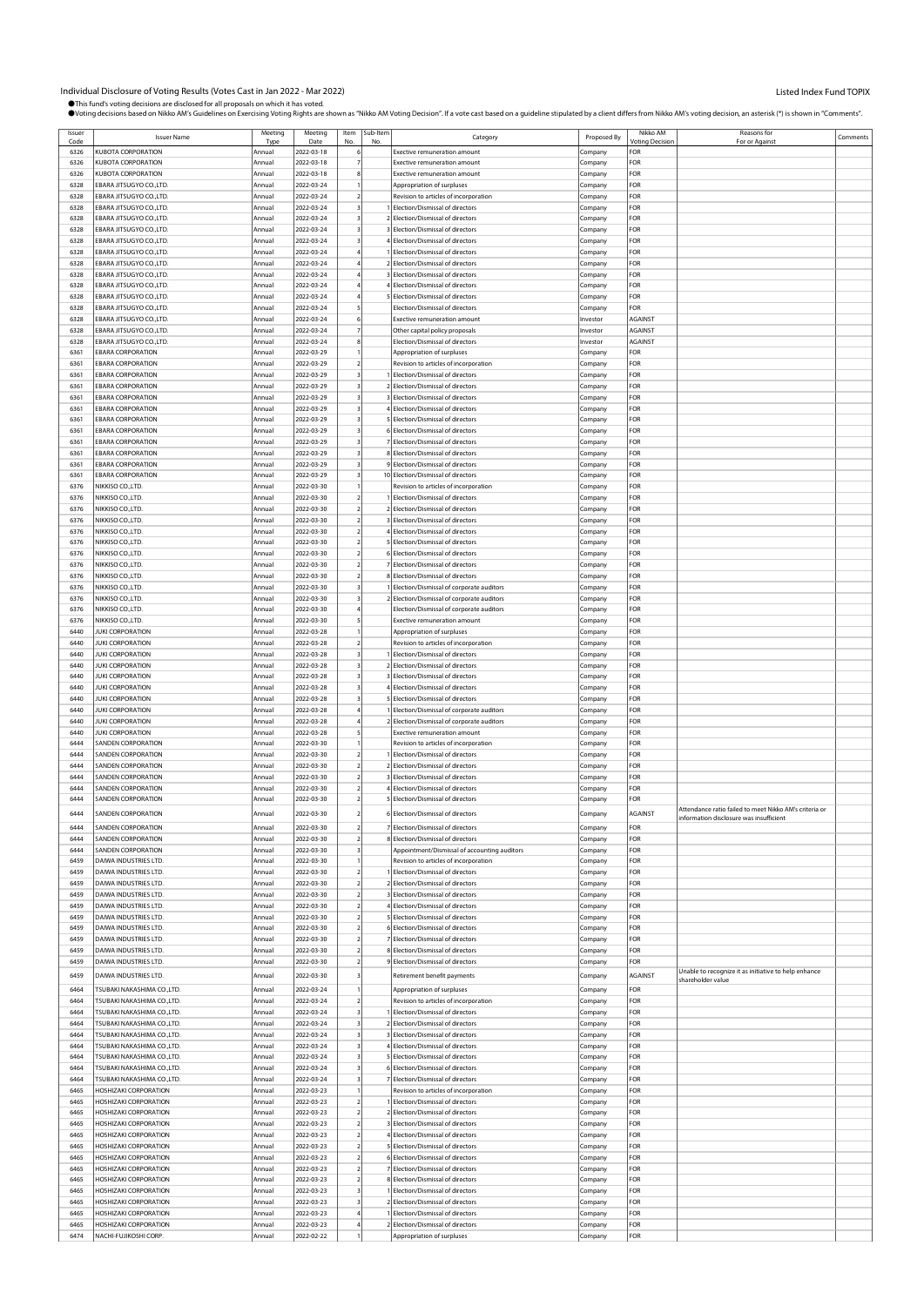# Individual Disclosure of Voting Results (Votes Cast in Jan 2022 - Mar 2022)

Listed Index Fund TOPIX

●This fund's voting decisions are disclosed for all proposals on which it has voted.
●Voting decisions based on Nikko AM's Guidelines on Exercising Voting Rights are shown as "Nikko AM Voting Decision". If a vote cast based on a guideline stipulated by a client differs from Nikko AM's voting decision, an asterisk (*) is shown in "Comments".

| Issuer Code | Issuer Name | Meeting Type | Meeting Date | Item No. | Sub-Item No. | Category | Proposed By | Nikko AM Voting Decision | Reasons for For or Against | Comments |
|---|---|---|---|---|---|---|---|---|---|---|
| 6326 | KUBOTA CORPORATION | Annual | 2022-03-18 | 6 | | Exective remuneration amount | Company | FOR | | |
| 6326 | KUBOTA CORPORATION | Annual | 2022-03-18 | 7 | | Exective remuneration amount | Company | FOR | | |
| 6326 | KUBOTA CORPORATION | Annual | 2022-03-18 | 8 | | Exective remuneration amount | Company | FOR | | |
| 6328 | EBARA JITSUGYO CO.,LTD. | Annual | 2022-03-24 | 1 | | Appropriation of surpluses | Company | FOR | | |
| 6328 | EBARA JITSUGYO CO.,LTD. | Annual | 2022-03-24 | 2 | | Revision to articles of incorporation | Company | FOR | | |
| 6328 | EBARA JITSUGYO CO.,LTD. | Annual | 2022-03-24 | 3 | 1 | Election/Dismissal of directors | Company | FOR | | |
| 6328 | EBARA JITSUGYO CO.,LTD. | Annual | 2022-03-24 | 3 | 2 | Election/Dismissal of directors | Company | FOR | | |
| 6328 | EBARA JITSUGYO CO.,LTD. | Annual | 2022-03-24 | 3 | 3 | Election/Dismissal of directors | Company | FOR | | |
| 6328 | EBARA JITSUGYO CO.,LTD. | Annual | 2022-03-24 | 3 | 4 | Election/Dismissal of directors | Company | FOR | | |
| 6328 | EBARA JITSUGYO CO.,LTD. | Annual | 2022-03-24 | 4 | 1 | Election/Dismissal of directors | Company | FOR | | |
| 6328 | EBARA JITSUGYO CO.,LTD. | Annual | 2022-03-24 | 4 | 2 | Election/Dismissal of directors | Company | FOR | | |
| 6328 | EBARA JITSUGYO CO.,LTD. | Annual | 2022-03-24 | 4 | 3 | Election/Dismissal of directors | Company | FOR | | |
| 6328 | EBARA JITSUGYO CO.,LTD. | Annual | 2022-03-24 | 4 | 4 | Election/Dismissal of directors | Company | FOR | | |
| 6328 | EBARA JITSUGYO CO.,LTD. | Annual | 2022-03-24 | 4 | 5 | Election/Dismissal of directors | Company | FOR | | |
| 6328 | EBARA JITSUGYO CO.,LTD. | Annual | 2022-03-24 | 5 | | Election/Dismissal of directors | Company | FOR | | |
| 6328 | EBARA JITSUGYO CO.,LTD. | Annual | 2022-03-24 | 6 | | Exective remuneration amount | Investor | AGAINST | | |
| 6328 | EBARA JITSUGYO CO.,LTD. | Annual | 2022-03-24 | 7 | | Other capital policy proposals | Investor | AGAINST | | |
| 6328 | EBARA JITSUGYO CO.,LTD. | Annual | 2022-03-24 | 8 | | Election/Dismissal of directors | Investor | AGAINST | | |
| 6361 | EBARA CORPORATION | Annual | 2022-03-29 | 1 | | Appropriation of surpluses | Company | FOR | | |
| 6361 | EBARA CORPORATION | Annual | 2022-03-29 | 2 | | Revision to articles of incorporation | Company | FOR | | |
| 6361 | EBARA CORPORATION | Annual | 2022-03-29 | 3 | 1 | Election/Dismissal of directors | Company | FOR | | |
| 6361 | EBARA CORPORATION | Annual | 2022-03-29 | 3 | 2 | Election/Dismissal of directors | Company | FOR | | |
| 6361 | EBARA CORPORATION | Annual | 2022-03-29 | 3 | 3 | Election/Dismissal of directors | Company | FOR | | |
| 6361 | EBARA CORPORATION | Annual | 2022-03-29 | 3 | 4 | Election/Dismissal of directors | Company | FOR | | |
| 6361 | EBARA CORPORATION | Annual | 2022-03-29 | 3 | 5 | Election/Dismissal of directors | Company | FOR | | |
| 6361 | EBARA CORPORATION | Annual | 2022-03-29 | 3 | 6 | Election/Dismissal of directors | Company | FOR | | |
| 6361 | EBARA CORPORATION | Annual | 2022-03-29 | 3 | 7 | Election/Dismissal of directors | Company | FOR | | |
| 6361 | EBARA CORPORATION | Annual | 2022-03-29 | 3 | 8 | Election/Dismissal of directors | Company | FOR | | |
| 6361 | EBARA CORPORATION | Annual | 2022-03-29 | 3 | 9 | Election/Dismissal of directors | Company | FOR | | |
| 6361 | EBARA CORPORATION | Annual | 2022-03-29 | 3 | 10 | Election/Dismissal of directors | Company | FOR | | |
| 6376 | NIKKISO CO.,LTD. | Annual | 2022-03-30 | 1 | | Revision to articles of incorporation | Company | FOR | | |
| 6376 | NIKKISO CO.,LTD. | Annual | 2022-03-30 | 2 | 1 | Election/Dismissal of directors | Company | FOR | | |
| 6376 | NIKKISO CO.,LTD. | Annual | 2022-03-30 | 2 | 2 | Election/Dismissal of directors | Company | FOR | | |
| 6376 | NIKKISO CO.,LTD. | Annual | 2022-03-30 | 2 | 3 | Election/Dismissal of directors | Company | FOR | | |
| 6376 | NIKKISO CO.,LTD. | Annual | 2022-03-30 | 2 | 4 | Election/Dismissal of directors | Company | FOR | | |
| 6376 | NIKKISO CO.,LTD. | Annual | 2022-03-30 | 2 | 5 | Election/Dismissal of directors | Company | FOR | | |
| 6376 | NIKKISO CO.,LTD. | Annual | 2022-03-30 | 2 | 6 | Election/Dismissal of directors | Company | FOR | | |
| 6376 | NIKKISO CO.,LTD. | Annual | 2022-03-30 | 2 | 7 | Election/Dismissal of directors | Company | FOR | | |
| 6376 | NIKKISO CO.,LTD. | Annual | 2022-03-30 | 2 | 8 | Election/Dismissal of directors | Company | FOR | | |
| 6376 | NIKKISO CO.,LTD. | Annual | 2022-03-30 | 3 | 1 | Election/Dismissal of corporate auditors | Company | FOR | | |
| 6376 | NIKKISO CO.,LTD. | Annual | 2022-03-30 | 3 | 2 | Election/Dismissal of corporate auditors | Company | FOR | | |
| 6376 | NIKKISO CO.,LTD. | Annual | 2022-03-30 | 4 | | Election/Dismissal of corporate auditors | Company | FOR | | |
| 6376 | NIKKISO CO.,LTD. | Annual | 2022-03-30 | 5 | | Exective remuneration amount | Company | FOR | | |
| 6440 | JUKI CORPORATION | Annual | 2022-03-28 | 1 | | Appropriation of surpluses | Company | FOR | | |
| 6440 | JUKI CORPORATION | Annual | 2022-03-28 | 2 | | Revision to articles of incorporation | Company | FOR | | |
| 6440 | JUKI CORPORATION | Annual | 2022-03-28 | 3 | 1 | Election/Dismissal of directors | Company | FOR | | |
| 6440 | JUKI CORPORATION | Annual | 2022-03-28 | 3 | 2 | Election/Dismissal of directors | Company | FOR | | |
| 6440 | JUKI CORPORATION | Annual | 2022-03-28 | 3 | 3 | Election/Dismissal of directors | Company | FOR | | |
| 6440 | JUKI CORPORATION | Annual | 2022-03-28 | 3 | 4 | Election/Dismissal of directors | Company | FOR | | |
| 6440 | JUKI CORPORATION | Annual | 2022-03-28 | 3 | 5 | Election/Dismissal of directors | Company | FOR | | |
| 6440 | JUKI CORPORATION | Annual | 2022-03-28 | 4 | 1 | Election/Dismissal of corporate auditors | Company | FOR | | |
| 6440 | JUKI CORPORATION | Annual | 2022-03-28 | 4 | 2 | Election/Dismissal of corporate auditors | Company | FOR | | |
| 6440 | JUKI CORPORATION | Annual | 2022-03-28 | 5 | | Exective remuneration amount | Company | FOR | | |
| 6444 | SANDEN CORPORATION | Annual | 2022-03-30 | 1 | | Revision to articles of incorporation | Company | FOR | | |
| 6444 | SANDEN CORPORATION | Annual | 2022-03-30 | 2 | 1 | Election/Dismissal of directors | Company | FOR | | |
| 6444 | SANDEN CORPORATION | Annual | 2022-03-30 | 2 | 2 | Election/Dismissal of directors | Company | FOR | | |
| 6444 | SANDEN CORPORATION | Annual | 2022-03-30 | 2 | 3 | Election/Dismissal of directors | Company | FOR | | |
| 6444 | SANDEN CORPORATION | Annual | 2022-03-30 | 2 | 4 | Election/Dismissal of directors | Company | FOR | | |
| 6444 | SANDEN CORPORATION | Annual | 2022-03-30 | 2 | 5 | Election/Dismissal of directors | Company | FOR | | |
| 6444 | SANDEN CORPORATION | Annual | 2022-03-30 | 2 | 6 | Election/Dismissal of directors | Company | AGAINST | Attendance ratio failed to meet Nikko AM's criteria or information disclosure was insufficient | |
| 6444 | SANDEN CORPORATION | Annual | 2022-03-30 | 2 | 7 | Election/Dismissal of directors | Company | FOR | | |
| 6444 | SANDEN CORPORATION | Annual | 2022-03-30 | 2 | 8 | Election/Dismissal of directors | Company | FOR | | |
| 6444 | SANDEN CORPORATION | Annual | 2022-03-30 | 3 | | Appointment/Dismissal of accounting auditors | Company | FOR | | |
| 6459 | DAIWA INDUSTRIES LTD. | Annual | 2022-03-30 | 1 | | Revision to articles of incorporation | Company | FOR | | |
| 6459 | DAIWA INDUSTRIES LTD. | Annual | 2022-03-30 | 2 | 1 | Election/Dismissal of directors | Company | FOR | | |
| 6459 | DAIWA INDUSTRIES LTD. | Annual | 2022-03-30 | 2 | 2 | Election/Dismissal of directors | Company | FOR | | |
| 6459 | DAIWA INDUSTRIES LTD. | Annual | 2022-03-30 | 2 | 3 | Election/Dismissal of directors | Company | FOR | | |
| 6459 | DAIWA INDUSTRIES LTD. | Annual | 2022-03-30 | 2 | 4 | Election/Dismissal of directors | Company | FOR | | |
| 6459 | DAIWA INDUSTRIES LTD. | Annual | 2022-03-30 | 2 | 5 | Election/Dismissal of directors | Company | FOR | | |
| 6459 | DAIWA INDUSTRIES LTD. | Annual | 2022-03-30 | 2 | 6 | Election/Dismissal of directors | Company | FOR | | |
| 6459 | DAIWA INDUSTRIES LTD. | Annual | 2022-03-30 | 2 | 7 | Election/Dismissal of directors | Company | FOR | | |
| 6459 | DAIWA INDUSTRIES LTD. | Annual | 2022-03-30 | 2 | 8 | Election/Dismissal of directors | Company | FOR | | |
| 6459 | DAIWA INDUSTRIES LTD. | Annual | 2022-03-30 | 2 | 9 | Election/Dismissal of directors | Company | FOR | | |
| 6459 | DAIWA INDUSTRIES LTD. | Annual | 2022-03-30 | 3 | | Retirement benefit payments | Company | AGAINST | Unable to recognize it as initiative to help enhance shareholder value | |
| 6464 | TSUBAKI NAKASHIMA CO.,LTD. | Annual | 2022-03-24 | 1 | | Appropriation of surpluses | Company | FOR | | |
| 6464 | TSUBAKI NAKASHIMA CO.,LTD. | Annual | 2022-03-24 | 2 | | Revision to articles of incorporation | Company | FOR | | |
| 6464 | TSUBAKI NAKASHIMA CO.,LTD. | Annual | 2022-03-24 | 3 | 1 | Election/Dismissal of directors | Company | FOR | | |
| 6464 | TSUBAKI NAKASHIMA CO.,LTD. | Annual | 2022-03-24 | 3 | 2 | Election/Dismissal of directors | Company | FOR | | |
| 6464 | TSUBAKI NAKASHIMA CO.,LTD. | Annual | 2022-03-24 | 3 | 3 | Election/Dismissal of directors | Company | FOR | | |
| 6464 | TSUBAKI NAKASHIMA CO.,LTD. | Annual | 2022-03-24 | 3 | 4 | Election/Dismissal of directors | Company | FOR | | |
| 6464 | TSUBAKI NAKASHIMA CO.,LTD. | Annual | 2022-03-24 | 3 | 5 | Election/Dismissal of directors | Company | FOR | | |
| 6464 | TSUBAKI NAKASHIMA CO.,LTD. | Annual | 2022-03-24 | 3 | 6 | Election/Dismissal of directors | Company | FOR | | |
| 6464 | TSUBAKI NAKASHIMA CO.,LTD. | Annual | 2022-03-24 | 3 | 7 | Election/Dismissal of directors | Company | FOR | | |
| 6465 | HOSHIZAKI CORPORATION | Annual | 2022-03-23 | 1 | | Revision to articles of incorporation | Company | FOR | | |
| 6465 | HOSHIZAKI CORPORATION | Annual | 2022-03-23 | 2 | 1 | Election/Dismissal of directors | Company | FOR | | |
| 6465 | HOSHIZAKI CORPORATION | Annual | 2022-03-23 | 2 | 2 | Election/Dismissal of directors | Company | FOR | | |
| 6465 | HOSHIZAKI CORPORATION | Annual | 2022-03-23 | 2 | 3 | Election/Dismissal of directors | Company | FOR | | |
| 6465 | HOSHIZAKI CORPORATION | Annual | 2022-03-23 | 2 | 4 | Election/Dismissal of directors | Company | FOR | | |
| 6465 | HOSHIZAKI CORPORATION | Annual | 2022-03-23 | 2 | 5 | Election/Dismissal of directors | Company | FOR | | |
| 6465 | HOSHIZAKI CORPORATION | Annual | 2022-03-23 | 2 | 6 | Election/Dismissal of directors | Company | FOR | | |
| 6465 | HOSHIZAKI CORPORATION | Annual | 2022-03-23 | 2 | 7 | Election/Dismissal of directors | Company | FOR | | |
| 6465 | HOSHIZAKI CORPORATION | Annual | 2022-03-23 | 2 | 8 | Election/Dismissal of directors | Company | FOR | | |
| 6465 | HOSHIZAKI CORPORATION | Annual | 2022-03-23 | 3 | 1 | Election/Dismissal of directors | Company | FOR | | |
| 6465 | HOSHIZAKI CORPORATION | Annual | 2022-03-23 | 3 | 2 | Election/Dismissal of directors | Company | FOR | | |
| 6465 | HOSHIZAKI CORPORATION | Annual | 2022-03-23 | 4 | 1 | Election/Dismissal of directors | Company | FOR | | |
| 6465 | HOSHIZAKI CORPORATION | Annual | 2022-03-23 | 4 | 2 | Election/Dismissal of directors | Company | FOR | | |
| 6474 | NACHI-FUJIKOSHI CORP. | Annual | 2022-02-22 | 1 | | Appropriation of surpluses | Company | FOR | | |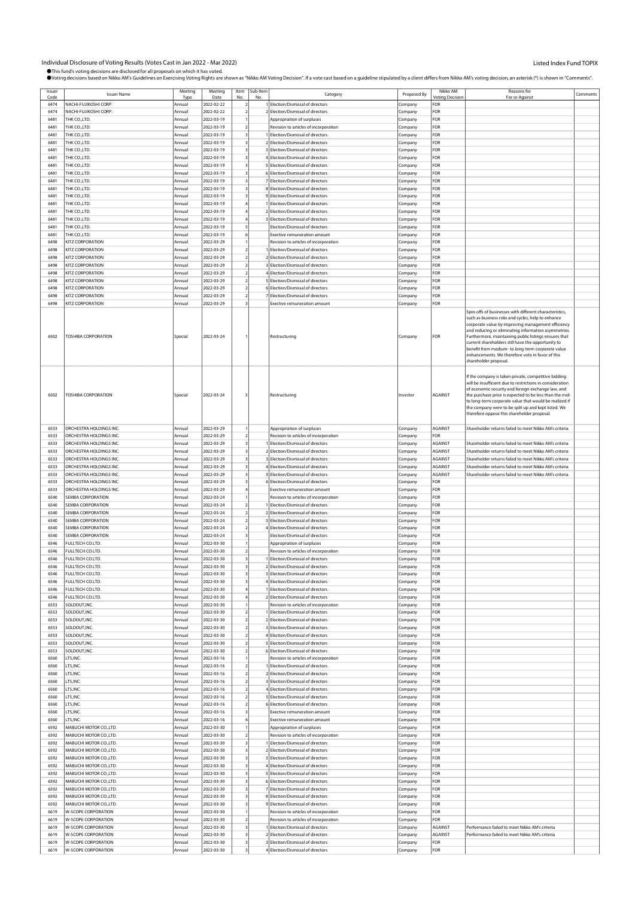Individual Disclosure of Voting Results (Votes Cast in Jan 2022 - Mar 2022)

Listed Index Fund TOPIX

●This fund's voting decisions are disclosed for all proposals on which it has voted.
●Voting decisions based on Nikko AM's Guidelines on Exercising Voting Rights are shown as "Nikko AM Voting Decision". If a vote cast based on a guideline stipulated by a client differs from Nikko AM's voting decision, an asterisk (*) is shown in "Comments".

| Issuer Code | Issuer Name | Meeting Type | Meeting Date | Item No. | Sub-Item No. | Category | Proposed By | Nikko AM Voting Decision | Reasons for For or Against | Comments |
|---|---|---|---|---|---|---|---|---|---|---|
| 6474 | NACHI-FUJIKOSHI CORP. | Annual | 2022-02-22 | 2 | 1 | Election/Dismissal of directors | Company | FOR | | |
| 6474 | NACHI-FUJIKOSHI CORP. | Annual | 2022-02-22 | 2 | 2 | Election/Dismissal of directors | Company | FOR | | |
| 6481 | THK CO.,LTD. | Annual | 2022-03-19 | 1 | | Appropriation of surpluses | Company | FOR | | |
| 6481 | THK CO.,LTD. | Annual | 2022-03-19 | 2 | | Revision to articles of incorporation | Company | FOR | | |
| 6481 | THK CO.,LTD. | Annual | 2022-03-19 | 3 | 1 | Election/Dismissal of directors | Company | FOR | | |
| 6481 | THK CO.,LTD. | Annual | 2022-03-19 | 3 | 2 | Election/Dismissal of directors | Company | FOR | | |
| 6481 | THK CO.,LTD. | Annual | 2022-03-19 | 3 | 3 | Election/Dismissal of directors | Company | FOR | | |
| 6481 | THK CO.,LTD. | Annual | 2022-03-19 | 3 | 4 | Election/Dismissal of directors | Company | FOR | | |
| 6481 | THK CO.,LTD. | Annual | 2022-03-19 | 3 | 5 | Election/Dismissal of directors | Company | FOR | | |
| 6481 | THK CO.,LTD. | Annual | 2022-03-19 | 3 | 6 | Election/Dismissal of directors | Company | FOR | | |
| 6481 | THK CO.,LTD. | Annual | 2022-03-19 | 3 | 7 | Election/Dismissal of directors | Company | FOR | | |
| 6481 | THK CO.,LTD. | Annual | 2022-03-19 | 3 | 8 | Election/Dismissal of directors | Company | FOR | | |
| 6481 | THK CO.,LTD. | Annual | 2022-03-19 | 3 | 9 | Election/Dismissal of directors | Company | FOR | | |
| 6481 | THK CO.,LTD. | Annual | 2022-03-19 | 4 | 1 | Election/Dismissal of directors | Company | FOR | | |
| 6481 | THK CO.,LTD. | Annual | 2022-03-19 | 4 | 2 | Election/Dismissal of directors | Company | FOR | | |
| 6481 | THK CO.,LTD. | Annual | 2022-03-19 | 4 | 3 | Election/Dismissal of directors | Company | FOR | | |
| 6481 | THK CO.,LTD. | Annual | 2022-03-19 | 5 | | Election/Dismissal of directors | Company | FOR | | |
| 6481 | THK CO.,LTD. | Annual | 2022-03-19 | 6 | | Exective remuneration amount | Company | FOR | | |
| 6498 | KITZ CORPORATION | Annual | 2022-03-29 | 1 | | Revision to articles of incorporation | Company | FOR | | |
| 6498 | KITZ CORPORATION | Annual | 2022-03-29 | 2 | 1 | Election/Dismissal of directors | Company | FOR | | |
| 6498 | KITZ CORPORATION | Annual | 2022-03-29 | 2 | 2 | Election/Dismissal of directors | Company | FOR | | |
| 6498 | KITZ CORPORATION | Annual | 2022-03-29 | 2 | 3 | Election/Dismissal of directors | Company | FOR | | |
| 6498 | KITZ CORPORATION | Annual | 2022-03-29 | 2 | 4 | Election/Dismissal of directors | Company | FOR | | |
| 6498 | KITZ CORPORATION | Annual | 2022-03-29 | 2 | 5 | Election/Dismissal of directors | Company | FOR | | |
| 6498 | KITZ CORPORATION | Annual | 2022-03-29 | 2 | 6 | Election/Dismissal of directors | Company | FOR | | |
| 6498 | KITZ CORPORATION | Annual | 2022-03-29 | 2 | 7 | Election/Dismissal of directors | Company | FOR | | |
| 6498 | KITZ CORPORATION | Annual | 2022-03-29 | 3 | | Exective remuneration amount | Company | FOR | | |
| 6502 | TOSHIBA CORPORATION | Special | 2022-03-24 | 1 | | Restructuring | Company | FOR | Spin-offs of businesses with different characteristics, such as business risks and cycles, help to enhance corporate value by improving management efficiency and reducing or eliminating information asymmetries. Furthermore, maintaining public listings ensures that current shareholders still have the opportunity to benefit from medium- to long-term corporate value enhancements. We therefore vote in favor of this shareholder proposal. | |
| 6502 | TOSHIBA CORPORATION | Special | 2022-03-24 | 3 | | Restructuring | Investor | AGAINST | If the company is taken private, competitive bidding will be insufficient due to restrictions in consideration of economic security and foreign exchange law, and the purchase price is expected to be less than the mid- to long-term corporate value that would be realized if the company were to be split up and kept listed. We therefore oppose this shareholder proposal. | |
| 6533 | ORCHESTRA HOLDINGS INC. | Annual | 2022-03-29 | 1 | | Appropriation of surpluses | Company | AGAINST | Shareholder returns failed to meet Nikko AM's criteria | |
| 6533 | ORCHESTRA HOLDINGS INC. | Annual | 2022-03-29 | 2 | | Revision to articles of incorporation | Company | FOR | | |
| 6533 | ORCHESTRA HOLDINGS INC. | Annual | 2022-03-29 | 3 | 1 | Election/Dismissal of directors | Company | AGAINST | Shareholder returns failed to meet Nikko AM's criteria | |
| 6533 | ORCHESTRA HOLDINGS INC. | Annual | 2022-03-29 | 3 | 2 | Election/Dismissal of directors | Company | AGAINST | Shareholder returns failed to meet Nikko AM's criteria | |
| 6533 | ORCHESTRA HOLDINGS INC. | Annual | 2022-03-29 | 3 | 3 | Election/Dismissal of directors | Company | AGAINST | Shareholder returns failed to meet Nikko AM's criteria | |
| 6533 | ORCHESTRA HOLDINGS INC. | Annual | 2022-03-29 | 3 | 4 | Election/Dismissal of directors | Company | AGAINST | Shareholder returns failed to meet Nikko AM's criteria | |
| 6533 | ORCHESTRA HOLDINGS INC. | Annual | 2022-03-29 | 3 | 5 | Election/Dismissal of directors | Company | AGAINST | Shareholder returns failed to meet Nikko AM's criteria | |
| 6533 | ORCHESTRA HOLDINGS INC. | Annual | 2022-03-29 | 3 | 6 | Election/Dismissal of directors | Company | FOR | | |
| 6533 | ORCHESTRA HOLDINGS INC. | Annual | 2022-03-29 | 4 | | Exective remuneration amount | Company | FOR | | |
| 6540 | SEMBA CORPORATION | Annual | 2022-03-24 | 1 | | Revision to articles of incorporation | Company | FOR | | |
| 6540 | SEMBA CORPORATION | Annual | 2022-03-24 | 2 | 1 | Election/Dismissal of directors | Company | FOR | | |
| 6540 | SEMBA CORPORATION | Annual | 2022-03-24 | 2 | 2 | Election/Dismissal of directors | Company | FOR | | |
| 6540 | SEMBA CORPORATION | Annual | 2022-03-24 | 2 | 3 | Election/Dismissal of directors | Company | FOR | | |
| 6540 | SEMBA CORPORATION | Annual | 2022-03-24 | 2 | 4 | Election/Dismissal of directors | Company | FOR | | |
| 6540 | SEMBA CORPORATION | Annual | 2022-03-24 | 3 | | Election/Dismissal of directors | Company | FOR | | |
| 6546 | FULLTECH CO.LTD. | Annual | 2022-03-30 | 1 | | Appropriation of surpluses | Company | FOR | | |
| 6546 | FULLTECH CO.LTD. | Annual | 2022-03-30 | 2 | | Revision to articles of incorporation | Company | FOR | | |
| 6546 | FULLTECH CO.LTD. | Annual | 2022-03-30 | 3 | 1 | Election/Dismissal of directors | Company | FOR | | |
| 6546 | FULLTECH CO.LTD. | Annual | 2022-03-30 | 3 | 2 | Election/Dismissal of directors | Company | FOR | | |
| 6546 | FULLTECH CO.LTD. | Annual | 2022-03-30 | 3 | 3 | Election/Dismissal of directors | Company | FOR | | |
| 6546 | FULLTECH CO.LTD. | Annual | 2022-03-30 | 3 | 4 | Election/Dismissal of directors | Company | FOR | | |
| 6546 | FULLTECH CO.LTD. | Annual | 2022-03-30 | 4 | 1 | Election/Dismissal of directors | Company | FOR | | |
| 6546 | FULLTECH CO.LTD. | Annual | 2022-03-30 | 4 | 2 | Election/Dismissal of directors | Company | FOR | | |
| 6553 | SOLDOUT,INC. | Annual | 2022-03-30 | 1 | | Revision to articles of incorporation | Company | FOR | | |
| 6553 | SOLDOUT,INC. | Annual | 2022-03-30 | 2 | 1 | Election/Dismissal of directors | Company | FOR | | |
| 6553 | SOLDOUT,INC. | Annual | 2022-03-30 | 2 | 2 | Election/Dismissal of directors | Company | FOR | | |
| 6553 | SOLDOUT,INC. | Annual | 2022-03-30 | 2 | 3 | Election/Dismissal of directors | Company | FOR | | |
| 6553 | SOLDOUT,INC. | Annual | 2022-03-30 | 2 | 4 | Election/Dismissal of directors | Company | FOR | | |
| 6553 | SOLDOUT,INC. | Annual | 2022-03-30 | 2 | 5 | Election/Dismissal of directors | Company | FOR | | |
| 6553 | SOLDOUT,INC. | Annual | 2022-03-30 | 2 | 6 | Election/Dismissal of directors | Company | FOR | | |
| 6560 | LTS,INC. | Annual | 2022-03-16 | 1 | | Revision to articles of incorporation | Company | FOR | | |
| 6560 | LTS,INC. | Annual | 2022-03-16 | 2 | 1 | Election/Dismissal of directors | Company | FOR | | |
| 6560 | LTS,INC. | Annual | 2022-03-16 | 2 | 2 | Election/Dismissal of directors | Company | FOR | | |
| 6560 | LTS,INC. | Annual | 2022-03-16 | 2 | 3 | Election/Dismissal of directors | Company | FOR | | |
| 6560 | LTS,INC. | Annual | 2022-03-16 | 2 | 4 | Election/Dismissal of directors | Company | FOR | | |
| 6560 | LTS,INC. | Annual | 2022-03-16 | 2 | 5 | Election/Dismissal of directors | Company | FOR | | |
| 6560 | LTS,INC. | Annual | 2022-03-16 | 2 | 6 | Election/Dismissal of directors | Company | FOR | | |
| 6560 | LTS,INC. | Annual | 2022-03-16 | 3 | | Exective remuneration amount | Company | FOR | | |
| 6560 | LTS,INC. | Annual | 2022-03-16 | 4 | | Exective remuneration amount | Company | FOR | | |
| 6592 | MABUCHI MOTOR CO.,LTD. | Annual | 2022-03-30 | 1 | | Appropriation of surpluses | Company | FOR | | |
| 6592 | MABUCHI MOTOR CO.,LTD. | Annual | 2022-03-30 | 2 | | Revision to articles of incorporation | Company | FOR | | |
| 6592 | MABUCHI MOTOR CO.,LTD. | Annual | 2022-03-30 | 3 | 1 | Election/Dismissal of directors | Company | FOR | | |
| 6592 | MABUCHI MOTOR CO.,LTD. | Annual | 2022-03-30 | 3 | 2 | Election/Dismissal of directors | Company | FOR | | |
| 6592 | MABUCHI MOTOR CO.,LTD. | Annual | 2022-03-30 | 3 | 3 | Election/Dismissal of directors | Company | FOR | | |
| 6592 | MABUCHI MOTOR CO.,LTD. | Annual | 2022-03-30 | 3 | 4 | Election/Dismissal of directors | Company | FOR | | |
| 6592 | MABUCHI MOTOR CO.,LTD. | Annual | 2022-03-30 | 3 | 5 | Election/Dismissal of directors | Company | FOR | | |
| 6592 | MABUCHI MOTOR CO.,LTD. | Annual | 2022-03-30 | 3 | 6 | Election/Dismissal of directors | Company | FOR | | |
| 6592 | MABUCHI MOTOR CO.,LTD. | Annual | 2022-03-30 | 3 | 7 | Election/Dismissal of directors | Company | FOR | | |
| 6592 | MABUCHI MOTOR CO.,LTD. | Annual | 2022-03-30 | 3 | 8 | Election/Dismissal of directors | Company | FOR | | |
| 6592 | MABUCHI MOTOR CO.,LTD. | Annual | 2022-03-30 | 3 | 9 | Election/Dismissal of directors | Company | FOR | | |
| 6619 | W-SCOPE CORPORATION | Annual | 2022-03-30 | 1 | | Revision to articles of incorporation | Company | FOR | | |
| 6619 | W-SCOPE CORPORATION | Annual | 2022-03-30 | 2 | | Revision to articles of incorporation | Company | FOR | | |
| 6619 | W-SCOPE CORPORATION | Annual | 2022-03-30 | 3 | 1 | Election/Dismissal of directors | Company | AGAINST | Performance failed to meet Nikko AM's criteria | |
| 6619 | W-SCOPE CORPORATION | Annual | 2022-03-30 | 3 | 2 | Election/Dismissal of directors | Company | AGAINST | Performance failed to meet Nikko AM's criteria | |
| 6619 | W-SCOPE CORPORATION | Annual | 2022-03-30 | 3 | 3 | Election/Dismissal of directors | Company | FOR | | |
| 6619 | W-SCOPE CORPORATION | Annual | 2022-03-30 | 3 | 4 | Election/Dismissal of directors | Company | FOR | | |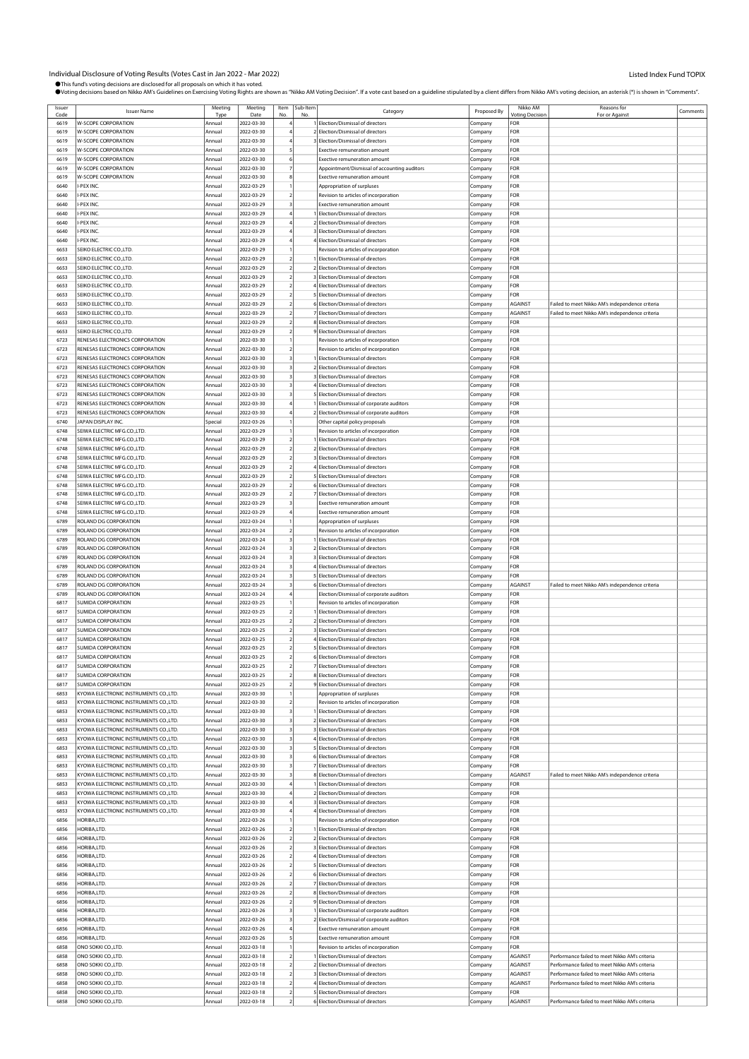Individual Disclosure of Voting Results (Votes Cast in Jan 2022 - Mar 2022)

Listed Index Fund TOPIX

●This fund's voting decisions are disclosed for all proposals on which it has voted.
●Voting decisions based on Nikko AM's Guidelines on Exercising Voting Rights are shown as "Nikko AM Voting Decision". If a vote cast based on a guideline stipulated by a client differs from Nikko AM's voting decision, an asterisk (*) is shown in "Comments".

| Issuer Code | Issuer Name | Meeting Type | Meeting Date | Item No. | Sub-Item No. | Category | Proposed By | Nikko AM Voting Decision | Reasons for For or Against | Comments |
|---|---|---|---|---|---|---|---|---|---|---|
| 6619 | W-SCOPE CORPORATION | Annual | 2022-03-30 | 4 | 1 | Election/Dismissal of directors | Company | FOR | | |
| 6619 | W-SCOPE CORPORATION | Annual | 2022-03-30 | 4 | 2 | Election/Dismissal of directors | Company | FOR | | |
| 6619 | W-SCOPE CORPORATION | Annual | 2022-03-30 | 4 | 3 | Election/Dismissal of directors | Company | FOR | | |
| 6619 | W-SCOPE CORPORATION | Annual | 2022-03-30 | 5 | | Exective remuneration amount | Company | FOR | | |
| 6619 | W-SCOPE CORPORATION | Annual | 2022-03-30 | 6 | | Exective remuneration amount | Company | FOR | | |
| 6619 | W-SCOPE CORPORATION | Annual | 2022-03-30 | 7 | | Appointment/Dismissal of accounting auditors | Company | FOR | | |
| 6619 | W-SCOPE CORPORATION | Annual | 2022-03-30 | 8 | | Exective remuneration amount | Company | FOR | | |
| 6640 | I-PEX INC. | Annual | 2022-03-29 | 1 | | Appropriation of surpluses | Company | FOR | | |
| 6640 | I-PEX INC. | Annual | 2022-03-29 | 2 | | Revision to articles of incorporation | Company | FOR | | |
| 6640 | I-PEX INC. | Annual | 2022-03-29 | 3 | | Exective remuneration amount | Company | FOR | | |
| 6640 | I-PEX INC. | Annual | 2022-03-29 | 4 | 1 | Election/Dismissal of directors | Company | FOR | | |
| 6640 | I-PEX INC. | Annual | 2022-03-29 | 4 | 2 | Election/Dismissal of directors | Company | FOR | | |
| 6640 | I-PEX INC. | Annual | 2022-03-29 | 4 | 3 | Election/Dismissal of directors | Company | FOR | | |
| 6640 | I-PEX INC. | Annual | 2022-03-29 | 4 | 4 | Election/Dismissal of directors | Company | FOR | | |
| 6653 | SEIKO ELECTRIC CO.,LTD. | Annual | 2022-03-29 | 1 | | Revision to articles of incorporation | Company | FOR | | |
| 6653 | SEIKO ELECTRIC CO.,LTD. | Annual | 2022-03-29 | 2 | 1 | Election/Dismissal of directors | Company | FOR | | |
| 6653 | SEIKO ELECTRIC CO.,LTD. | Annual | 2022-03-29 | 2 | 2 | Election/Dismissal of directors | Company | FOR | | |
| 6653 | SEIKO ELECTRIC CO.,LTD. | Annual | 2022-03-29 | 2 | 3 | Election/Dismissal of directors | Company | FOR | | |
| 6653 | SEIKO ELECTRIC CO.,LTD. | Annual | 2022-03-29 | 2 | 4 | Election/Dismissal of directors | Company | FOR | | |
| 6653 | SEIKO ELECTRIC CO.,LTD. | Annual | 2022-03-29 | 2 | 5 | Election/Dismissal of directors | Company | FOR | | |
| 6653 | SEIKO ELECTRIC CO.,LTD. | Annual | 2022-03-29 | 2 | 6 | Election/Dismissal of directors | Company | AGAINST | Failed to meet Nikko AM's independence criteria | |
| 6653 | SEIKO ELECTRIC CO.,LTD. | Annual | 2022-03-29 | 2 | 7 | Election/Dismissal of directors | Company | AGAINST | Failed to meet Nikko AM's independence criteria | |
| 6653 | SEIKO ELECTRIC CO.,LTD. | Annual | 2022-03-29 | 2 | 8 | Election/Dismissal of directors | Company | FOR | | |
| 6653 | SEIKO ELECTRIC CO.,LTD. | Annual | 2022-03-29 | 2 | 9 | Election/Dismissal of directors | Company | FOR | | |
| 6723 | RENESAS ELECTRONICS CORPORATION | Annual | 2022-03-30 | 1 | | Revision to articles of incorporation | Company | FOR | | |
| 6723 | RENESAS ELECTRONICS CORPORATION | Annual | 2022-03-30 | 2 | | Revision to articles of incorporation | Company | FOR | | |
| 6723 | RENESAS ELECTRONICS CORPORATION | Annual | 2022-03-30 | 3 | 1 | Election/Dismissal of directors | Company | FOR | | |
| 6723 | RENESAS ELECTRONICS CORPORATION | Annual | 2022-03-30 | 3 | 2 | Election/Dismissal of directors | Company | FOR | | |
| 6723 | RENESAS ELECTRONICS CORPORATION | Annual | 2022-03-30 | 3 | 3 | Election/Dismissal of directors | Company | FOR | | |
| 6723 | RENESAS ELECTRONICS CORPORATION | Annual | 2022-03-30 | 3 | 4 | Election/Dismissal of directors | Company | FOR | | |
| 6723 | RENESAS ELECTRONICS CORPORATION | Annual | 2022-03-30 | 3 | 5 | Election/Dismissal of directors | Company | FOR | | |
| 6723 | RENESAS ELECTRONICS CORPORATION | Annual | 2022-03-30 | 4 | 1 | Election/Dismissal of corporate auditors | Company | FOR | | |
| 6723 | RENESAS ELECTRONICS CORPORATION | Annual | 2022-03-30 | 4 | 2 | Election/Dismissal of corporate auditors | Company | FOR | | |
| 6740 | JAPAN DISPLAY INC. | Special | 2022-03-26 | 1 | | Other capital policy proposals | Company | FOR | | |
| 6748 | SEIWA ELECTRIC MFG.CO.,LTD. | Annual | 2022-03-29 | 1 | | Revision to articles of incorporation | Company | FOR | | |
| 6748 | SEIWA ELECTRIC MFG.CO.,LTD. | Annual | 2022-03-29 | 2 | 1 | Election/Dismissal of directors | Company | FOR | | |
| 6748 | SEIWA ELECTRIC MFG.CO.,LTD. | Annual | 2022-03-29 | 2 | 2 | Election/Dismissal of directors | Company | FOR | | |
| 6748 | SEIWA ELECTRIC MFG.CO.,LTD. | Annual | 2022-03-29 | 2 | 3 | Election/Dismissal of directors | Company | FOR | | |
| 6748 | SEIWA ELECTRIC MFG.CO.,LTD. | Annual | 2022-03-29 | 2 | 4 | Election/Dismissal of directors | Company | FOR | | |
| 6748 | SEIWA ELECTRIC MFG.CO.,LTD. | Annual | 2022-03-29 | 2 | 5 | Election/Dismissal of directors | Company | FOR | | |
| 6748 | SEIWA ELECTRIC MFG.CO.,LTD. | Annual | 2022-03-29 | 2 | 6 | Election/Dismissal of directors | Company | FOR | | |
| 6748 | SEIWA ELECTRIC MFG.CO.,LTD. | Annual | 2022-03-29 | 2 | 7 | Election/Dismissal of directors | Company | FOR | | |
| 6748 | SEIWA ELECTRIC MFG.CO.,LTD. | Annual | 2022-03-29 | 3 | | Exective remuneration amount | Company | FOR | | |
| 6748 | SEIWA ELECTRIC MFG.CO.,LTD. | Annual | 2022-03-29 | 4 | | Exective remuneration amount | Company | FOR | | |
| 6789 | ROLAND DG CORPORATION | Annual | 2022-03-24 | 1 | | Appropriation of surpluses | Company | FOR | | |
| 6789 | ROLAND DG CORPORATION | Annual | 2022-03-24 | 2 | | Revision to articles of incorporation | Company | FOR | | |
| 6789 | ROLAND DG CORPORATION | Annual | 2022-03-24 | 3 | 1 | Election/Dismissal of directors | Company | FOR | | |
| 6789 | ROLAND DG CORPORATION | Annual | 2022-03-24 | 3 | 2 | Election/Dismissal of directors | Company | FOR | | |
| 6789 | ROLAND DG CORPORATION | Annual | 2022-03-24 | 3 | 3 | Election/Dismissal of directors | Company | FOR | | |
| 6789 | ROLAND DG CORPORATION | Annual | 2022-03-24 | 3 | 4 | Election/Dismissal of directors | Company | FOR | | |
| 6789 | ROLAND DG CORPORATION | Annual | 2022-03-24 | 3 | 5 | Election/Dismissal of directors | Company | FOR | | |
| 6789 | ROLAND DG CORPORATION | Annual | 2022-03-24 | 3 | 6 | Election/Dismissal of directors | Company | AGAINST | Failed to meet Nikko AM's independence criteria | |
| 6789 | ROLAND DG CORPORATION | Annual | 2022-03-24 | 4 | | Election/Dismissal of corporate auditors | Company | FOR | | |
| 6817 | SUMIDA CORPORATION | Annual | 2022-03-25 | 1 | | Revision to articles of incorporation | Company | FOR | | |
| 6817 | SUMIDA CORPORATION | Annual | 2022-03-25 | 2 | 1 | Election/Dismissal of directors | Company | FOR | | |
| 6817 | SUMIDA CORPORATION | Annual | 2022-03-25 | 2 | 2 | Election/Dismissal of directors | Company | FOR | | |
| 6817 | SUMIDA CORPORATION | Annual | 2022-03-25 | 2 | 3 | Election/Dismissal of directors | Company | FOR | | |
| 6817 | SUMIDA CORPORATION | Annual | 2022-03-25 | 2 | 4 | Election/Dismissal of directors | Company | FOR | | |
| 6817 | SUMIDA CORPORATION | Annual | 2022-03-25 | 2 | 5 | Election/Dismissal of directors | Company | FOR | | |
| 6817 | SUMIDA CORPORATION | Annual | 2022-03-25 | 2 | 6 | Election/Dismissal of directors | Company | FOR | | |
| 6817 | SUMIDA CORPORATION | Annual | 2022-03-25 | 2 | 7 | Election/Dismissal of directors | Company | FOR | | |
| 6817 | SUMIDA CORPORATION | Annual | 2022-03-25 | 2 | 8 | Election/Dismissal of directors | Company | FOR | | |
| 6817 | SUMIDA CORPORATION | Annual | 2022-03-25 | 2 | 9 | Election/Dismissal of directors | Company | FOR | | |
| 6853 | KYOWA ELECTRONIC INSTRUMENTS CO.,LTD. | Annual | 2022-03-30 | 1 | | Appropriation of surpluses | Company | FOR | | |
| 6853 | KYOWA ELECTRONIC INSTRUMENTS CO.,LTD. | Annual | 2022-03-30 | 2 | | Revision to articles of incorporation | Company | FOR | | |
| 6853 | KYOWA ELECTRONIC INSTRUMENTS CO.,LTD. | Annual | 2022-03-30 | 3 | 1 | Election/Dismissal of directors | Company | FOR | | |
| 6853 | KYOWA ELECTRONIC INSTRUMENTS CO.,LTD. | Annual | 2022-03-30 | 3 | 2 | Election/Dismissal of directors | Company | FOR | | |
| 6853 | KYOWA ELECTRONIC INSTRUMENTS CO.,LTD. | Annual | 2022-03-30 | 3 | 3 | Election/Dismissal of directors | Company | FOR | | |
| 6853 | KYOWA ELECTRONIC INSTRUMENTS CO.,LTD. | Annual | 2022-03-30 | 3 | 4 | Election/Dismissal of directors | Company | FOR | | |
| 6853 | KYOWA ELECTRONIC INSTRUMENTS CO.,LTD. | Annual | 2022-03-30 | 3 | 5 | Election/Dismissal of directors | Company | FOR | | |
| 6853 | KYOWA ELECTRONIC INSTRUMENTS CO.,LTD. | Annual | 2022-03-30 | 3 | 6 | Election/Dismissal of directors | Company | FOR | | |
| 6853 | KYOWA ELECTRONIC INSTRUMENTS CO.,LTD. | Annual | 2022-03-30 | 3 | 7 | Election/Dismissal of directors | Company | FOR | | |
| 6853 | KYOWA ELECTRONIC INSTRUMENTS CO.,LTD. | Annual | 2022-03-30 | 3 | 8 | Election/Dismissal of directors | Company | AGAINST | Failed to meet Nikko AM's independence criteria | |
| 6853 | KYOWA ELECTRONIC INSTRUMENTS CO.,LTD. | Annual | 2022-03-30 | 4 | 1 | Election/Dismissal of directors | Company | FOR | | |
| 6853 | KYOWA ELECTRONIC INSTRUMENTS CO.,LTD. | Annual | 2022-03-30 | 4 | 2 | Election/Dismissal of directors | Company | FOR | | |
| 6853 | KYOWA ELECTRONIC INSTRUMENTS CO.,LTD. | Annual | 2022-03-30 | 4 | 3 | Election/Dismissal of directors | Company | FOR | | |
| 6853 | KYOWA ELECTRONIC INSTRUMENTS CO.,LTD. | Annual | 2022-03-30 | 4 | 4 | Election/Dismissal of directors | Company | FOR | | |
| 6856 | HORIBA,LTD. | Annual | 2022-03-26 | 1 | | Revision to articles of incorporation | Company | FOR | | |
| 6856 | HORIBA,LTD. | Annual | 2022-03-26 | 2 | 1 | Election/Dismissal of directors | Company | FOR | | |
| 6856 | HORIBA,LTD. | Annual | 2022-03-26 | 2 | 2 | Election/Dismissal of directors | Company | FOR | | |
| 6856 | HORIBA,LTD. | Annual | 2022-03-26 | 2 | 3 | Election/Dismissal of directors | Company | FOR | | |
| 6856 | HORIBA,LTD. | Annual | 2022-03-26 | 2 | 4 | Election/Dismissal of directors | Company | FOR | | |
| 6856 | HORIBA,LTD. | Annual | 2022-03-26 | 2 | 5 | Election/Dismissal of directors | Company | FOR | | |
| 6856 | HORIBA,LTD. | Annual | 2022-03-26 | 2 | 6 | Election/Dismissal of directors | Company | FOR | | |
| 6856 | HORIBA,LTD. | Annual | 2022-03-26 | 2 | 7 | Election/Dismissal of directors | Company | FOR | | |
| 6856 | HORIBA,LTD. | Annual | 2022-03-26 | 2 | 8 | Election/Dismissal of directors | Company | FOR | | |
| 6856 | HORIBA,LTD. | Annual | 2022-03-26 | 2 | 9 | Election/Dismissal of directors | Company | FOR | | |
| 6856 | HORIBA,LTD. | Annual | 2022-03-26 | 3 | 1 | Election/Dismissal of corporate auditors | Company | FOR | | |
| 6856 | HORIBA,LTD. | Annual | 2022-03-26 | 3 | 2 | Election/Dismissal of corporate auditors | Company | FOR | | |
| 6856 | HORIBA,LTD. | Annual | 2022-03-26 | 4 | | Exective remuneration amount | Company | FOR | | |
| 6856 | HORIBA,LTD. | Annual | 2022-03-26 | 5 | | Exective remuneration amount | Company | FOR | | |
| 6858 | ONO SOKKI CO.,LTD. | Annual | 2022-03-18 | 1 | | Revision to articles of incorporation | Company | FOR | | |
| 6858 | ONO SOKKI CO.,LTD. | Annual | 2022-03-18 | 2 | 1 | Election/Dismissal of directors | Company | AGAINST | Performance failed to meet Nikko AM's criteria | |
| 6858 | ONO SOKKI CO.,LTD. | Annual | 2022-03-18 | 2 | 2 | Election/Dismissal of directors | Company | AGAINST | Performance failed to meet Nikko AM's criteria | |
| 6858 | ONO SOKKI CO.,LTD. | Annual | 2022-03-18 | 2 | 3 | Election/Dismissal of directors | Company | AGAINST | Performance failed to meet Nikko AM's criteria | |
| 6858 | ONO SOKKI CO.,LTD. | Annual | 2022-03-18 | 2 | 4 | Election/Dismissal of directors | Company | AGAINST | Performance failed to meet Nikko AM's criteria | |
| 6858 | ONO SOKKI CO.,LTD. | Annual | 2022-03-18 | 2 | 5 | Election/Dismissal of directors | Company | FOR | | |
| 6858 | ONO SOKKI CO.,LTD. | Annual | 2022-03-18 | 2 | 6 | Election/Dismissal of directors | Company | AGAINST | Performance failed to meet Nikko AM's criteria | |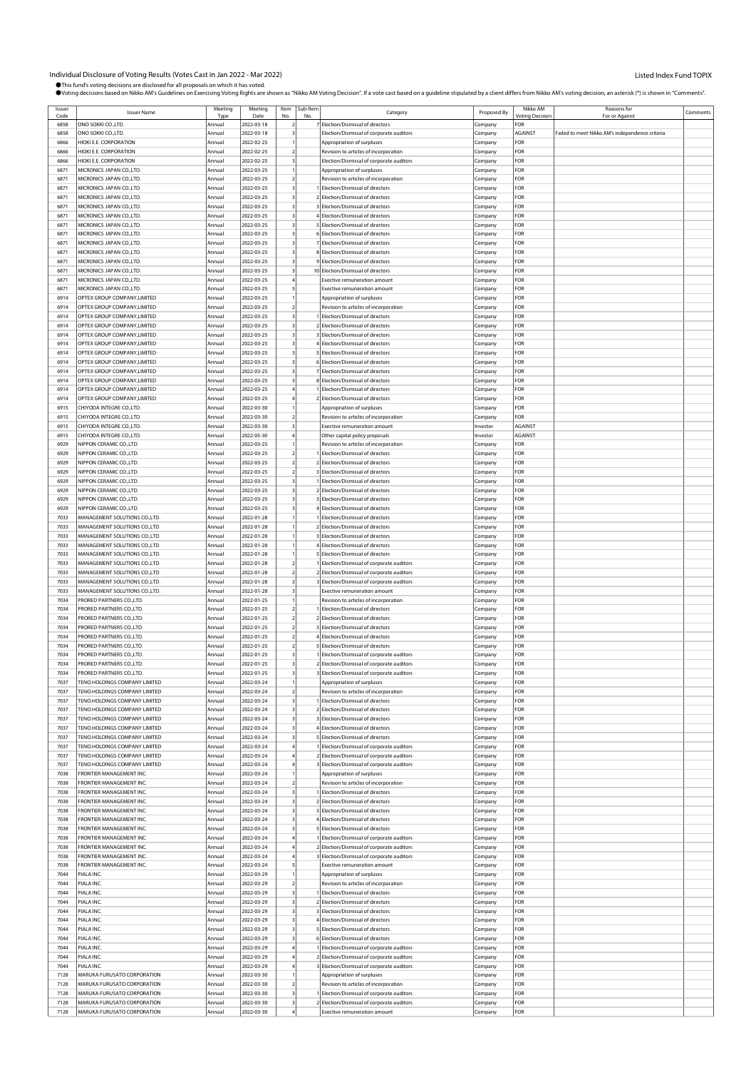Individual Disclosure of Voting Results (Votes Cast in Jan 2022 - Mar 2022)

Listed Index Fund TOPIX

●This fund's voting decisions are disclosed for all proposals on which it has voted.

●Voting decisions based on Nikko AM's Guidelines on Exercising Voting Rights are shown as "Nikko AM Voting Decision". If a vote cast based on a guideline stipulated by a client differs from Nikko AM's voting decision, an asterisk (*) is shown in "Comments".

| Issuer Code | Issuer Name | Meeting Type | Meeting Date | Item No. | Sub-Item No. | Category | Proposed By | Nikko AM Voting Decision | Reasons for For or Against | Comments |
|---|---|---|---|---|---|---|---|---|---|---|
| 6858 | ONO SOKKI CO.,LTD. | Annual | 2022-03-18 | 2 | 7 | Election/Dismissal of directors | Company | FOR | | |
| 6858 | ONO SOKKI CO.,LTD. | Annual | 2022-03-18 | 3 | | Election/Dismissal of corporate auditors | Company | AGAINST | Failed to meet Nikko AM's independence criteria | |
| 6866 | HIOKI E.E. CORPORATION | Annual | 2022-02-25 | 1 | | Appropriation of surpluses | Company | FOR | | |
| 6866 | HIOKI E.E. CORPORATION | Annual | 2022-02-25 | 2 | | Revision to articles of incorporation | Company | FOR | | |
| 6866 | HIOKI E.E. CORPORATION | Annual | 2022-02-25 | 3 | | Election/Dismissal of corporate auditors | Company | FOR | | |
| 6871 | MICRONICS JAPAN CO.,LTD. | Annual | 2022-03-25 | 1 | | Appropriation of surpluses | Company | FOR | | |
| 6871 | MICRONICS JAPAN CO.,LTD. | Annual | 2022-03-25 | 2 | | Revision to articles of incorporation | Company | FOR | | |
| 6871 | MICRONICS JAPAN CO.,LTD. | Annual | 2022-03-25 | 3 | 1 | Election/Dismissal of directors | Company | FOR | | |
| 6871 | MICRONICS JAPAN CO.,LTD. | Annual | 2022-03-25 | 3 | 2 | Election/Dismissal of directors | Company | FOR | | |
| 6871 | MICRONICS JAPAN CO.,LTD. | Annual | 2022-03-25 | 3 | 3 | Election/Dismissal of directors | Company | FOR | | |
| 6871 | MICRONICS JAPAN CO.,LTD. | Annual | 2022-03-25 | 3 | 4 | Election/Dismissal of directors | Company | FOR | | |
| 6871 | MICRONICS JAPAN CO.,LTD. | Annual | 2022-03-25 | 3 | 5 | Election/Dismissal of directors | Company | FOR | | |
| 6871 | MICRONICS JAPAN CO.,LTD. | Annual | 2022-03-25 | 3 | 6 | Election/Dismissal of directors | Company | FOR | | |
| 6871 | MICRONICS JAPAN CO.,LTD. | Annual | 2022-03-25 | 3 | 7 | Election/Dismissal of directors | Company | FOR | | |
| 6871 | MICRONICS JAPAN CO.,LTD. | Annual | 2022-03-25 | 3 | 8 | Election/Dismissal of directors | Company | FOR | | |
| 6871 | MICRONICS JAPAN CO.,LTD. | Annual | 2022-03-25 | 3 | 9 | Election/Dismissal of directors | Company | FOR | | |
| 6871 | MICRONICS JAPAN CO.,LTD. | Annual | 2022-03-25 | 3 | 10 | Election/Dismissal of directors | Company | FOR | | |
| 6871 | MICRONICS JAPAN CO.,LTD. | Annual | 2022-03-25 | 4 | | Exective remuneration amount | Company | FOR | | |
| 6871 | MICRONICS JAPAN CO.,LTD. | Annual | 2022-03-25 | 5 | | Exective remuneration amount | Company | FOR | | |
| 6914 | OPTEX GROUP COMPANY,LIMITED | Annual | 2022-03-25 | 1 | | Appropriation of surpluses | Company | FOR | | |
| 6914 | OPTEX GROUP COMPANY,LIMITED | Annual | 2022-03-25 | 2 | | Revision to articles of incorporation | Company | FOR | | |
| 6914 | OPTEX GROUP COMPANY,LIMITED | Annual | 2022-03-25 | 3 | 1 | Election/Dismissal of directors | Company | FOR | | |
| 6914 | OPTEX GROUP COMPANY,LIMITED | Annual | 2022-03-25 | 3 | 2 | Election/Dismissal of directors | Company | FOR | | |
| 6914 | OPTEX GROUP COMPANY,LIMITED | Annual | 2022-03-25 | 3 | 3 | Election/Dismissal of directors | Company | FOR | | |
| 6914 | OPTEX GROUP COMPANY,LIMITED | Annual | 2022-03-25 | 3 | 4 | Election/Dismissal of directors | Company | FOR | | |
| 6914 | OPTEX GROUP COMPANY,LIMITED | Annual | 2022-03-25 | 3 | 5 | Election/Dismissal of directors | Company | FOR | | |
| 6914 | OPTEX GROUP COMPANY,LIMITED | Annual | 2022-03-25 | 3 | 6 | Election/Dismissal of directors | Company | FOR | | |
| 6914 | OPTEX GROUP COMPANY,LIMITED | Annual | 2022-03-25 | 3 | 7 | Election/Dismissal of directors | Company | FOR | | |
| 6914 | OPTEX GROUP COMPANY,LIMITED | Annual | 2022-03-25 | 3 | 8 | Election/Dismissal of directors | Company | FOR | | |
| 6914 | OPTEX GROUP COMPANY,LIMITED | Annual | 2022-03-25 | 4 | 1 | Election/Dismissal of directors | Company | FOR | | |
| 6914 | OPTEX GROUP COMPANY,LIMITED | Annual | 2022-03-25 | 4 | 2 | Election/Dismissal of directors | Company | FOR | | |
| 6915 | CHIYODA INTEGRE CO.,LTD. | Annual | 2022-03-30 | 1 | | Appropriation of surpluses | Company | FOR | | |
| 6915 | CHIYODA INTEGRE CO.,LTD. | Annual | 2022-03-30 | 2 | | Revision to articles of incorporation | Company | FOR | | |
| 6915 | CHIYODA INTEGRE CO.,LTD. | Annual | 2022-03-30 | 3 | | Exective remuneration amount | Investor | AGAINST | | |
| 6915 | CHIYODA INTEGRE CO.,LTD. | Annual | 2022-03-30 | 4 | | Other capital policy proposals | Investor | AGAINST | | |
| 6929 | NIPPON CERAMIC CO.,LTD. | Annual | 2022-03-25 | 1 | | Revision to articles of incorporation | Company | FOR | | |
| 6929 | NIPPON CERAMIC CO.,LTD. | Annual | 2022-03-25 | 2 | 1 | Election/Dismissal of directors | Company | FOR | | |
| 6929 | NIPPON CERAMIC CO.,LTD. | Annual | 2022-03-25 | 2 | 2 | Election/Dismissal of directors | Company | FOR | | |
| 6929 | NIPPON CERAMIC CO.,LTD. | Annual | 2022-03-25 | 2 | 3 | Election/Dismissal of directors | Company | FOR | | |
| 6929 | NIPPON CERAMIC CO.,LTD. | Annual | 2022-03-25 | 3 | 1 | Election/Dismissal of directors | Company | FOR | | |
| 6929 | NIPPON CERAMIC CO.,LTD. | Annual | 2022-03-25 | 3 | 2 | Election/Dismissal of directors | Company | FOR | | |
| 6929 | NIPPON CERAMIC CO.,LTD. | Annual | 2022-03-25 | 3 | 3 | Election/Dismissal of directors | Company | FOR | | |
| 6929 | NIPPON CERAMIC CO.,LTD. | Annual | 2022-03-25 | 3 | 4 | Election/Dismissal of directors | Company | FOR | | |
| 7033 | MANAGEMENT SOLUTIONS CO.,LTD. | Annual | 2022-01-28 | 1 | 1 | Election/Dismissal of directors | Company | FOR | | |
| 7033 | MANAGEMENT SOLUTIONS CO.,LTD. | Annual | 2022-01-28 | 1 | 2 | Election/Dismissal of directors | Company | FOR | | |
| 7033 | MANAGEMENT SOLUTIONS CO.,LTD. | Annual | 2022-01-28 | 1 | 3 | Election/Dismissal of directors | Company | FOR | | |
| 7033 | MANAGEMENT SOLUTIONS CO.,LTD. | Annual | 2022-01-28 | 1 | 4 | Election/Dismissal of directors | Company | FOR | | |
| 7033 | MANAGEMENT SOLUTIONS CO.,LTD. | Annual | 2022-01-28 | 1 | 5 | Election/Dismissal of directors | Company | FOR | | |
| 7033 | MANAGEMENT SOLUTIONS CO.,LTD. | Annual | 2022-01-28 | 2 | 1 | Election/Dismissal of corporate auditors | Company | FOR | | |
| 7033 | MANAGEMENT SOLUTIONS CO.,LTD. | Annual | 2022-01-28 | 2 | 2 | Election/Dismissal of corporate auditors | Company | FOR | | |
| 7033 | MANAGEMENT SOLUTIONS CO.,LTD. | Annual | 2022-01-28 | 2 | 3 | Election/Dismissal of corporate auditors | Company | FOR | | |
| 7033 | MANAGEMENT SOLUTIONS CO.,LTD. | Annual | 2022-01-28 | 3 | | Exective remuneration amount | Company | FOR | | |
| 7034 | PRORED PARTNERS CO.,LTD. | Annual | 2022-01-25 | 1 | | Revision to articles of incorporation | Company | FOR | | |
| 7034 | PRORED PARTNERS CO.,LTD. | Annual | 2022-01-25 | 2 | 1 | Election/Dismissal of directors | Company | FOR | | |
| 7034 | PRORED PARTNERS CO.,LTD. | Annual | 2022-01-25 | 2 | 2 | Election/Dismissal of directors | Company | FOR | | |
| 7034 | PRORED PARTNERS CO.,LTD. | Annual | 2022-01-25 | 2 | 3 | Election/Dismissal of directors | Company | FOR | | |
| 7034 | PRORED PARTNERS CO.,LTD. | Annual | 2022-01-25 | 2 | 4 | Election/Dismissal of directors | Company | FOR | | |
| 7034 | PRORED PARTNERS CO.,LTD. | Annual | 2022-01-25 | 2 | 5 | Election/Dismissal of directors | Company | FOR | | |
| 7034 | PRORED PARTNERS CO.,LTD. | Annual | 2022-01-25 | 3 | 1 | Election/Dismissal of corporate auditors | Company | FOR | | |
| 7034 | PRORED PARTNERS CO.,LTD. | Annual | 2022-01-25 | 3 | 2 | Election/Dismissal of corporate auditors | Company | FOR | | |
| 7034 | PRORED PARTNERS CO.,LTD. | Annual | 2022-01-25 | 3 | 3 | Election/Dismissal of corporate auditors | Company | FOR | | |
| 7037 | TENO.HOLDINGS COMPANY LIMITED | Annual | 2022-03-24 | 1 | | Appropriation of surpluses | Company | FOR | | |
| 7037 | TENO.HOLDINGS COMPANY LIMITED | Annual | 2022-03-24 | 2 | | Revision to articles of incorporation | Company | FOR | | |
| 7037 | TENO.HOLDINGS COMPANY LIMITED | Annual | 2022-03-24 | 3 | 1 | Election/Dismissal of directors | Company | FOR | | |
| 7037 | TENO.HOLDINGS COMPANY LIMITED | Annual | 2022-03-24 | 3 | 2 | Election/Dismissal of directors | Company | FOR | | |
| 7037 | TENO.HOLDINGS COMPANY LIMITED | Annual | 2022-03-24 | 3 | 3 | Election/Dismissal of directors | Company | FOR | | |
| 7037 | TENO.HOLDINGS COMPANY LIMITED | Annual | 2022-03-24 | 3 | 4 | Election/Dismissal of directors | Company | FOR | | |
| 7037 | TENO.HOLDINGS COMPANY LIMITED | Annual | 2022-03-24 | 3 | 5 | Election/Dismissal of directors | Company | FOR | | |
| 7037 | TENO.HOLDINGS COMPANY LIMITED | Annual | 2022-03-24 | 4 | 1 | Election/Dismissal of corporate auditors | Company | FOR | | |
| 7037 | TENO.HOLDINGS COMPANY LIMITED | Annual | 2022-03-24 | 4 | 2 | Election/Dismissal of corporate auditors | Company | FOR | | |
| 7037 | TENO.HOLDINGS COMPANY LIMITED | Annual | 2022-03-24 | 4 | 3 | Election/Dismissal of corporate auditors | Company | FOR | | |
| 7038 | FRONTIER MANAGEMENT INC. | Annual | 2022-03-24 | 1 | | Appropriation of surpluses | Company | FOR | | |
| 7038 | FRONTIER MANAGEMENT INC. | Annual | 2022-03-24 | 2 | | Revision to articles of incorporation | Company | FOR | | |
| 7038 | FRONTIER MANAGEMENT INC. | Annual | 2022-03-24 | 3 | 1 | Election/Dismissal of directors | Company | FOR | | |
| 7038 | FRONTIER MANAGEMENT INC. | Annual | 2022-03-24 | 3 | 2 | Election/Dismissal of directors | Company | FOR | | |
| 7038 | FRONTIER MANAGEMENT INC. | Annual | 2022-03-24 | 3 | 3 | Election/Dismissal of directors | Company | FOR | | |
| 7038 | FRONTIER MANAGEMENT INC. | Annual | 2022-03-24 | 3 | 4 | Election/Dismissal of directors | Company | FOR | | |
| 7038 | FRONTIER MANAGEMENT INC. | Annual | 2022-03-24 | 3 | 5 | Election/Dismissal of directors | Company | FOR | | |
| 7038 | FRONTIER MANAGEMENT INC. | Annual | 2022-03-24 | 4 | 1 | Election/Dismissal of corporate auditors | Company | FOR | | |
| 7038 | FRONTIER MANAGEMENT INC. | Annual | 2022-03-24 | 4 | 2 | Election/Dismissal of corporate auditors | Company | FOR | | |
| 7038 | FRONTIER MANAGEMENT INC. | Annual | 2022-03-24 | 4 | 3 | Election/Dismissal of corporate auditors | Company | FOR | | |
| 7038 | FRONTIER MANAGEMENT INC. | Annual | 2022-03-24 | 5 | | Exective remuneration amount | Company | FOR | | |
| 7044 | PIALA INC. | Annual | 2022-03-29 | 1 | | Appropriation of surpluses | Company | FOR | | |
| 7044 | PIALA INC. | Annual | 2022-03-29 | 2 | | Revision to articles of incorporation | Company | FOR | | |
| 7044 | PIALA INC. | Annual | 2022-03-29 | 3 | 1 | Election/Dismissal of directors | Company | FOR | | |
| 7044 | PIALA INC. | Annual | 2022-03-29 | 3 | 2 | Election/Dismissal of directors | Company | FOR | | |
| 7044 | PIALA INC. | Annual | 2022-03-29 | 3 | 3 | Election/Dismissal of directors | Company | FOR | | |
| 7044 | PIALA INC. | Annual | 2022-03-29 | 3 | 4 | Election/Dismissal of directors | Company | FOR | | |
| 7044 | PIALA INC. | Annual | 2022-03-29 | 3 | 5 | Election/Dismissal of directors | Company | FOR | | |
| 7044 | PIALA INC. | Annual | 2022-03-29 | 3 | 6 | Election/Dismissal of directors | Company | FOR | | |
| 7044 | PIALA INC. | Annual | 2022-03-29 | 4 | 1 | Election/Dismissal of corporate auditors | Company | FOR | | |
| 7044 | PIALA INC. | Annual | 2022-03-29 | 4 | 2 | Election/Dismissal of corporate auditors | Company | FOR | | |
| 7044 | PIALA INC. | Annual | 2022-03-29 | 4 | 3 | Election/Dismissal of corporate auditors | Company | FOR | | |
| 7128 | MARUKA FURUSATO CORPORATION | Annual | 2022-03-30 | 1 | | Appropriation of surpluses | Company | FOR | | |
| 7128 | MARUKA FURUSATO CORPORATION | Annual | 2022-03-30 | 2 | | Revision to articles of incorporation | Company | FOR | | |
| 7128 | MARUKA FURUSATO CORPORATION | Annual | 2022-03-30 | 3 | 1 | Election/Dismissal of corporate auditors | Company | FOR | | |
| 7128 | MARUKA FURUSATO CORPORATION | Annual | 2022-03-30 | 3 | 2 | Election/Dismissal of corporate auditors | Company | FOR | | |
| 7128 | MARUKA FURUSATO CORPORATION | Annual | 2022-03-30 | 4 | | Exective remuneration amount | Company | FOR | | |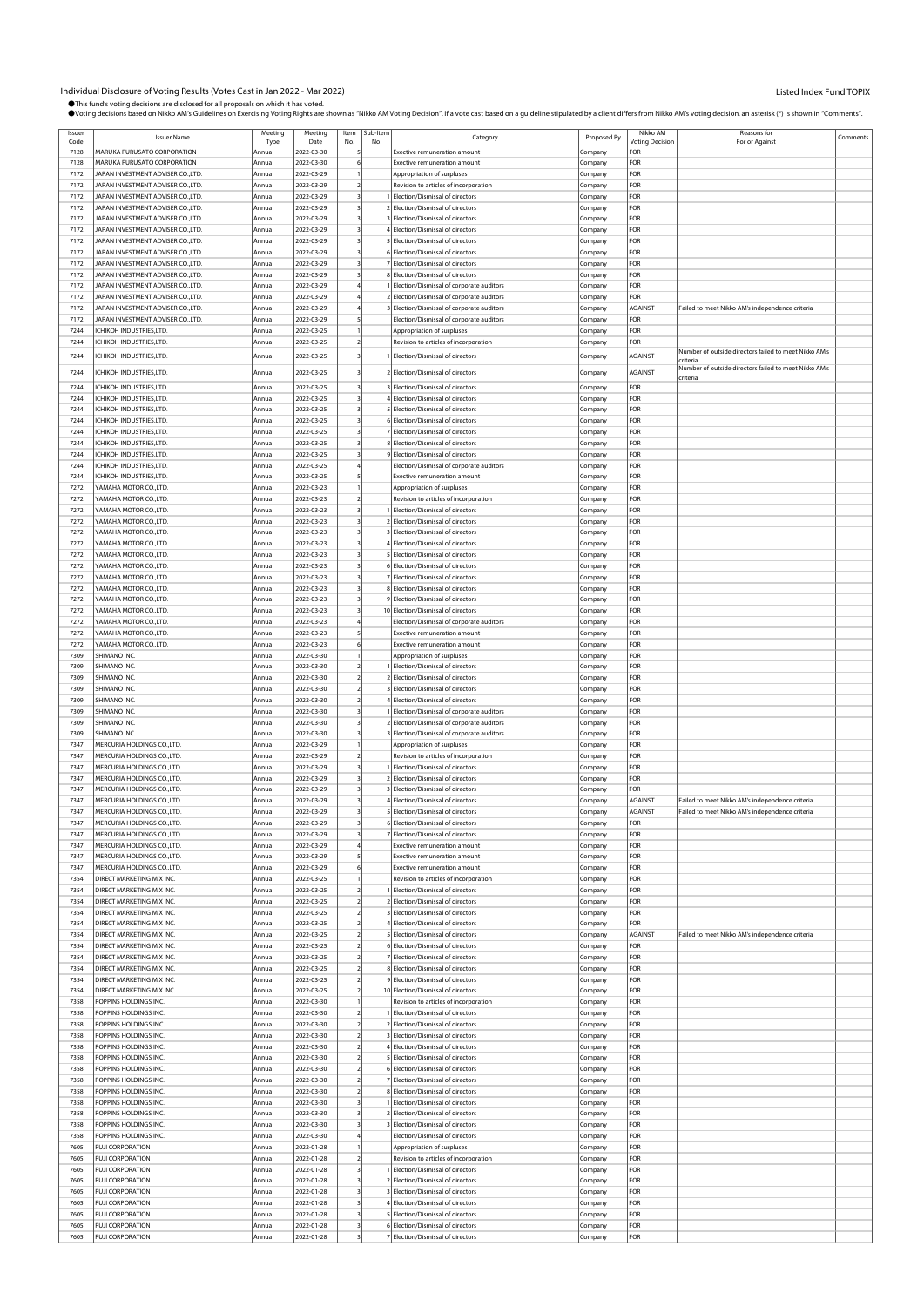Individual Disclosure of Voting Results (Votes Cast in Jan 2022 - Mar 2022)

Listed Index Fund TOPIX

●This fund's voting decisions are disclosed for all proposals on which it has voted.

●Voting decisions based on Nikko AM's Guidelines on Exercising Voting Rights are shown as "Nikko AM Voting Decision". If a vote cast based on a guideline stipulated by a client differs from Nikko AM's voting decision, an asterisk (*) is shown in "Comments".

| Issuer Code | Issuer Name | Meeting Type | Meeting Date | Item No. | Sub-Item No. | Category | Proposed By | Nikko AM Voting Decision | Reasons for For or Against | Comments |
|---|---|---|---|---|---|---|---|---|---|---|
| 7128 | MARUKA FURUSATO CORPORATION | Annual | 2022-03-30 | 5 | | Exective remuneration amount | Company | FOR | | |
| 7128 | MARUKA FURUSATO CORPORATION | Annual | 2022-03-30 | 6 | | Exective remuneration amount | Company | FOR | | |
| 7172 | JAPAN INVESTMENT ADVISER CO.,LTD. | Annual | 2022-03-29 | 1 | | Appropriation of surpluses | Company | FOR | | |
| 7172 | JAPAN INVESTMENT ADVISER CO.,LTD. | Annual | 2022-03-29 | 2 | | Revision to articles of incorporation | Company | FOR | | |
| 7172 | JAPAN INVESTMENT ADVISER CO.,LTD. | Annual | 2022-03-29 | 3 | 1 | Election/Dismissal of directors | Company | FOR | | |
| 7172 | JAPAN INVESTMENT ADVISER CO.,LTD. | Annual | 2022-03-29 | 3 | 2 | Election/Dismissal of directors | Company | FOR | | |
| 7172 | JAPAN INVESTMENT ADVISER CO.,LTD. | Annual | 2022-03-29 | 3 | 3 | Election/Dismissal of directors | Company | FOR | | |
| 7172 | JAPAN INVESTMENT ADVISER CO.,LTD. | Annual | 2022-03-29 | 3 | 4 | Election/Dismissal of directors | Company | FOR | | |
| 7172 | JAPAN INVESTMENT ADVISER CO.,LTD. | Annual | 2022-03-29 | 3 | 5 | Election/Dismissal of directors | Company | FOR | | |
| 7172 | JAPAN INVESTMENT ADVISER CO.,LTD. | Annual | 2022-03-29 | 3 | 6 | Election/Dismissal of directors | Company | FOR | | |
| 7172 | JAPAN INVESTMENT ADVISER CO.,LTD. | Annual | 2022-03-29 | 3 | 7 | Election/Dismissal of directors | Company | FOR | | |
| 7172 | JAPAN INVESTMENT ADVISER CO.,LTD. | Annual | 2022-03-29 | 3 | 8 | Election/Dismissal of directors | Company | FOR | | |
| 7172 | JAPAN INVESTMENT ADVISER CO.,LTD. | Annual | 2022-03-29 | 4 | 1 | Election/Dismissal of corporate auditors | Company | FOR | | |
| 7172 | JAPAN INVESTMENT ADVISER CO.,LTD. | Annual | 2022-03-29 | 4 | 2 | Election/Dismissal of corporate auditors | Company | FOR | | |
| 7172 | JAPAN INVESTMENT ADVISER CO.,LTD. | Annual | 2022-03-29 | 4 | 3 | Election/Dismissal of corporate auditors | Company | AGAINST | Failed to meet Nikko AM's independence criteria | |
| 7172 | JAPAN INVESTMENT ADVISER CO.,LTD. | Annual | 2022-03-29 | 5 | | Election/Dismissal of corporate auditors | Company | FOR | | |
| 7244 | ICHIKOH INDUSTRIES,LTD. | Annual | 2022-03-25 | 1 | | Appropriation of surpluses | Company | FOR | | |
| 7244 | ICHIKOH INDUSTRIES,LTD. | Annual | 2022-03-25 | 2 | | Revision to articles of incorporation | Company | FOR | | |
| 7244 | ICHIKOH INDUSTRIES,LTD. | Annual | 2022-03-25 | 3 | 1 | Election/Dismissal of directors | Company | AGAINST | Number of outside directors failed to meet Nikko AM's criteria | |
| 7244 | ICHIKOH INDUSTRIES,LTD. | Annual | 2022-03-25 | 3 | 2 | Election/Dismissal of directors | Company | AGAINST | Number of outside directors failed to meet Nikko AM's criteria | |
| 7244 | ICHIKOH INDUSTRIES,LTD. | Annual | 2022-03-25 | 3 | 3 | Election/Dismissal of directors | Company | FOR | | |
| 7244 | ICHIKOH INDUSTRIES,LTD. | Annual | 2022-03-25 | 3 | 4 | Election/Dismissal of directors | Company | FOR | | |
| 7244 | ICHIKOH INDUSTRIES,LTD. | Annual | 2022-03-25 | 3 | 5 | Election/Dismissal of directors | Company | FOR | | |
| 7244 | ICHIKOH INDUSTRIES,LTD. | Annual | 2022-03-25 | 3 | 6 | Election/Dismissal of directors | Company | FOR | | |
| 7244 | ICHIKOH INDUSTRIES,LTD. | Annual | 2022-03-25 | 3 | 7 | Election/Dismissal of directors | Company | FOR | | |
| 7244 | ICHIKOH INDUSTRIES,LTD. | Annual | 2022-03-25 | 3 | 8 | Election/Dismissal of directors | Company | FOR | | |
| 7244 | ICHIKOH INDUSTRIES,LTD. | Annual | 2022-03-25 | 3 | 9 | Election/Dismissal of directors | Company | FOR | | |
| 7244 | ICHIKOH INDUSTRIES,LTD. | Annual | 2022-03-25 | 4 | | Election/Dismissal of corporate auditors | Company | FOR | | |
| 7244 | ICHIKOH INDUSTRIES,LTD. | Annual | 2022-03-25 | 5 | | Exective remuneration amount | Company | FOR | | |
| 7272 | YAMAHA MOTOR CO.,LTD. | Annual | 2022-03-23 | 1 | | Appropriation of surpluses | Company | FOR | | |
| 7272 | YAMAHA MOTOR CO.,LTD. | Annual | 2022-03-23 | 2 | | Revision to articles of incorporation | Company | FOR | | |
| 7272 | YAMAHA MOTOR CO.,LTD. | Annual | 2022-03-23 | 3 | 1 | Election/Dismissal of directors | Company | FOR | | |
| 7272 | YAMAHA MOTOR CO.,LTD. | Annual | 2022-03-23 | 3 | 2 | Election/Dismissal of directors | Company | FOR | | |
| 7272 | YAMAHA MOTOR CO.,LTD. | Annual | 2022-03-23 | 3 | 3 | Election/Dismissal of directors | Company | FOR | | |
| 7272 | YAMAHA MOTOR CO.,LTD. | Annual | 2022-03-23 | 3 | 4 | Election/Dismissal of directors | Company | FOR | | |
| 7272 | YAMAHA MOTOR CO.,LTD. | Annual | 2022-03-23 | 3 | 5 | Election/Dismissal of directors | Company | FOR | | |
| 7272 | YAMAHA MOTOR CO.,LTD. | Annual | 2022-03-23 | 3 | 6 | Election/Dismissal of directors | Company | FOR | | |
| 7272 | YAMAHA MOTOR CO.,LTD. | Annual | 2022-03-23 | 3 | 7 | Election/Dismissal of directors | Company | FOR | | |
| 7272 | YAMAHA MOTOR CO.,LTD. | Annual | 2022-03-23 | 3 | 8 | Election/Dismissal of directors | Company | FOR | | |
| 7272 | YAMAHA MOTOR CO.,LTD. | Annual | 2022-03-23 | 3 | 9 | Election/Dismissal of directors | Company | FOR | | |
| 7272 | YAMAHA MOTOR CO.,LTD. | Annual | 2022-03-23 | 3 | 10 | Election/Dismissal of directors | Company | FOR | | |
| 7272 | YAMAHA MOTOR CO.,LTD. | Annual | 2022-03-23 | 4 | | Election/Dismissal of corporate auditors | Company | FOR | | |
| 7272 | YAMAHA MOTOR CO.,LTD. | Annual | 2022-03-23 | 5 | | Exective remuneration amount | Company | FOR | | |
| 7272 | YAMAHA MOTOR CO.,LTD. | Annual | 2022-03-23 | 6 | | Exective remuneration amount | Company | FOR | | |
| 7309 | SHIMANO INC. | Annual | 2022-03-30 | 1 | | Appropriation of surpluses | Company | FOR | | |
| 7309 | SHIMANO INC. | Annual | 2022-03-30 | 2 | 1 | Election/Dismissal of directors | Company | FOR | | |
| 7309 | SHIMANO INC. | Annual | 2022-03-30 | 2 | 2 | Election/Dismissal of directors | Company | FOR | | |
| 7309 | SHIMANO INC. | Annual | 2022-03-30 | 2 | 3 | Election/Dismissal of directors | Company | FOR | | |
| 7309 | SHIMANO INC. | Annual | 2022-03-30 | 2 | 4 | Election/Dismissal of directors | Company | FOR | | |
| 7309 | SHIMANO INC. | Annual | 2022-03-30 | 3 | 1 | Election/Dismissal of corporate auditors | Company | FOR | | |
| 7309 | SHIMANO INC. | Annual | 2022-03-30 | 3 | 2 | Election/Dismissal of corporate auditors | Company | FOR | | |
| 7309 | SHIMANO INC. | Annual | 2022-03-30 | 3 | 3 | Election/Dismissal of corporate auditors | Company | FOR | | |
| 7347 | MERCURIA HOLDINGS CO.,LTD. | Annual | 2022-03-29 | 1 | | Appropriation of surpluses | Company | FOR | | |
| 7347 | MERCURIA HOLDINGS CO.,LTD. | Annual | 2022-03-29 | 2 | | Revision to articles of incorporation | Company | FOR | | |
| 7347 | MERCURIA HOLDINGS CO.,LTD. | Annual | 2022-03-29 | 3 | 1 | Election/Dismissal of directors | Company | FOR | | |
| 7347 | MERCURIA HOLDINGS CO.,LTD. | Annual | 2022-03-29 | 3 | 2 | Election/Dismissal of directors | Company | FOR | | |
| 7347 | MERCURIA HOLDINGS CO.,LTD. | Annual | 2022-03-29 | 3 | 3 | Election/Dismissal of directors | Company | FOR | | |
| 7347 | MERCURIA HOLDINGS CO.,LTD. | Annual | 2022-03-29 | 3 | 4 | Election/Dismissal of directors | Company | AGAINST | Failed to meet Nikko AM's independence criteria | |
| 7347 | MERCURIA HOLDINGS CO.,LTD. | Annual | 2022-03-29 | 3 | 5 | Election/Dismissal of directors | Company | AGAINST | Failed to meet Nikko AM's independence criteria | |
| 7347 | MERCURIA HOLDINGS CO.,LTD. | Annual | 2022-03-29 | 3 | 6 | Election/Dismissal of directors | Company | FOR | | |
| 7347 | MERCURIA HOLDINGS CO.,LTD. | Annual | 2022-03-29 | 3 | 7 | Election/Dismissal of directors | Company | FOR | | |
| 7347 | MERCURIA HOLDINGS CO.,LTD. | Annual | 2022-03-29 | 4 | | Exective remuneration amount | Company | FOR | | |
| 7347 | MERCURIA HOLDINGS CO.,LTD. | Annual | 2022-03-29 | 5 | | Exective remuneration amount | Company | FOR | | |
| 7347 | MERCURIA HOLDINGS CO.,LTD. | Annual | 2022-03-29 | 6 | | Exective remuneration amount | Company | FOR | | |
| 7354 | DIRECT MARKETING MIX INC. | Annual | 2022-03-25 | 1 | | Revision to articles of incorporation | Company | FOR | | |
| 7354 | DIRECT MARKETING MIX INC. | Annual | 2022-03-25 | 2 | 1 | Election/Dismissal of directors | Company | FOR | | |
| 7354 | DIRECT MARKETING MIX INC. | Annual | 2022-03-25 | 2 | 2 | Election/Dismissal of directors | Company | FOR | | |
| 7354 | DIRECT MARKETING MIX INC. | Annual | 2022-03-25 | 2 | 3 | Election/Dismissal of directors | Company | FOR | | |
| 7354 | DIRECT MARKETING MIX INC. | Annual | 2022-03-25 | 2 | 4 | Election/Dismissal of directors | Company | FOR | | |
| 7354 | DIRECT MARKETING MIX INC. | Annual | 2022-03-25 | 2 | 5 | Election/Dismissal of directors | Company | AGAINST | Failed to meet Nikko AM's independence criteria | |
| 7354 | DIRECT MARKETING MIX INC. | Annual | 2022-03-25 | 2 | 6 | Election/Dismissal of directors | Company | FOR | | |
| 7354 | DIRECT MARKETING MIX INC. | Annual | 2022-03-25 | 2 | 7 | Election/Dismissal of directors | Company | FOR | | |
| 7354 | DIRECT MARKETING MIX INC. | Annual | 2022-03-25 | 2 | 8 | Election/Dismissal of directors | Company | FOR | | |
| 7354 | DIRECT MARKETING MIX INC. | Annual | 2022-03-25 | 2 | 9 | Election/Dismissal of directors | Company | FOR | | |
| 7354 | DIRECT MARKETING MIX INC. | Annual | 2022-03-25 | 2 | 10 | Election/Dismissal of directors | Company | FOR | | |
| 7358 | POPPINS HOLDINGS INC. | Annual | 2022-03-30 | 1 | | Revision to articles of incorporation | Company | FOR | | |
| 7358 | POPPINS HOLDINGS INC. | Annual | 2022-03-30 | 2 | 1 | Election/Dismissal of directors | Company | FOR | | |
| 7358 | POPPINS HOLDINGS INC. | Annual | 2022-03-30 | 2 | 2 | Election/Dismissal of directors | Company | FOR | | |
| 7358 | POPPINS HOLDINGS INC. | Annual | 2022-03-30 | 2 | 3 | Election/Dismissal of directors | Company | FOR | | |
| 7358 | POPPINS HOLDINGS INC. | Annual | 2022-03-30 | 2 | 4 | Election/Dismissal of directors | Company | FOR | | |
| 7358 | POPPINS HOLDINGS INC. | Annual | 2022-03-30 | 2 | 5 | Election/Dismissal of directors | Company | FOR | | |
| 7358 | POPPINS HOLDINGS INC. | Annual | 2022-03-30 | 2 | 6 | Election/Dismissal of directors | Company | FOR | | |
| 7358 | POPPINS HOLDINGS INC. | Annual | 2022-03-30 | 2 | 7 | Election/Dismissal of directors | Company | FOR | | |
| 7358 | POPPINS HOLDINGS INC. | Annual | 2022-03-30 | 2 | 8 | Election/Dismissal of directors | Company | FOR | | |
| 7358 | POPPINS HOLDINGS INC. | Annual | 2022-03-30 | 3 | 1 | Election/Dismissal of directors | Company | FOR | | |
| 7358 | POPPINS HOLDINGS INC. | Annual | 2022-03-30 | 3 | 2 | Election/Dismissal of directors | Company | FOR | | |
| 7358 | POPPINS HOLDINGS INC. | Annual | 2022-03-30 | 3 | 3 | Election/Dismissal of directors | Company | FOR | | |
| 7358 | POPPINS HOLDINGS INC. | Annual | 2022-03-30 | 4 | | Election/Dismissal of directors | Company | FOR | | |
| 7605 | FUJI CORPORATION | Annual | 2022-01-28 | 1 | | Appropriation of surpluses | Company | FOR | | |
| 7605 | FUJI CORPORATION | Annual | 2022-01-28 | 2 | | Revision to articles of incorporation | Company | FOR | | |
| 7605 | FUJI CORPORATION | Annual | 2022-01-28 | 3 | 1 | Election/Dismissal of directors | Company | FOR | | |
| 7605 | FUJI CORPORATION | Annual | 2022-01-28 | 3 | 2 | Election/Dismissal of directors | Company | FOR | | |
| 7605 | FUJI CORPORATION | Annual | 2022-01-28 | 3 | 3 | Election/Dismissal of directors | Company | FOR | | |
| 7605 | FUJI CORPORATION | Annual | 2022-01-28 | 3 | 4 | Election/Dismissal of directors | Company | FOR | | |
| 7605 | FUJI CORPORATION | Annual | 2022-01-28 | 3 | 5 | Election/Dismissal of directors | Company | FOR | | |
| 7605 | FUJI CORPORATION | Annual | 2022-01-28 | 3 | 6 | Election/Dismissal of directors | Company | FOR | | |
| 7605 | FUJI CORPORATION | Annual | 2022-01-28 | 3 | 7 | Election/Dismissal of directors | Company | FOR | | |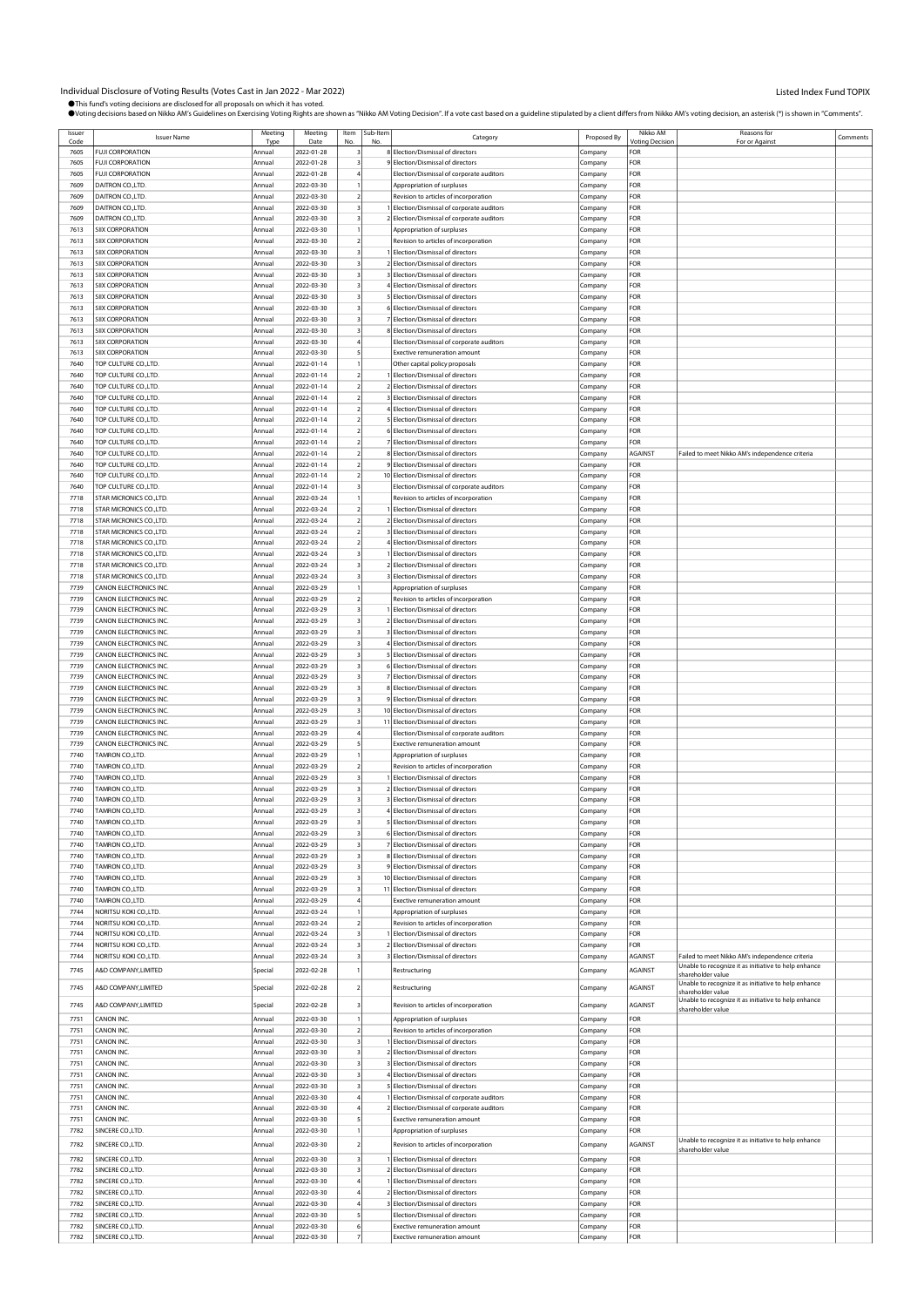Individual Disclosure of Voting Results (Votes Cast in Jan 2022 - Mar 2022)

Listed Index Fund TOPIX

●This fund's voting decisions are disclosed for all proposals on which it has voted.

●Voting decisions based on Nikko AM's Guidelines on Exercising Voting Rights are shown as "Nikko AM Voting Decision". If a vote cast based on a guideline stipulated by a client differs from Nikko AM's voting decision, an asterisk (*) is shown in "Comments".

| Issuer Code | Issuer Name | Meeting Type | Meeting Date | Item No. | Sub-Item No. | Category | Proposed By | Nikko AM Voting Decision | Reasons for For or Against | Comments |
|---|---|---|---|---|---|---|---|---|---|---|
| 7605 | FUJI CORPORATION | Annual | 2022-01-28 | 3 | 8 | Election/Dismissal of directors | Company | FOR | | |
| 7605 | FUJI CORPORATION | Annual | 2022-01-28 | 3 | 9 | Election/Dismissal of directors | Company | FOR | | |
| 7605 | FUJI CORPORATION | Annual | 2022-01-28 | 4 | | Election/Dismissal of corporate auditors | Company | FOR | | |
| 7609 | DAITRON CO.,LTD. | Annual | 2022-03-30 | 1 | | Appropriation of surpluses | Company | FOR | | |
| 7609 | DAITRON CO.,LTD. | Annual | 2022-03-30 | 2 | | Revision to articles of incorporation | Company | FOR | | |
| 7609 | DAITRON CO.,LTD. | Annual | 2022-03-30 | 3 | 1 | Election/Dismissal of corporate auditors | Company | FOR | | |
| 7609 | DAITRON CO.,LTD. | Annual | 2022-03-30 | 3 | 2 | Election/Dismissal of corporate auditors | Company | FOR | | |
| 7613 | SIIX CORPORATION | Annual | 2022-03-30 | 1 | | Appropriation of surpluses | Company | FOR | | |
| 7613 | SIIX CORPORATION | Annual | 2022-03-30 | 2 | | Revision to articles of incorporation | Company | FOR | | |
| 7613 | SIIX CORPORATION | Annual | 2022-03-30 | 3 | 1 | Election/Dismissal of directors | Company | FOR | | |
| 7613 | SIIX CORPORATION | Annual | 2022-03-30 | 3 | 2 | Election/Dismissal of directors | Company | FOR | | |
| 7613 | SIIX CORPORATION | Annual | 2022-03-30 | 3 | 3 | Election/Dismissal of directors | Company | FOR | | |
| 7613 | SIIX CORPORATION | Annual | 2022-03-30 | 3 | 4 | Election/Dismissal of directors | Company | FOR | | |
| 7613 | SIIX CORPORATION | Annual | 2022-03-30 | 3 | 5 | Election/Dismissal of directors | Company | FOR | | |
| 7613 | SIIX CORPORATION | Annual | 2022-03-30 | 3 | 6 | Election/Dismissal of directors | Company | FOR | | |
| 7613 | SIIX CORPORATION | Annual | 2022-03-30 | 3 | 7 | Election/Dismissal of directors | Company | FOR | | |
| 7613 | SIIX CORPORATION | Annual | 2022-03-30 | 3 | 8 | Election/Dismissal of directors | Company | FOR | | |
| 7613 | SIIX CORPORATION | Annual | 2022-03-30 | 4 | | Election/Dismissal of corporate auditors | Company | FOR | | |
| 7613 | SIIX CORPORATION | Annual | 2022-03-30 | 5 | | Exective remuneration amount | Company | FOR | | |
| 7640 | TOP CULTURE CO.,LTD. | Annual | 2022-01-14 | 1 | | Other capital policy proposals | Company | FOR | | |
| 7640 | TOP CULTURE CO.,LTD. | Annual | 2022-01-14 | 2 | 1 | Election/Dismissal of directors | Company | FOR | | |
| 7640 | TOP CULTURE CO.,LTD. | Annual | 2022-01-14 | 2 | 2 | Election/Dismissal of directors | Company | FOR | | |
| 7640 | TOP CULTURE CO.,LTD. | Annual | 2022-01-14 | 2 | 3 | Election/Dismissal of directors | Company | FOR | | |
| 7640 | TOP CULTURE CO.,LTD. | Annual | 2022-01-14 | 2 | 4 | Election/Dismissal of directors | Company | FOR | | |
| 7640 | TOP CULTURE CO.,LTD. | Annual | 2022-01-14 | 2 | 5 | Election/Dismissal of directors | Company | FOR | | |
| 7640 | TOP CULTURE CO.,LTD. | Annual | 2022-01-14 | 2 | 6 | Election/Dismissal of directors | Company | FOR | | |
| 7640 | TOP CULTURE CO.,LTD. | Annual | 2022-01-14 | 2 | 7 | Election/Dismissal of directors | Company | FOR | | |
| 7640 | TOP CULTURE CO.,LTD. | Annual | 2022-01-14 | 2 | 8 | Election/Dismissal of directors | Company | AGAINST | Failed to meet Nikko AM's independence criteria | |
| 7640 | TOP CULTURE CO.,LTD. | Annual | 2022-01-14 | 2 | 9 | Election/Dismissal of directors | Company | FOR | | |
| 7640 | TOP CULTURE CO.,LTD. | Annual | 2022-01-14 | 2 | 10 | Election/Dismissal of directors | Company | FOR | | |
| 7640 | TOP CULTURE CO.,LTD. | Annual | 2022-01-14 | 3 | | Election/Dismissal of corporate auditors | Company | FOR | | |
| 7718 | STAR MICRONICS CO.,LTD. | Annual | 2022-03-24 | 1 | | Revision to articles of incorporation | Company | FOR | | |
| 7718 | STAR MICRONICS CO.,LTD. | Annual | 2022-03-24 | 2 | 1 | Election/Dismissal of directors | Company | FOR | | |
| 7718 | STAR MICRONICS CO.,LTD. | Annual | 2022-03-24 | 2 | 2 | Election/Dismissal of directors | Company | FOR | | |
| 7718 | STAR MICRONICS CO.,LTD. | Annual | 2022-03-24 | 2 | 3 | Election/Dismissal of directors | Company | FOR | | |
| 7718 | STAR MICRONICS CO.,LTD. | Annual | 2022-03-24 | 2 | 4 | Election/Dismissal of directors | Company | FOR | | |
| 7718 | STAR MICRONICS CO.,LTD. | Annual | 2022-03-24 | 3 | 1 | Election/Dismissal of directors | Company | FOR | | |
| 7718 | STAR MICRONICS CO.,LTD. | Annual | 2022-03-24 | 3 | 2 | Election/Dismissal of directors | Company | FOR | | |
| 7718 | STAR MICRONICS CO.,LTD. | Annual | 2022-03-24 | 3 | 3 | Election/Dismissal of directors | Company | FOR | | |
| 7739 | CANON ELECTRONICS INC. | Annual | 2022-03-29 | 1 | | Appropriation of surpluses | Company | FOR | | |
| 7739 | CANON ELECTRONICS INC. | Annual | 2022-03-29 | 2 | | Revision to articles of incorporation | Company | FOR | | |
| 7739 | CANON ELECTRONICS INC. | Annual | 2022-03-29 | 3 | 1 | Election/Dismissal of directors | Company | FOR | | |
| 7739 | CANON ELECTRONICS INC. | Annual | 2022-03-29 | 3 | 2 | Election/Dismissal of directors | Company | FOR | | |
| 7739 | CANON ELECTRONICS INC. | Annual | 2022-03-29 | 3 | 3 | Election/Dismissal of directors | Company | FOR | | |
| 7739 | CANON ELECTRONICS INC. | Annual | 2022-03-29 | 3 | 4 | Election/Dismissal of directors | Company | FOR | | |
| 7739 | CANON ELECTRONICS INC. | Annual | 2022-03-29 | 3 | 5 | Election/Dismissal of directors | Company | FOR | | |
| 7739 | CANON ELECTRONICS INC. | Annual | 2022-03-29 | 3 | 6 | Election/Dismissal of directors | Company | FOR | | |
| 7739 | CANON ELECTRONICS INC. | Annual | 2022-03-29 | 3 | 7 | Election/Dismissal of directors | Company | FOR | | |
| 7739 | CANON ELECTRONICS INC. | Annual | 2022-03-29 | 3 | 8 | Election/Dismissal of directors | Company | FOR | | |
| 7739 | CANON ELECTRONICS INC. | Annual | 2022-03-29 | 3 | 9 | Election/Dismissal of directors | Company | FOR | | |
| 7739 | CANON ELECTRONICS INC. | Annual | 2022-03-29 | 3 | 10 | Election/Dismissal of directors | Company | FOR | | |
| 7739 | CANON ELECTRONICS INC. | Annual | 2022-03-29 | 3 | 11 | Election/Dismissal of directors | Company | FOR | | |
| 7739 | CANON ELECTRONICS INC. | Annual | 2022-03-29 | 4 | | Election/Dismissal of corporate auditors | Company | FOR | | |
| 7739 | CANON ELECTRONICS INC. | Annual | 2022-03-29 | 5 | | Exective remuneration amount | Company | FOR | | |
| 7740 | TAMRON CO.,LTD. | Annual | 2022-03-29 | 1 | | Appropriation of surpluses | Company | FOR | | |
| 7740 | TAMRON CO.,LTD. | Annual | 2022-03-29 | 2 | | Revision to articles of incorporation | Company | FOR | | |
| 7740 | TAMRON CO.,LTD. | Annual | 2022-03-29 | 3 | 1 | Election/Dismissal of directors | Company | FOR | | |
| 7740 | TAMRON CO.,LTD. | Annual | 2022-03-29 | 3 | 2 | Election/Dismissal of directors | Company | FOR | | |
| 7740 | TAMRON CO.,LTD. | Annual | 2022-03-29 | 3 | 3 | Election/Dismissal of directors | Company | FOR | | |
| 7740 | TAMRON CO.,LTD. | Annual | 2022-03-29 | 3 | 4 | Election/Dismissal of directors | Company | FOR | | |
| 7740 | TAMRON CO.,LTD. | Annual | 2022-03-29 | 3 | 5 | Election/Dismissal of directors | Company | FOR | | |
| 7740 | TAMRON CO.,LTD. | Annual | 2022-03-29 | 3 | 6 | Election/Dismissal of directors | Company | FOR | | |
| 7740 | TAMRON CO.,LTD. | Annual | 2022-03-29 | 3 | 7 | Election/Dismissal of directors | Company | FOR | | |
| 7740 | TAMRON CO.,LTD. | Annual | 2022-03-29 | 3 | 8 | Election/Dismissal of directors | Company | FOR | | |
| 7740 | TAMRON CO.,LTD. | Annual | 2022-03-29 | 3 | 9 | Election/Dismissal of directors | Company | FOR | | |
| 7740 | TAMRON CO.,LTD. | Annual | 2022-03-29 | 3 | 10 | Election/Dismissal of directors | Company | FOR | | |
| 7740 | TAMRON CO.,LTD. | Annual | 2022-03-29 | 3 | 11 | Election/Dismissal of directors | Company | FOR | | |
| 7740 | TAMRON CO.,LTD. | Annual | 2022-03-29 | 4 | | Exective remuneration amount | Company | FOR | | |
| 7744 | NORITSU KOKI CO.,LTD. | Annual | 2022-03-24 | 1 | | Appropriation of surpluses | Company | FOR | | |
| 7744 | NORITSU KOKI CO.,LTD. | Annual | 2022-03-24 | 2 | | Revision to articles of incorporation | Company | FOR | | |
| 7744 | NORITSU KOKI CO.,LTD. | Annual | 2022-03-24 | 3 | 1 | Election/Dismissal of directors | Company | FOR | | |
| 7744 | NORITSU KOKI CO.,LTD. | Annual | 2022-03-24 | 3 | 2 | Election/Dismissal of directors | Company | FOR | | |
| 7744 | NORITSU KOKI CO.,LTD. | Annual | 2022-03-24 | 3 | 3 | Election/Dismissal of directors | Company | AGAINST | Failed to meet Nikko AM's independence criteria | |
| 7745 | A&D COMPANY,LIMITED | Special | 2022-02-28 | 1 | | Restructuring | Company | AGAINST | Unable to recognize it as initiative to help enhance shareholder value | |
| 7745 | A&D COMPANY,LIMITED | Special | 2022-02-28 | 2 | | Restructuring | Company | AGAINST | Unable to recognize it as initiative to help enhance shareholder value | |
| 7745 | A&D COMPANY,LIMITED | Special | 2022-02-28 | 3 | | Revision to articles of incorporation | Company | AGAINST | Unable to recognize it as initiative to help enhance shareholder value | |
| 7751 | CANON INC. | Annual | 2022-03-30 | 1 | | Appropriation of surpluses | Company | FOR | | |
| 7751 | CANON INC. | Annual | 2022-03-30 | 2 | | Revision to articles of incorporation | Company | FOR | | |
| 7751 | CANON INC. | Annual | 2022-03-30 | 3 | 1 | Election/Dismissal of directors | Company | FOR | | |
| 7751 | CANON INC. | Annual | 2022-03-30 | 3 | 2 | Election/Dismissal of directors | Company | FOR | | |
| 7751 | CANON INC. | Annual | 2022-03-30 | 3 | 3 | Election/Dismissal of directors | Company | FOR | | |
| 7751 | CANON INC. | Annual | 2022-03-30 | 3 | 4 | Election/Dismissal of directors | Company | FOR | | |
| 7751 | CANON INC. | Annual | 2022-03-30 | 3 | 5 | Election/Dismissal of directors | Company | FOR | | |
| 7751 | CANON INC. | Annual | 2022-03-30 | 4 | 1 | Election/Dismissal of corporate auditors | Company | FOR | | |
| 7751 | CANON INC. | Annual | 2022-03-30 | 4 | 2 | Election/Dismissal of corporate auditors | Company | FOR | | |
| 7751 | CANON INC. | Annual | 2022-03-30 | 5 | | Exective remuneration amount | Company | FOR | | |
| 7782 | SINCERE CO.,LTD. | Annual | 2022-03-30 | 1 | | Appropriation of surpluses | Company | FOR | | |
| 7782 | SINCERE CO.,LTD. | Annual | 2022-03-30 | 2 | | Revision to articles of incorporation | Company | AGAINST | Unable to recognize it as initiative to help enhance shareholder value | |
| 7782 | SINCERE CO.,LTD. | Annual | 2022-03-30 | 3 | 1 | Election/Dismissal of directors | Company | FOR | | |
| 7782 | SINCERE CO.,LTD. | Annual | 2022-03-30 | 3 | 2 | Election/Dismissal of directors | Company | FOR | | |
| 7782 | SINCERE CO.,LTD. | Annual | 2022-03-30 | 4 | 1 | Election/Dismissal of directors | Company | FOR | | |
| 7782 | SINCERE CO.,LTD. | Annual | 2022-03-30 | 4 | 2 | Election/Dismissal of directors | Company | FOR | | |
| 7782 | SINCERE CO.,LTD. | Annual | 2022-03-30 | 4 | 3 | Election/Dismissal of directors | Company | FOR | | |
| 7782 | SINCERE CO.,LTD. | Annual | 2022-03-30 | 5 | | Election/Dismissal of directors | Company | FOR | | |
| 7782 | SINCERE CO.,LTD. | Annual | 2022-03-30 | 6 | | Exective remuneration amount | Company | FOR | | |
| 7782 | SINCERE CO.,LTD. | Annual | 2022-03-30 | 7 | | Exective remuneration amount | Company | FOR | | |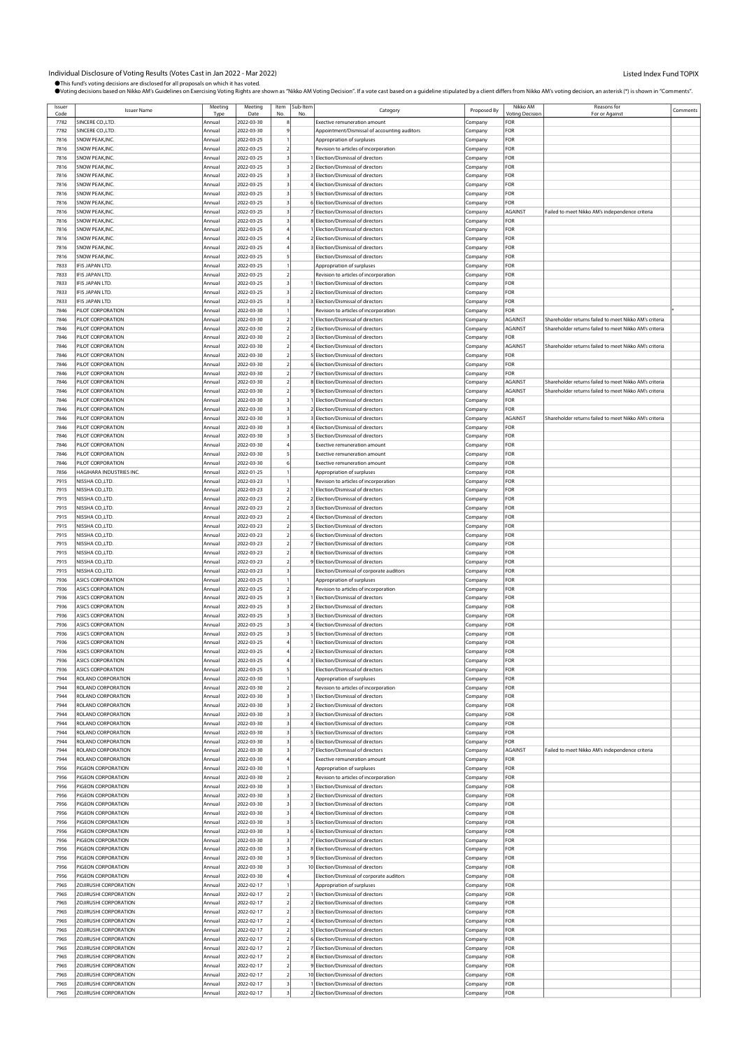Individual Disclosure of Voting Results (Votes Cast in Jan 2022 - Mar 2022)

Listed Index Fund TOPIX

●This fund's voting decisions are disclosed for all proposals on which it has voted.
●Voting decisions based on Nikko AM's Guidelines on Exercising Voting Rights are shown as "Nikko AM Voting Decision". If a vote cast based on a guideline stipulated by a client differs from Nikko AM's voting decision, an asterisk (*) is shown in "Comments".

| Issuer Code | Issuer Name | Meeting Type | Meeting Date | Item No. | Sub-Item No. | Category | Proposed By | Nikko AM Voting Decision | Reasons for For or Against | Comments |
|---|---|---|---|---|---|---|---|---|---|---|
| 7782 | SINCERE CO.,LTD. | Annual | 2022-03-30 | 8 | | Exective remuneration amount | Company | FOR | | |
| 7782 | SINCERE CO.,LTD. | Annual | 2022-03-30 | 9 | | Appointment/Dismissal of accounting auditors | Company | FOR | | |
| 7816 | SNOW PEAK,INC. | Annual | 2022-03-25 | 1 | | Appropriation of surpluses | Company | FOR | | |
| 7816 | SNOW PEAK,INC. | Annual | 2022-03-25 | 2 | | Revision to articles of incorporation | Company | FOR | | |
| 7816 | SNOW PEAK,INC. | Annual | 2022-03-25 | 3 | 1 | Election/Dismissal of directors | Company | FOR | | |
| 7816 | SNOW PEAK,INC. | Annual | 2022-03-25 | 3 | 2 | Election/Dismissal of directors | Company | FOR | | |
| 7816 | SNOW PEAK,INC. | Annual | 2022-03-25 | 3 | 3 | Election/Dismissal of directors | Company | FOR | | |
| 7816 | SNOW PEAK,INC. | Annual | 2022-03-25 | 3 | 4 | Election/Dismissal of directors | Company | FOR | | |
| 7816 | SNOW PEAK,INC. | Annual | 2022-03-25 | 3 | 5 | Election/Dismissal of directors | Company | FOR | | |
| 7816 | SNOW PEAK,INC. | Annual | 2022-03-25 | 3 | 6 | Election/Dismissal of directors | Company | FOR | | |
| 7816 | SNOW PEAK,INC. | Annual | 2022-03-25 | 3 | 7 | Election/Dismissal of directors | Company | AGAINST | Failed to meet Nikko AM's independence criteria | |
| 7816 | SNOW PEAK,INC. | Annual | 2022-03-25 | 3 | 8 | Election/Dismissal of directors | Company | FOR | | |
| 7816 | SNOW PEAK,INC. | Annual | 2022-03-25 | 4 | 1 | Election/Dismissal of directors | Company | FOR | | |
| 7816 | SNOW PEAK,INC. | Annual | 2022-03-25 | 4 | 2 | Election/Dismissal of directors | Company | FOR | | |
| 7816 | SNOW PEAK,INC. | Annual | 2022-03-25 | 4 | 3 | Election/Dismissal of directors | Company | FOR | | |
| 7816 | SNOW PEAK,INC. | Annual | 2022-03-25 | 5 | | Election/Dismissal of directors | Company | FOR | | |
| 7833 | IFIS JAPAN LTD. | Annual | 2022-03-25 | 1 | | Appropriation of surpluses | Company | FOR | | |
| 7833 | IFIS JAPAN LTD. | Annual | 2022-03-25 | 2 | | Revision to articles of incorporation | Company | FOR | | |
| 7833 | IFIS JAPAN LTD. | Annual | 2022-03-25 | 3 | 1 | Election/Dismissal of directors | Company | FOR | | |
| 7833 | IFIS JAPAN LTD. | Annual | 2022-03-25 | 3 | 2 | Election/Dismissal of directors | Company | FOR | | |
| 7833 | IFIS JAPAN LTD. | Annual | 2022-03-25 | 3 | 3 | Election/Dismissal of directors | Company | FOR | | |
| 7846 | PILOT CORPORATION | Annual | 2022-03-30 | 1 | | Revision to articles of incorporation | Company | FOR | | * |
| 7846 | PILOT CORPORATION | Annual | 2022-03-30 | 2 | 1 | Election/Dismissal of directors | Company | AGAINST | Shareholder returns failed to meet Nikko AM's criteria | |
| 7846 | PILOT CORPORATION | Annual | 2022-03-30 | 2 | 2 | Election/Dismissal of directors | Company | AGAINST | Shareholder returns failed to meet Nikko AM's criteria | |
| 7846 | PILOT CORPORATION | Annual | 2022-03-30 | 2 | 3 | Election/Dismissal of directors | Company | FOR | | |
| 7846 | PILOT CORPORATION | Annual | 2022-03-30 | 2 | 4 | Election/Dismissal of directors | Company | AGAINST | Shareholder returns failed to meet Nikko AM's criteria | |
| 7846 | PILOT CORPORATION | Annual | 2022-03-30 | 2 | 5 | Election/Dismissal of directors | Company | FOR | | |
| 7846 | PILOT CORPORATION | Annual | 2022-03-30 | 2 | 6 | Election/Dismissal of directors | Company | FOR | | |
| 7846 | PILOT CORPORATION | Annual | 2022-03-30 | 2 | 7 | Election/Dismissal of directors | Company | FOR | | |
| 7846 | PILOT CORPORATION | Annual | 2022-03-30 | 2 | 8 | Election/Dismissal of directors | Company | AGAINST | Shareholder returns failed to meet Nikko AM's criteria | |
| 7846 | PILOT CORPORATION | Annual | 2022-03-30 | 2 | 9 | Election/Dismissal of directors | Company | AGAINST | Shareholder returns failed to meet Nikko AM's criteria | |
| 7846 | PILOT CORPORATION | Annual | 2022-03-30 | 3 | 1 | Election/Dismissal of directors | Company | FOR | | |
| 7846 | PILOT CORPORATION | Annual | 2022-03-30 | 3 | 2 | Election/Dismissal of directors | Company | FOR | | |
| 7846 | PILOT CORPORATION | Annual | 2022-03-30 | 3 | 3 | Election/Dismissal of directors | Company | AGAINST | Shareholder returns failed to meet Nikko AM's criteria | |
| 7846 | PILOT CORPORATION | Annual | 2022-03-30 | 3 | 4 | Election/Dismissal of directors | Company | FOR | | |
| 7846 | PILOT CORPORATION | Annual | 2022-03-30 | 3 | 5 | Election/Dismissal of directors | Company | FOR | | |
| 7846 | PILOT CORPORATION | Annual | 2022-03-30 | 4 | | Exective remuneration amount | Company | FOR | | |
| 7846 | PILOT CORPORATION | Annual | 2022-03-30 | 5 | | Exective remuneration amount | Company | FOR | | |
| 7846 | PILOT CORPORATION | Annual | 2022-03-30 | 6 | | Exective remuneration amount | Company | FOR | | |
| 7856 | HAGIHARA INDUSTRIES INC. | Annual | 2022-01-25 | 1 | | Appropriation of surpluses | Company | FOR | | |
| 7915 | NISSHA CO.,LTD. | Annual | 2022-03-23 | 1 | | Revision to articles of incorporation | Company | FOR | | |
| 7915 | NISSHA CO.,LTD. | Annual | 2022-03-23 | 2 | 1 | Election/Dismissal of directors | Company | FOR | | |
| 7915 | NISSHA CO.,LTD. | Annual | 2022-03-23 | 2 | 2 | Election/Dismissal of directors | Company | FOR | | |
| 7915 | NISSHA CO.,LTD. | Annual | 2022-03-23 | 2 | 3 | Election/Dismissal of directors | Company | FOR | | |
| 7915 | NISSHA CO.,LTD. | Annual | 2022-03-23 | 2 | 4 | Election/Dismissal of directors | Company | FOR | | |
| 7915 | NISSHA CO.,LTD. | Annual | 2022-03-23 | 2 | 5 | Election/Dismissal of directors | Company | FOR | | |
| 7915 | NISSHA CO.,LTD. | Annual | 2022-03-23 | 2 | 6 | Election/Dismissal of directors | Company | FOR | | |
| 7915 | NISSHA CO.,LTD. | Annual | 2022-03-23 | 2 | 7 | Election/Dismissal of directors | Company | FOR | | |
| 7915 | NISSHA CO.,LTD. | Annual | 2022-03-23 | 2 | 8 | Election/Dismissal of directors | Company | FOR | | |
| 7915 | NISSHA CO.,LTD. | Annual | 2022-03-23 | 2 | 9 | Election/Dismissal of directors | Company | FOR | | |
| 7915 | NISSHA CO.,LTD. | Annual | 2022-03-23 | 3 | | Election/Dismissal of corporate auditors | Company | FOR | | |
| 7936 | ASICS CORPORATION | Annual | 2022-03-25 | 1 | | Appropriation of surpluses | Company | FOR | | |
| 7936 | ASICS CORPORATION | Annual | 2022-03-25 | 2 | | Revision to articles of incorporation | Company | FOR | | |
| 7936 | ASICS CORPORATION | Annual | 2022-03-25 | 3 | 1 | Election/Dismissal of directors | Company | FOR | | |
| 7936 | ASICS CORPORATION | Annual | 2022-03-25 | 3 | 2 | Election/Dismissal of directors | Company | FOR | | |
| 7936 | ASICS CORPORATION | Annual | 2022-03-25 | 3 | 3 | Election/Dismissal of directors | Company | FOR | | |
| 7936 | ASICS CORPORATION | Annual | 2022-03-25 | 3 | 4 | Election/Dismissal of directors | Company | FOR | | |
| 7936 | ASICS CORPORATION | Annual | 2022-03-25 | 3 | 5 | Election/Dismissal of directors | Company | FOR | | |
| 7936 | ASICS CORPORATION | Annual | 2022-03-25 | 4 | 1 | Election/Dismissal of directors | Company | FOR | | |
| 7936 | ASICS CORPORATION | Annual | 2022-03-25 | 4 | 2 | Election/Dismissal of directors | Company | FOR | | |
| 7936 | ASICS CORPORATION | Annual | 2022-03-25 | 4 | 3 | Election/Dismissal of directors | Company | FOR | | |
| 7936 | ASICS CORPORATION | Annual | 2022-03-25 | 5 | | Election/Dismissal of directors | Company | FOR | | |
| 7944 | ROLAND CORPORATION | Annual | 2022-03-30 | 1 | | Appropriation of surpluses | Company | FOR | | |
| 7944 | ROLAND CORPORATION | Annual | 2022-03-30 | 2 | | Revision to articles of incorporation | Company | FOR | | |
| 7944 | ROLAND CORPORATION | Annual | 2022-03-30 | 3 | 1 | Election/Dismissal of directors | Company | FOR | | |
| 7944 | ROLAND CORPORATION | Annual | 2022-03-30 | 3 | 2 | Election/Dismissal of directors | Company | FOR | | |
| 7944 | ROLAND CORPORATION | Annual | 2022-03-30 | 3 | 3 | Election/Dismissal of directors | Company | FOR | | |
| 7944 | ROLAND CORPORATION | Annual | 2022-03-30 | 3 | 4 | Election/Dismissal of directors | Company | FOR | | |
| 7944 | ROLAND CORPORATION | Annual | 2022-03-30 | 3 | 5 | Election/Dismissal of directors | Company | FOR | | |
| 7944 | ROLAND CORPORATION | Annual | 2022-03-30 | 3 | 6 | Election/Dismissal of directors | Company | FOR | | |
| 7944 | ROLAND CORPORATION | Annual | 2022-03-30 | 3 | 7 | Election/Dismissal of directors | Company | AGAINST | Failed to meet Nikko AM's independence criteria | |
| 7944 | ROLAND CORPORATION | Annual | 2022-03-30 | 4 | | Exective remuneration amount | Company | FOR | | |
| 7956 | PIGEON CORPORATION | Annual | 2022-03-30 | 1 | | Appropriation of surpluses | Company | FOR | | |
| 7956 | PIGEON CORPORATION | Annual | 2022-03-30 | 2 | | Revision to articles of incorporation | Company | FOR | | |
| 7956 | PIGEON CORPORATION | Annual | 2022-03-30 | 3 | 1 | Election/Dismissal of directors | Company | FOR | | |
| 7956 | PIGEON CORPORATION | Annual | 2022-03-30 | 3 | 2 | Election/Dismissal of directors | Company | FOR | | |
| 7956 | PIGEON CORPORATION | Annual | 2022-03-30 | 3 | 3 | Election/Dismissal of directors | Company | FOR | | |
| 7956 | PIGEON CORPORATION | Annual | 2022-03-30 | 3 | 4 | Election/Dismissal of directors | Company | FOR | | |
| 7956 | PIGEON CORPORATION | Annual | 2022-03-30 | 3 | 5 | Election/Dismissal of directors | Company | FOR | | |
| 7956 | PIGEON CORPORATION | Annual | 2022-03-30 | 3 | 6 | Election/Dismissal of directors | Company | FOR | | |
| 7956 | PIGEON CORPORATION | Annual | 2022-03-30 | 3 | 7 | Election/Dismissal of directors | Company | FOR | | |
| 7956 | PIGEON CORPORATION | Annual | 2022-03-30 | 3 | 8 | Election/Dismissal of directors | Company | FOR | | |
| 7956 | PIGEON CORPORATION | Annual | 2022-03-30 | 3 | 9 | Election/Dismissal of directors | Company | FOR | | |
| 7956 | PIGEON CORPORATION | Annual | 2022-03-30 | 3 | 10 | Election/Dismissal of directors | Company | FOR | | |
| 7956 | PIGEON CORPORATION | Annual | 2022-03-30 | 4 | | Election/Dismissal of corporate auditors | Company | FOR | | |
| 7965 | ZOJIRUSHI CORPORATION | Annual | 2022-02-17 | 1 | | Appropriation of surpluses | Company | FOR | | |
| 7965 | ZOJIRUSHI CORPORATION | Annual | 2022-02-17 | 2 | 1 | Election/Dismissal of directors | Company | FOR | | |
| 7965 | ZOJIRUSHI CORPORATION | Annual | 2022-02-17 | 2 | 2 | Election/Dismissal of directors | Company | FOR | | |
| 7965 | ZOJIRUSHI CORPORATION | Annual | 2022-02-17 | 2 | 3 | Election/Dismissal of directors | Company | FOR | | |
| 7965 | ZOJIRUSHI CORPORATION | Annual | 2022-02-17 | 2 | 4 | Election/Dismissal of directors | Company | FOR | | |
| 7965 | ZOJIRUSHI CORPORATION | Annual | 2022-02-17 | 2 | 5 | Election/Dismissal of directors | Company | FOR | | |
| 7965 | ZOJIRUSHI CORPORATION | Annual | 2022-02-17 | 2 | 6 | Election/Dismissal of directors | Company | FOR | | |
| 7965 | ZOJIRUSHI CORPORATION | Annual | 2022-02-17 | 2 | 7 | Election/Dismissal of directors | Company | FOR | | |
| 7965 | ZOJIRUSHI CORPORATION | Annual | 2022-02-17 | 2 | 8 | Election/Dismissal of directors | Company | FOR | | |
| 7965 | ZOJIRUSHI CORPORATION | Annual | 2022-02-17 | 2 | 9 | Election/Dismissal of directors | Company | FOR | | |
| 7965 | ZOJIRUSHI CORPORATION | Annual | 2022-02-17 | 2 | 10 | Election/Dismissal of directors | Company | FOR | | |
| 7965 | ZOJIRUSHI CORPORATION | Annual | 2022-02-17 | 3 | 1 | Election/Dismissal of directors | Company | FOR | | |
| 7965 | ZOJIRUSHI CORPORATION | Annual | 2022-02-17 | 3 | 2 | Election/Dismissal of directors | Company | FOR | | |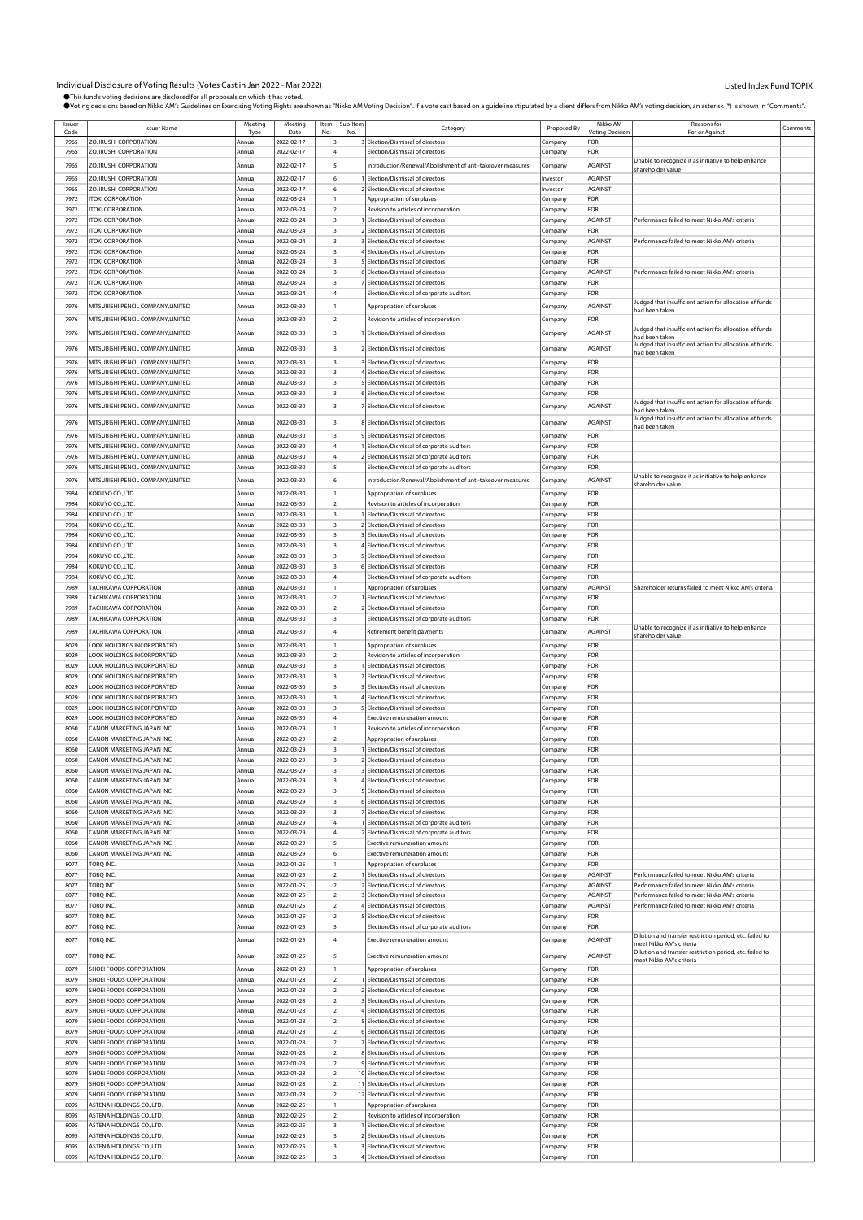Individual Disclosure of Voting Results (Votes Cast in Jan 2022 - Mar 2022)

Listed Index Fund TOPIX

●This fund's voting decisions are disclosed for all proposals on which it has voted.

●Voting decisions based on Nikko AM's Guidelines on Exercising Voting Rights are shown as "Nikko AM Voting Decision". If a vote cast based on a guideline stipulated by a client differs from Nikko AM's voting decision, an asterisk (*) is shown in "Comments".

| Issuer Code | Issuer Name | Meeting Type | Meeting Date | Item No. | Sub-Item No. | Category | Proposed By | Nikko AM Voting Decision | Reasons for For or Against | Comments |
|---|---|---|---|---|---|---|---|---|---|---|
| 7965 | ZOJIRUSHI CORPORATION | Annual | 2022-02-17 | 3 | 3 | Election/Dismissal of directors | Company | FOR | | |
| 7965 | ZOJIRUSHI CORPORATION | Annual | 2022-02-17 | 4 | | Election/Dismissal of directors | Company | FOR | | |
| 7965 | ZOJIRUSHI CORPORATION | Annual | 2022-02-17 | 5 | | Introduction/Renewal/Abolishment of anti-takeover measures | Company | AGAINST | Unable to recognize it as initiative to help enhance shareholder value | |
| 7965 | ZOJIRUSHI CORPORATION | Annual | 2022-02-17 | 6 | 1 | Election/Dismissal of directors | Investor | AGAINST | | |
| 7965 | ZOJIRUSHI CORPORATION | Annual | 2022-02-17 | 6 | 2 | Election/Dismissal of directors | Investor | AGAINST | | |
| 7972 | ITOKI CORPORATION | Annual | 2022-03-24 | 1 | | Appropriation of surpluses | Company | FOR | | |
| 7972 | ITOKI CORPORATION | Annual | 2022-03-24 | 2 | | Revision to articles of incorporation | Company | FOR | | |
| 7972 | ITOKI CORPORATION | Annual | 2022-03-24 | 3 | 1 | Election/Dismissal of directors | Company | AGAINST | Performance failed to meet Nikko AM's criteria | |
| 7972 | ITOKI CORPORATION | Annual | 2022-03-24 | 3 | 2 | Election/Dismissal of directors | Company | FOR | | |
| 7972 | ITOKI CORPORATION | Annual | 2022-03-24 | 3 | 3 | Election/Dismissal of directors | Company | AGAINST | Performance failed to meet Nikko AM's criteria | |
| 7972 | ITOKI CORPORATION | Annual | 2022-03-24 | 3 | 4 | Election/Dismissal of directors | Company | FOR | | |
| 7972 | ITOKI CORPORATION | Annual | 2022-03-24 | 3 | 5 | Election/Dismissal of directors | Company | FOR | | |
| 7972 | ITOKI CORPORATION | Annual | 2022-03-24 | 3 | 6 | Election/Dismissal of directors | Company | AGAINST | Performance failed to meet Nikko AM's criteria | |
| 7972 | ITOKI CORPORATION | Annual | 2022-03-24 | 3 | 7 | Election/Dismissal of directors | Company | FOR | | |
| 7972 | ITOKI CORPORATION | Annual | 2022-03-24 | 4 | | Election/Dismissal of corporate auditors | Company | FOR | | |
| 7976 | MITSUBISHI PENCIL COMPANY,LIMITED | Annual | 2022-03-30 | 1 | | Appropriation of surpluses | Company | AGAINST | Judged that insufficient action for allocation of funds had been taken | |
| 7976 | MITSUBISHI PENCIL COMPANY,LIMITED | Annual | 2022-03-30 | 2 | | Revision to articles of incorporation | Company | FOR | | |
| 7976 | MITSUBISHI PENCIL COMPANY,LIMITED | Annual | 2022-03-30 | 3 | 1 | Election/Dismissal of directors | Company | AGAINST | Judged that insufficient action for allocation of funds had been taken | |
| 7976 | MITSUBISHI PENCIL COMPANY,LIMITED | Annual | 2022-03-30 | 3 | 2 | Election/Dismissal of directors | Company | AGAINST | Judged that insufficient action for allocation of funds had been taken | |
| 7976 | MITSUBISHI PENCIL COMPANY,LIMITED | Annual | 2022-03-30 | 3 | 3 | Election/Dismissal of directors | Company | FOR | | |
| 7976 | MITSUBISHI PENCIL COMPANY,LIMITED | Annual | 2022-03-30 | 3 | 4 | Election/Dismissal of directors | Company | FOR | | |
| 7976 | MITSUBISHI PENCIL COMPANY,LIMITED | Annual | 2022-03-30 | 3 | 5 | Election/Dismissal of directors | Company | FOR | | |
| 7976 | MITSUBISHI PENCIL COMPANY,LIMITED | Annual | 2022-03-30 | 3 | 6 | Election/Dismissal of directors | Company | FOR | | |
| 7976 | MITSUBISHI PENCIL COMPANY,LIMITED | Annual | 2022-03-30 | 3 | 7 | Election/Dismissal of directors | Company | AGAINST | Judged that insufficient action for allocation of funds had been taken | |
| 7976 | MITSUBISHI PENCIL COMPANY,LIMITED | Annual | 2022-03-30 | 3 | 8 | Election/Dismissal of directors | Company | AGAINST | Judged that insufficient action for allocation of funds had been taken | |
| 7976 | MITSUBISHI PENCIL COMPANY,LIMITED | Annual | 2022-03-30 | 3 | 9 | Election/Dismissal of directors | Company | FOR | | |
| 7976 | MITSUBISHI PENCIL COMPANY,LIMITED | Annual | 2022-03-30 | 4 | 1 | Election/Dismissal of corporate auditors | Company | FOR | | |
| 7976 | MITSUBISHI PENCIL COMPANY,LIMITED | Annual | 2022-03-30 | 4 | 2 | Election/Dismissal of corporate auditors | Company | FOR | | |
| 7976 | MITSUBISHI PENCIL COMPANY,LIMITED | Annual | 2022-03-30 | 5 | | Election/Dismissal of corporate auditors | Company | FOR | | |
| 7976 | MITSUBISHI PENCIL COMPANY,LIMITED | Annual | 2022-03-30 | 6 | | Introduction/Renewal/Abolishment of anti-takeover measures | Company | AGAINST | Unable to recognize it as initiative to help enhance shareholder value | |
| 7984 | KOKUYO CO.,LTD. | Annual | 2022-03-30 | 1 | | Appropriation of surpluses | Company | FOR | | |
| 7984 | KOKUYO CO.,LTD. | Annual | 2022-03-30 | 2 | | Revision to articles of incorporation | Company | FOR | | |
| 7984 | KOKUYO CO.,LTD. | Annual | 2022-03-30 | 3 | 1 | Election/Dismissal of directors | Company | FOR | | |
| 7984 | KOKUYO CO.,LTD. | Annual | 2022-03-30 | 3 | 2 | Election/Dismissal of directors | Company | FOR | | |
| 7984 | KOKUYO CO.,LTD. | Annual | 2022-03-30 | 3 | 3 | Election/Dismissal of directors | Company | FOR | | |
| 7984 | KOKUYO CO.,LTD. | Annual | 2022-03-30 | 3 | 4 | Election/Dismissal of directors | Company | FOR | | |
| 7984 | KOKUYO CO.,LTD. | Annual | 2022-03-30 | 3 | 5 | Election/Dismissal of directors | Company | FOR | | |
| 7984 | KOKUYO CO.,LTD. | Annual | 2022-03-30 | 3 | 6 | Election/Dismissal of directors | Company | FOR | | |
| 7984 | KOKUYO CO.,LTD. | Annual | 2022-03-30 | 4 | | Election/Dismissal of corporate auditors | Company | FOR | | |
| 7989 | TACHIKAWA CORPORATION | Annual | 2022-03-30 | 1 | | Appropriation of surpluses | Company | AGAINST | Shareholder returns failed to meet Nikko AM's criteria | |
| 7989 | TACHIKAWA CORPORATION | Annual | 2022-03-30 | 2 | 1 | Election/Dismissal of directors | Company | FOR | | |
| 7989 | TACHIKAWA CORPORATION | Annual | 2022-03-30 | 2 | 2 | Election/Dismissal of directors | Company | FOR | | |
| 7989 | TACHIKAWA CORPORATION | Annual | 2022-03-30 | 3 | | Election/Dismissal of corporate auditors | Company | FOR | | |
| 7989 | TACHIKAWA CORPORATION | Annual | 2022-03-30 | 4 | | Retirement benefit payments | Company | AGAINST | Unable to recognize it as initiative to help enhance shareholder value | |
| 8029 | LOOK HOLDINGS INCORPORATED | Annual | 2022-03-30 | 1 | | Appropriation of surpluses | Company | FOR | | |
| 8029 | LOOK HOLDINGS INCORPORATED | Annual | 2022-03-30 | 2 | | Revision to articles of incorporation | Company | FOR | | |
| 8029 | LOOK HOLDINGS INCORPORATED | Annual | 2022-03-30 | 3 | 1 | Election/Dismissal of directors | Company | FOR | | |
| 8029 | LOOK HOLDINGS INCORPORATED | Annual | 2022-03-30 | 3 | 2 | Election/Dismissal of directors | Company | FOR | | |
| 8029 | LOOK HOLDINGS INCORPORATED | Annual | 2022-03-30 | 3 | 3 | Election/Dismissal of directors | Company | FOR | | |
| 8029 | LOOK HOLDINGS INCORPORATED | Annual | 2022-03-30 | 3 | 4 | Election/Dismissal of directors | Company | FOR | | |
| 8029 | LOOK HOLDINGS INCORPORATED | Annual | 2022-03-30 | 3 | 5 | Election/Dismissal of directors | Company | FOR | | |
| 8029 | LOOK HOLDINGS INCORPORATED | Annual | 2022-03-30 | 4 | | Exective remuneration amount | Company | FOR | | |
| 8060 | CANON MARKETING JAPAN INC. | Annual | 2022-03-29 | 1 | | Revision to articles of incorporation | Company | FOR | | |
| 8060 | CANON MARKETING JAPAN INC. | Annual | 2022-03-29 | 2 | | Appropriation of surpluses | Company | FOR | | |
| 8060 | CANON MARKETING JAPAN INC. | Annual | 2022-03-29 | 3 | 1 | Election/Dismissal of directors | Company | FOR | | |
| 8060 | CANON MARKETING JAPAN INC. | Annual | 2022-03-29 | 3 | 2 | Election/Dismissal of directors | Company | FOR | | |
| 8060 | CANON MARKETING JAPAN INC. | Annual | 2022-03-29 | 3 | 3 | Election/Dismissal of directors | Company | FOR | | |
| 8060 | CANON MARKETING JAPAN INC. | Annual | 2022-03-29 | 3 | 4 | Election/Dismissal of directors | Company | FOR | | |
| 8060 | CANON MARKETING JAPAN INC. | Annual | 2022-03-29 | 3 | 5 | Election/Dismissal of directors | Company | FOR | | |
| 8060 | CANON MARKETING JAPAN INC. | Annual | 2022-03-29 | 3 | 6 | Election/Dismissal of directors | Company | FOR | | |
| 8060 | CANON MARKETING JAPAN INC. | Annual | 2022-03-29 | 3 | 7 | Election/Dismissal of directors | Company | FOR | | |
| 8060 | CANON MARKETING JAPAN INC. | Annual | 2022-03-29 | 4 | 1 | Election/Dismissal of corporate auditors | Company | FOR | | |
| 8060 | CANON MARKETING JAPAN INC. | Annual | 2022-03-29 | 4 | 2 | Election/Dismissal of corporate auditors | Company | FOR | | |
| 8060 | CANON MARKETING JAPAN INC. | Annual | 2022-03-29 | 5 | | Exective remuneration amount | Company | FOR | | |
| 8060 | CANON MARKETING JAPAN INC. | Annual | 2022-03-29 | 6 | | Exective remuneration amount | Company | FOR | | |
| 8077 | TORQ INC. | Annual | 2022-01-25 | 1 | | Appropriation of surpluses | Company | FOR | | |
| 8077 | TORQ INC. | Annual | 2022-01-25 | 2 | 1 | Election/Dismissal of directors | Company | AGAINST | Performance failed to meet Nikko AM's criteria | |
| 8077 | TORQ INC. | Annual | 2022-01-25 | 2 | 2 | Election/Dismissal of directors | Company | AGAINST | Performance failed to meet Nikko AM's criteria | |
| 8077 | TORQ INC. | Annual | 2022-01-25 | 2 | 3 | Election/Dismissal of directors | Company | AGAINST | Performance failed to meet Nikko AM's criteria | |
| 8077 | TORQ INC. | Annual | 2022-01-25 | 2 | 4 | Election/Dismissal of directors | Company | AGAINST | Performance failed to meet Nikko AM's criteria | |
| 8077 | TORQ INC. | Annual | 2022-01-25 | 2 | 5 | Election/Dismissal of directors | Company | FOR | | |
| 8077 | TORQ INC. | Annual | 2022-01-25 | 3 | | Election/Dismissal of corporate auditors | Company | FOR | | |
| 8077 | TORQ INC. | Annual | 2022-01-25 | 4 | | Exective remuneration amount | Company | AGAINST | Dilution and transfer restriction period, etc. failed to meet Nikko AM's criteria | |
| 8077 | TORQ INC. | Annual | 2022-01-25 | 5 | | Exective remuneration amount | Company | AGAINST | Dilution and transfer restriction period, etc. failed to meet Nikko AM's criteria | |
| 8079 | SHOEI FOODS CORPORATION | Annual | 2022-01-28 | 1 | | Appropriation of surpluses | Company | FOR | | |
| 8079 | SHOEI FOODS CORPORATION | Annual | 2022-01-28 | 2 | 1 | Election/Dismissal of directors | Company | FOR | | |
| 8079 | SHOEI FOODS CORPORATION | Annual | 2022-01-28 | 2 | 2 | Election/Dismissal of directors | Company | FOR | | |
| 8079 | SHOEI FOODS CORPORATION | Annual | 2022-01-28 | 2 | 3 | Election/Dismissal of directors | Company | FOR | | |
| 8079 | SHOEI FOODS CORPORATION | Annual | 2022-01-28 | 2 | 4 | Election/Dismissal of directors | Company | FOR | | |
| 8079 | SHOEI FOODS CORPORATION | Annual | 2022-01-28 | 2 | 5 | Election/Dismissal of directors | Company | FOR | | |
| 8079 | SHOEI FOODS CORPORATION | Annual | 2022-01-28 | 2 | 6 | Election/Dismissal of directors | Company | FOR | | |
| 8079 | SHOEI FOODS CORPORATION | Annual | 2022-01-28 | 2 | 7 | Election/Dismissal of directors | Company | FOR | | |
| 8079 | SHOEI FOODS CORPORATION | Annual | 2022-01-28 | 2 | 8 | Election/Dismissal of directors | Company | FOR | | |
| 8079 | SHOEI FOODS CORPORATION | Annual | 2022-01-28 | 2 | 9 | Election/Dismissal of directors | Company | FOR | | |
| 8079 | SHOEI FOODS CORPORATION | Annual | 2022-01-28 | 2 | 10 | Election/Dismissal of directors | Company | FOR | | |
| 8079 | SHOEI FOODS CORPORATION | Annual | 2022-01-28 | 2 | 11 | Election/Dismissal of directors | Company | FOR | | |
| 8079 | SHOEI FOODS CORPORATION | Annual | 2022-01-28 | 2 | 12 | Election/Dismissal of directors | Company | FOR | | |
| 8095 | ASTENA HOLDINGS CO.,LTD. | Annual | 2022-02-25 | 1 | | Appropriation of surpluses | Company | FOR | | |
| 8095 | ASTENA HOLDINGS CO.,LTD. | Annual | 2022-02-25 | 2 | | Revision to articles of incorporation | Company | FOR | | |
| 8095 | ASTENA HOLDINGS CO.,LTD. | Annual | 2022-02-25 | 3 | 1 | Election/Dismissal of directors | Company | FOR | | |
| 8095 | ASTENA HOLDINGS CO.,LTD. | Annual | 2022-02-25 | 3 | 2 | Election/Dismissal of directors | Company | FOR | | |
| 8095 | ASTENA HOLDINGS CO.,LTD. | Annual | 2022-02-25 | 3 | 3 | Election/Dismissal of directors | Company | FOR | | |
| 8095 | ASTENA HOLDINGS CO.,LTD. | Annual | 2022-02-25 | 3 | 4 | Election/Dismissal of directors | Company | FOR | | |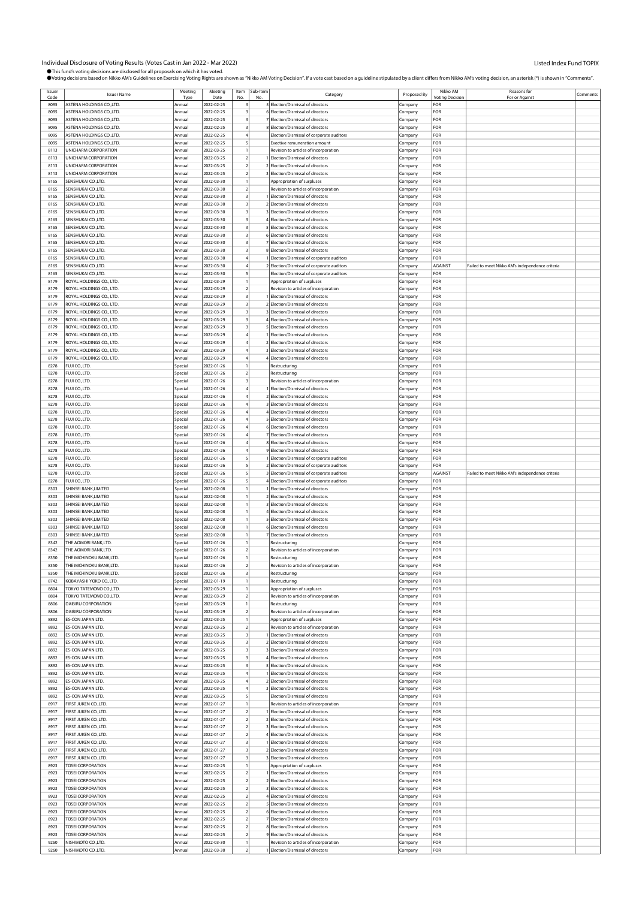Individual Disclosure of Voting Results (Votes Cast in Jan 2022 - Mar 2022)

Listed Index Fund TOPIX

●This fund's voting decisions are disclosed for all proposals on which it has voted.
●Voting decisions based on Nikko AM's Guidelines on Exercising Voting Rights are shown as "Nikko AM Voting Decision". If a vote cast based on a guideline stipulated by a client differs from Nikko AM's voting decision, an asterisk (*) is shown in "Comments".

| Issuer Code | Issuer Name | Meeting Type | Meeting Date | Item No. | Sub-Item No. | Category | Proposed By | Nikko AM Voting Decision | Reasons for For or Against | Comments |
|---|---|---|---|---|---|---|---|---|---|---|
| 8095 | ASTENA HOLDINGS CO.,LTD. | Annual | 2022-02-25 | 3 | 5 | Election/Dismissal of directors | Company | FOR | | |
| 8095 | ASTENA HOLDINGS CO.,LTD. | Annual | 2022-02-25 | 3 | 6 | Election/Dismissal of directors | Company | FOR | | |
| 8095 | ASTENA HOLDINGS CO.,LTD. | Annual | 2022-02-25 | 3 | 7 | Election/Dismissal of directors | Company | FOR | | |
| 8095 | ASTENA HOLDINGS CO.,LTD. | Annual | 2022-02-25 | 3 | 8 | Election/Dismissal of directors | Company | FOR | | |
| 8095 | ASTENA HOLDINGS CO.,LTD. | Annual | 2022-02-25 | 4 | | Election/Dismissal of corporate auditors | Company | FOR | | |
| 8095 | ASTENA HOLDINGS CO.,LTD. | Annual | 2022-02-25 | 5 | | Exective remuneration amount | Company | FOR | | |
| 8113 | UNICHARM CORPORATION | Annual | 2022-03-25 | 1 | | Revision to articles of incorporation | Company | FOR | | |
| 8113 | UNICHARM CORPORATION | Annual | 2022-03-25 | 2 | 1 | Election/Dismissal of directors | Company | FOR | | |
| 8113 | UNICHARM CORPORATION | Annual | 2022-03-25 | 2 | 2 | Election/Dismissal of directors | Company | FOR | | |
| 8113 | UNICHARM CORPORATION | Annual | 2022-03-25 | 2 | 3 | Election/Dismissal of directors | Company | FOR | | |
| 8165 | SENSHUKAI CO.,LTD. | Annual | 2022-03-30 | 1 | | Appropriation of surpluses | Company | FOR | | |
| 8165 | SENSHUKAI CO.,LTD. | Annual | 2022-03-30 | 2 | | Revision to articles of incorporation | Company | FOR | | |
| 8165 | SENSHUKAI CO.,LTD. | Annual | 2022-03-30 | 3 | 1 | Election/Dismissal of directors | Company | FOR | | |
| 8165 | SENSHUKAI CO.,LTD. | Annual | 2022-03-30 | 3 | 2 | Election/Dismissal of directors | Company | FOR | | |
| 8165 | SENSHUKAI CO.,LTD. | Annual | 2022-03-30 | 3 | 3 | Election/Dismissal of directors | Company | FOR | | |
| 8165 | SENSHUKAI CO.,LTD. | Annual | 2022-03-30 | 3 | 4 | Election/Dismissal of directors | Company | FOR | | |
| 8165 | SENSHUKAI CO.,LTD. | Annual | 2022-03-30 | 3 | 5 | Election/Dismissal of directors | Company | FOR | | |
| 8165 | SENSHUKAI CO.,LTD. | Annual | 2022-03-30 | 3 | 6 | Election/Dismissal of directors | Company | FOR | | |
| 8165 | SENSHUKAI CO.,LTD. | Annual | 2022-03-30 | 3 | 7 | Election/Dismissal of directors | Company | FOR | | |
| 8165 | SENSHUKAI CO.,LTD. | Annual | 2022-03-30 | 3 | 8 | Election/Dismissal of directors | Company | FOR | | |
| 8165 | SENSHUKAI CO.,LTD. | Annual | 2022-03-30 | 4 | 1 | Election/Dismissal of corporate auditors | Company | FOR | | |
| 8165 | SENSHUKAI CO.,LTD. | Annual | 2022-03-30 | 4 | 2 | Election/Dismissal of corporate auditors | Company | AGAINST | Failed to meet Nikko AM's independence criteria | |
| 8165 | SENSHUKAI CO.,LTD. | Annual | 2022-03-30 | 5 | | Election/Dismissal of corporate auditors | Company | FOR | | |
| 8179 | ROYAL HOLDINGS CO., LTD. | Annual | 2022-03-29 | 1 | | Appropriation of surpluses | Company | FOR | | |
| 8179 | ROYAL HOLDINGS CO., LTD. | Annual | 2022-03-29 | 2 | | Revision to articles of incorporation | Company | FOR | | |
| 8179 | ROYAL HOLDINGS CO., LTD. | Annual | 2022-03-29 | 3 | 1 | Election/Dismissal of directors | Company | FOR | | |
| 8179 | ROYAL HOLDINGS CO., LTD. | Annual | 2022-03-29 | 3 | 2 | Election/Dismissal of directors | Company | FOR | | |
| 8179 | ROYAL HOLDINGS CO., LTD. | Annual | 2022-03-29 | 3 | 3 | Election/Dismissal of directors | Company | FOR | | |
| 8179 | ROYAL HOLDINGS CO., LTD. | Annual | 2022-03-29 | 3 | 4 | Election/Dismissal of directors | Company | FOR | | |
| 8179 | ROYAL HOLDINGS CO., LTD. | Annual | 2022-03-29 | 3 | 5 | Election/Dismissal of directors | Company | FOR | | |
| 8179 | ROYAL HOLDINGS CO., LTD. | Annual | 2022-03-29 | 4 | 1 | Election/Dismissal of directors | Company | FOR | | |
| 8179 | ROYAL HOLDINGS CO., LTD. | Annual | 2022-03-29 | 4 | 2 | Election/Dismissal of directors | Company | FOR | | |
| 8179 | ROYAL HOLDINGS CO., LTD. | Annual | 2022-03-29 | 4 | 3 | Election/Dismissal of directors | Company | FOR | | |
| 8179 | ROYAL HOLDINGS CO., LTD. | Annual | 2022-03-29 | 4 | 4 | Election/Dismissal of directors | Company | FOR | | |
| 8278 | FUJI CO.,LTD. | Special | 2022-01-26 | 1 | | Restructuring | Company | FOR | | |
| 8278 | FUJI CO.,LTD. | Special | 2022-01-26 | 2 | | Restructuring | Company | FOR | | |
| 8278 | FUJI CO.,LTD. | Special | 2022-01-26 | 3 | | Revision to articles of incorporation | Company | FOR | | |
| 8278 | FUJI CO.,LTD. | Special | 2022-01-26 | 4 | 1 | Election/Dismissal of directors | Company | FOR | | |
| 8278 | FUJI CO.,LTD. | Special | 2022-01-26 | 4 | 2 | Election/Dismissal of directors | Company | FOR | | |
| 8278 | FUJI CO.,LTD. | Special | 2022-01-26 | 4 | 3 | Election/Dismissal of directors | Company | FOR | | |
| 8278 | FUJI CO.,LTD. | Special | 2022-01-26 | 4 | 4 | Election/Dismissal of directors | Company | FOR | | |
| 8278 | FUJI CO.,LTD. | Special | 2022-01-26 | 4 | 5 | Election/Dismissal of directors | Company | FOR | | |
| 8278 | FUJI CO.,LTD. | Special | 2022-01-26 | 4 | 6 | Election/Dismissal of directors | Company | FOR | | |
| 8278 | FUJI CO.,LTD. | Special | 2022-01-26 | 4 | 7 | Election/Dismissal of directors | Company | FOR | | |
| 8278 | FUJI CO.,LTD. | Special | 2022-01-26 | 4 | 8 | Election/Dismissal of directors | Company | FOR | | |
| 8278 | FUJI CO.,LTD. | Special | 2022-01-26 | 4 | 9 | Election/Dismissal of directors | Company | FOR | | |
| 8278 | FUJI CO.,LTD. | Special | 2022-01-26 | 5 | 1 | Election/Dismissal of corporate auditors | Company | FOR | | |
| 8278 | FUJI CO.,LTD. | Special | 2022-01-26 | 5 | 2 | Election/Dismissal of corporate auditors | Company | FOR | | |
| 8278 | FUJI CO.,LTD. | Special | 2022-01-26 | 5 | 3 | Election/Dismissal of corporate auditors | Company | AGAINST | Failed to meet Nikko AM's independence criteria | |
| 8278 | FUJI CO.,LTD. | Special | 2022-01-26 | 5 | 4 | Election/Dismissal of corporate auditors | Company | FOR | | |
| 8303 | SHINSEI BANK,LIMITED | Special | 2022-02-08 | 1 | 1 | Election/Dismissal of directors | Company | FOR | | |
| 8303 | SHINSEI BANK,LIMITED | Special | 2022-02-08 | 1 | 2 | Election/Dismissal of directors | Company | FOR | | |
| 8303 | SHINSEI BANK,LIMITED | Special | 2022-02-08 | 1 | 3 | Election/Dismissal of directors | Company | FOR | | |
| 8303 | SHINSEI BANK,LIMITED | Special | 2022-02-08 | 1 | 4 | Election/Dismissal of directors | Company | FOR | | |
| 8303 | SHINSEI BANK,LIMITED | Special | 2022-02-08 | 1 | 5 | Election/Dismissal of directors | Company | FOR | | |
| 8303 | SHINSEI BANK,LIMITED | Special | 2022-02-08 | 1 | 6 | Election/Dismissal of directors | Company | FOR | | |
| 8303 | SHINSEI BANK,LIMITED | Special | 2022-02-08 | 1 | 7 | Election/Dismissal of directors | Company | FOR | | |
| 8342 | THE AOMORI BANK,LTD. | Special | 2022-01-26 | 1 | | Restructuring | Company | FOR | | |
| 8342 | THE AOMORI BANK,LTD. | Special | 2022-01-26 | 2 | | Revision to articles of incorporation | Company | FOR | | |
| 8350 | THE MICHINOKU BANK,LTD. | Special | 2022-01-26 | 1 | | Restructuring | Company | FOR | | |
| 8350 | THE MICHINOKU BANK,LTD. | Special | 2022-01-26 | 2 | | Revision to articles of incorporation | Company | FOR | | |
| 8350 | THE MICHINOKU BANK,LTD. | Special | 2022-01-26 | 3 | | Restructuring | Company | FOR | | |
| 8742 | KOBAYASHI YOKO CO.,LTD. | Special | 2022-01-19 | 1 | | Restructuring | Company | FOR | | |
| 8804 | TOKYO TATEMONO CO.,LTD. | Annual | 2022-03-29 | 1 | | Appropriation of surpluses | Company | FOR | | |
| 8804 | TOKYO TATEMONO CO.,LTD. | Annual | 2022-03-29 | 2 | | Revision to articles of incorporation | Company | FOR | | |
| 8806 | DAIBIRU CORPORATION | Special | 2022-03-29 | 1 | | Restructuring | Company | FOR | | |
| 8806 | DAIBIRU CORPORATION | Special | 2022-03-29 | 2 | | Revision to articles of incorporation | Company | FOR | | |
| 8892 | ES-CON JAPAN LTD. | Annual | 2022-03-25 | 1 | | Appropriation of surpluses | Company | FOR | | |
| 8892 | ES-CON JAPAN LTD. | Annual | 2022-03-25 | 2 | | Revision to articles of incorporation | Company | FOR | | |
| 8892 | ES-CON JAPAN LTD. | Annual | 2022-03-25 | 3 | 1 | Election/Dismissal of directors | Company | FOR | | |
| 8892 | ES-CON JAPAN LTD. | Annual | 2022-03-25 | 3 | 2 | Election/Dismissal of directors | Company | FOR | | |
| 8892 | ES-CON JAPAN LTD. | Annual | 2022-03-25 | 3 | 3 | Election/Dismissal of directors | Company | FOR | | |
| 8892 | ES-CON JAPAN LTD. | Annual | 2022-03-25 | 3 | 4 | Election/Dismissal of directors | Company | FOR | | |
| 8892 | ES-CON JAPAN LTD. | Annual | 2022-03-25 | 3 | 5 | Election/Dismissal of directors | Company | FOR | | |
| 8892 | ES-CON JAPAN LTD. | Annual | 2022-03-25 | 4 | 1 | Election/Dismissal of directors | Company | FOR | | |
| 8892 | ES-CON JAPAN LTD. | Annual | 2022-03-25 | 4 | 2 | Election/Dismissal of directors | Company | FOR | | |
| 8892 | ES-CON JAPAN LTD. | Annual | 2022-03-25 | 4 | 3 | Election/Dismissal of directors | Company | FOR | | |
| 8892 | ES-CON JAPAN LTD. | Annual | 2022-03-25 | 5 | | Election/Dismissal of directors | Company | FOR | | |
| 8917 | FIRST JUKEN CO.,LTD. | Annual | 2022-01-27 | 1 | | Revision to articles of incorporation | Company | FOR | | |
| 8917 | FIRST JUKEN CO.,LTD. | Annual | 2022-01-27 | 2 | 1 | Election/Dismissal of directors | Company | FOR | | |
| 8917 | FIRST JUKEN CO.,LTD. | Annual | 2022-01-27 | 2 | 2 | Election/Dismissal of directors | Company | FOR | | |
| 8917 | FIRST JUKEN CO.,LTD. | Annual | 2022-01-27 | 2 | 3 | Election/Dismissal of directors | Company | FOR | | |
| 8917 | FIRST JUKEN CO.,LTD. | Annual | 2022-01-27 | 2 | 4 | Election/Dismissal of directors | Company | FOR | | |
| 8917 | FIRST JUKEN CO.,LTD. | Annual | 2022-01-27 | 3 | 1 | Election/Dismissal of directors | Company | FOR | | |
| 8917 | FIRST JUKEN CO.,LTD. | Annual | 2022-01-27 | 3 | 2 | Election/Dismissal of directors | Company | FOR | | |
| 8917 | FIRST JUKEN CO.,LTD. | Annual | 2022-01-27 | 3 | 3 | Election/Dismissal of directors | Company | FOR | | |
| 8923 | TOSEI CORPORATION | Annual | 2022-02-25 | 1 | | Appropriation of surpluses | Company | FOR | | |
| 8923 | TOSEI CORPORATION | Annual | 2022-02-25 | 2 | 1 | Election/Dismissal of directors | Company | FOR | | |
| 8923 | TOSEI CORPORATION | Annual | 2022-02-25 | 2 | 2 | Election/Dismissal of directors | Company | FOR | | |
| 8923 | TOSEI CORPORATION | Annual | 2022-02-25 | 2 | 3 | Election/Dismissal of directors | Company | FOR | | |
| 8923 | TOSEI CORPORATION | Annual | 2022-02-25 | 2 | 4 | Election/Dismissal of directors | Company | FOR | | |
| 8923 | TOSEI CORPORATION | Annual | 2022-02-25 | 2 | 5 | Election/Dismissal of directors | Company | FOR | | |
| 8923 | TOSEI CORPORATION | Annual | 2022-02-25 | 2 | 6 | Election/Dismissal of directors | Company | FOR | | |
| 8923 | TOSEI CORPORATION | Annual | 2022-02-25 | 2 | 7 | Election/Dismissal of directors | Company | FOR | | |
| 8923 | TOSEI CORPORATION | Annual | 2022-02-25 | 2 | 8 | Election/Dismissal of directors | Company | FOR | | |
| 8923 | TOSEI CORPORATION | Annual | 2022-02-25 | 2 | 9 | Election/Dismissal of directors | Company | FOR | | |
| 9260 | NISHIMOTO CO.,LTD. | Annual | 2022-03-30 | 1 | | Revision to articles of incorporation | Company | FOR | | |
| 9260 | NISHIMOTO CO.,LTD. | Annual | 2022-03-30 | 2 | 1 | Election/Dismissal of directors | Company | FOR | | |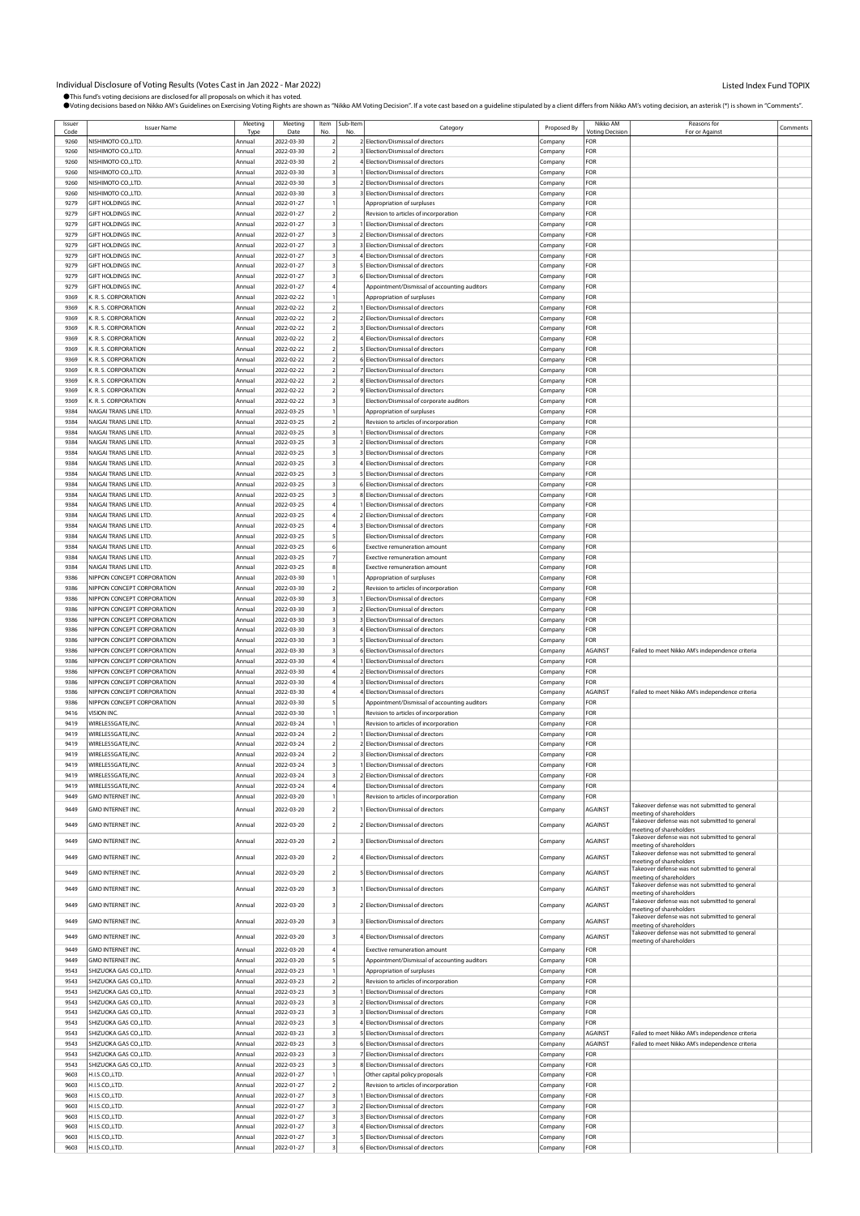# Individual Disclosure of Voting Results (Votes Cast in Jan 2022 - Mar 2022)

Listed Index Fund TOPIX

●This fund's voting decisions are disclosed for all proposals on which it has voted.
●Voting decisions based on Nikko AM's Guidelines on Exercising Voting Rights are shown as "Nikko AM Voting Decision". If a vote cast based on a guideline stipulated by a client differs from Nikko AM's voting decision, an asterisk (*) is shown in "Comments".

| Issuer Code | Issuer Name | Meeting Type | Meeting Date | Item No. | Sub-Item No. | Category | Proposed By | Nikko AM Voting Decision | Reasons for For or Against | Comments |
|---|---|---|---|---|---|---|---|---|---|---|
| 9260 | NISHIMOTO CO.,LTD. | Annual | 2022-03-30 | 2 | 2 | Election/Dismissal of directors | Company | FOR | | |
| 9260 | NISHIMOTO CO.,LTD. | Annual | 2022-03-30 | 2 | 3 | Election/Dismissal of directors | Company | FOR | | |
| 9260 | NISHIMOTO CO.,LTD. | Annual | 2022-03-30 | 2 | 4 | Election/Dismissal of directors | Company | FOR | | |
| 9260 | NISHIMOTO CO.,LTD. | Annual | 2022-03-30 | 3 | 1 | Election/Dismissal of directors | Company | FOR | | |
| 9260 | NISHIMOTO CO.,LTD. | Annual | 2022-03-30 | 3 | 2 | Election/Dismissal of directors | Company | FOR | | |
| 9260 | NISHIMOTO CO.,LTD. | Annual | 2022-03-30 | 3 | 3 | Election/Dismissal of directors | Company | FOR | | |
| 9279 | GIFT HOLDINGS INC. | Annual | 2022-01-27 | 1 | | Appropriation of surpluses | Company | FOR | | |
| 9279 | GIFT HOLDINGS INC. | Annual | 2022-01-27 | 2 | | Revision to articles of incorporation | Company | FOR | | |
| 9279 | GIFT HOLDINGS INC. | Annual | 2022-01-27 | 3 | 1 | Election/Dismissal of directors | Company | FOR | | |
| 9279 | GIFT HOLDINGS INC. | Annual | 2022-01-27 | 3 | 2 | Election/Dismissal of directors | Company | FOR | | |
| 9279 | GIFT HOLDINGS INC. | Annual | 2022-01-27 | 3 | 3 | Election/Dismissal of directors | Company | FOR | | |
| 9279 | GIFT HOLDINGS INC. | Annual | 2022-01-27 | 3 | 4 | Election/Dismissal of directors | Company | FOR | | |
| 9279 | GIFT HOLDINGS INC. | Annual | 2022-01-27 | 3 | 5 | Election/Dismissal of directors | Company | FOR | | |
| 9279 | GIFT HOLDINGS INC. | Annual | 2022-01-27 | 3 | 6 | Election/Dismissal of directors | Company | FOR | | |
| 9279 | GIFT HOLDINGS INC. | Annual | 2022-01-27 | 4 | | Appointment/Dismissal of accounting auditors | Company | FOR | | |
| 9369 | K. R. S. CORPORATION | Annual | 2022-02-22 | 1 | | Appropriation of surpluses | Company | FOR | | |
| 9369 | K. R. S. CORPORATION | Annual | 2022-02-22 | 2 | 1 | Election/Dismissal of directors | Company | FOR | | |
| 9369 | K. R. S. CORPORATION | Annual | 2022-02-22 | 2 | 2 | Election/Dismissal of directors | Company | FOR | | |
| 9369 | K. R. S. CORPORATION | Annual | 2022-02-22 | 2 | 3 | Election/Dismissal of directors | Company | FOR | | |
| 9369 | K. R. S. CORPORATION | Annual | 2022-02-22 | 2 | 4 | Election/Dismissal of directors | Company | FOR | | |
| 9369 | K. R. S. CORPORATION | Annual | 2022-02-22 | 2 | 5 | Election/Dismissal of directors | Company | FOR | | |
| 9369 | K. R. S. CORPORATION | Annual | 2022-02-22 | 2 | 6 | Election/Dismissal of directors | Company | FOR | | |
| 9369 | K. R. S. CORPORATION | Annual | 2022-02-22 | 2 | 7 | Election/Dismissal of directors | Company | FOR | | |
| 9369 | K. R. S. CORPORATION | Annual | 2022-02-22 | 2 | 8 | Election/Dismissal of directors | Company | FOR | | |
| 9369 | K. R. S. CORPORATION | Annual | 2022-02-22 | 2 | 9 | Election/Dismissal of directors | Company | FOR | | |
| 9369 | K. R. S. CORPORATION | Annual | 2022-02-22 | 3 | | Election/Dismissal of corporate auditors | Company | FOR | | |
| 9384 | NAIGAI TRANS LINE LTD. | Annual | 2022-03-25 | 1 | | Appropriation of surpluses | Company | FOR | | |
| 9384 | NAIGAI TRANS LINE LTD. | Annual | 2022-03-25 | 2 | | Revision to articles of incorporation | Company | FOR | | |
| 9384 | NAIGAI TRANS LINE LTD. | Annual | 2022-03-25 | 3 | 1 | Election/Dismissal of directors | Company | FOR | | |
| 9384 | NAIGAI TRANS LINE LTD. | Annual | 2022-03-25 | 3 | 2 | Election/Dismissal of directors | Company | FOR | | |
| 9384 | NAIGAI TRANS LINE LTD. | Annual | 2022-03-25 | 3 | 3 | Election/Dismissal of directors | Company | FOR | | |
| 9384 | NAIGAI TRANS LINE LTD. | Annual | 2022-03-25 | 3 | 4 | Election/Dismissal of directors | Company | FOR | | |
| 9384 | NAIGAI TRANS LINE LTD. | Annual | 2022-03-25 | 3 | 5 | Election/Dismissal of directors | Company | FOR | | |
| 9384 | NAIGAI TRANS LINE LTD. | Annual | 2022-03-25 | 3 | 6 | Election/Dismissal of directors | Company | FOR | | |
| 9384 | NAIGAI TRANS LINE LTD. | Annual | 2022-03-25 | 3 | 8 | Election/Dismissal of directors | Company | FOR | | |
| 9384 | NAIGAI TRANS LINE LTD. | Annual | 2022-03-25 | 4 | 1 | Election/Dismissal of directors | Company | FOR | | |
| 9384 | NAIGAI TRANS LINE LTD. | Annual | 2022-03-25 | 4 | 2 | Election/Dismissal of directors | Company | FOR | | |
| 9384 | NAIGAI TRANS LINE LTD. | Annual | 2022-03-25 | 4 | 3 | Election/Dismissal of directors | Company | FOR | | |
| 9384 | NAIGAI TRANS LINE LTD. | Annual | 2022-03-25 | 5 | | Election/Dismissal of directors | Company | FOR | | |
| 9384 | NAIGAI TRANS LINE LTD. | Annual | 2022-03-25 | 6 | | Exective remuneration amount | Company | FOR | | |
| 9384 | NAIGAI TRANS LINE LTD. | Annual | 2022-03-25 | 7 | | Exective remuneration amount | Company | FOR | | |
| 9384 | NAIGAI TRANS LINE LTD. | Annual | 2022-03-25 | 8 | | Exective remuneration amount | Company | FOR | | |
| 9386 | NIPPON CONCEPT CORPORATION | Annual | 2022-03-30 | 1 | | Appropriation of surpluses | Company | FOR | | |
| 9386 | NIPPON CONCEPT CORPORATION | Annual | 2022-03-30 | 2 | | Revision to articles of incorporation | Company | FOR | | |
| 9386 | NIPPON CONCEPT CORPORATION | Annual | 2022-03-30 | 3 | 1 | Election/Dismissal of directors | Company | FOR | | |
| 9386 | NIPPON CONCEPT CORPORATION | Annual | 2022-03-30 | 3 | 2 | Election/Dismissal of directors | Company | FOR | | |
| 9386 | NIPPON CONCEPT CORPORATION | Annual | 2022-03-30 | 3 | 3 | Election/Dismissal of directors | Company | FOR | | |
| 9386 | NIPPON CONCEPT CORPORATION | Annual | 2022-03-30 | 3 | 4 | Election/Dismissal of directors | Company | FOR | | |
| 9386 | NIPPON CONCEPT CORPORATION | Annual | 2022-03-30 | 3 | 5 | Election/Dismissal of directors | Company | FOR | | |
| 9386 | NIPPON CONCEPT CORPORATION | Annual | 2022-03-30 | 3 | 6 | Election/Dismissal of directors | Company | AGAINST | Failed to meet Nikko AM's independence criteria | |
| 9386 | NIPPON CONCEPT CORPORATION | Annual | 2022-03-30 | 4 | 1 | Election/Dismissal of directors | Company | FOR | | |
| 9386 | NIPPON CONCEPT CORPORATION | Annual | 2022-03-30 | 4 | 2 | Election/Dismissal of directors | Company | FOR | | |
| 9386 | NIPPON CONCEPT CORPORATION | Annual | 2022-03-30 | 4 | 3 | Election/Dismissal of directors | Company | FOR | | |
| 9386 | NIPPON CONCEPT CORPORATION | Annual | 2022-03-30 | 4 | 4 | Election/Dismissal of directors | Company | AGAINST | Failed to meet Nikko AM's independence criteria | |
| 9386 | NIPPON CONCEPT CORPORATION | Annual | 2022-03-30 | 5 | | Appointment/Dismissal of accounting auditors | Company | FOR | | |
| 9416 | VISION INC. | Annual | 2022-03-30 | 1 | | Revision to articles of incorporation | Company | FOR | | |
| 9419 | WIRELESSGATE,INC. | Annual | 2022-03-24 | 1 | | Revision to articles of incorporation | Company | FOR | | |
| 9419 | WIRELESSGATE,INC. | Annual | 2022-03-24 | 2 | 1 | Election/Dismissal of directors | Company | FOR | | |
| 9419 | WIRELESSGATE,INC. | Annual | 2022-03-24 | 2 | 2 | Election/Dismissal of directors | Company | FOR | | |
| 9419 | WIRELESSGATE,INC. | Annual | 2022-03-24 | 2 | 3 | Election/Dismissal of directors | Company | FOR | | |
| 9419 | WIRELESSGATE,INC. | Annual | 2022-03-24 | 3 | 1 | Election/Dismissal of directors | Company | FOR | | |
| 9419 | WIRELESSGATE,INC. | Annual | 2022-03-24 | 3 | 2 | Election/Dismissal of directors | Company | FOR | | |
| 9419 | WIRELESSGATE,INC. | Annual | 2022-03-24 | 4 | | Election/Dismissal of directors | Company | FOR | | |
| 9449 | GMO INTERNET INC. | Annual | 2022-03-20 | 1 | | Revision to articles of incorporation | Company | FOR | | |
| 9449 | GMO INTERNET INC. | Annual | 2022-03-20 | 2 | 1 | Election/Dismissal of directors | Company | AGAINST | Takeover defense was not submitted to general meeting of shareholders | |
| 9449 | GMO INTERNET INC. | Annual | 2022-03-20 | 2 | 2 | Election/Dismissal of directors | Company | AGAINST | Takeover defense was not submitted to general meeting of shareholders | |
| 9449 | GMO INTERNET INC. | Annual | 2022-03-20 | 2 | 3 | Election/Dismissal of directors | Company | AGAINST | Takeover defense was not submitted to general meeting of shareholders | |
| 9449 | GMO INTERNET INC. | Annual | 2022-03-20 | 2 | 4 | Election/Dismissal of directors | Company | AGAINST | Takeover defense was not submitted to general meeting of shareholders | |
| 9449 | GMO INTERNET INC. | Annual | 2022-03-20 | 2 | 5 | Election/Dismissal of directors | Company | AGAINST | Takeover defense was not submitted to general meeting of shareholders | |
| 9449 | GMO INTERNET INC. | Annual | 2022-03-20 | 3 | 1 | Election/Dismissal of directors | Company | AGAINST | Takeover defense was not submitted to general meeting of shareholders | |
| 9449 | GMO INTERNET INC. | Annual | 2022-03-20 | 3 | 2 | Election/Dismissal of directors | Company | AGAINST | Takeover defense was not submitted to general meeting of shareholders | |
| 9449 | GMO INTERNET INC. | Annual | 2022-03-20 | 3 | 3 | Election/Dismissal of directors | Company | AGAINST | Takeover defense was not submitted to general meeting of shareholders | |
| 9449 | GMO INTERNET INC. | Annual | 2022-03-20 | 3 | 4 | Election/Dismissal of directors | Company | AGAINST | Takeover defense was not submitted to general meeting of shareholders | |
| 9449 | GMO INTERNET INC. | Annual | 2022-03-20 | 4 | | Exective remuneration amount | Company | FOR | | |
| 9449 | GMO INTERNET INC. | Annual | 2022-03-20 | 5 | | Appointment/Dismissal of accounting auditors | Company | FOR | | |
| 9543 | SHIZUOKA GAS CO.,LTD. | Annual | 2022-03-23 | 1 | | Appropriation of surpluses | Company | FOR | | |
| 9543 | SHIZUOKA GAS CO.,LTD. | Annual | 2022-03-23 | 2 | | Revision to articles of incorporation | Company | FOR | | |
| 9543 | SHIZUOKA GAS CO.,LTD. | Annual | 2022-03-23 | 3 | 1 | Election/Dismissal of directors | Company | FOR | | |
| 9543 | SHIZUOKA GAS CO.,LTD. | Annual | 2022-03-23 | 3 | 2 | Election/Dismissal of directors | Company | FOR | | |
| 9543 | SHIZUOKA GAS CO.,LTD. | Annual | 2022-03-23 | 3 | 3 | Election/Dismissal of directors | Company | FOR | | |
| 9543 | SHIZUOKA GAS CO.,LTD. | Annual | 2022-03-23 | 3 | 4 | Election/Dismissal of directors | Company | FOR | | |
| 9543 | SHIZUOKA GAS CO.,LTD. | Annual | 2022-03-23 | 3 | 5 | Election/Dismissal of directors | Company | AGAINST | Failed to meet Nikko AM's independence criteria | |
| 9543 | SHIZUOKA GAS CO.,LTD. | Annual | 2022-03-23 | 3 | 6 | Election/Dismissal of directors | Company | AGAINST | Failed to meet Nikko AM's independence criteria | |
| 9543 | SHIZUOKA GAS CO.,LTD. | Annual | 2022-03-23 | 3 | 7 | Election/Dismissal of directors | Company | FOR | | |
| 9543 | SHIZUOKA GAS CO.,LTD. | Annual | 2022-03-23 | 3 | 8 | Election/Dismissal of directors | Company | FOR | | |
| 9603 | H.I.S.CO.,LTD. | Annual | 2022-01-27 | 1 | | Other capital policy proposals | Company | FOR | | |
| 9603 | H.I.S.CO.,LTD. | Annual | 2022-01-27 | 2 | | Revision to articles of incorporation | Company | FOR | | |
| 9603 | H.I.S.CO.,LTD. | Annual | 2022-01-27 | 3 | 1 | Election/Dismissal of directors | Company | FOR | | |
| 9603 | H.I.S.CO.,LTD. | Annual | 2022-01-27 | 3 | 2 | Election/Dismissal of directors | Company | FOR | | |
| 9603 | H.I.S.CO.,LTD. | Annual | 2022-01-27 | 3 | 3 | Election/Dismissal of directors | Company | FOR | | |
| 9603 | H.I.S.CO.,LTD. | Annual | 2022-01-27 | 3 | 4 | Election/Dismissal of directors | Company | FOR | | |
| 9603 | H.I.S.CO.,LTD. | Annual | 2022-01-27 | 3 | 5 | Election/Dismissal of directors | Company | FOR | | |
| 9603 | H.I.S.CO.,LTD. | Annual | 2022-01-27 | 3 | 6 | Election/Dismissal of directors | Company | FOR | | |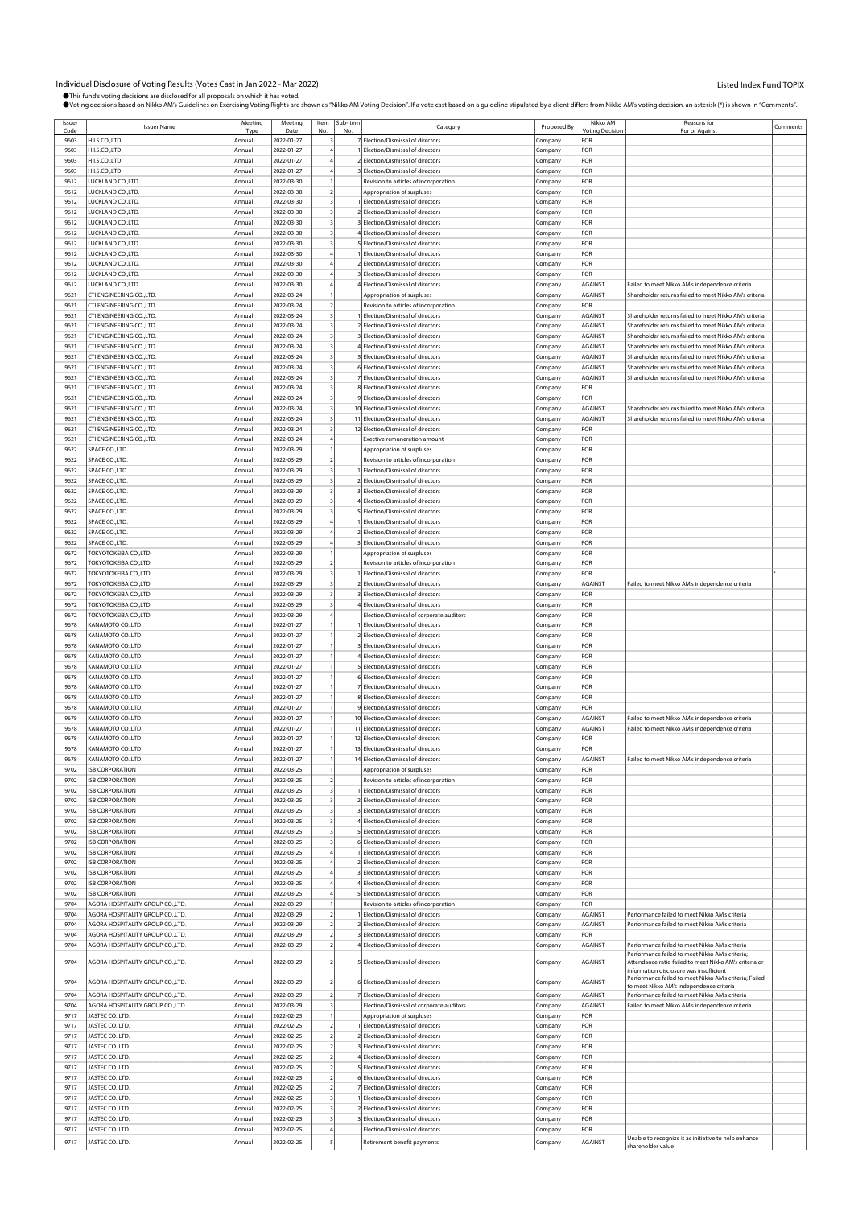Individual Disclosure of Voting Results (Votes Cast in Jan 2022 - Mar 2022)

Listed Index Fund TOPIX

●This fund's voting decisions are disclosed for all proposals on which it has voted.
●Voting decisions based on Nikko AM's Guidelines on Exercising Voting Rights are shown as "Nikko AM Voting Decision". If a vote cast based on a guideline stipulated by a client differs from Nikko AM's voting decision, an asterisk (*) is shown in "Comments".

| Issuer Code | Issuer Name | Meeting Type | Meeting Date | Item No. | Sub-Item No. | Category | Proposed By | Nikko AM Voting Decision | Reasons for For or Against | Comments |
|---|---|---|---|---|---|---|---|---|---|---|
| 9603 | H.I.S.CO.,LTD. | Annual | 2022-01-27 | 3 | 7 | Election/Dismissal of directors | Company | FOR | | |
| 9603 | H.I.S.CO.,LTD. | Annual | 2022-01-27 | 4 | 1 | Election/Dismissal of directors | Company | FOR | | |
| 9603 | H.I.S.CO.,LTD. | Annual | 2022-01-27 | 4 | 2 | Election/Dismissal of directors | Company | FOR | | |
| 9603 | H.I.S.CO.,LTD. | Annual | 2022-01-27 | 4 | 3 | Election/Dismissal of directors | Company | FOR | | |
| 9612 | LUCKLAND CO.,LTD. | Annual | 2022-03-30 | 1 | | Revision to articles of incorporation | Company | FOR | | |
| 9612 | LUCKLAND CO.,LTD. | Annual | 2022-03-30 | 2 | | Appropriation of surpluses | Company | FOR | | |
| 9612 | LUCKLAND CO.,LTD. | Annual | 2022-03-30 | 3 | 1 | Election/Dismissal of directors | Company | FOR | | |
| 9612 | LUCKLAND CO.,LTD. | Annual | 2022-03-30 | 3 | 2 | Election/Dismissal of directors | Company | FOR | | |
| 9612 | LUCKLAND CO.,LTD. | Annual | 2022-03-30 | 3 | 3 | Election/Dismissal of directors | Company | FOR | | |
| 9612 | LUCKLAND CO.,LTD. | Annual | 2022-03-30 | 3 | 4 | Election/Dismissal of directors | Company | FOR | | |
| 9612 | LUCKLAND CO.,LTD. | Annual | 2022-03-30 | 3 | 5 | Election/Dismissal of directors | Company | FOR | | |
| 9612 | LUCKLAND CO.,LTD. | Annual | 2022-03-30 | 4 | 1 | Election/Dismissal of directors | Company | FOR | | |
| 9612 | LUCKLAND CO.,LTD. | Annual | 2022-03-30 | 4 | 2 | Election/Dismissal of directors | Company | FOR | | |
| 9612 | LUCKLAND CO.,LTD. | Annual | 2022-03-30 | 4 | 3 | Election/Dismissal of directors | Company | FOR | | |
| 9612 | LUCKLAND CO.,LTD. | Annual | 2022-03-30 | 4 | 4 | Election/Dismissal of directors | Company | AGAINST | Failed to meet Nikko AM's independence criteria | |
| 9621 | CTI ENGINEERING CO.,LTD. | Annual | 2022-03-24 | 1 | | Appropriation of surpluses | Company | AGAINST | Shareholder returns failed to meet Nikko AM's criteria | |
| 9621 | CTI ENGINEERING CO.,LTD. | Annual | 2022-03-24 | 2 | | Revision to articles of incorporation | Company | FOR | | |
| 9621 | CTI ENGINEERING CO.,LTD. | Annual | 2022-03-24 | 3 | 1 | Election/Dismissal of directors | Company | AGAINST | Shareholder returns failed to meet Nikko AM's criteria | |
| 9621 | CTI ENGINEERING CO.,LTD. | Annual | 2022-03-24 | 3 | 2 | Election/Dismissal of directors | Company | AGAINST | Shareholder returns failed to meet Nikko AM's criteria | |
| 9621 | CTI ENGINEERING CO.,LTD. | Annual | 2022-03-24 | 3 | 3 | Election/Dismissal of directors | Company | AGAINST | Shareholder returns failed to meet Nikko AM's criteria | |
| 9621 | CTI ENGINEERING CO.,LTD. | Annual | 2022-03-24 | 3 | 4 | Election/Dismissal of directors | Company | AGAINST | Shareholder returns failed to meet Nikko AM's criteria | |
| 9621 | CTI ENGINEERING CO.,LTD. | Annual | 2022-03-24 | 3 | 5 | Election/Dismissal of directors | Company | AGAINST | Shareholder returns failed to meet Nikko AM's criteria | |
| 9621 | CTI ENGINEERING CO.,LTD. | Annual | 2022-03-24 | 3 | 6 | Election/Dismissal of directors | Company | AGAINST | Shareholder returns failed to meet Nikko AM's criteria | |
| 9621 | CTI ENGINEERING CO.,LTD. | Annual | 2022-03-24 | 3 | 7 | Election/Dismissal of directors | Company | AGAINST | Shareholder returns failed to meet Nikko AM's criteria | |
| 9621 | CTI ENGINEERING CO.,LTD. | Annual | 2022-03-24 | 3 | 8 | Election/Dismissal of directors | Company | FOR | | |
| 9621 | CTI ENGINEERING CO.,LTD. | Annual | 2022-03-24 | 3 | 9 | Election/Dismissal of directors | Company | FOR | | |
| 9621 | CTI ENGINEERING CO.,LTD. | Annual | 2022-03-24 | 3 | 10 | Election/Dismissal of directors | Company | AGAINST | Shareholder returns failed to meet Nikko AM's criteria | |
| 9621 | CTI ENGINEERING CO.,LTD. | Annual | 2022-03-24 | 3 | 11 | Election/Dismissal of directors | Company | AGAINST | Shareholder returns failed to meet Nikko AM's criteria | |
| 9621 | CTI ENGINEERING CO.,LTD. | Annual | 2022-03-24 | 3 | 12 | Election/Dismissal of directors | Company | FOR | | |
| 9621 | CTI ENGINEERING CO.,LTD. | Annual | 2022-03-24 | 4 | | Exective remuneration amount | Company | FOR | | |
| 9622 | SPACE CO.,LTD. | Annual | 2022-03-29 | 1 | | Appropriation of surpluses | Company | FOR | | |
| 9622 | SPACE CO.,LTD. | Annual | 2022-03-29 | 2 | | Revision to articles of incorporation | Company | FOR | | |
| 9622 | SPACE CO.,LTD. | Annual | 2022-03-29 | 3 | 1 | Election/Dismissal of directors | Company | FOR | | |
| 9622 | SPACE CO.,LTD. | Annual | 2022-03-29 | 3 | 2 | Election/Dismissal of directors | Company | FOR | | |
| 9622 | SPACE CO.,LTD. | Annual | 2022-03-29 | 3 | 3 | Election/Dismissal of directors | Company | FOR | | |
| 9622 | SPACE CO.,LTD. | Annual | 2022-03-29 | 3 | 4 | Election/Dismissal of directors | Company | FOR | | |
| 9622 | SPACE CO.,LTD. | Annual | 2022-03-29 | 3 | 5 | Election/Dismissal of directors | Company | FOR | | |
| 9622 | SPACE CO.,LTD. | Annual | 2022-03-29 | 4 | 1 | Election/Dismissal of directors | Company | FOR | | |
| 9622 | SPACE CO.,LTD. | Annual | 2022-03-29 | 4 | 2 | Election/Dismissal of directors | Company | FOR | | |
| 9622 | SPACE CO.,LTD. | Annual | 2022-03-29 | 4 | 3 | Election/Dismissal of directors | Company | FOR | | |
| 9672 | TOKYOTOKEIBA CO.,LTD. | Annual | 2022-03-29 | 1 | | Appropriation of surpluses | Company | FOR | | |
| 9672 | TOKYOTOKEIBA CO.,LTD. | Annual | 2022-03-29 | 2 | | Revision to articles of incorporation | Company | FOR | | |
| 9672 | TOKYOTOKEIBA CO.,LTD. | Annual | 2022-03-29 | 3 | 1 | Election/Dismissal of directors | Company | FOR | | * |
| 9672 | TOKYOTOKEIBA CO.,LTD. | Annual | 2022-03-29 | 3 | 2 | Election/Dismissal of directors | Company | AGAINST | Failed to meet Nikko AM's independence criteria | |
| 9672 | TOKYOTOKEIBA CO.,LTD. | Annual | 2022-03-29 | 3 | 3 | Election/Dismissal of directors | Company | FOR | | |
| 9672 | TOKYOTOKEIBA CO.,LTD. | Annual | 2022-03-29 | 3 | 4 | Election/Dismissal of directors | Company | FOR | | |
| 9672 | TOKYOTOKEIBA CO.,LTD. | Annual | 2022-03-29 | 4 | | Election/Dismissal of corporate auditors | Company | FOR | | |
| 9678 | KANAMOTO CO.,LTD. | Annual | 2022-01-27 | 1 | 1 | Election/Dismissal of directors | Company | FOR | | |
| 9678 | KANAMOTO CO.,LTD. | Annual | 2022-01-27 | 1 | 2 | Election/Dismissal of directors | Company | FOR | | |
| 9678 | KANAMOTO CO.,LTD. | Annual | 2022-01-27 | 1 | 3 | Election/Dismissal of directors | Company | FOR | | |
| 9678 | KANAMOTO CO.,LTD. | Annual | 2022-01-27 | 1 | 4 | Election/Dismissal of directors | Company | FOR | | |
| 9678 | KANAMOTO CO.,LTD. | Annual | 2022-01-27 | 1 | 5 | Election/Dismissal of directors | Company | FOR | | |
| 9678 | KANAMOTO CO.,LTD. | Annual | 2022-01-27 | 1 | 6 | Election/Dismissal of directors | Company | FOR | | |
| 9678 | KANAMOTO CO.,LTD. | Annual | 2022-01-27 | 1 | 7 | Election/Dismissal of directors | Company | FOR | | |
| 9678 | KANAMOTO CO.,LTD. | Annual | 2022-01-27 | 1 | 8 | Election/Dismissal of directors | Company | FOR | | |
| 9678 | KANAMOTO CO.,LTD. | Annual | 2022-01-27 | 1 | 9 | Election/Dismissal of directors | Company | FOR | | |
| 9678 | KANAMOTO CO.,LTD. | Annual | 2022-01-27 | 1 | 10 | Election/Dismissal of directors | Company | AGAINST | Failed to meet Nikko AM's independence criteria | |
| 9678 | KANAMOTO CO.,LTD. | Annual | 2022-01-27 | 1 | 11 | Election/Dismissal of directors | Company | AGAINST | Failed to meet Nikko AM's independence criteria | |
| 9678 | KANAMOTO CO.,LTD. | Annual | 2022-01-27 | 1 | 12 | Election/Dismissal of directors | Company | FOR | | |
| 9678 | KANAMOTO CO.,LTD. | Annual | 2022-01-27 | 1 | 13 | Election/Dismissal of directors | Company | FOR | | |
| 9678 | KANAMOTO CO.,LTD. | Annual | 2022-01-27 | 1 | 14 | Election/Dismissal of directors | Company | AGAINST | Failed to meet Nikko AM's independence criteria | |
| 9702 | ISB CORPORATION | Annual | 2022-03-25 | 1 | | Appropriation of surpluses | Company | FOR | | |
| 9702 | ISB CORPORATION | Annual | 2022-03-25 | 2 | | Revision to articles of incorporation | Company | FOR | | |
| 9702 | ISB CORPORATION | Annual | 2022-03-25 | 3 | 1 | Election/Dismissal of directors | Company | FOR | | |
| 9702 | ISB CORPORATION | Annual | 2022-03-25 | 3 | 2 | Election/Dismissal of directors | Company | FOR | | |
| 9702 | ISB CORPORATION | Annual | 2022-03-25 | 3 | 3 | Election/Dismissal of directors | Company | FOR | | |
| 9702 | ISB CORPORATION | Annual | 2022-03-25 | 3 | 4 | Election/Dismissal of directors | Company | FOR | | |
| 9702 | ISB CORPORATION | Annual | 2022-03-25 | 3 | 5 | Election/Dismissal of directors | Company | FOR | | |
| 9702 | ISB CORPORATION | Annual | 2022-03-25 | 3 | 6 | Election/Dismissal of directors | Company | FOR | | |
| 9702 | ISB CORPORATION | Annual | 2022-03-25 | 4 | 1 | Election/Dismissal of directors | Company | FOR | | |
| 9702 | ISB CORPORATION | Annual | 2022-03-25 | 4 | 2 | Election/Dismissal of directors | Company | FOR | | |
| 9702 | ISB CORPORATION | Annual | 2022-03-25 | 4 | 3 | Election/Dismissal of directors | Company | FOR | | |
| 9702 | ISB CORPORATION | Annual | 2022-03-25 | 4 | 4 | Election/Dismissal of directors | Company | FOR | | |
| 9702 | ISB CORPORATION | Annual | 2022-03-25 | 4 | 5 | Election/Dismissal of directors | Company | FOR | | |
| 9704 | AGORA HOSPITALITY GROUP CO.,LTD. | Annual | 2022-03-29 | 1 | | Revision to articles of incorporation | Company | FOR | | |
| 9704 | AGORA HOSPITALITY GROUP CO.,LTD. | Annual | 2022-03-29 | 2 | 1 | Election/Dismissal of directors | Company | AGAINST | Performance failed to meet Nikko AM's criteria | |
| 9704 | AGORA HOSPITALITY GROUP CO.,LTD. | Annual | 2022-03-29 | 2 | 2 | Election/Dismissal of directors | Company | AGAINST | Performance failed to meet Nikko AM's criteria | |
| 9704 | AGORA HOSPITALITY GROUP CO.,LTD. | Annual | 2022-03-29 | 2 | 3 | Election/Dismissal of directors | Company | FOR | | |
| 9704 | AGORA HOSPITALITY GROUP CO.,LTD. | Annual | 2022-03-29 | 2 | 4 | Election/Dismissal of directors | Company | AGAINST | Performance failed to meet Nikko AM's criteria | |
| 9704 | AGORA HOSPITALITY GROUP CO.,LTD. | Annual | 2022-03-29 | 2 | 5 | Election/Dismissal of directors | Company | AGAINST | Performance failed to meet Nikko AM's criteria; Attendance ratio failed to meet Nikko AM's criteria or information disclosure was insufficient | |
| 9704 | AGORA HOSPITALITY GROUP CO.,LTD. | Annual | 2022-03-29 | 2 | 6 | Election/Dismissal of directors | Company | AGAINST | Performance failed to meet Nikko AM's criteria; Failed to meet Nikko AM's independence criteria | |
| 9704 | AGORA HOSPITALITY GROUP CO.,LTD. | Annual | 2022-03-29 | 2 | 7 | Election/Dismissal of directors | Company | AGAINST | Performance failed to meet Nikko AM's criteria | |
| 9704 | AGORA HOSPITALITY GROUP CO.,LTD. | Annual | 2022-03-29 | 3 | | Election/Dismissal of corporate auditors | Company | AGAINST | Failed to meet Nikko AM's independence criteria | |
| 9717 | JASTEC CO.,LTD. | Annual | 2022-02-25 | 1 | | Appropriation of surpluses | Company | FOR | | |
| 9717 | JASTEC CO.,LTD. | Annual | 2022-02-25 | 2 | 1 | Election/Dismissal of directors | Company | FOR | | |
| 9717 | JASTEC CO.,LTD. | Annual | 2022-02-25 | 2 | 2 | Election/Dismissal of directors | Company | FOR | | |
| 9717 | JASTEC CO.,LTD. | Annual | 2022-02-25 | 2 | 3 | Election/Dismissal of directors | Company | FOR | | |
| 9717 | JASTEC CO.,LTD. | Annual | 2022-02-25 | 2 | 4 | Election/Dismissal of directors | Company | FOR | | |
| 9717 | JASTEC CO.,LTD. | Annual | 2022-02-25 | 2 | 5 | Election/Dismissal of directors | Company | FOR | | |
| 9717 | JASTEC CO.,LTD. | Annual | 2022-02-25 | 2 | 6 | Election/Dismissal of directors | Company | FOR | | |
| 9717 | JASTEC CO.,LTD. | Annual | 2022-02-25 | 2 | 7 | Election/Dismissal of directors | Company | FOR | | |
| 9717 | JASTEC CO.,LTD. | Annual | 2022-02-25 | 3 | 1 | Election/Dismissal of directors | Company | FOR | | |
| 9717 | JASTEC CO.,LTD. | Annual | 2022-02-25 | 3 | 2 | Election/Dismissal of directors | Company | FOR | | |
| 9717 | JASTEC CO.,LTD. | Annual | 2022-02-25 | 3 | 3 | Election/Dismissal of directors | Company | FOR | | |
| 9717 | JASTEC CO.,LTD. | Annual | 2022-02-25 | 4 | | Election/Dismissal of directors | Company | FOR | | |
| 9717 | JASTEC CO.,LTD. | Annual | 2022-02-25 | 5 | | Retirement benefit payments | Company | AGAINST | Unable to recognize it as initiative to help enhance shareholder value | |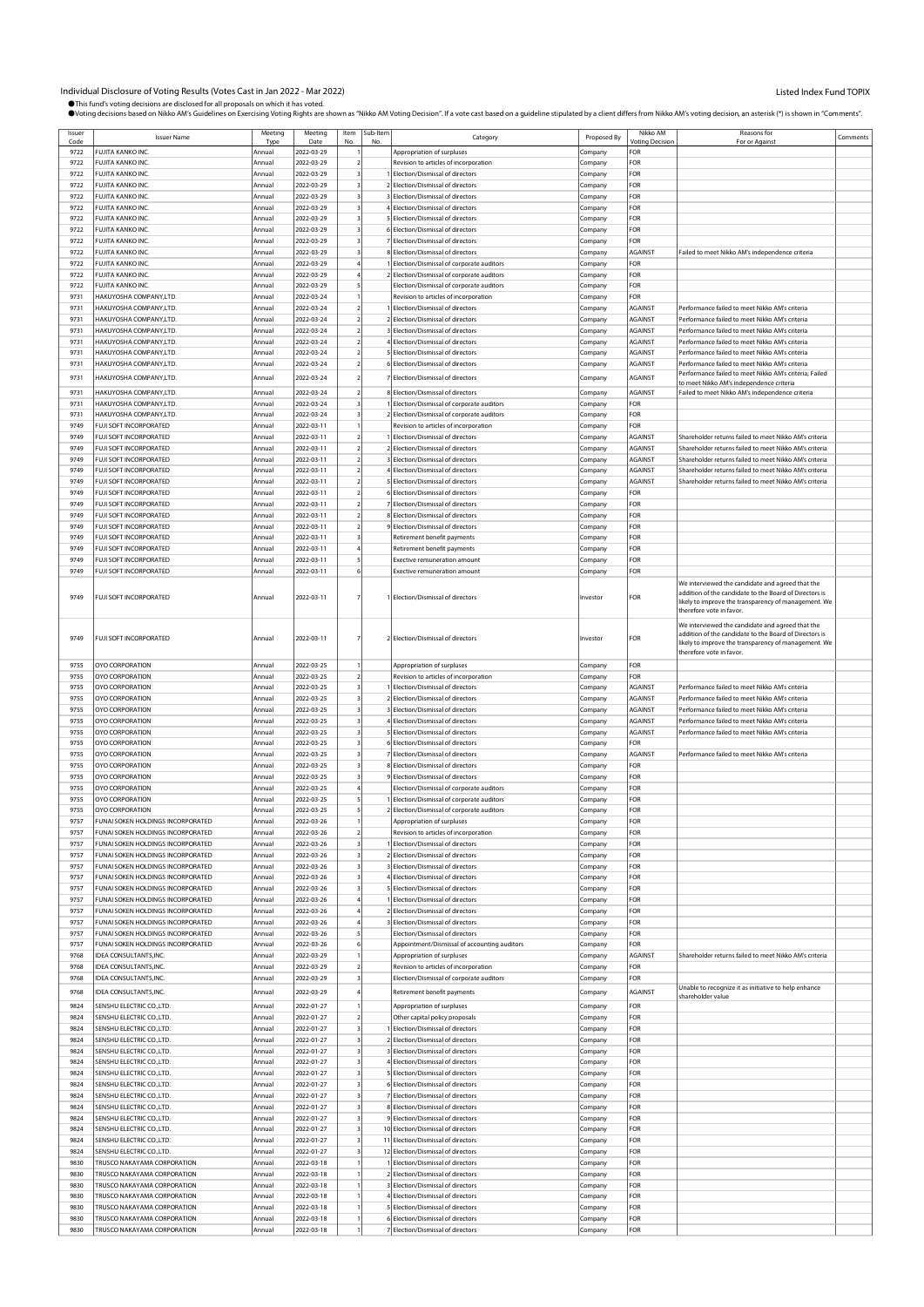Individual Disclosure of Voting Results (Votes Cast in Jan 2022 - Mar 2022)

Listed Index Fund TOPIX

●This fund's voting decisions are disclosed for all proposals on which it has voted.
●Voting decisions based on Nikko AM's Guidelines on Exercising Voting Rights are shown as "Nikko AM Voting Decision". If a vote cast based on a guideline stipulated by a client differs from Nikko AM's voting decision, an asterisk (*) is shown in "Comments".

| Issuer Code | Issuer Name | Meeting Type | Meeting Date | Item No. | Sub-Item No. | Category | Proposed By | Nikko AM Voting Decision | Reasons for For or Against | Comments |
|---|---|---|---|---|---|---|---|---|---|---|
| 9722 | FUJITA KANKO INC. | Annual | 2022-03-29 | 1 | | Appropriation of surpluses | Company | FOR | | |
| 9722 | FUJITA KANKO INC. | Annual | 2022-03-29 | 2 | | Revision to articles of incorporation | Company | FOR | | |
| 9722 | FUJITA KANKO INC. | Annual | 2022-03-29 | 3 | 1 | Election/Dismissal of directors | Company | FOR | | |
| 9722 | FUJITA KANKO INC. | Annual | 2022-03-29 | 3 | 2 | Election/Dismissal of directors | Company | FOR | | |
| 9722 | FUJITA KANKO INC. | Annual | 2022-03-29 | 3 | 3 | Election/Dismissal of directors | Company | FOR | | |
| 9722 | FUJITA KANKO INC. | Annual | 2022-03-29 | 3 | 4 | Election/Dismissal of directors | Company | FOR | | |
| 9722 | FUJITA KANKO INC. | Annual | 2022-03-29 | 3 | 5 | Election/Dismissal of directors | Company | FOR | | |
| 9722 | FUJITA KANKO INC. | Annual | 2022-03-29 | 3 | 6 | Election/Dismissal of directors | Company | FOR | | |
| 9722 | FUJITA KANKO INC. | Annual | 2022-03-29 | 3 | 7 | Election/Dismissal of directors | Company | FOR | | |
| 9722 | FUJITA KANKO INC. | Annual | 2022-03-29 | 3 | 8 | Election/Dismissal of directors | Company | AGAINST | Failed to meet Nikko AM's independence criteria | |
| 9722 | FUJITA KANKO INC. | Annual | 2022-03-29 | 4 | 1 | Election/Dismissal of corporate auditors | Company | FOR | | |
| 9722 | FUJITA KANKO INC. | Annual | 2022-03-29 | 4 | 2 | Election/Dismissal of corporate auditors | Company | FOR | | |
| 9722 | FUJITA KANKO INC. | Annual | 2022-03-29 | 5 | | Election/Dismissal of corporate auditors | Company | FOR | | |
| 9731 | HAKUYOSHA COMPANY,LTD. | Annual | 2022-03-24 | 1 | | Revision to articles of incorporation | Company | FOR | | |
| 9731 | HAKUYOSHA COMPANY,LTD. | Annual | 2022-03-24 | 2 | 1 | Election/Dismissal of directors | Company | AGAINST | Performance failed to meet Nikko AM's criteria | |
| 9731 | HAKUYOSHA COMPANY,LTD. | Annual | 2022-03-24 | 2 | 2 | Election/Dismissal of directors | Company | AGAINST | Performance failed to meet Nikko AM's criteria | |
| 9731 | HAKUYOSHA COMPANY,LTD. | Annual | 2022-03-24 | 2 | 3 | Election/Dismissal of directors | Company | AGAINST | Performance failed to meet Nikko AM's criteria | |
| 9731 | HAKUYOSHA COMPANY,LTD. | Annual | 2022-03-24 | 2 | 4 | Election/Dismissal of directors | Company | AGAINST | Performance failed to meet Nikko AM's criteria | |
| 9731 | HAKUYOSHA COMPANY,LTD. | Annual | 2022-03-24 | 2 | 5 | Election/Dismissal of directors | Company | AGAINST | Performance failed to meet Nikko AM's criteria | |
| 9731 | HAKUYOSHA COMPANY,LTD. | Annual | 2022-03-24 | 2 | 6 | Election/Dismissal of directors | Company | AGAINST | Performance failed to meet Nikko AM's criteria | |
| 9731 | HAKUYOSHA COMPANY,LTD. | Annual | 2022-03-24 | 2 | 7 | Election/Dismissal of directors | Company | AGAINST | Performance failed to meet Nikko AM's criteria; Failed to meet Nikko AM's independence criteria | |
| 9731 | HAKUYOSHA COMPANY,LTD. | Annual | 2022-03-24 | 2 | 8 | Election/Dismissal of directors | Company | AGAINST | Failed to meet Nikko AM's independence criteria | |
| 9731 | HAKUYOSHA COMPANY,LTD. | Annual | 2022-03-24 | 3 | 1 | Election/Dismissal of corporate auditors | Company | FOR | | |
| 9731 | HAKUYOSHA COMPANY,LTD. | Annual | 2022-03-24 | 3 | 2 | Election/Dismissal of corporate auditors | Company | FOR | | |
| 9749 | FUJI SOFT INCORPORATED | Annual | 2022-03-11 | 1 | | Revision to articles of incorporation | Company | FOR | | |
| 9749 | FUJI SOFT INCORPORATED | Annual | 2022-03-11 | 2 | 1 | Election/Dismissal of directors | Company | AGAINST | Shareholder returns failed to meet Nikko AM's criteria | |
| 9749 | FUJI SOFT INCORPORATED | Annual | 2022-03-11 | 2 | 2 | Election/Dismissal of directors | Company | AGAINST | Shareholder returns failed to meet Nikko AM's criteria | |
| 9749 | FUJI SOFT INCORPORATED | Annual | 2022-03-11 | 2 | 3 | Election/Dismissal of directors | Company | AGAINST | Shareholder returns failed to meet Nikko AM's criteria | |
| 9749 | FUJI SOFT INCORPORATED | Annual | 2022-03-11 | 2 | 4 | Election/Dismissal of directors | Company | AGAINST | Shareholder returns failed to meet Nikko AM's criteria | |
| 9749 | FUJI SOFT INCORPORATED | Annual | 2022-03-11 | 2 | 5 | Election/Dismissal of directors | Company | AGAINST | Shareholder returns failed to meet Nikko AM's criteria | |
| 9749 | FUJI SOFT INCORPORATED | Annual | 2022-03-11 | 2 | 6 | Election/Dismissal of directors | Company | FOR | | |
| 9749 | FUJI SOFT INCORPORATED | Annual | 2022-03-11 | 2 | 7 | Election/Dismissal of directors | Company | FOR | | |
| 9749 | FUJI SOFT INCORPORATED | Annual | 2022-03-11 | 2 | 8 | Election/Dismissal of directors | Company | FOR | | |
| 9749 | FUJI SOFT INCORPORATED | Annual | 2022-03-11 | 2 | 9 | Election/Dismissal of directors | Company | FOR | | |
| 9749 | FUJI SOFT INCORPORATED | Annual | 2022-03-11 | 3 | | Retirement benefit payments | Company | FOR | | |
| 9749 | FUJI SOFT INCORPORATED | Annual | 2022-03-11 | 4 | | Retirement benefit payments | Company | FOR | | |
| 9749 | FUJI SOFT INCORPORATED | Annual | 2022-03-11 | 5 | | Exective remuneration amount | Company | FOR | | |
| 9749 | FUJI SOFT INCORPORATED | Annual | 2022-03-11 | 6 | | Exective remuneration amount | Company | FOR | | |
| 9749 | FUJI SOFT INCORPORATED | Annual | 2022-03-11 | 7 | 1 | Election/Dismissal of directors | Investor | FOR | We interviewed the candidate and agreed that the addition of the candidate to the Board of Directors is likely to improve the transparency of management. We therefore vote in favor. | |
| 9749 | FUJI SOFT INCORPORATED | Annual | 2022-03-11 | 7 | 2 | Election/Dismissal of directors | Investor | FOR | We interviewed the candidate and agreed that the addition of the candidate to the Board of Directors is likely to improve the transparency of management. We therefore vote in favor. | |
| 9755 | OYO CORPORATION | Annual | 2022-03-25 | 1 | | Appropriation of surpluses | Company | FOR | | |
| 9755 | OYO CORPORATION | Annual | 2022-03-25 | 2 | | Revision to articles of incorporation | Company | FOR | | |
| 9755 | OYO CORPORATION | Annual | 2022-03-25 | 3 | 1 | Election/Dismissal of directors | Company | AGAINST | Performance failed to meet Nikko AM's criteria | |
| 9755 | OYO CORPORATION | Annual | 2022-03-25 | 3 | 2 | Election/Dismissal of directors | Company | AGAINST | Performance failed to meet Nikko AM's criteria | |
| 9755 | OYO CORPORATION | Annual | 2022-03-25 | 3 | 3 | Election/Dismissal of directors | Company | AGAINST | Performance failed to meet Nikko AM's criteria | |
| 9755 | OYO CORPORATION | Annual | 2022-03-25 | 3 | 4 | Election/Dismissal of directors | Company | AGAINST | Performance failed to meet Nikko AM's criteria | |
| 9755 | OYO CORPORATION | Annual | 2022-03-25 | 3 | 5 | Election/Dismissal of directors | Company | AGAINST | Performance failed to meet Nikko AM's criteria | |
| 9755 | OYO CORPORATION | Annual | 2022-03-25 | 3 | 6 | Election/Dismissal of directors | Company | FOR | | |
| 9755 | OYO CORPORATION | Annual | 2022-03-25 | 3 | 7 | Election/Dismissal of directors | Company | AGAINST | Performance failed to meet Nikko AM's criteria | |
| 9755 | OYO CORPORATION | Annual | 2022-03-25 | 3 | 8 | Election/Dismissal of directors | Company | FOR | | |
| 9755 | OYO CORPORATION | Annual | 2022-03-25 | 3 | 9 | Election/Dismissal of directors | Company | FOR | | |
| 9755 | OYO CORPORATION | Annual | 2022-03-25 | 4 | | Election/Dismissal of corporate auditors | Company | FOR | | |
| 9755 | OYO CORPORATION | Annual | 2022-03-25 | 5 | 1 | Election/Dismissal of corporate auditors | Company | FOR | | |
| 9755 | OYO CORPORATION | Annual | 2022-03-25 | 5 | 2 | Election/Dismissal of corporate auditors | Company | FOR | | |
| 9757 | FUNAI SOKEN HOLDINGS INCORPORATED | Annual | 2022-03-26 | 1 | | Appropriation of surpluses | Company | FOR | | |
| 9757 | FUNAI SOKEN HOLDINGS INCORPORATED | Annual | 2022-03-26 | 2 | | Revision to articles of incorporation | Company | FOR | | |
| 9757 | FUNAI SOKEN HOLDINGS INCORPORATED | Annual | 2022-03-26 | 3 | 1 | Election/Dismissal of directors | Company | FOR | | |
| 9757 | FUNAI SOKEN HOLDINGS INCORPORATED | Annual | 2022-03-26 | 3 | 2 | Election/Dismissal of directors | Company | FOR | | |
| 9757 | FUNAI SOKEN HOLDINGS INCORPORATED | Annual | 2022-03-26 | 3 | 3 | Election/Dismissal of directors | Company | FOR | | |
| 9757 | FUNAI SOKEN HOLDINGS INCORPORATED | Annual | 2022-03-26 | 3 | 4 | Election/Dismissal of directors | Company | FOR | | |
| 9757 | FUNAI SOKEN HOLDINGS INCORPORATED | Annual | 2022-03-26 | 3 | 5 | Election/Dismissal of directors | Company | FOR | | |
| 9757 | FUNAI SOKEN HOLDINGS INCORPORATED | Annual | 2022-03-26 | 4 | 1 | Election/Dismissal of directors | Company | FOR | | |
| 9757 | FUNAI SOKEN HOLDINGS INCORPORATED | Annual | 2022-03-26 | 4 | 2 | Election/Dismissal of directors | Company | FOR | | |
| 9757 | FUNAI SOKEN HOLDINGS INCORPORATED | Annual | 2022-03-26 | 4 | 3 | Election/Dismissal of directors | Company | FOR | | |
| 9757 | FUNAI SOKEN HOLDINGS INCORPORATED | Annual | 2022-03-26 | 5 | | Election/Dismissal of directors | Company | FOR | | |
| 9757 | FUNAI SOKEN HOLDINGS INCORPORATED | Annual | 2022-03-26 | 6 | | Appointment/Dismissal of accounting auditors | Company | FOR | | |
| 9768 | IDEA CONSULTANTS,INC. | Annual | 2022-03-29 | 1 | | Appropriation of surpluses | Company | AGAINST | Shareholder returns failed to meet Nikko AM's criteria | |
| 9768 | IDEA CONSULTANTS,INC. | Annual | 2022-03-29 | 2 | | Revision to articles of incorporation | Company | FOR | | |
| 9768 | IDEA CONSULTANTS,INC. | Annual | 2022-03-29 | 3 | | Election/Dismissal of corporate auditors | Company | FOR | | |
| 9768 | IDEA CONSULTANTS,INC. | Annual | 2022-03-29 | 4 | | Retirement benefit payments | Company | AGAINST | Unable to recognize it as initiative to help enhance shareholder value | |
| 9824 | SENSHU ELECTRIC CO.,LTD. | Annual | 2022-01-27 | 1 | | Appropriation of surpluses | Company | FOR | | |
| 9824 | SENSHU ELECTRIC CO.,LTD. | Annual | 2022-01-27 | 2 | | Other capital policy proposals | Company | FOR | | |
| 9824 | SENSHU ELECTRIC CO.,LTD. | Annual | 2022-01-27 | 3 | 1 | Election/Dismissal of directors | Company | FOR | | |
| 9824 | SENSHU ELECTRIC CO.,LTD. | Annual | 2022-01-27 | 3 | 2 | Election/Dismissal of directors | Company | FOR | | |
| 9824 | SENSHU ELECTRIC CO.,LTD. | Annual | 2022-01-27 | 3 | 3 | Election/Dismissal of directors | Company | FOR | | |
| 9824 | SENSHU ELECTRIC CO.,LTD. | Annual | 2022-01-27 | 3 | 4 | Election/Dismissal of directors | Company | FOR | | |
| 9824 | SENSHU ELECTRIC CO.,LTD. | Annual | 2022-01-27 | 3 | 5 | Election/Dismissal of directors | Company | FOR | | |
| 9824 | SENSHU ELECTRIC CO.,LTD. | Annual | 2022-01-27 | 3 | 6 | Election/Dismissal of directors | Company | FOR | | |
| 9824 | SENSHU ELECTRIC CO.,LTD. | Annual | 2022-01-27 | 3 | 7 | Election/Dismissal of directors | Company | FOR | | |
| 9824 | SENSHU ELECTRIC CO.,LTD. | Annual | 2022-01-27 | 3 | 8 | Election/Dismissal of directors | Company | FOR | | |
| 9824 | SENSHU ELECTRIC CO.,LTD. | Annual | 2022-01-27 | 3 | 9 | Election/Dismissal of directors | Company | FOR | | |
| 9824 | SENSHU ELECTRIC CO.,LTD. | Annual | 2022-01-27 | 3 | 10 | Election/Dismissal of directors | Company | FOR | | |
| 9824 | SENSHU ELECTRIC CO.,LTD. | Annual | 2022-01-27 | 3 | 11 | Election/Dismissal of directors | Company | FOR | | |
| 9824 | SENSHU ELECTRIC CO.,LTD. | Annual | 2022-01-27 | 3 | 12 | Election/Dismissal of directors | Company | FOR | | |
| 9830 | TRUSCO NAKAYAMA CORPORATION | Annual | 2022-03-18 | 1 | 1 | Election/Dismissal of directors | Company | FOR | | |
| 9830 | TRUSCO NAKAYAMA CORPORATION | Annual | 2022-03-18 | 1 | 2 | Election/Dismissal of directors | Company | FOR | | |
| 9830 | TRUSCO NAKAYAMA CORPORATION | Annual | 2022-03-18 | 1 | 3 | Election/Dismissal of directors | Company | FOR | | |
| 9830 | TRUSCO NAKAYAMA CORPORATION | Annual | 2022-03-18 | 1 | 4 | Election/Dismissal of directors | Company | FOR | | |
| 9830 | TRUSCO NAKAYAMA CORPORATION | Annual | 2022-03-18 | 1 | 5 | Election/Dismissal of directors | Company | FOR | | |
| 9830 | TRUSCO NAKAYAMA CORPORATION | Annual | 2022-03-18 | 1 | 6 | Election/Dismissal of directors | Company | FOR | | |
| 9830 | TRUSCO NAKAYAMA CORPORATION | Annual | 2022-03-18 | 1 | 7 | Election/Dismissal of directors | Company | FOR | | |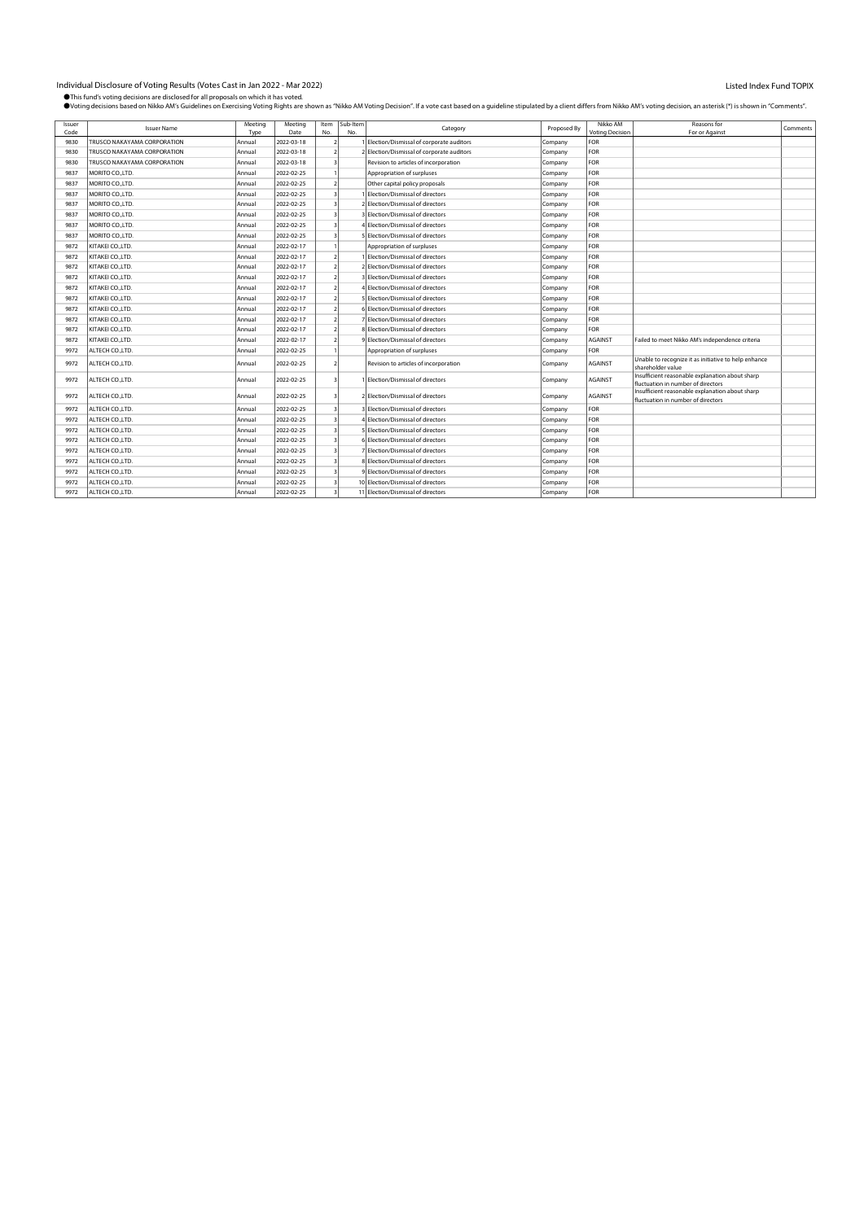Individual Disclosure of Voting Results (Votes Cast in Jan 2022 - Mar 2022)

Listed Index Fund TOPIX

●This fund's voting decisions are disclosed for all proposals on which it has voted.
●Voting decisions based on Nikko AM's Guidelines on Exercising Voting Rights are shown as "Nikko AM Voting Decision". If a vote cast based on a guideline stipulated by a client differs from Nikko AM's voting decision, an asterisk (*) is shown in "Comments".

| Issuer Code | Issuer Name | Meeting Type | Meeting Date | Item No. | Sub-Item No. | Category | Proposed By | Nikko AM Voting Decision | Reasons for For or Against | Comments |
|---|---|---|---|---|---|---|---|---|---|---|
| 9830 | TRUSCO NAKAYAMA CORPORATION | Annual | 2022-03-18 | 2 | 1 | Election/Dismissal of corporate auditors | Company | FOR | | |
| 9830 | TRUSCO NAKAYAMA CORPORATION | Annual | 2022-03-18 | 2 | 2 | Election/Dismissal of corporate auditors | Company | FOR | | |
| 9830 | TRUSCO NAKAYAMA CORPORATION | Annual | 2022-03-18 | 3 | | Revision to articles of incorporation | Company | FOR | | |
| 9837 | MORITO CO.,LTD. | Annual | 2022-02-25 | 1 | | Appropriation of surpluses | Company | FOR | | |
| 9837 | MORITO CO.,LTD. | Annual | 2022-02-25 | 2 | | Other capital policy proposals | Company | FOR | | |
| 9837 | MORITO CO.,LTD. | Annual | 2022-02-25 | 3 | 1 | Election/Dismissal of directors | Company | FOR | | |
| 9837 | MORITO CO.,LTD. | Annual | 2022-02-25 | 3 | 2 | Election/Dismissal of directors | Company | FOR | | |
| 9837 | MORITO CO.,LTD. | Annual | 2022-02-25 | 3 | 3 | Election/Dismissal of directors | Company | FOR | | |
| 9837 | MORITO CO.,LTD. | Annual | 2022-02-25 | 3 | 4 | Election/Dismissal of directors | Company | FOR | | |
| 9837 | MORITO CO.,LTD. | Annual | 2022-02-25 | 3 | 5 | Election/Dismissal of directors | Company | FOR | | |
| 9872 | KITAKEI CO.,LTD. | Annual | 2022-02-17 | 1 | | Appropriation of surpluses | Company | FOR | | |
| 9872 | KITAKEI CO.,LTD. | Annual | 2022-02-17 | 2 | 1 | Election/Dismissal of directors | Company | FOR | | |
| 9872 | KITAKEI CO.,LTD. | Annual | 2022-02-17 | 2 | 2 | Election/Dismissal of directors | Company | FOR | | |
| 9872 | KITAKEI CO.,LTD. | Annual | 2022-02-17 | 2 | 3 | Election/Dismissal of directors | Company | FOR | | |
| 9872 | KITAKEI CO.,LTD. | Annual | 2022-02-17 | 2 | 4 | Election/Dismissal of directors | Company | FOR | | |
| 9872 | KITAKEI CO.,LTD. | Annual | 2022-02-17 | 2 | 5 | Election/Dismissal of directors | Company | FOR | | |
| 9872 | KITAKEI CO.,LTD. | Annual | 2022-02-17 | 2 | 6 | Election/Dismissal of directors | Company | FOR | | |
| 9872 | KITAKEI CO.,LTD. | Annual | 2022-02-17 | 2 | 7 | Election/Dismissal of directors | Company | FOR | | |
| 9872 | KITAKEI CO.,LTD. | Annual | 2022-02-17 | 2 | 8 | Election/Dismissal of directors | Company | FOR | | |
| 9872 | KITAKEI CO.,LTD. | Annual | 2022-02-17 | 2 | 9 | Election/Dismissal of directors | Company | AGAINST | Failed to meet Nikko AM's independence criteria | |
| 9972 | ALTECH CO.,LTD. | Annual | 2022-02-25 | 1 | | Appropriation of surpluses | Company | FOR | | |
| 9972 | ALTECH CO.,LTD. | Annual | 2022-02-25 | 2 | | Revision to articles of incorporation | Company | AGAINST | Unable to recognize it as initiative to help enhance shareholder value | |
| 9972 | ALTECH CO.,LTD. | Annual | 2022-02-25 | 3 | 1 | Election/Dismissal of directors | Company | AGAINST | Insufficient reasonable explanation about sharp fluctuation in number of directors | |
| 9972 | ALTECH CO.,LTD. | Annual | 2022-02-25 | 3 | 2 | Election/Dismissal of directors | Company | AGAINST | Insufficient reasonable explanation about sharp fluctuation in number of directors | |
| 9972 | ALTECH CO.,LTD. | Annual | 2022-02-25 | 3 | 3 | Election/Dismissal of directors | Company | FOR | | |
| 9972 | ALTECH CO.,LTD. | Annual | 2022-02-25 | 3 | 4 | Election/Dismissal of directors | Company | FOR | | |
| 9972 | ALTECH CO.,LTD. | Annual | 2022-02-25 | 3 | 5 | Election/Dismissal of directors | Company | FOR | | |
| 9972 | ALTECH CO.,LTD. | Annual | 2022-02-25 | 3 | 6 | Election/Dismissal of directors | Company | FOR | | |
| 9972 | ALTECH CO.,LTD. | Annual | 2022-02-25 | 3 | 7 | Election/Dismissal of directors | Company | FOR | | |
| 9972 | ALTECH CO.,LTD. | Annual | 2022-02-25 | 3 | 8 | Election/Dismissal of directors | Company | FOR | | |
| 9972 | ALTECH CO.,LTD. | Annual | 2022-02-25 | 3 | 9 | Election/Dismissal of directors | Company | FOR | | |
| 9972 | ALTECH CO.,LTD. | Annual | 2022-02-25 | 3 | 10 | Election/Dismissal of directors | Company | FOR | | |
| 9972 | ALTECH CO.,LTD. | Annual | 2022-02-25 | 3 | 11 | Election/Dismissal of directors | Company | FOR | | |